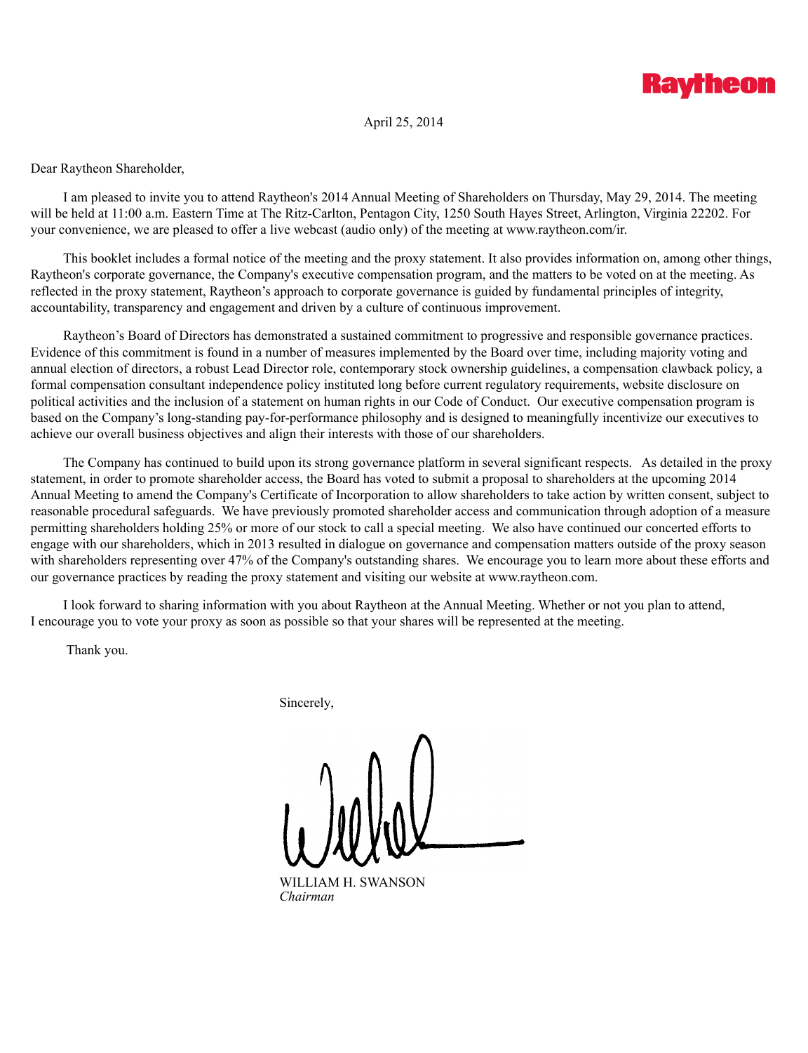Raytheon

April 25, 2014

Dear Raytheon Shareholder,

I am pleased to invite you to attend Raytheon's 2014 Annual Meeting of Shareholders on Thursday, May 29, 2014. The meeting will be held at 11:00 a.m. Eastern Time at The Ritz-Carlton, Pentagon City, 1250 South Hayes Street, Arlington, Virginia 22202. For your convenience, we are pleased to offer a live webcast (audio only) of the meeting at www.raytheon.com/ir.

This booklet includes a formal notice of the meeting and the proxy statement. It also provides information on, among other things, Raytheon's corporate governance, the Company's executive compensation program, and the matters to be voted on at the meeting. As reflected in the proxy statement, Raytheon's approach to corporate governance is guided by fundamental principles of integrity, accountability, transparency and engagement and driven by a culture of continuous improvement.

Raytheon's Board of Directors has demonstrated a sustained commitment to progressive and responsible governance practices. Evidence of this commitment is found in a number of measures implemented by the Board over time, including majority voting and annual election of directors, a robust Lead Director role, contemporary stock ownership guidelines, a compensation clawback policy, a formal compensation consultant independence policy instituted long before current regulatory requirements, website disclosure on political activities and the inclusion of a statement on human rights in our Code of Conduct. Our executive compensation program is based on the Company's long-standing pay-for-performance philosophy and is designed to meaningfully incentivize our executives to achieve our overall business objectives and align their interests with those of our shareholders.

The Company has continued to build upon its strong governance platform in several significant respects. As detailed in the proxy statement, in order to promote shareholder access, the Board has voted to submit a proposal to shareholders at the upcoming 2014 Annual Meeting to amend the Company's Certificate of Incorporation to allow shareholders to take action by written consent, subject to reasonable procedural safeguards. We have previously promoted shareholder access and communication through adoption of a measure permitting shareholders holding 25% or more of our stock to call a special meeting. We also have continued our concerted efforts to engage with our shareholders, which in 2013 resulted in dialogue on governance and compensation matters outside of the proxy season with shareholders representing over 47% of the Company's outstanding shares. We encourage you to learn more about these efforts and our governance practices by reading the proxy statement and visiting our website at www.raytheon.com.

I look forward to sharing information with you about Raytheon at the Annual Meeting. Whether or not you plan to attend, I encourage you to vote your proxy as soon as possible so that your shares will be represented at the meeting.

Thank you.

Sincerely,

WILLIAM H. SWANSON
*Chairman*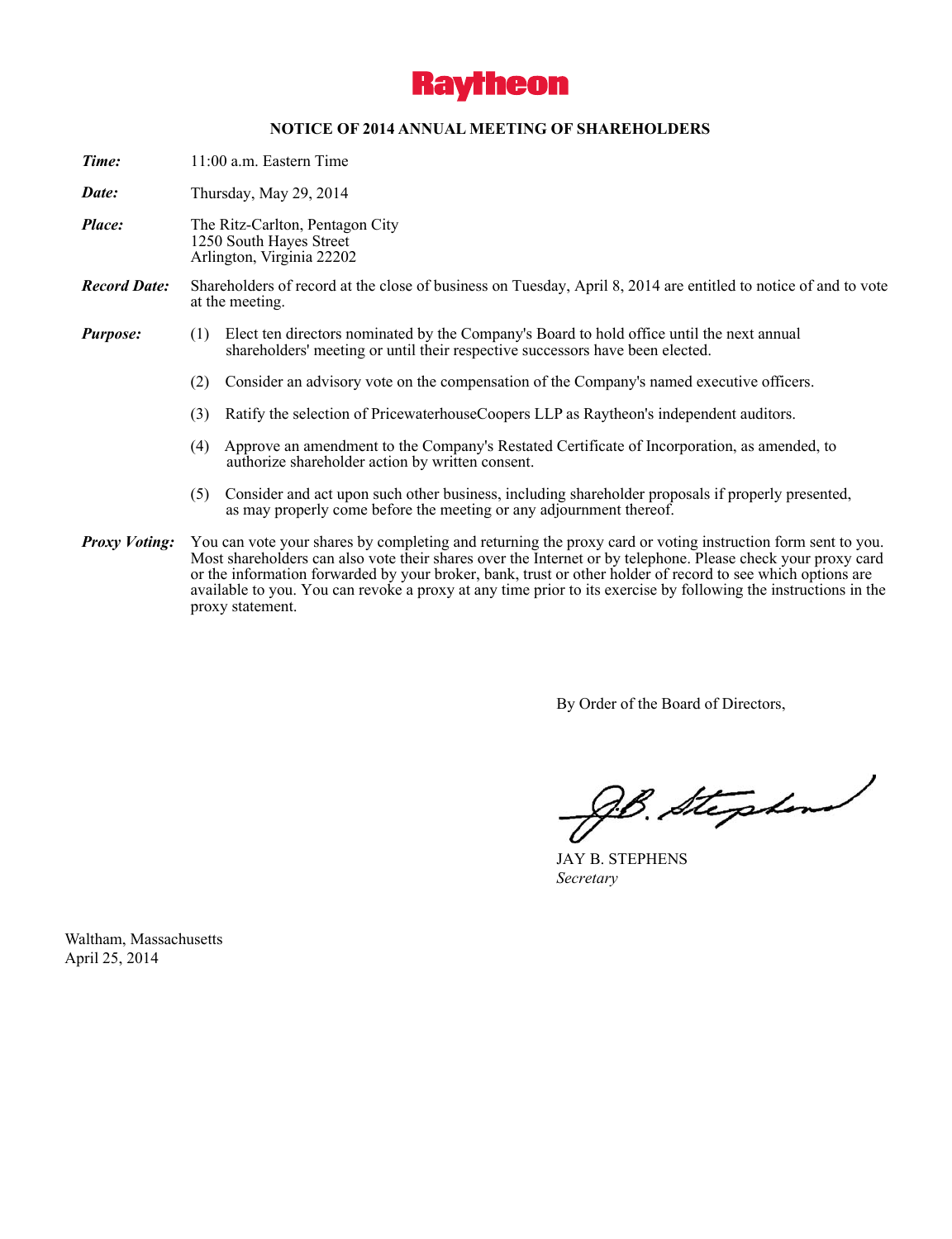# Raytheon

## NOTICE OF 2014 ANNUAL MEETING OF SHAREHOLDERS

***Time:*** 11:00 a.m. Eastern Time

***Date:*** Thursday, May 29, 2014

***Place:*** The Ritz-Carlton, Pentagon City
1250 South Hayes Street
Arlington, Virginia 22202

***Record Date:*** Shareholders of record at the close of business on Tuesday, April 8, 2014 are entitled to notice of and to vote at the meeting.

***Purpose:***

(1) Elect ten directors nominated by the Company's Board to hold office until the next annual shareholders' meeting or until their respective successors have been elected.

(2) Consider an advisory vote on the compensation of the Company's named executive officers.

(3) Ratify the selection of PricewaterhouseCoopers LLP as Raytheon's independent auditors.

(4) Approve an amendment to the Company's Restated Certificate of Incorporation, as amended, to authorize shareholder action by written consent.

(5) Consider and act upon such other business, including shareholder proposals if properly presented, as may properly come before the meeting or any adjournment thereof.

***Proxy Voting:*** You can vote your shares by completing and returning the proxy card or voting instruction form sent to you. Most shareholders can also vote their shares over the Internet or by telephone. Please check your proxy card or the information forwarded by your broker, bank, trust or other holder of record to see which options are available to you. You can revoke a proxy at any time prior to its exercise by following the instructions in the proxy statement.

By Order of the Board of Directors,

J.B. Stephens

JAY B. STEPHENS
*Secretary*

Waltham, Massachusetts
April 25, 2014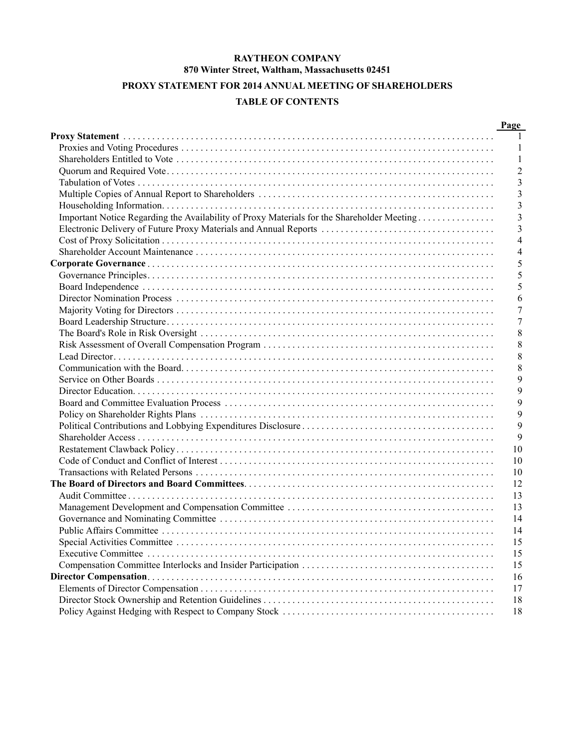**RAYTHEON COMPANY**
**870 Winter Street, Waltham, Massachusetts 02451**

**PROXY STATEMENT FOR 2014 ANNUAL MEETING OF SHAREHOLDERS**

**TABLE OF CONTENTS**

| | Page |
|---|---|
| **Proxy Statement** | 1 |
| Proxies and Voting Procedures | 1 |
| Shareholders Entitled to Vote | 1 |
| Quorum and Required Vote | 2 |
| Tabulation of Votes | 3 |
| Multiple Copies of Annual Report to Shareholders | 3 |
| Householding Information | 3 |
| Important Notice Regarding the Availability of Proxy Materials for the Shareholder Meeting | 3 |
| Electronic Delivery of Future Proxy Materials and Annual Reports | 3 |
| Cost of Proxy Solicitation | 4 |
| Shareholder Account Maintenance | 4 |
| **Corporate Governance** | 5 |
| Governance Principles | 5 |
| Board Independence | 5 |
| Director Nomination Process | 6 |
| Majority Voting for Directors | 7 |
| Board Leadership Structure | 7 |
| The Board's Role in Risk Oversight | 8 |
| Risk Assessment of Overall Compensation Program | 8 |
| Lead Director | 8 |
| Communication with the Board | 8 |
| Service on Other Boards | 9 |
| Director Education | 9 |
| Board and Committee Evaluation Process | 9 |
| Policy on Shareholder Rights Plans | 9 |
| Political Contributions and Lobbying Expenditures Disclosure | 9 |
| Shareholder Access | 9 |
| Restatement Clawback Policy | 10 |
| Code of Conduct and Conflict of Interest | 10 |
| Transactions with Related Persons | 10 |
| **The Board of Directors and Board Committees** | 12 |
| Audit Committee | 13 |
| Management Development and Compensation Committee | 13 |
| Governance and Nominating Committee | 14 |
| Public Affairs Committee | 14 |
| Special Activities Committee | 15 |
| Executive Committee | 15 |
| Compensation Committee Interlocks and Insider Participation | 15 |
| **Director Compensation** | 16 |
| Elements of Director Compensation | 17 |
| Director Stock Ownership and Retention Guidelines | 18 |
| Policy Against Hedging with Respect to Company Stock | 18 |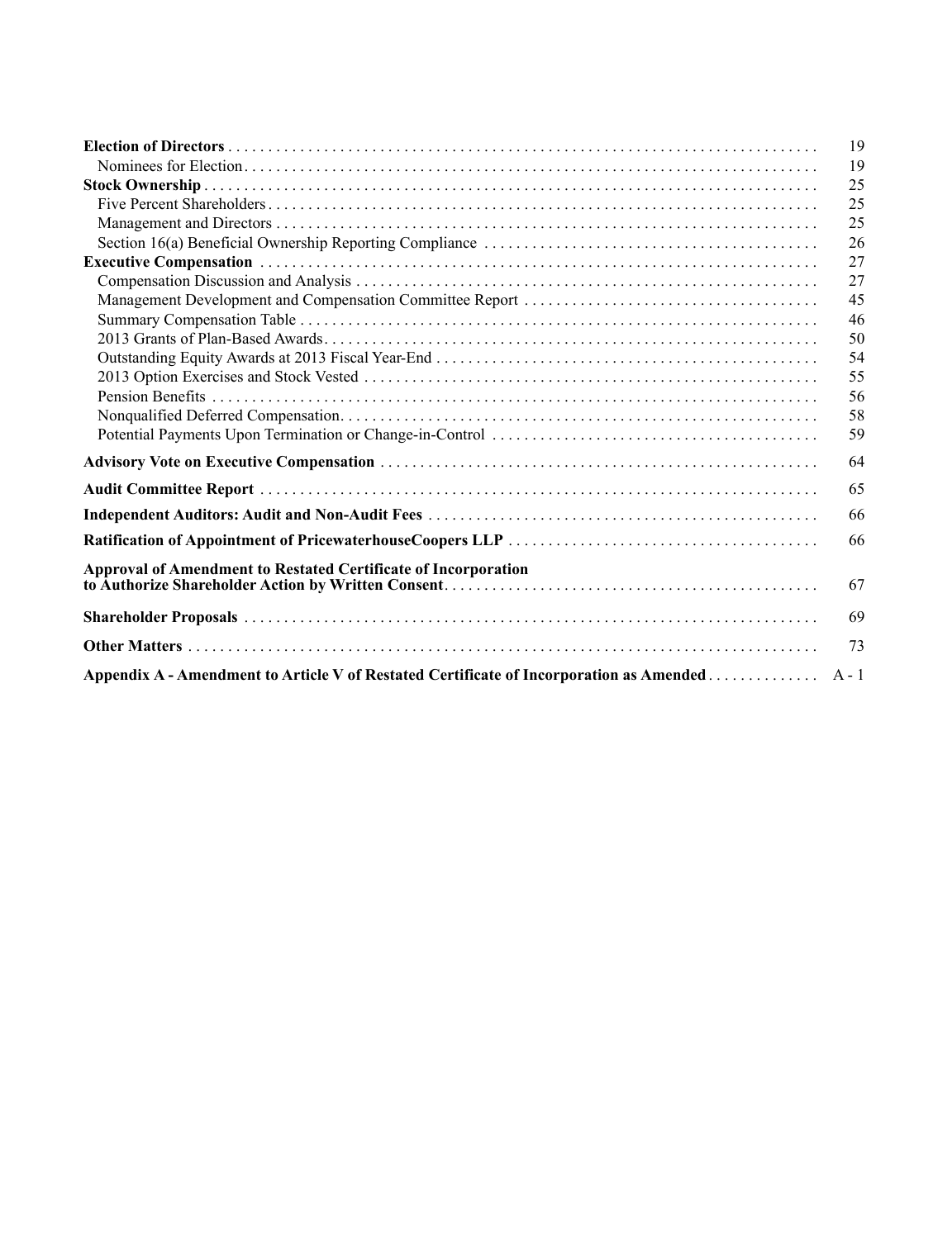| | |
|---|---|
| **Election of Directors** | 19 |
| Nominees for Election | 19 |
| **Stock Ownership** | 25 |
| Five Percent Shareholders | 25 |
| Management and Directors | 25 |
| Section 16(a) Beneficial Ownership Reporting Compliance | 26 |
| **Executive Compensation** | 27 |
| Compensation Discussion and Analysis | 27 |
| Management Development and Compensation Committee Report | 45 |
| Summary Compensation Table | 46 |
| 2013 Grants of Plan-Based Awards | 50 |
| Outstanding Equity Awards at 2013 Fiscal Year-End | 54 |
| 2013 Option Exercises and Stock Vested | 55 |
| Pension Benefits | 56 |
| Nonqualified Deferred Compensation | 58 |
| Potential Payments Upon Termination or Change-in-Control | 59 |
| **Advisory Vote on Executive Compensation** | 64 |
| **Audit Committee Report** | 65 |
| **Independent Auditors: Audit and Non-Audit Fees** | 66 |
| **Ratification of Appointment of PricewaterhouseCoopers LLP** | 66 |
| **Approval of Amendment to Restated Certificate of Incorporation to Authorize Shareholder Action by Written Consent** | 67 |
| **Shareholder Proposals** | 69 |
| **Other Matters** | 73 |
| **Appendix A - Amendment to Article V of Restated Certificate of Incorporation as Amended** | A - 1 |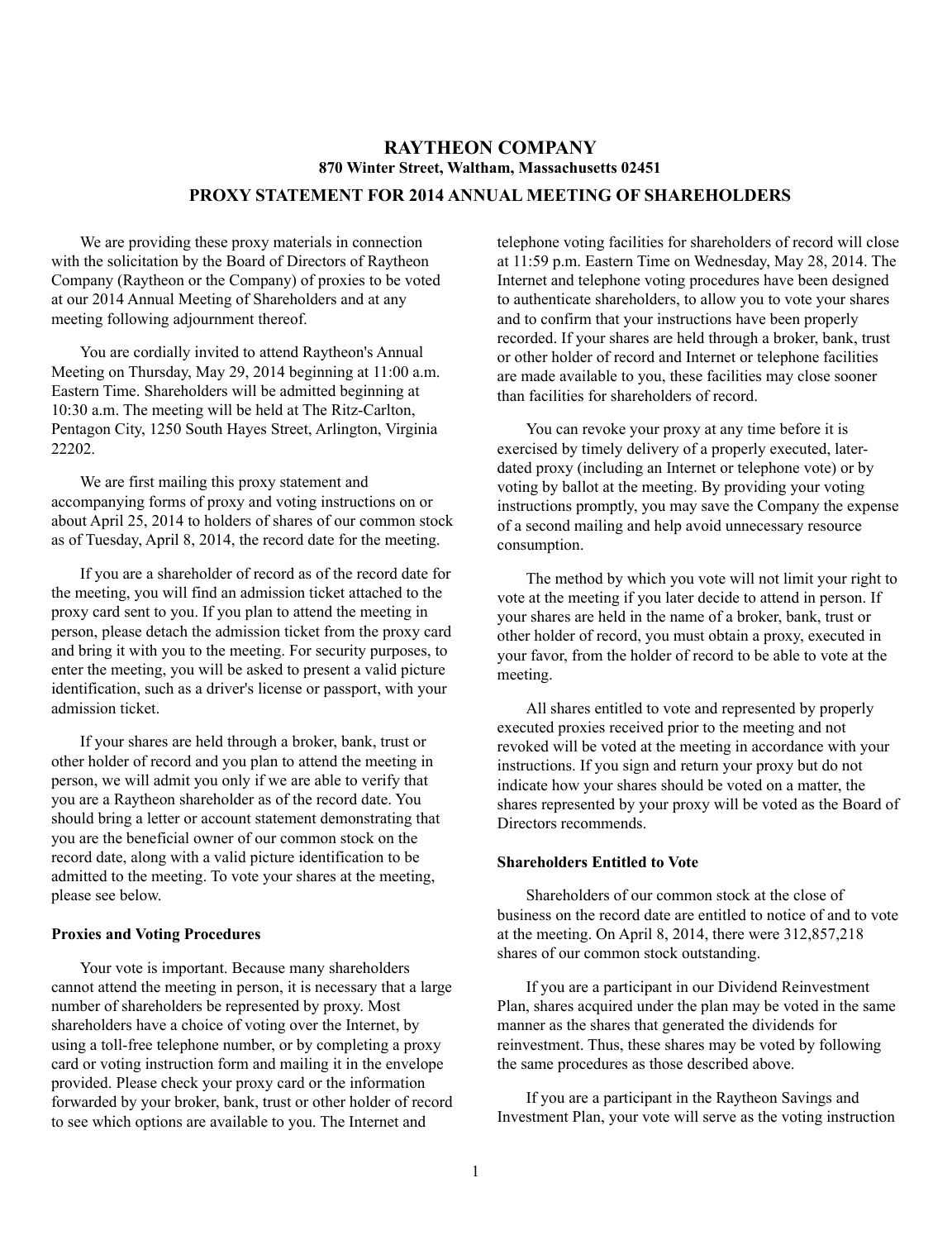# RAYTHEON COMPANY

**870 Winter Street, Waltham, Massachusetts 02451**

## PROXY STATEMENT FOR 2014 ANNUAL MEETING OF SHAREHOLDERS

We are providing these proxy materials in connection with the solicitation by the Board of Directors of Raytheon Company (Raytheon or the Company) of proxies to be voted at our 2014 Annual Meeting of Shareholders and at any meeting following adjournment thereof.

You are cordially invited to attend Raytheon's Annual Meeting on Thursday, May 29, 2014 beginning at 11:00 a.m. Eastern Time. Shareholders will be admitted beginning at 10:30 a.m. The meeting will be held at The Ritz-Carlton, Pentagon City, 1250 South Hayes Street, Arlington, Virginia 22202.

We are first mailing this proxy statement and accompanying forms of proxy and voting instructions on or about April 25, 2014 to holders of shares of our common stock as of Tuesday, April 8, 2014, the record date for the meeting.

If you are a shareholder of record as of the record date for the meeting, you will find an admission ticket attached to the proxy card sent to you. If you plan to attend the meeting in person, please detach the admission ticket from the proxy card and bring it with you to the meeting. For security purposes, to enter the meeting, you will be asked to present a valid picture identification, such as a driver's license or passport, with your admission ticket.

If your shares are held through a broker, bank, trust or other holder of record and you plan to attend the meeting in person, we will admit you only if we are able to verify that you are a Raytheon shareholder as of the record date. You should bring a letter or account statement demonstrating that you are the beneficial owner of our common stock on the record date, along with a valid picture identification to be admitted to the meeting. To vote your shares at the meeting, please see below.

### Proxies and Voting Procedures

Your vote is important. Because many shareholders cannot attend the meeting in person, it is necessary that a large number of shareholders be represented by proxy. Most shareholders have a choice of voting over the Internet, by using a toll-free telephone number, or by completing a proxy card or voting instruction form and mailing it in the envelope provided. Please check your proxy card or the information forwarded by your broker, bank, trust or other holder of record to see which options are available to you. The Internet and telephone voting facilities for shareholders of record will close at 11:59 p.m. Eastern Time on Wednesday, May 28, 2014. The Internet and telephone voting procedures have been designed to authenticate shareholders, to allow you to vote your shares and to confirm that your instructions have been properly recorded. If your shares are held through a broker, bank, trust or other holder of record and Internet or telephone facilities are made available to you, these facilities may close sooner than facilities for shareholders of record.

You can revoke your proxy at any time before it is exercised by timely delivery of a properly executed, later-dated proxy (including an Internet or telephone vote) or by voting by ballot at the meeting. By providing your voting instructions promptly, you may save the Company the expense of a second mailing and help avoid unnecessary resource consumption.

The method by which you vote will not limit your right to vote at the meeting if you later decide to attend in person. If your shares are held in the name of a broker, bank, trust or other holder of record, you must obtain a proxy, executed in your favor, from the holder of record to be able to vote at the meeting.

All shares entitled to vote and represented by properly executed proxies received prior to the meeting and not revoked will be voted at the meeting in accordance with your instructions. If you sign and return your proxy but do not indicate how your shares should be voted on a matter, the shares represented by your proxy will be voted as the Board of Directors recommends.

### Shareholders Entitled to Vote

Shareholders of our common stock at the close of business on the record date are entitled to notice of and to vote at the meeting. On April 8, 2014, there were 312,857,218 shares of our common stock outstanding.

If you are a participant in our Dividend Reinvestment Plan, shares acquired under the plan may be voted in the same manner as the shares that generated the dividends for reinvestment. Thus, these shares may be voted by following the same procedures as those described above.

If you are a participant in the Raytheon Savings and Investment Plan, your vote will serve as the voting instruction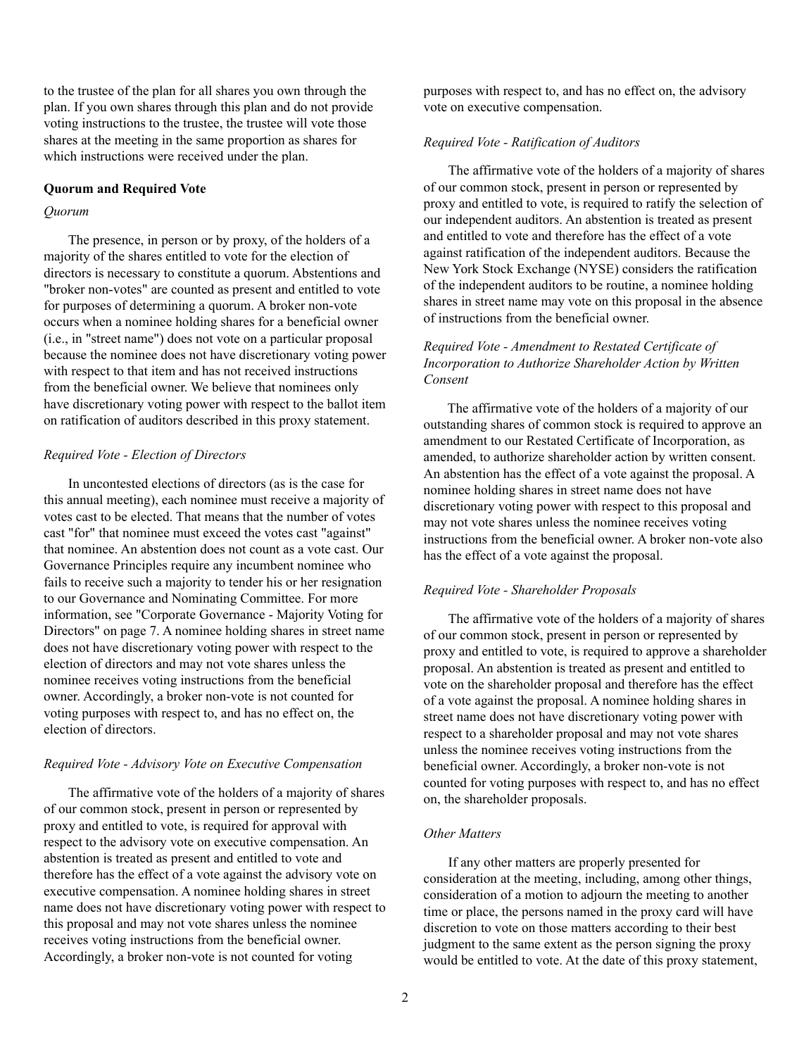to the trustee of the plan for all shares you own through the plan. If you own shares through this plan and do not provide voting instructions to the trustee, the trustee will vote those shares at the meeting in the same proportion as shares for which instructions were received under the plan.

**Quorum and Required Vote**

*Quorum*

The presence, in person or by proxy, of the holders of a majority of the shares entitled to vote for the election of directors is necessary to constitute a quorum. Abstentions and "broker non-votes" are counted as present and entitled to vote for purposes of determining a quorum. A broker non-vote occurs when a nominee holding shares for a beneficial owner (i.e., in "street name") does not vote on a particular proposal because the nominee does not have discretionary voting power with respect to that item and has not received instructions from the beneficial owner. We believe that nominees only have discretionary voting power with respect to the ballot item on ratification of auditors described in this proxy statement.

*Required Vote - Election of Directors*

In uncontested elections of directors (as is the case for this annual meeting), each nominee must receive a majority of votes cast to be elected. That means that the number of votes cast "for" that nominee must exceed the votes cast "against" that nominee. An abstention does not count as a vote cast. Our Governance Principles require any incumbent nominee who fails to receive such a majority to tender his or her resignation to our Governance and Nominating Committee. For more information, see "Corporate Governance - Majority Voting for Directors" on page 7. A nominee holding shares in street name does not have discretionary voting power with respect to the election of directors and may not vote shares unless the nominee receives voting instructions from the beneficial owner. Accordingly, a broker non-vote is not counted for voting purposes with respect to, and has no effect on, the election of directors.

*Required Vote - Advisory Vote on Executive Compensation*

The affirmative vote of the holders of a majority of shares of our common stock, present in person or represented by proxy and entitled to vote, is required for approval with respect to the advisory vote on executive compensation. An abstention is treated as present and entitled to vote and therefore has the effect of a vote against the advisory vote on executive compensation. A nominee holding shares in street name does not have discretionary voting power with respect to this proposal and may not vote shares unless the nominee receives voting instructions from the beneficial owner. Accordingly, a broker non-vote is not counted for voting purposes with respect to, and has no effect on, the advisory vote on executive compensation.

*Required Vote - Ratification of Auditors*

The affirmative vote of the holders of a majority of shares of our common stock, present in person or represented by proxy and entitled to vote, is required to ratify the selection of our independent auditors. An abstention is treated as present and entitled to vote and therefore has the effect of a vote against ratification of the independent auditors. Because the New York Stock Exchange (NYSE) considers the ratification of the independent auditors to be routine, a nominee holding shares in street name may vote on this proposal in the absence of instructions from the beneficial owner.

*Required Vote - Amendment to Restated Certificate of Incorporation to Authorize Shareholder Action by Written Consent*

The affirmative vote of the holders of a majority of our outstanding shares of common stock is required to approve an amendment to our Restated Certificate of Incorporation, as amended, to authorize shareholder action by written consent. An abstention has the effect of a vote against the proposal. A nominee holding shares in street name does not have discretionary voting power with respect to this proposal and may not vote shares unless the nominee receives voting instructions from the beneficial owner. A broker non-vote also has the effect of a vote against the proposal.

*Required Vote - Shareholder Proposals*

The affirmative vote of the holders of a majority of shares of our common stock, present in person or represented by proxy and entitled to vote, is required to approve a shareholder proposal. An abstention is treated as present and entitled to vote on the shareholder proposal and therefore has the effect of a vote against the proposal. A nominee holding shares in street name does not have discretionary voting power with respect to a shareholder proposal and may not vote shares unless the nominee receives voting instructions from the beneficial owner. Accordingly, a broker non-vote is not counted for voting purposes with respect to, and has no effect on, the shareholder proposals.

*Other Matters*

If any other matters are properly presented for consideration at the meeting, including, among other things, consideration of a motion to adjourn the meeting to another time or place, the persons named in the proxy card will have discretion to vote on those matters according to their best judgment to the same extent as the person signing the proxy would be entitled to vote. At the date of this proxy statement,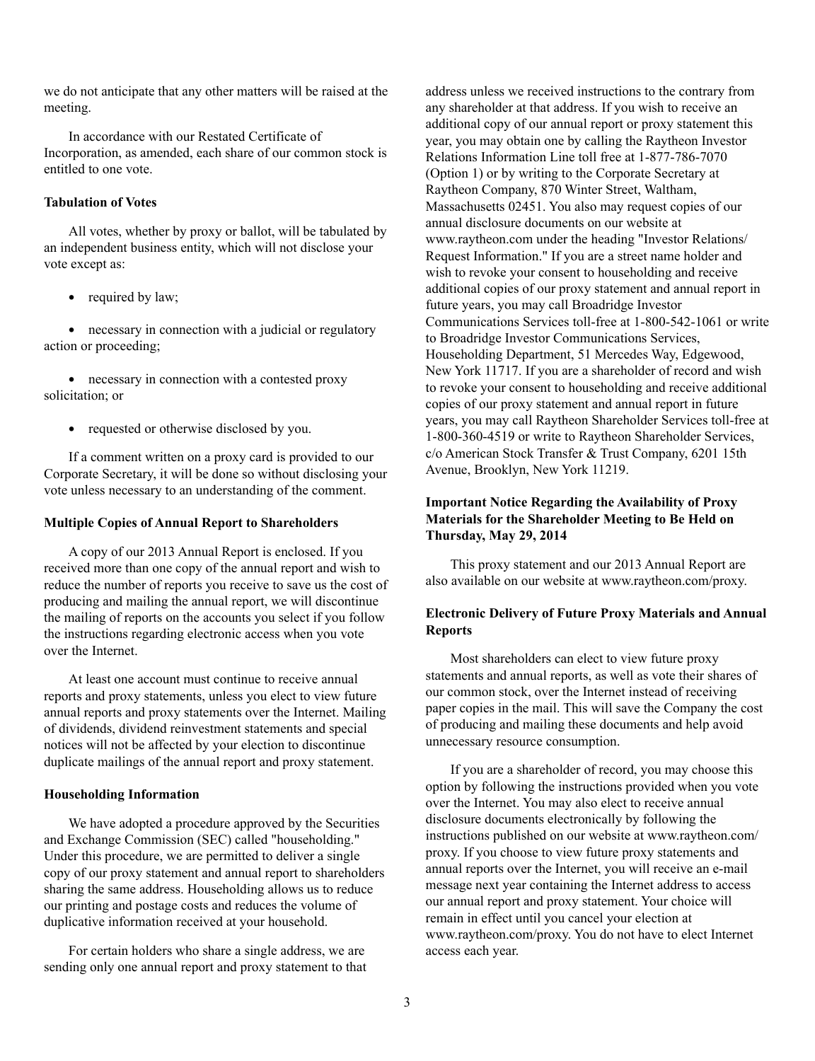we do not anticipate that any other matters will be raised at the meeting.

In accordance with our Restated Certificate of Incorporation, as amended, each share of our common stock is entitled to one vote.

**Tabulation of Votes**

All votes, whether by proxy or ballot, will be tabulated by an independent business entity, which will not disclose your vote except as:

- required by law;
- necessary in connection with a judicial or regulatory action or proceeding;
- necessary in connection with a contested proxy solicitation; or
- requested or otherwise disclosed by you.

If a comment written on a proxy card is provided to our Corporate Secretary, it will be done so without disclosing your vote unless necessary to an understanding of the comment.

**Multiple Copies of Annual Report to Shareholders**

A copy of our 2013 Annual Report is enclosed. If you received more than one copy of the annual report and wish to reduce the number of reports you receive to save us the cost of producing and mailing the annual report, we will discontinue the mailing of reports on the accounts you select if you follow the instructions regarding electronic access when you vote over the Internet.

At least one account must continue to receive annual reports and proxy statements, unless you elect to view future annual reports and proxy statements over the Internet. Mailing of dividends, dividend reinvestment statements and special notices will not be affected by your election to discontinue duplicate mailings of the annual report and proxy statement.

**Householding Information**

We have adopted a procedure approved by the Securities and Exchange Commission (SEC) called "householding." Under this procedure, we are permitted to deliver a single copy of our proxy statement and annual report to shareholders sharing the same address. Householding allows us to reduce our printing and postage costs and reduces the volume of duplicative information received at your household.

For certain holders who share a single address, we are sending only one annual report and proxy statement to that address unless we received instructions to the contrary from any shareholder at that address. If you wish to receive an additional copy of our annual report or proxy statement this year, you may obtain one by calling the Raytheon Investor Relations Information Line toll free at 1-877-786-7070 (Option 1) or by writing to the Corporate Secretary at Raytheon Company, 870 Winter Street, Waltham, Massachusetts 02451. You also may request copies of our annual disclosure documents on our website at www.raytheon.com under the heading "Investor Relations/ Request Information." If you are a street name holder and wish to revoke your consent to householding and receive additional copies of our proxy statement and annual report in future years, you may call Broadridge Investor Communications Services toll-free at 1-800-542-1061 or write to Broadridge Investor Communications Services, Householding Department, 51 Mercedes Way, Edgewood, New York 11717. If you are a shareholder of record and wish to revoke your consent to householding and receive additional copies of our proxy statement and annual report in future years, you may call Raytheon Shareholder Services toll-free at 1-800-360-4519 or write to Raytheon Shareholder Services, c/o American Stock Transfer & Trust Company, 6201 15th Avenue, Brooklyn, New York 11219.

**Important Notice Regarding the Availability of Proxy Materials for the Shareholder Meeting to Be Held on Thursday, May 29, 2014**

This proxy statement and our 2013 Annual Report are also available on our website at www.raytheon.com/proxy.

**Electronic Delivery of Future Proxy Materials and Annual Reports**

Most shareholders can elect to view future proxy statements and annual reports, as well as vote their shares of our common stock, over the Internet instead of receiving paper copies in the mail. This will save the Company the cost of producing and mailing these documents and help avoid unnecessary resource consumption.

If you are a shareholder of record, you may choose this option by following the instructions provided when you vote over the Internet. You may also elect to receive annual disclosure documents electronically by following the instructions published on our website at www.raytheon.com/proxy. If you choose to view future proxy statements and annual reports over the Internet, you will receive an e-mail message next year containing the Internet address to access our annual report and proxy statement. Your choice will remain in effect until you cancel your election at www.raytheon.com/proxy. You do not have to elect Internet access each year.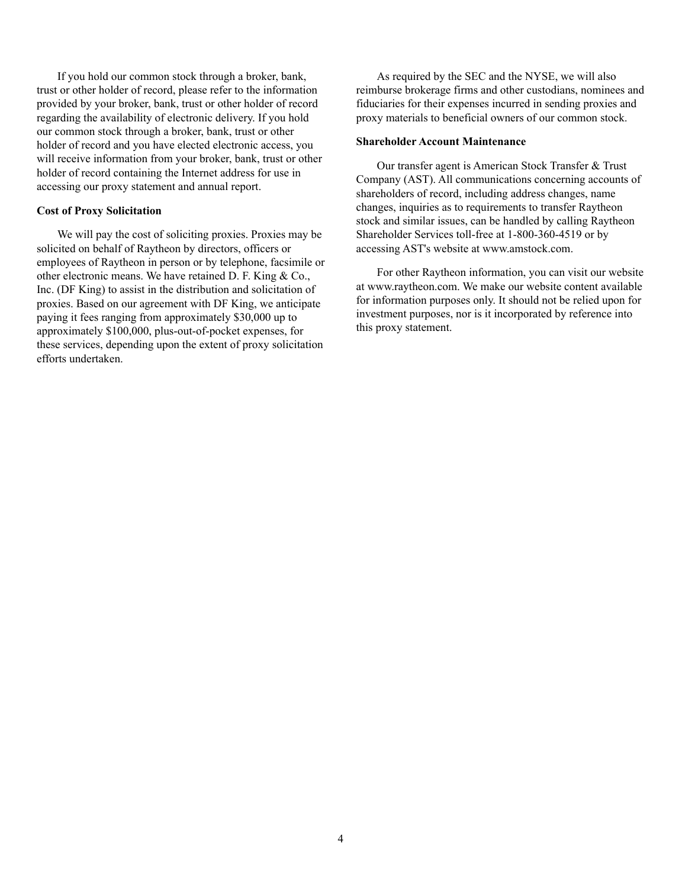If you hold our common stock through a broker, bank, trust or other holder of record, please refer to the information provided by your broker, bank, trust or other holder of record regarding the availability of electronic delivery. If you hold our common stock through a broker, bank, trust or other holder of record and you have elected electronic access, you will receive information from your broker, bank, trust or other holder of record containing the Internet address for use in accessing our proxy statement and annual report.

**Cost of Proxy Solicitation**

We will pay the cost of soliciting proxies. Proxies may be solicited on behalf of Raytheon by directors, officers or employees of Raytheon in person or by telephone, facsimile or other electronic means. We have retained D. F. King & Co., Inc. (DF King) to assist in the distribution and solicitation of proxies. Based on our agreement with DF King, we anticipate paying it fees ranging from approximately $30,000 up to approximately $100,000, plus-out-of-pocket expenses, for these services, depending upon the extent of proxy solicitation efforts undertaken.

As required by the SEC and the NYSE, we will also reimburse brokerage firms and other custodians, nominees and fiduciaries for their expenses incurred in sending proxies and proxy materials to beneficial owners of our common stock.

**Shareholder Account Maintenance**

Our transfer agent is American Stock Transfer & Trust Company (AST). All communications concerning accounts of shareholders of record, including address changes, name changes, inquiries as to requirements to transfer Raytheon stock and similar issues, can be handled by calling Raytheon Shareholder Services toll-free at 1-800-360-4519 or by accessing AST's website at www.amstock.com.

For other Raytheon information, you can visit our website at www.raytheon.com. We make our website content available for information purposes only. It should not be relied upon for investment purposes, nor is it incorporated by reference into this proxy statement.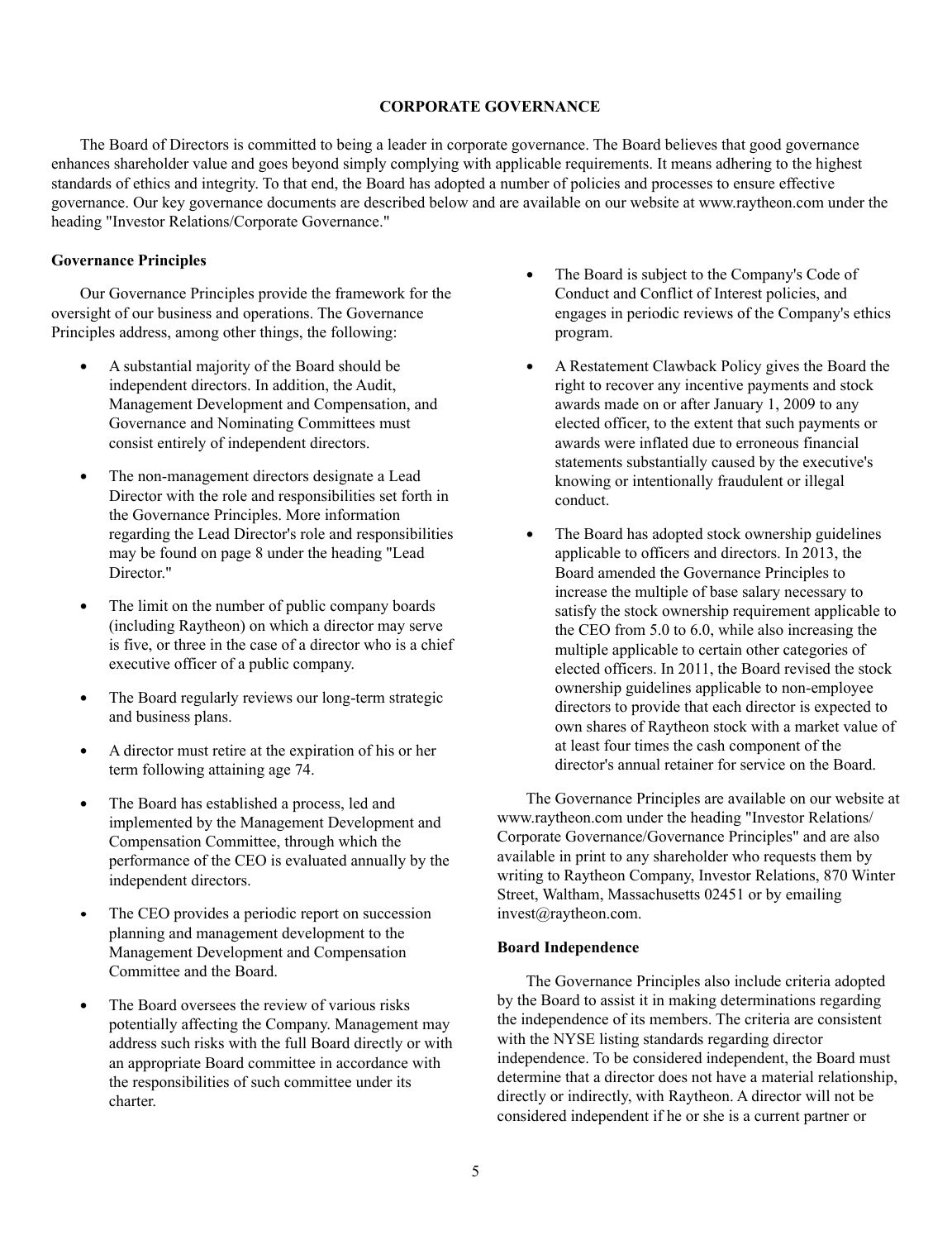# CORPORATE GOVERNANCE

The Board of Directors is committed to being a leader in corporate governance. The Board believes that good governance enhances shareholder value and goes beyond simply complying with applicable requirements. It means adhering to the highest standards of ethics and integrity. To that end, the Board has adopted a number of policies and processes to ensure effective governance. Our key governance documents are described below and are available on our website at www.raytheon.com under the heading "Investor Relations/Corporate Governance."

## Governance Principles

Our Governance Principles provide the framework for the oversight of our business and operations. The Governance Principles address, among other things, the following:

- A substantial majority of the Board should be independent directors. In addition, the Audit, Management Development and Compensation, and Governance and Nominating Committees must consist entirely of independent directors.
- The non-management directors designate a Lead Director with the role and responsibilities set forth in the Governance Principles. More information regarding the Lead Director's role and responsibilities may be found on page 8 under the heading "Lead Director."
- The limit on the number of public company boards (including Raytheon) on which a director may serve is five, or three in the case of a director who is a chief executive officer of a public company.
- The Board regularly reviews our long-term strategic and business plans.
- A director must retire at the expiration of his or her term following attaining age 74.
- The Board has established a process, led and implemented by the Management Development and Compensation Committee, through which the performance of the CEO is evaluated annually by the independent directors.
- The CEO provides a periodic report on succession planning and management development to the Management Development and Compensation Committee and the Board.
- The Board oversees the review of various risks potentially affecting the Company. Management may address such risks with the full Board directly or with an appropriate Board committee in accordance with the responsibilities of such committee under its charter.
- The Board is subject to the Company's Code of Conduct and Conflict of Interest policies, and engages in periodic reviews of the Company's ethics program.
- A Restatement Clawback Policy gives the Board the right to recover any incentive payments and stock awards made on or after January 1, 2009 to any elected officer, to the extent that such payments or awards were inflated due to erroneous financial statements substantially caused by the executive's knowing or intentionally fraudulent or illegal conduct.
- The Board has adopted stock ownership guidelines applicable to officers and directors. In 2013, the Board amended the Governance Principles to increase the multiple of base salary necessary to satisfy the stock ownership requirement applicable to the CEO from 5.0 to 6.0, while also increasing the multiple applicable to certain other categories of elected officers. In 2011, the Board revised the stock ownership guidelines applicable to non-employee directors to provide that each director is expected to own shares of Raytheon stock with a market value of at least four times the cash component of the director's annual retainer for service on the Board.

The Governance Principles are available on our website at www.raytheon.com under the heading "Investor Relations/ Corporate Governance/Governance Principles" and are also available in print to any shareholder who requests them by writing to Raytheon Company, Investor Relations, 870 Winter Street, Waltham, Massachusetts 02451 or by emailing invest@raytheon.com.

## Board Independence

The Governance Principles also include criteria adopted by the Board to assist it in making determinations regarding the independence of its members. The criteria are consistent with the NYSE listing standards regarding director independence. To be considered independent, the Board must determine that a director does not have a material relationship, directly or indirectly, with Raytheon. A director will not be considered independent if he or she is a current partner or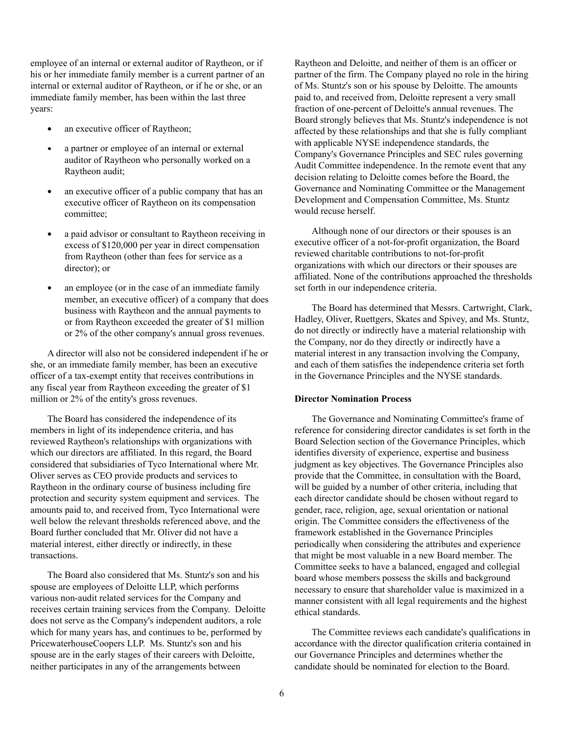employee of an internal or external auditor of Raytheon, or if his or her immediate family member is a current partner of an internal or external auditor of Raytheon, or if he or she, or an immediate family member, has been within the last three years:

- an executive officer of Raytheon;
- a partner or employee of an internal or external auditor of Raytheon who personally worked on a Raytheon audit;
- an executive officer of a public company that has an executive officer of Raytheon on its compensation committee;
- a paid advisor or consultant to Raytheon receiving in excess of $120,000 per year in direct compensation from Raytheon (other than fees for service as a director); or
- an employee (or in the case of an immediate family member, an executive officer) of a company that does business with Raytheon and the annual payments to or from Raytheon exceeded the greater of $1 million or 2% of the other company's annual gross revenues.

A director will also not be considered independent if he or she, or an immediate family member, has been an executive officer of a tax-exempt entity that receives contributions in any fiscal year from Raytheon exceeding the greater of $1 million or 2% of the entity's gross revenues.

The Board has considered the independence of its members in light of its independence criteria, and has reviewed Raytheon's relationships with organizations with which our directors are affiliated. In this regard, the Board considered that subsidiaries of Tyco International where Mr. Oliver serves as CEO provide products and services to Raytheon in the ordinary course of business including fire protection and security system equipment and services. The amounts paid to, and received from, Tyco International were well below the relevant thresholds referenced above, and the Board further concluded that Mr. Oliver did not have a material interest, either directly or indirectly, in these transactions.

The Board also considered that Ms. Stuntz's son and his spouse are employees of Deloitte LLP, which performs various non-audit related services for the Company and receives certain training services from the Company. Deloitte does not serve as the Company's independent auditors, a role which for many years has, and continues to be, performed by PricewaterhouseCoopers LLP. Ms. Stuntz's son and his spouse are in the early stages of their careers with Deloitte, neither participates in any of the arrangements between Raytheon and Deloitte, and neither of them is an officer or partner of the firm. The Company played no role in the hiring of Ms. Stuntz's son or his spouse by Deloitte. The amounts paid to, and received from, Deloitte represent a very small fraction of one-percent of Deloitte's annual revenues. The Board strongly believes that Ms. Stuntz's independence is not affected by these relationships and that she is fully compliant with applicable NYSE independence standards, the Company's Governance Principles and SEC rules governing Audit Committee independence. In the remote event that any decision relating to Deloitte comes before the Board, the Governance and Nominating Committee or the Management Development and Compensation Committee, Ms. Stuntz would recuse herself.

Although none of our directors or their spouses is an executive officer of a not-for-profit organization, the Board reviewed charitable contributions to not-for-profit organizations with which our directors or their spouses are affiliated. None of the contributions approached the thresholds set forth in our independence criteria.

The Board has determined that Messrs. Cartwright, Clark, Hadley, Oliver, Ruettgers, Skates and Spivey, and Ms. Stuntz, do not directly or indirectly have a material relationship with the Company, nor do they directly or indirectly have a material interest in any transaction involving the Company, and each of them satisfies the independence criteria set forth in the Governance Principles and the NYSE standards.

**Director Nomination Process**

The Governance and Nominating Committee's frame of reference for considering director candidates is set forth in the Board Selection section of the Governance Principles, which identifies diversity of experience, expertise and business judgment as key objectives. The Governance Principles also provide that the Committee, in consultation with the Board, will be guided by a number of other criteria, including that each director candidate should be chosen without regard to gender, race, religion, age, sexual orientation or national origin. The Committee considers the effectiveness of the framework established in the Governance Principles periodically when considering the attributes and experience that might be most valuable in a new Board member. The Committee seeks to have a balanced, engaged and collegial board whose members possess the skills and background necessary to ensure that shareholder value is maximized in a manner consistent with all legal requirements and the highest ethical standards.

The Committee reviews each candidate's qualifications in accordance with the director qualification criteria contained in our Governance Principles and determines whether the candidate should be nominated for election to the Board.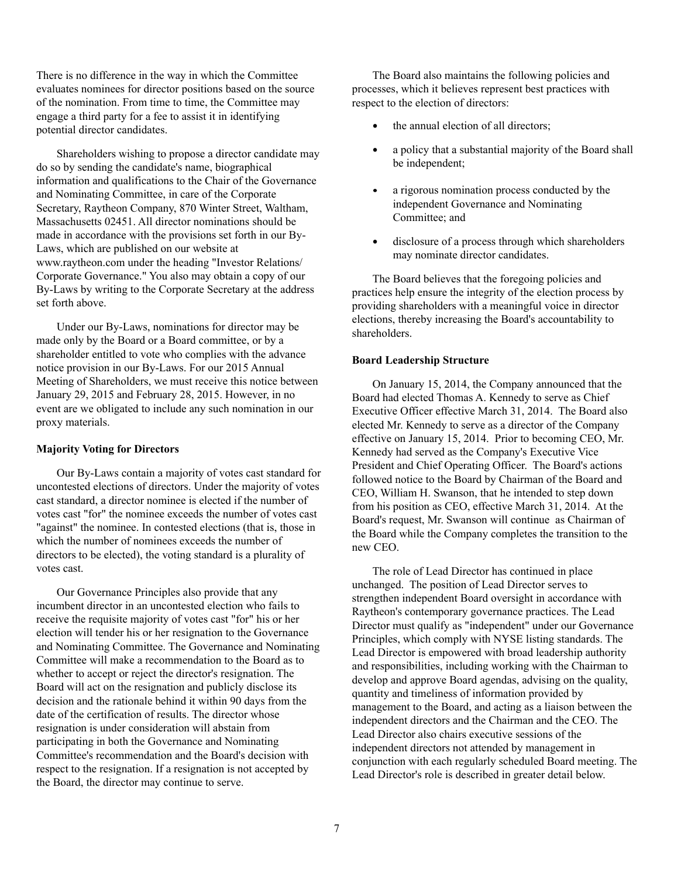There is no difference in the way in which the Committee evaluates nominees for director positions based on the source of the nomination. From time to time, the Committee may engage a third party for a fee to assist it in identifying potential director candidates.

Shareholders wishing to propose a director candidate may do so by sending the candidate's name, biographical information and qualifications to the Chair of the Governance and Nominating Committee, in care of the Corporate Secretary, Raytheon Company, 870 Winter Street, Waltham, Massachusetts 02451. All director nominations should be made in accordance with the provisions set forth in our By-Laws, which are published on our website at www.raytheon.com under the heading "Investor Relations/ Corporate Governance." You also may obtain a copy of our By-Laws by writing to the Corporate Secretary at the address set forth above.

Under our By-Laws, nominations for director may be made only by the Board or a Board committee, or by a shareholder entitled to vote who complies with the advance notice provision in our By-Laws. For our 2015 Annual Meeting of Shareholders, we must receive this notice between January 29, 2015 and February 28, 2015. However, in no event are we obligated to include any such nomination in our proxy materials.

**Majority Voting for Directors**

Our By-Laws contain a majority of votes cast standard for uncontested elections of directors. Under the majority of votes cast standard, a director nominee is elected if the number of votes cast "for" the nominee exceeds the number of votes cast "against" the nominee. In contested elections (that is, those in which the number of nominees exceeds the number of directors to be elected), the voting standard is a plurality of votes cast.

Our Governance Principles also provide that any incumbent director in an uncontested election who fails to receive the requisite majority of votes cast "for" his or her election will tender his or her resignation to the Governance and Nominating Committee. The Governance and Nominating Committee will make a recommendation to the Board as to whether to accept or reject the director's resignation. The Board will act on the resignation and publicly disclose its decision and the rationale behind it within 90 days from the date of the certification of results. The director whose resignation is under consideration will abstain from participating in both the Governance and Nominating Committee's recommendation and the Board's decision with respect to the resignation. If a resignation is not accepted by the Board, the director may continue to serve.

The Board also maintains the following policies and processes, which it believes represent best practices with respect to the election of directors:

- the annual election of all directors;
- a policy that a substantial majority of the Board shall be independent;
- a rigorous nomination process conducted by the independent Governance and Nominating Committee; and
- disclosure of a process through which shareholders may nominate director candidates.

The Board believes that the foregoing policies and practices help ensure the integrity of the election process by providing shareholders with a meaningful voice in director elections, thereby increasing the Board's accountability to shareholders.

**Board Leadership Structure**

On January 15, 2014, the Company announced that the Board had elected Thomas A. Kennedy to serve as Chief Executive Officer effective March 31, 2014. The Board also elected Mr. Kennedy to serve as a director of the Company effective on January 15, 2014. Prior to becoming CEO, Mr. Kennedy had served as the Company's Executive Vice President and Chief Operating Officer. The Board's actions followed notice to the Board by Chairman of the Board and CEO, William H. Swanson, that he intended to step down from his position as CEO, effective March 31, 2014. At the Board's request, Mr. Swanson will continue as Chairman of the Board while the Company completes the transition to the new CEO.

The role of Lead Director has continued in place unchanged. The position of Lead Director serves to strengthen independent Board oversight in accordance with Raytheon's contemporary governance practices. The Lead Director must qualify as "independent" under our Governance Principles, which comply with NYSE listing standards. The Lead Director is empowered with broad leadership authority and responsibilities, including working with the Chairman to develop and approve Board agendas, advising on the quality, quantity and timeliness of information provided by management to the Board, and acting as a liaison between the independent directors and the Chairman and the CEO. The Lead Director also chairs executive sessions of the independent directors not attended by management in conjunction with each regularly scheduled Board meeting. The Lead Director's role is described in greater detail below.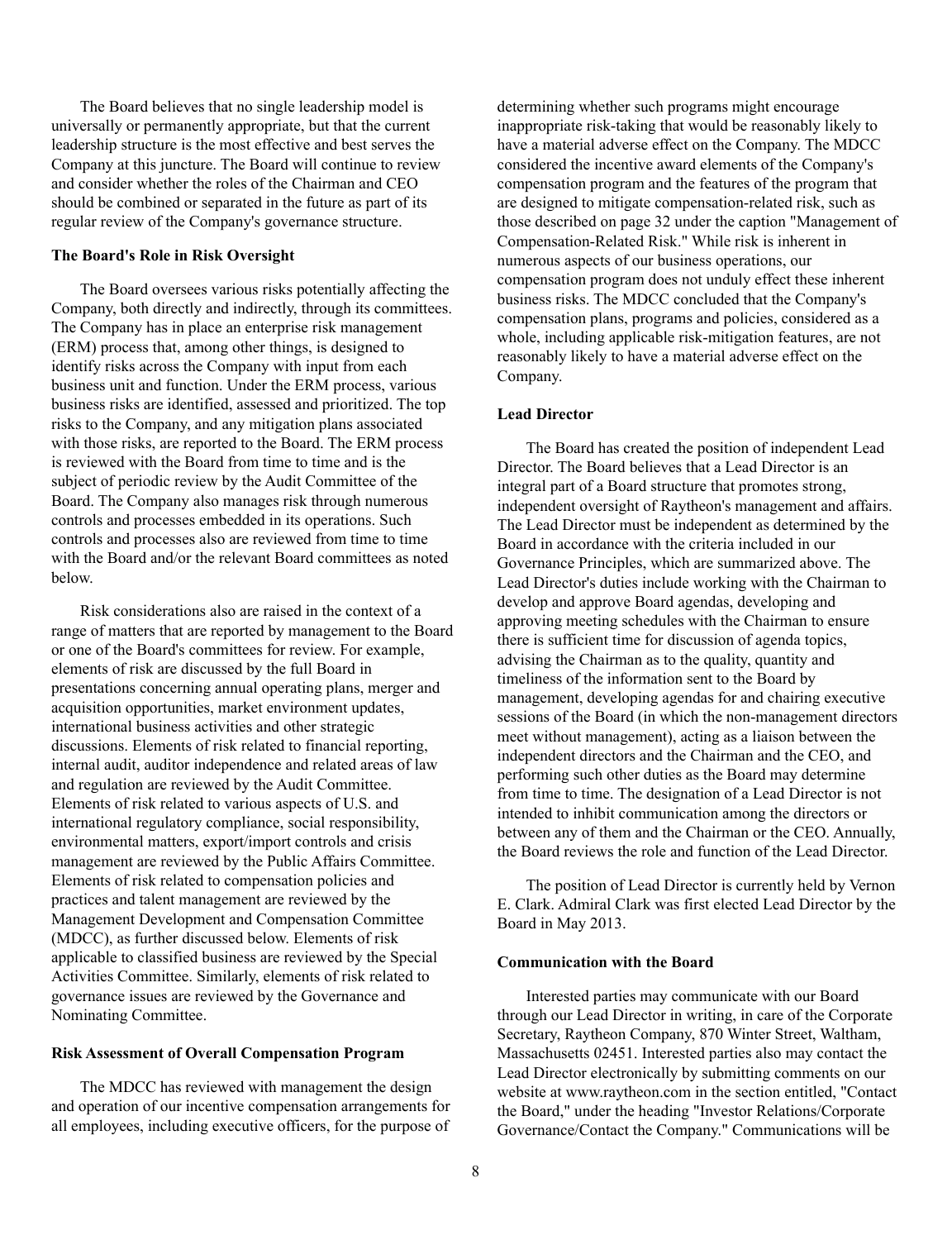The Board believes that no single leadership model is universally or permanently appropriate, but that the current leadership structure is the most effective and best serves the Company at this juncture. The Board will continue to review and consider whether the roles of the Chairman and CEO should be combined or separated in the future as part of its regular review of the Company's governance structure.

**The Board's Role in Risk Oversight**

The Board oversees various risks potentially affecting the Company, both directly and indirectly, through its committees. The Company has in place an enterprise risk management (ERM) process that, among other things, is designed to identify risks across the Company with input from each business unit and function. Under the ERM process, various business risks are identified, assessed and prioritized. The top risks to the Company, and any mitigation plans associated with those risks, are reported to the Board. The ERM process is reviewed with the Board from time to time and is the subject of periodic review by the Audit Committee of the Board. The Company also manages risk through numerous controls and processes embedded in its operations. Such controls and processes also are reviewed from time to time with the Board and/or the relevant Board committees as noted below.

Risk considerations also are raised in the context of a range of matters that are reported by management to the Board or one of the Board's committees for review. For example, elements of risk are discussed by the full Board in presentations concerning annual operating plans, merger and acquisition opportunities, market environment updates, international business activities and other strategic discussions. Elements of risk related to financial reporting, internal audit, auditor independence and related areas of law and regulation are reviewed by the Audit Committee. Elements of risk related to various aspects of U.S. and international regulatory compliance, social responsibility, environmental matters, export/import controls and crisis management are reviewed by the Public Affairs Committee. Elements of risk related to compensation policies and practices and talent management are reviewed by the Management Development and Compensation Committee (MDCC), as further discussed below. Elements of risk applicable to classified business are reviewed by the Special Activities Committee. Similarly, elements of risk related to governance issues are reviewed by the Governance and Nominating Committee.

**Risk Assessment of Overall Compensation Program**

The MDCC has reviewed with management the design and operation of our incentive compensation arrangements for all employees, including executive officers, for the purpose of determining whether such programs might encourage inappropriate risk-taking that would be reasonably likely to have a material adverse effect on the Company. The MDCC considered the incentive award elements of the Company's compensation program and the features of the program that are designed to mitigate compensation-related risk, such as those described on page 32 under the caption "Management of Compensation-Related Risk." While risk is inherent in numerous aspects of our business operations, our compensation program does not unduly effect these inherent business risks. The MDCC concluded that the Company's compensation plans, programs and policies, considered as a whole, including applicable risk-mitigation features, are not reasonably likely to have a material adverse effect on the Company.

**Lead Director**

The Board has created the position of independent Lead Director. The Board believes that a Lead Director is an integral part of a Board structure that promotes strong, independent oversight of Raytheon's management and affairs. The Lead Director must be independent as determined by the Board in accordance with the criteria included in our Governance Principles, which are summarized above. The Lead Director's duties include working with the Chairman to develop and approve Board agendas, developing and approving meeting schedules with the Chairman to ensure there is sufficient time for discussion of agenda topics, advising the Chairman as to the quality, quantity and timeliness of the information sent to the Board by management, developing agendas for and chairing executive sessions of the Board (in which the non-management directors meet without management), acting as a liaison between the independent directors and the Chairman and the CEO, and performing such other duties as the Board may determine from time to time. The designation of a Lead Director is not intended to inhibit communication among the directors or between any of them and the Chairman or the CEO. Annually, the Board reviews the role and function of the Lead Director.

The position of Lead Director is currently held by Vernon E. Clark. Admiral Clark was first elected Lead Director by the Board in May 2013.

**Communication with the Board**

Interested parties may communicate with our Board through our Lead Director in writing, in care of the Corporate Secretary, Raytheon Company, 870 Winter Street, Waltham, Massachusetts 02451. Interested parties also may contact the Lead Director electronically by submitting comments on our website at www.raytheon.com in the section entitled, "Contact the Board," under the heading "Investor Relations/Corporate Governance/Contact the Company." Communications will be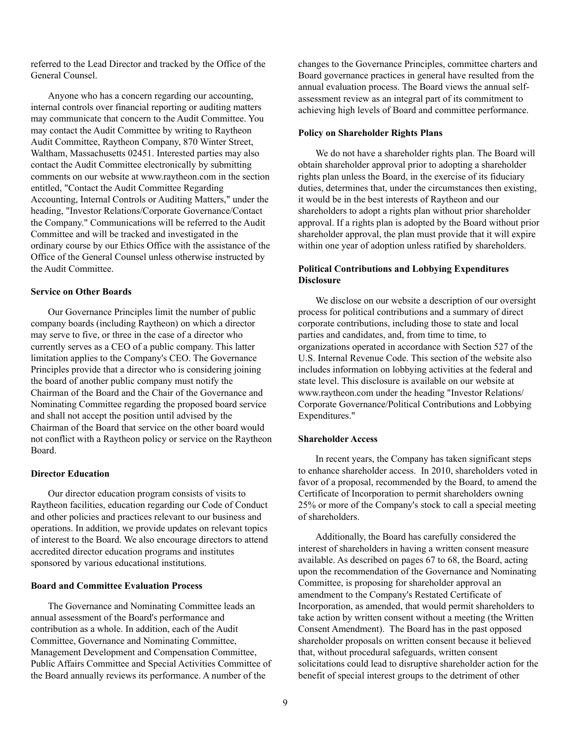referred to the Lead Director and tracked by the Office of the General Counsel.

Anyone who has a concern regarding our accounting, internal controls over financial reporting or auditing matters may communicate that concern to the Audit Committee. You may contact the Audit Committee by writing to Raytheon Audit Committee, Raytheon Company, 870 Winter Street, Waltham, Massachusetts 02451. Interested parties may also contact the Audit Committee electronically by submitting comments on our website at www.raytheon.com in the section entitled, "Contact the Audit Committee Regarding Accounting, Internal Controls or Auditing Matters," under the heading, "Investor Relations/Corporate Governance/Contact the Company." Communications will be referred to the Audit Committee and will be tracked and investigated in the ordinary course by our Ethics Office with the assistance of the Office of the General Counsel unless otherwise instructed by the Audit Committee.

**Service on Other Boards**

Our Governance Principles limit the number of public company boards (including Raytheon) on which a director may serve to five, or three in the case of a director who currently serves as a CEO of a public company. This latter limitation applies to the Company's CEO. The Governance Principles provide that a director who is considering joining the board of another public company must notify the Chairman of the Board and the Chair of the Governance and Nominating Committee regarding the proposed board service and shall not accept the position until advised by the Chairman of the Board that service on the other board would not conflict with a Raytheon policy or service on the Raytheon Board.

**Director Education**

Our director education program consists of visits to Raytheon facilities, education regarding our Code of Conduct and other policies and practices relevant to our business and operations. In addition, we provide updates on relevant topics of interest to the Board. We also encourage directors to attend accredited director education programs and institutes sponsored by various educational institutions.

**Board and Committee Evaluation Process**

The Governance and Nominating Committee leads an annual assessment of the Board's performance and contribution as a whole. In addition, each of the Audit Committee, Governance and Nominating Committee, Management Development and Compensation Committee, Public Affairs Committee and Special Activities Committee of the Board annually reviews its performance. A number of the changes to the Governance Principles, committee charters and Board governance practices in general have resulted from the annual evaluation process. The Board views the annual self-assessment review as an integral part of its commitment to achieving high levels of Board and committee performance.

**Policy on Shareholder Rights Plans**

We do not have a shareholder rights plan. The Board will obtain shareholder approval prior to adopting a shareholder rights plan unless the Board, in the exercise of its fiduciary duties, determines that, under the circumstances then existing, it would be in the best interests of Raytheon and our shareholders to adopt a rights plan without prior shareholder approval. If a rights plan is adopted by the Board without prior shareholder approval, the plan must provide that it will expire within one year of adoption unless ratified by shareholders.

**Political Contributions and Lobbying Expenditures Disclosure**

We disclose on our website a description of our oversight process for political contributions and a summary of direct corporate contributions, including those to state and local parties and candidates, and, from time to time, to organizations operated in accordance with Section 527 of the U.S. Internal Revenue Code. This section of the website also includes information on lobbying activities at the federal and state level. This disclosure is available on our website at www.raytheon.com under the heading "Investor Relations/ Corporate Governance/Political Contributions and Lobbying Expenditures."

**Shareholder Access**

In recent years, the Company has taken significant steps to enhance shareholder access. In 2010, shareholders voted in favor of a proposal, recommended by the Board, to amend the Certificate of Incorporation to permit shareholders owning 25% or more of the Company's stock to call a special meeting of shareholders.

Additionally, the Board has carefully considered the interest of shareholders in having a written consent measure available. As described on pages 67 to 68, the Board, acting upon the recommendation of the Governance and Nominating Committee, is proposing for shareholder approval an amendment to the Company's Restated Certificate of Incorporation, as amended, that would permit shareholders to take action by written consent without a meeting (the Written Consent Amendment). The Board has in the past opposed shareholder proposals on written consent because it believed that, without procedural safeguards, written consent solicitations could lead to disruptive shareholder action for the benefit of special interest groups to the detriment of other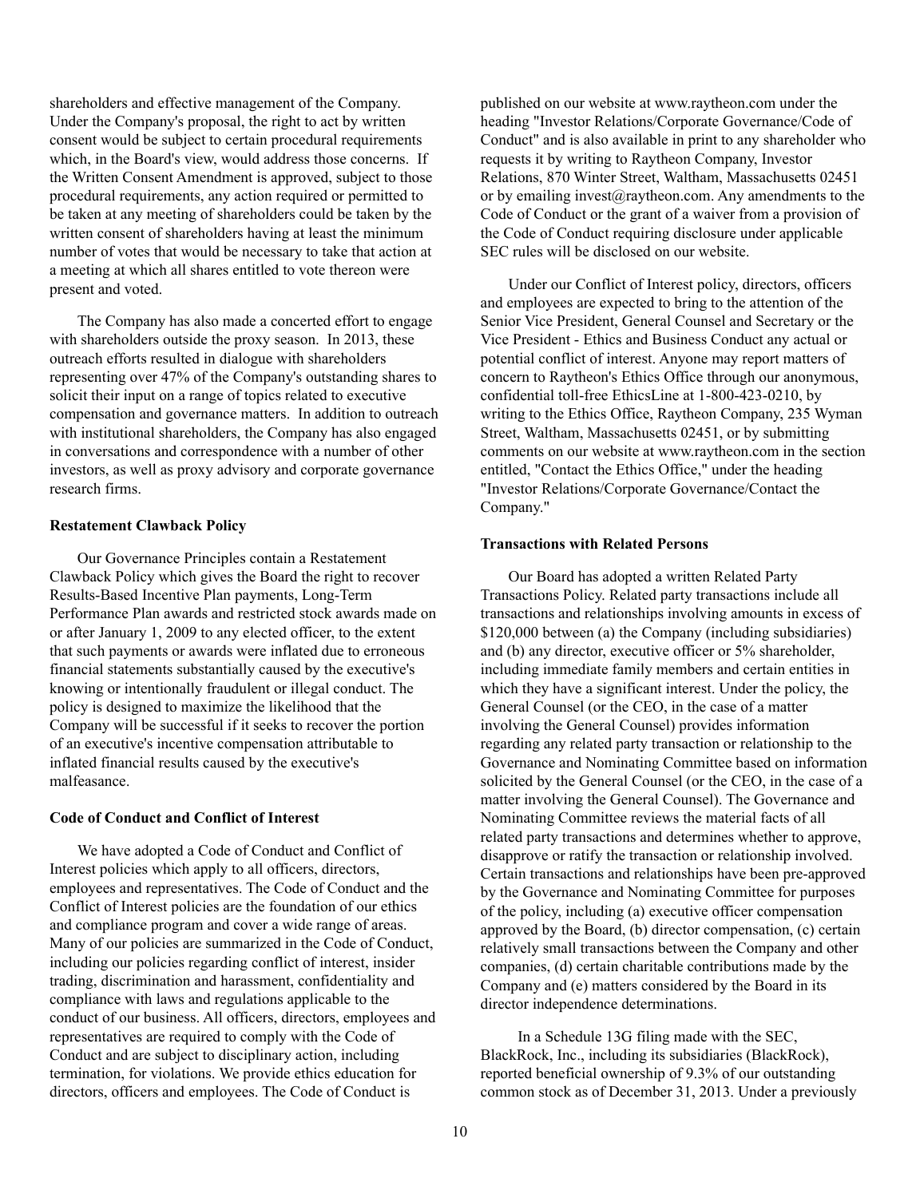shareholders and effective management of the Company. Under the Company's proposal, the right to act by written consent would be subject to certain procedural requirements which, in the Board's view, would address those concerns. If the Written Consent Amendment is approved, subject to those procedural requirements, any action required or permitted to be taken at any meeting of shareholders could be taken by the written consent of shareholders having at least the minimum number of votes that would be necessary to take that action at a meeting at which all shares entitled to vote thereon were present and voted.

The Company has also made a concerted effort to engage with shareholders outside the proxy season. In 2013, these outreach efforts resulted in dialogue with shareholders representing over 47% of the Company's outstanding shares to solicit their input on a range of topics related to executive compensation and governance matters. In addition to outreach with institutional shareholders, the Company has also engaged in conversations and correspondence with a number of other investors, as well as proxy advisory and corporate governance research firms.

**Restatement Clawback Policy**

Our Governance Principles contain a Restatement Clawback Policy which gives the Board the right to recover Results-Based Incentive Plan payments, Long-Term Performance Plan awards and restricted stock awards made on or after January 1, 2009 to any elected officer, to the extent that such payments or awards were inflated due to erroneous financial statements substantially caused by the executive's knowing or intentionally fraudulent or illegal conduct. The policy is designed to maximize the likelihood that the Company will be successful if it seeks to recover the portion of an executive's incentive compensation attributable to inflated financial results caused by the executive's malfeasance.

**Code of Conduct and Conflict of Interest**

We have adopted a Code of Conduct and Conflict of Interest policies which apply to all officers, directors, employees and representatives. The Code of Conduct and the Conflict of Interest policies are the foundation of our ethics and compliance program and cover a wide range of areas. Many of our policies are summarized in the Code of Conduct, including our policies regarding conflict of interest, insider trading, discrimination and harassment, confidentiality and compliance with laws and regulations applicable to the conduct of our business. All officers, directors, employees and representatives are required to comply with the Code of Conduct and are subject to disciplinary action, including termination, for violations. We provide ethics education for directors, officers and employees. The Code of Conduct is published on our website at www.raytheon.com under the heading "Investor Relations/Corporate Governance/Code of Conduct" and is also available in print to any shareholder who requests it by writing to Raytheon Company, Investor Relations, 870 Winter Street, Waltham, Massachusetts 02451 or by emailing invest@raytheon.com. Any amendments to the Code of Conduct or the grant of a waiver from a provision of the Code of Conduct requiring disclosure under applicable SEC rules will be disclosed on our website.

Under our Conflict of Interest policy, directors, officers and employees are expected to bring to the attention of the Senior Vice President, General Counsel and Secretary or the Vice President - Ethics and Business Conduct any actual or potential conflict of interest. Anyone may report matters of concern to Raytheon's Ethics Office through our anonymous, confidential toll-free EthicsLine at 1-800-423-0210, by writing to the Ethics Office, Raytheon Company, 235 Wyman Street, Waltham, Massachusetts 02451, or by submitting comments on our website at www.raytheon.com in the section entitled, "Contact the Ethics Office," under the heading "Investor Relations/Corporate Governance/Contact the Company."

**Transactions with Related Persons**

Our Board has adopted a written Related Party Transactions Policy. Related party transactions include all transactions and relationships involving amounts in excess of $120,000 between (a) the Company (including subsidiaries) and (b) any director, executive officer or 5% shareholder, including immediate family members and certain entities in which they have a significant interest. Under the policy, the General Counsel (or the CEO, in the case of a matter involving the General Counsel) provides information regarding any related party transaction or relationship to the Governance and Nominating Committee based on information solicited by the General Counsel (or the CEO, in the case of a matter involving the General Counsel). The Governance and Nominating Committee reviews the material facts of all related party transactions and determines whether to approve, disapprove or ratify the transaction or relationship involved. Certain transactions and relationships have been pre-approved by the Governance and Nominating Committee for purposes of the policy, including (a) executive officer compensation approved by the Board, (b) director compensation, (c) certain relatively small transactions between the Company and other companies, (d) certain charitable contributions made by the Company and (e) matters considered by the Board in its director independence determinations.

In a Schedule 13G filing made with the SEC, BlackRock, Inc., including its subsidiaries (BlackRock), reported beneficial ownership of 9.3% of our outstanding common stock as of December 31, 2013. Under a previously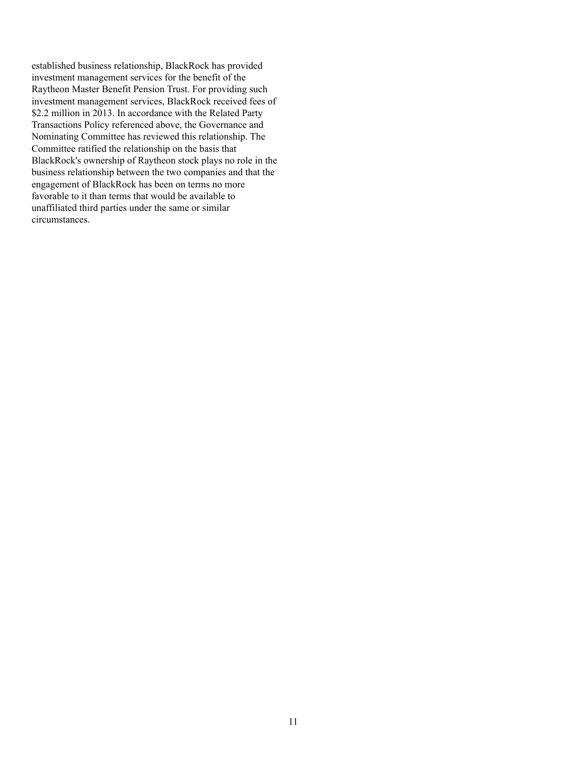established business relationship, BlackRock has provided investment management services for the benefit of the Raytheon Master Benefit Pension Trust. For providing such investment management services, BlackRock received fees of $2.2 million in 2013. In accordance with the Related Party Transactions Policy referenced above, the Governance and Nominating Committee has reviewed this relationship. The Committee ratified the relationship on the basis that BlackRock's ownership of Raytheon stock plays no role in the business relationship between the two companies and that the engagement of BlackRock has been on terms no more favorable to it than terms that would be available to unaffiliated third parties under the same or similar circumstances.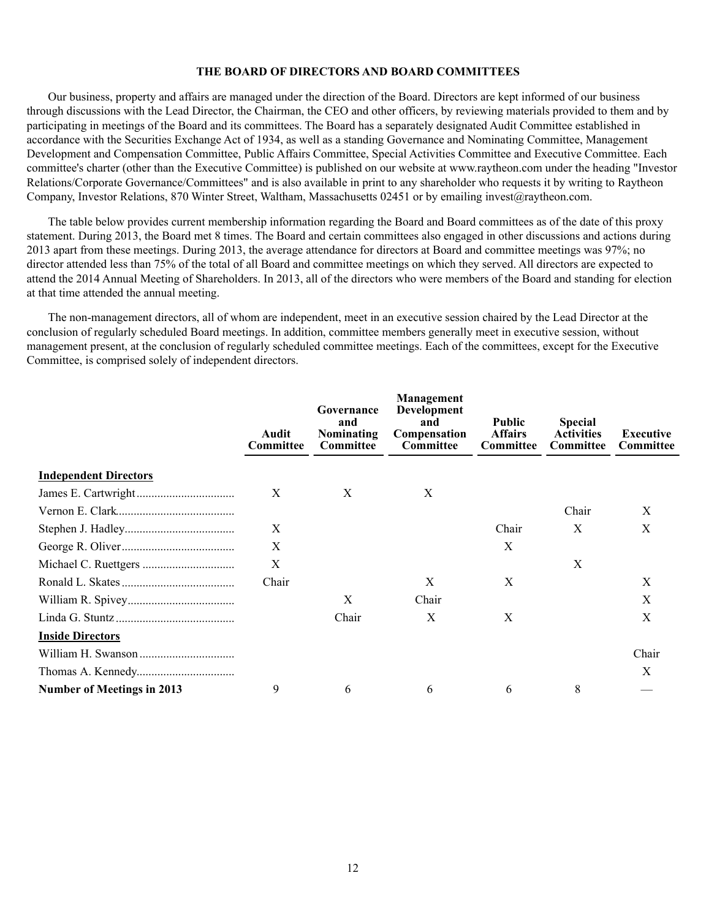## THE BOARD OF DIRECTORS AND BOARD COMMITTEES

Our business, property and affairs are managed under the direction of the Board. Directors are kept informed of our business through discussions with the Lead Director, the Chairman, the CEO and other officers, by reviewing materials provided to them and by participating in meetings of the Board and its committees. The Board has a separately designated Audit Committee established in accordance with the Securities Exchange Act of 1934, as well as a standing Governance and Nominating Committee, Management Development and Compensation Committee, Public Affairs Committee, Special Activities Committee and Executive Committee. Each committee's charter (other than the Executive Committee) is published on our website at www.raytheon.com under the heading "Investor Relations/Corporate Governance/Committees" and is also available in print to any shareholder who requests it by writing to Raytheon Company, Investor Relations, 870 Winter Street, Waltham, Massachusetts 02451 or by emailing invest@raytheon.com.

The table below provides current membership information regarding the Board and Board committees as of the date of this proxy statement. During 2013, the Board met 8 times. The Board and certain committees also engaged in other discussions and actions during 2013 apart from these meetings. During 2013, the average attendance for directors at Board and committee meetings was 97%; no director attended less than 75% of the total of all Board and committee meetings on which they served. All directors are expected to attend the 2014 Annual Meeting of Shareholders. In 2013, all of the directors who were members of the Board and standing for election at that time attended the annual meeting.

The non-management directors, all of whom are independent, meet in an executive session chaired by the Lead Director at the conclusion of regularly scheduled Board meetings. In addition, committee members generally meet in executive session, without management present, at the conclusion of regularly scheduled committee meetings. Each of the committees, except for the Executive Committee, is comprised solely of independent directors.

| | Audit Committee | Governance and Nominating Committee | Management Development and Compensation Committee | Public Affairs Committee | Special Activities Committee | Executive Committee |
|---|---|---|---|---|---|---|
| **Independent Directors** | | | | | | |
| James E. Cartwright | X | X | X | | | |
| Vernon E. Clark | | | | | Chair | X |
| Stephen J. Hadley | X | | | Chair | X | X |
| George R. Oliver | X | | | X | | |
| Michael C. Ruettgers | X | | | | X | |
| Ronald L. Skates | Chair | | X | X | | X |
| William R. Spivey | | X | Chair | | | X |
| Linda G. Stuntz | | Chair | X | X | | X |
| **Inside Directors** | | | | | | |
| William H. Swanson | | | | | | Chair |
| Thomas A. Kennedy | | | | | | X |
| **Number of Meetings in 2013** | 9 | 6 | 6 | 6 | 8 | — |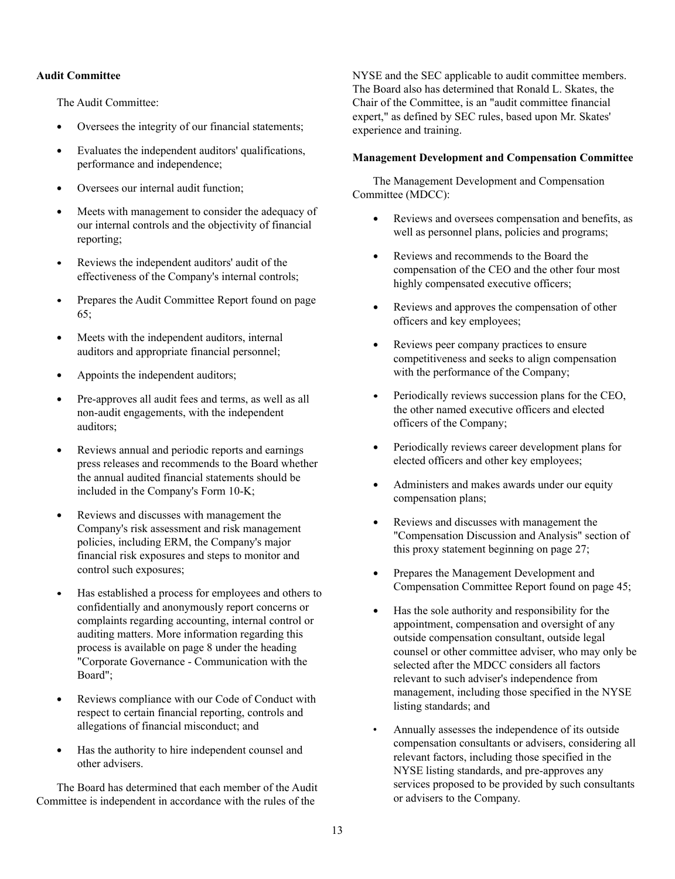**Audit Committee**

The Audit Committee:

- Oversees the integrity of our financial statements;
- Evaluates the independent auditors' qualifications, performance and independence;
- Oversees our internal audit function;
- Meets with management to consider the adequacy of our internal controls and the objectivity of financial reporting;
- Reviews the independent auditors' audit of the effectiveness of the Company's internal controls;
- Prepares the Audit Committee Report found on page 65;
- Meets with the independent auditors, internal auditors and appropriate financial personnel;
- Appoints the independent auditors;
- Pre-approves all audit fees and terms, as well as all non-audit engagements, with the independent auditors;
- Reviews annual and periodic reports and earnings press releases and recommends to the Board whether the annual audited financial statements should be included in the Company's Form 10-K;
- Reviews and discusses with management the Company's risk assessment and risk management policies, including ERM, the Company's major financial risk exposures and steps to monitor and control such exposures;
- Has established a process for employees and others to confidentially and anonymously report concerns or complaints regarding accounting, internal control or auditing matters. More information regarding this process is available on page 8 under the heading "Corporate Governance - Communication with the Board";
- Reviews compliance with our Code of Conduct with respect to certain financial reporting, controls and allegations of financial misconduct; and
- Has the authority to hire independent counsel and other advisers.

The Board has determined that each member of the Audit Committee is independent in accordance with the rules of the NYSE and the SEC applicable to audit committee members. The Board also has determined that Ronald L. Skates, the Chair of the Committee, is an "audit committee financial expert," as defined by SEC rules, based upon Mr. Skates' experience and training.

**Management Development and Compensation Committee**

The Management Development and Compensation Committee (MDCC):

- Reviews and oversees compensation and benefits, as well as personnel plans, policies and programs;
- Reviews and recommends to the Board the compensation of the CEO and the other four most highly compensated executive officers;
- Reviews and approves the compensation of other officers and key employees;
- Reviews peer company practices to ensure competitiveness and seeks to align compensation with the performance of the Company;
- Periodically reviews succession plans for the CEO, the other named executive officers and elected officers of the Company;
- Periodically reviews career development plans for elected officers and other key employees;
- Administers and makes awards under our equity compensation plans;
- Reviews and discusses with management the "Compensation Discussion and Analysis" section of this proxy statement beginning on page 27;
- Prepares the Management Development and Compensation Committee Report found on page 45;
- Has the sole authority and responsibility for the appointment, compensation and oversight of any outside compensation consultant, outside legal counsel or other committee adviser, who may only be selected after the MDCC considers all factors relevant to such adviser's independence from management, including those specified in the NYSE listing standards; and
- Annually assesses the independence of its outside compensation consultants or advisers, considering all relevant factors, including those specified in the NYSE listing standards, and pre-approves any services proposed to be provided by such consultants or advisers to the Company.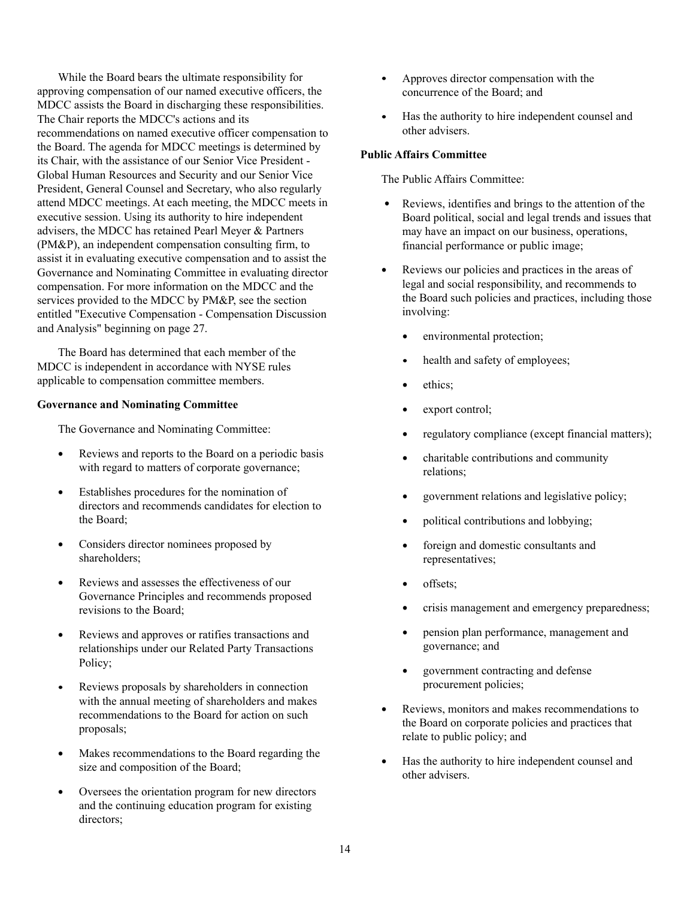While the Board bears the ultimate responsibility for approving compensation of our named executive officers, the MDCC assists the Board in discharging these responsibilities. The Chair reports the MDCC's actions and its recommendations on named executive officer compensation to the Board. The agenda for MDCC meetings is determined by its Chair, with the assistance of our Senior Vice President - Global Human Resources and Security and our Senior Vice President, General Counsel and Secretary, who also regularly attend MDCC meetings. At each meeting, the MDCC meets in executive session. Using its authority to hire independent advisers, the MDCC has retained Pearl Meyer & Partners (PM&P), an independent compensation consulting firm, to assist it in evaluating executive compensation and to assist the Governance and Nominating Committee in evaluating director compensation. For more information on the MDCC and the services provided to the MDCC by PM&P, see the section entitled "Executive Compensation - Compensation Discussion and Analysis" beginning on page 27.

The Board has determined that each member of the MDCC is independent in accordance with NYSE rules applicable to compensation committee members.

**Governance and Nominating Committee**

The Governance and Nominating Committee:

- Reviews and reports to the Board on a periodic basis with regard to matters of corporate governance;
- Establishes procedures for the nomination of directors and recommends candidates for election to the Board;
- Considers director nominees proposed by shareholders;
- Reviews and assesses the effectiveness of our Governance Principles and recommends proposed revisions to the Board;
- Reviews and approves or ratifies transactions and relationships under our Related Party Transactions Policy;
- Reviews proposals by shareholders in connection with the annual meeting of shareholders and makes recommendations to the Board for action on such proposals;
- Makes recommendations to the Board regarding the size and composition of the Board;
- Oversees the orientation program for new directors and the continuing education program for existing directors;
- Approves director compensation with the concurrence of the Board; and
- Has the authority to hire independent counsel and other advisers.

**Public Affairs Committee**

The Public Affairs Committee:

- Reviews, identifies and brings to the attention of the Board political, social and legal trends and issues that may have an impact on our business, operations, financial performance or public image;
- Reviews our policies and practices in the areas of legal and social responsibility, and recommends to the Board such policies and practices, including those involving:
  - environmental protection;
  - health and safety of employees;
  - ethics;
  - export control;
  - regulatory compliance (except financial matters);
  - charitable contributions and community relations;
  - government relations and legislative policy;
  - political contributions and lobbying;
  - foreign and domestic consultants and representatives;
  - offsets;
  - crisis management and emergency preparedness;
  - pension plan performance, management and governance; and
  - government contracting and defense procurement policies;
- Reviews, monitors and makes recommendations to the Board on corporate policies and practices that relate to public policy; and
- Has the authority to hire independent counsel and other advisers.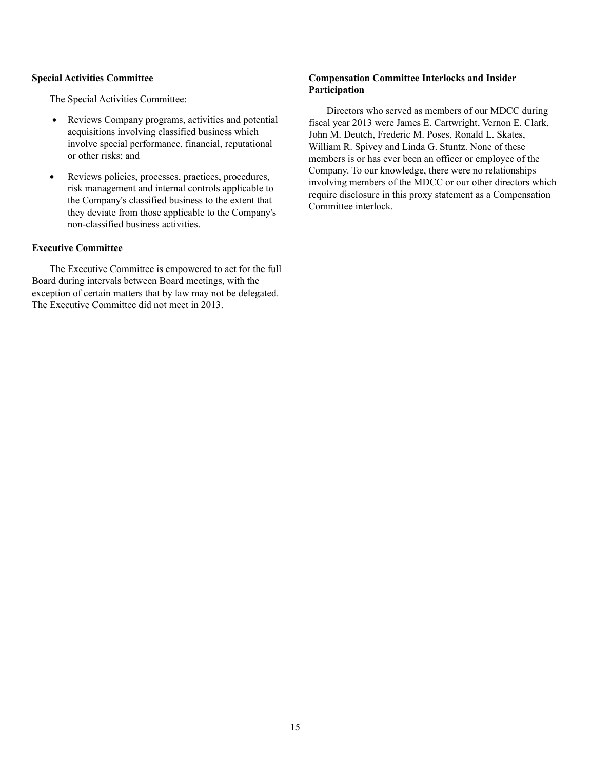**Special Activities Committee**

The Special Activities Committee:

- Reviews Company programs, activities and potential acquisitions involving classified business which involve special performance, financial, reputational or other risks; and
- Reviews policies, processes, practices, procedures, risk management and internal controls applicable to the Company's classified business to the extent that they deviate from those applicable to the Company's non-classified business activities.

**Executive Committee**

The Executive Committee is empowered to act for the full Board during intervals between Board meetings, with the exception of certain matters that by law may not be delegated. The Executive Committee did not meet in 2013.

**Compensation Committee Interlocks and Insider Participation**

Directors who served as members of our MDCC during fiscal year 2013 were James E. Cartwright, Vernon E. Clark, John M. Deutch, Frederic M. Poses, Ronald L. Skates, William R. Spivey and Linda G. Stuntz. None of these members is or has ever been an officer or employee of the Company. To our knowledge, there were no relationships involving members of the MDCC or our other directors which require disclosure in this proxy statement as a Compensation Committee interlock.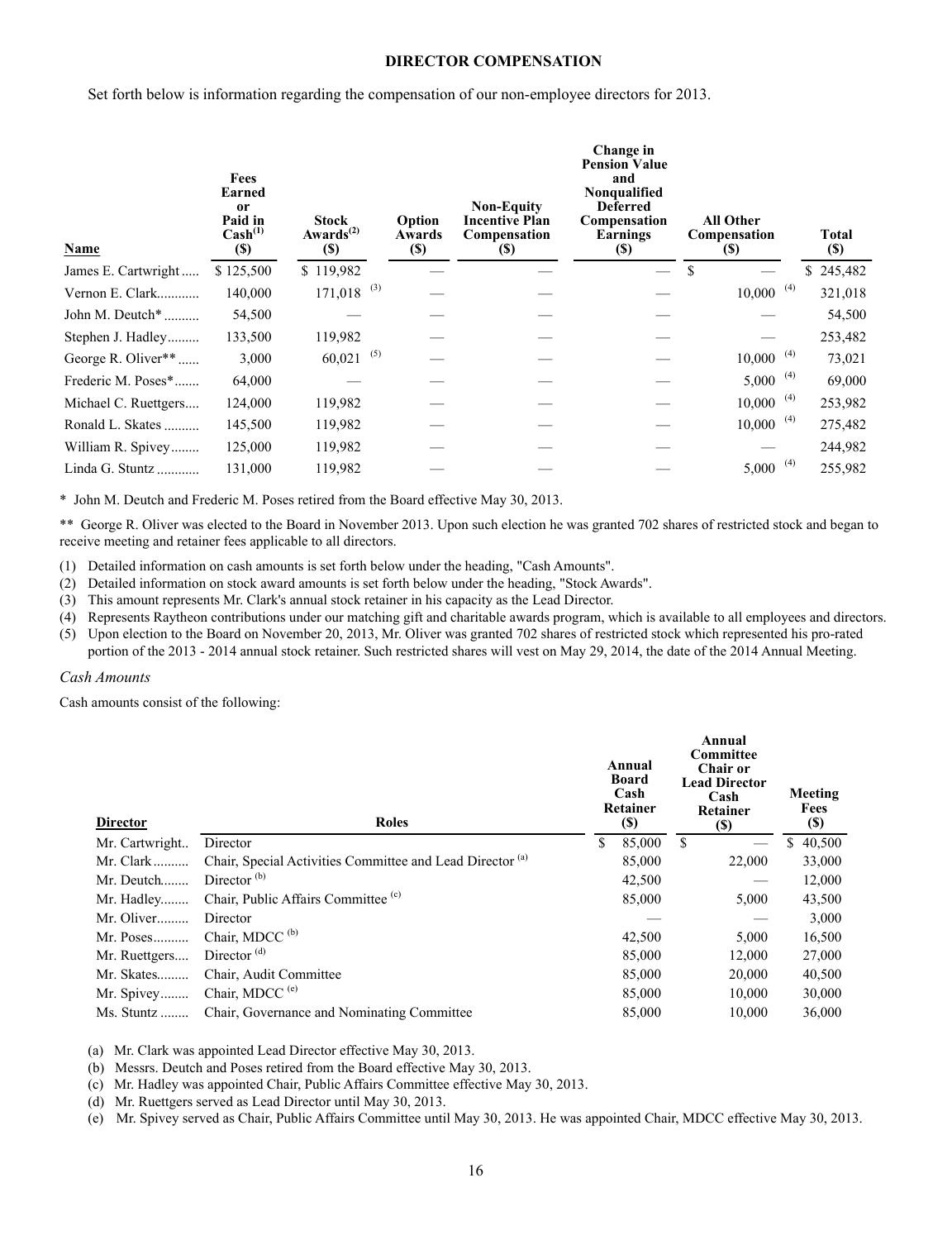## DIRECTOR COMPENSATION

Set forth below is information regarding the compensation of our non-employee directors for 2013.

| Name | Fees Earned or Paid in Cash[(1)] ($) | Stock Awards[(2)] ($) | Option Awards ($) | Non-Equity Incentive Plan Compensation ($) | Change in Pension Value and Nonqualified Deferred Compensation Earnings ($) | All Other Compensation ($) | Total ($) |
|---|---|---|---|---|---|---|---|
| James E. Cartwright | $ 125,500 | $ 119,982 | — | — | — | $ — | $ 245,482 |
| Vernon E. Clark | 140,000 | 171,018 (3) | — | — | — | 10,000 (4) | 321,018 |
| John M. Deutch* | 54,500 | — | — | — | — | — | 54,500 |
| Stephen J. Hadley | 133,500 | 119,982 | — | — | — | — | 253,482 |
| George R. Oliver** | 3,000 | 60,021 (5) | — | — | — | 10,000 (4) | 73,021 |
| Frederic M. Poses* | 64,000 | — | — | — | — | 5,000 (4) | 69,000 |
| Michael C. Ruettgers | 124,000 | 119,982 | — | — | — | 10,000 (4) | 253,982 |
| Ronald L. Skates | 145,500 | 119,982 | — | — | — | 10,000 (4) | 275,482 |
| William R. Spivey | 125,000 | 119,982 | — | — | — | — | 244,982 |
| Linda G. Stuntz | 131,000 | 119,982 | — | — | — | 5,000 (4) | 255,982 |

\* John M. Deutch and Frederic M. Poses retired from the Board effective May 30, 2013.

\** George R. Oliver was elected to the Board in November 2013. Upon such election he was granted 702 shares of restricted stock and began to receive meeting and retainer fees applicable to all directors.

(1) Detailed information on cash amounts is set forth below under the heading, "Cash Amounts".

(2) Detailed information on stock award amounts is set forth below under the heading, "Stock Awards".

(3) This amount represents Mr. Clark's annual stock retainer in his capacity as the Lead Director.

(4) Represents Raytheon contributions under our matching gift and charitable awards program, which is available to all employees and directors.

(5) Upon election to the Board on November 20, 2013, Mr. Oliver was granted 702 shares of restricted stock which represented his pro-rated portion of the 2013 - 2014 annual stock retainer. Such restricted shares will vest on May 29, 2014, the date of the 2014 Annual Meeting.

*Cash Amounts*

Cash amounts consist of the following:

| Director | Roles | Annual Board Cash Retainer ($) | Annual Committee Chair or Lead Director Cash Retainer ($) | Meeting Fees ($) |
|---|---|---|---|---|
| Mr. Cartwright | Director | $ 85,000 | $ — | $ 40,500 |
| Mr. Clark | Chair, Special Activities Committee and Lead Director (a) | 85,000 | 22,000 | 33,000 |
| Mr. Deutch | Director (b) | 42,500 | — | 12,000 |
| Mr. Hadley | Chair, Public Affairs Committee (c) | 85,000 | 5,000 | 43,500 |
| Mr. Oliver | Director | — | — | 3,000 |
| Mr. Poses | Chair, MDCC (b) | 42,500 | 5,000 | 16,500 |
| Mr. Ruettgers | Director (d) | 85,000 | 12,000 | 27,000 |
| Mr. Skates | Chair, Audit Committee | 85,000 | 20,000 | 40,500 |
| Mr. Spivey | Chair, MDCC (e) | 85,000 | 10,000 | 30,000 |
| Ms. Stuntz | Chair, Governance and Nominating Committee | 85,000 | 10,000 | 36,000 |

(a) Mr. Clark was appointed Lead Director effective May 30, 2013.

(b) Messrs. Deutch and Poses retired from the Board effective May 30, 2013.

(c) Mr. Hadley was appointed Chair, Public Affairs Committee effective May 30, 2013.

(d) Mr. Ruettgers served as Lead Director until May 30, 2013.

(e) Mr. Spivey served as Chair, Public Affairs Committee until May 30, 2013. He was appointed Chair, MDCC effective May 30, 2013.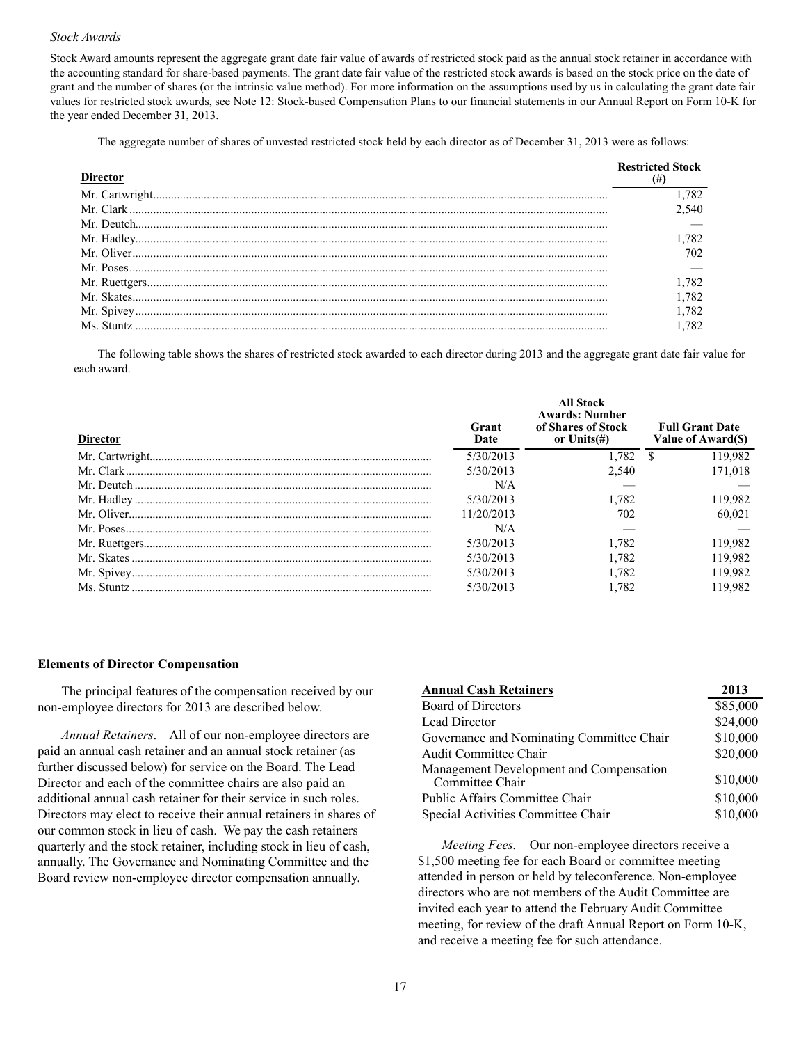*Stock Awards*

Stock Award amounts represent the aggregate grant date fair value of awards of restricted stock paid as the annual stock retainer in accordance with the accounting standard for share-based payments. The grant date fair value of the restricted stock awards is based on the stock price on the date of grant and the number of shares (or the intrinsic value method). For more information on the assumptions used by us in calculating the grant date fair values for restricted stock awards, see Note 12: Stock-based Compensation Plans to our financial statements in our Annual Report on Form 10-K for the year ended December 31, 2013.

The aggregate number of shares of unvested restricted stock held by each director as of December 31, 2013 were as follows:

| Director | Restricted Stock (#) |
|---|---|
| Mr. Cartwright | 1,782 |
| Mr. Clark | 2,540 |
| Mr. Deutch | — |
| Mr. Hadley | 1,782 |
| Mr. Oliver | 702 |
| Mr. Poses | — |
| Mr. Ruettgers | 1,782 |
| Mr. Skates | 1,782 |
| Mr. Spivey | 1,782 |
| Ms. Stuntz | 1,782 |

The following table shows the shares of restricted stock awarded to each director during 2013 and the aggregate grant date fair value for each award.

| Director | Grant Date | All Stock Awards: Number of Shares of Stock or Units(#) | Full Grant Date Value of Award($) |
|---|---|---|---|
| Mr. Cartwright | 5/30/2013 | 1,782 | $ 119,982 |
| Mr. Clark | 5/30/2013 | 2,540 | 171,018 |
| Mr. Deutch | N/A | — | — |
| Mr. Hadley | 5/30/2013 | 1,782 | 119,982 |
| Mr. Oliver | 11/20/2013 | 702 | 60,021 |
| Mr. Poses | N/A | — | — |
| Mr. Ruettgers | 5/30/2013 | 1,782 | 119,982 |
| Mr. Skates | 5/30/2013 | 1,782 | 119,982 |
| Mr. Spivey | 5/30/2013 | 1,782 | 119,982 |
| Ms. Stuntz | 5/30/2013 | 1,782 | 119,982 |

**Elements of Director Compensation**

The principal features of the compensation received by our non-employee directors for 2013 are described below.

*Annual Retainers*. All of our non-employee directors are paid an annual cash retainer and an annual stock retainer (as further discussed below) for service on the Board. The Lead Director and each of the committee chairs are also paid an additional annual cash retainer for their service in such roles. Directors may elect to receive their annual retainers in shares of our common stock in lieu of cash. We pay the cash retainers quarterly and the stock retainer, including stock in lieu of cash, annually. The Governance and Nominating Committee and the Board review non-employee director compensation annually.

| Annual Cash Retainers | 2013 |
|---|---|
| Board of Directors | $85,000 |
| Lead Director | $24,000 |
| Governance and Nominating Committee Chair | $10,000 |
| Audit Committee Chair | $20,000 |
| Management Development and Compensation Committee Chair | $10,000 |
| Public Affairs Committee Chair | $10,000 |
| Special Activities Committee Chair | $10,000 |

*Meeting Fees.* Our non-employee directors receive a $1,500 meeting fee for each Board or committee meeting attended in person or held by teleconference. Non-employee directors who are not members of the Audit Committee are invited each year to attend the February Audit Committee meeting, for review of the draft Annual Report on Form 10-K, and receive a meeting fee for such attendance.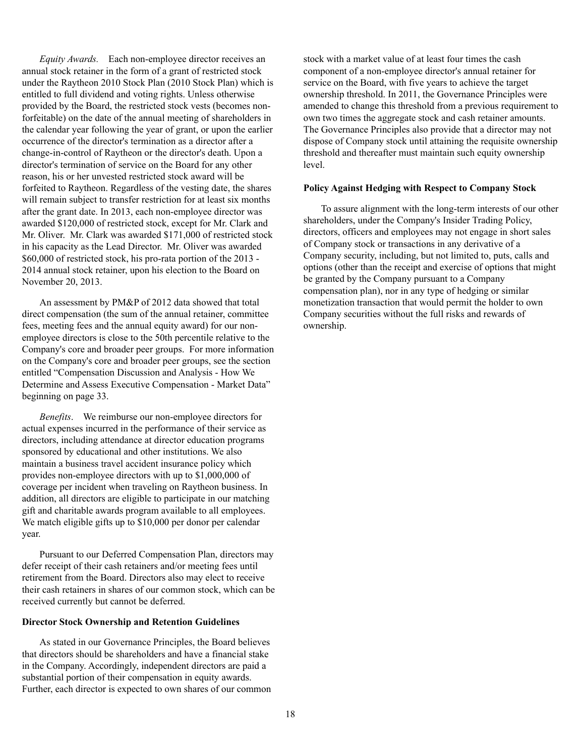*Equity Awards.* Each non-employee director receives an annual stock retainer in the form of a grant of restricted stock under the Raytheon 2010 Stock Plan (2010 Stock Plan) which is entitled to full dividend and voting rights. Unless otherwise provided by the Board, the restricted stock vests (becomes non-forfeitable) on the date of the annual meeting of shareholders in the calendar year following the year of grant, or upon the earlier occurrence of the director's termination as a director after a change-in-control of Raytheon or the director's death. Upon a director's termination of service on the Board for any other reason, his or her unvested restricted stock award will be forfeited to Raytheon. Regardless of the vesting date, the shares will remain subject to transfer restriction for at least six months after the grant date. In 2013, each non-employee director was awarded $120,000 of restricted stock, except for Mr. Clark and Mr. Oliver. Mr. Clark was awarded $171,000 of restricted stock in his capacity as the Lead Director. Mr. Oliver was awarded $60,000 of restricted stock, his pro-rata portion of the 2013 - 2014 annual stock retainer, upon his election to the Board on November 20, 2013.

An assessment by PM&P of 2012 data showed that total direct compensation (the sum of the annual retainer, committee fees, meeting fees and the annual equity award) for our non-employee directors is close to the 50th percentile relative to the Company's core and broader peer groups. For more information on the Company's core and broader peer groups, see the section entitled "Compensation Discussion and Analysis - How We Determine and Assess Executive Compensation - Market Data" beginning on page 33.

*Benefits*. We reimburse our non-employee directors for actual expenses incurred in the performance of their service as directors, including attendance at director education programs sponsored by educational and other institutions. We also maintain a business travel accident insurance policy which provides non-employee directors with up to $1,000,000 of coverage per incident when traveling on Raytheon business. In addition, all directors are eligible to participate in our matching gift and charitable awards program available to all employees. We match eligible gifts up to $10,000 per donor per calendar year.

Pursuant to our Deferred Compensation Plan, directors may defer receipt of their cash retainers and/or meeting fees until retirement from the Board. Directors also may elect to receive their cash retainers in shares of our common stock, which can be received currently but cannot be deferred.

**Director Stock Ownership and Retention Guidelines**

As stated in our Governance Principles, the Board believes that directors should be shareholders and have a financial stake in the Company. Accordingly, independent directors are paid a substantial portion of their compensation in equity awards. Further, each director is expected to own shares of our common stock with a market value of at least four times the cash component of a non-employee director's annual retainer for service on the Board, with five years to achieve the target ownership threshold. In 2011, the Governance Principles were amended to change this threshold from a previous requirement to own two times the aggregate stock and cash retainer amounts. The Governance Principles also provide that a director may not dispose of Company stock until attaining the requisite ownership threshold and thereafter must maintain such equity ownership level.

**Policy Against Hedging with Respect to Company Stock**

To assure alignment with the long-term interests of our other shareholders, under the Company's Insider Trading Policy, directors, officers and employees may not engage in short sales of Company stock or transactions in any derivative of a Company security, including, but not limited to, puts, calls and options (other than the receipt and exercise of options that might be granted by the Company pursuant to a Company compensation plan), nor in any type of hedging or similar monetization transaction that would permit the holder to own Company securities without the full risks and rewards of ownership.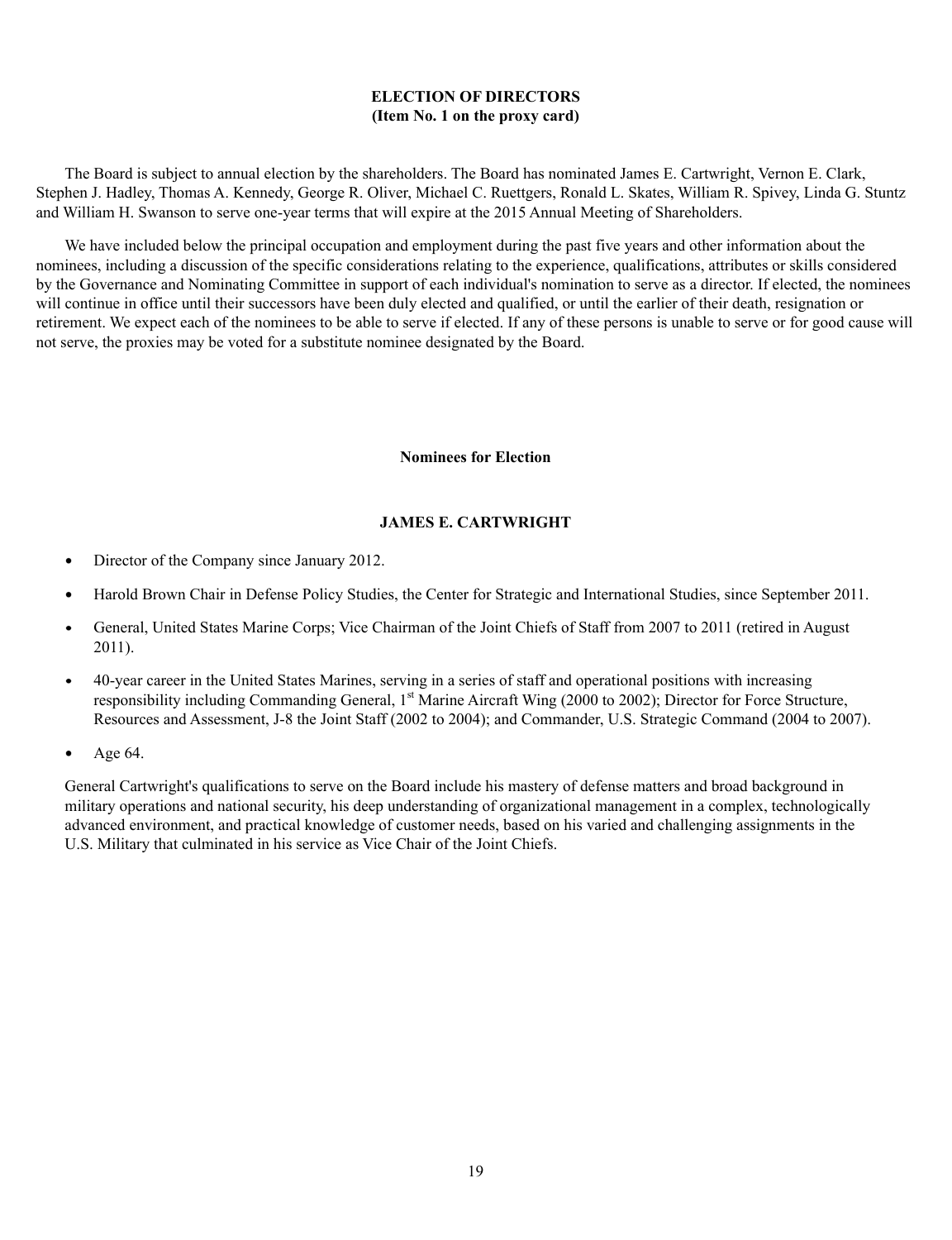## ELECTION OF DIRECTORS
## (Item No. 1 on the proxy card)

The Board is subject to annual election by the shareholders. The Board has nominated James E. Cartwright, Vernon E. Clark, Stephen J. Hadley, Thomas A. Kennedy, George R. Oliver, Michael C. Ruettgers, Ronald L. Skates, William R. Spivey, Linda G. Stuntz and William H. Swanson to serve one-year terms that will expire at the 2015 Annual Meeting of Shareholders.

We have included below the principal occupation and employment during the past five years and other information about the nominees, including a discussion of the specific considerations relating to the experience, qualifications, attributes or skills considered by the Governance and Nominating Committee in support of each individual's nomination to serve as a director. If elected, the nominees will continue in office until their successors have been duly elected and qualified, or until the earlier of their death, resignation or retirement. We expect each of the nominees to be able to serve if elected. If any of these persons is unable to serve or for good cause will not serve, the proxies may be voted for a substitute nominee designated by the Board.

### Nominees for Election

#### JAMES E. CARTWRIGHT

- Director of the Company since January 2012.
- Harold Brown Chair in Defense Policy Studies, the Center for Strategic and International Studies, since September 2011.
- General, United States Marine Corps; Vice Chairman of the Joint Chiefs of Staff from 2007 to 2011 (retired in August 2011).
- 40-year career in the United States Marines, serving in a series of staff and operational positions with increasing responsibility including Commanding General, 1st Marine Aircraft Wing (2000 to 2002); Director for Force Structure, Resources and Assessment, J-8 the Joint Staff (2002 to 2004); and Commander, U.S. Strategic Command (2004 to 2007).
- Age 64.

General Cartwright's qualifications to serve on the Board include his mastery of defense matters and broad background in military operations and national security, his deep understanding of organizational management in a complex, technologically advanced environment, and practical knowledge of customer needs, based on his varied and challenging assignments in the U.S. Military that culminated in his service as Vice Chair of the Joint Chiefs.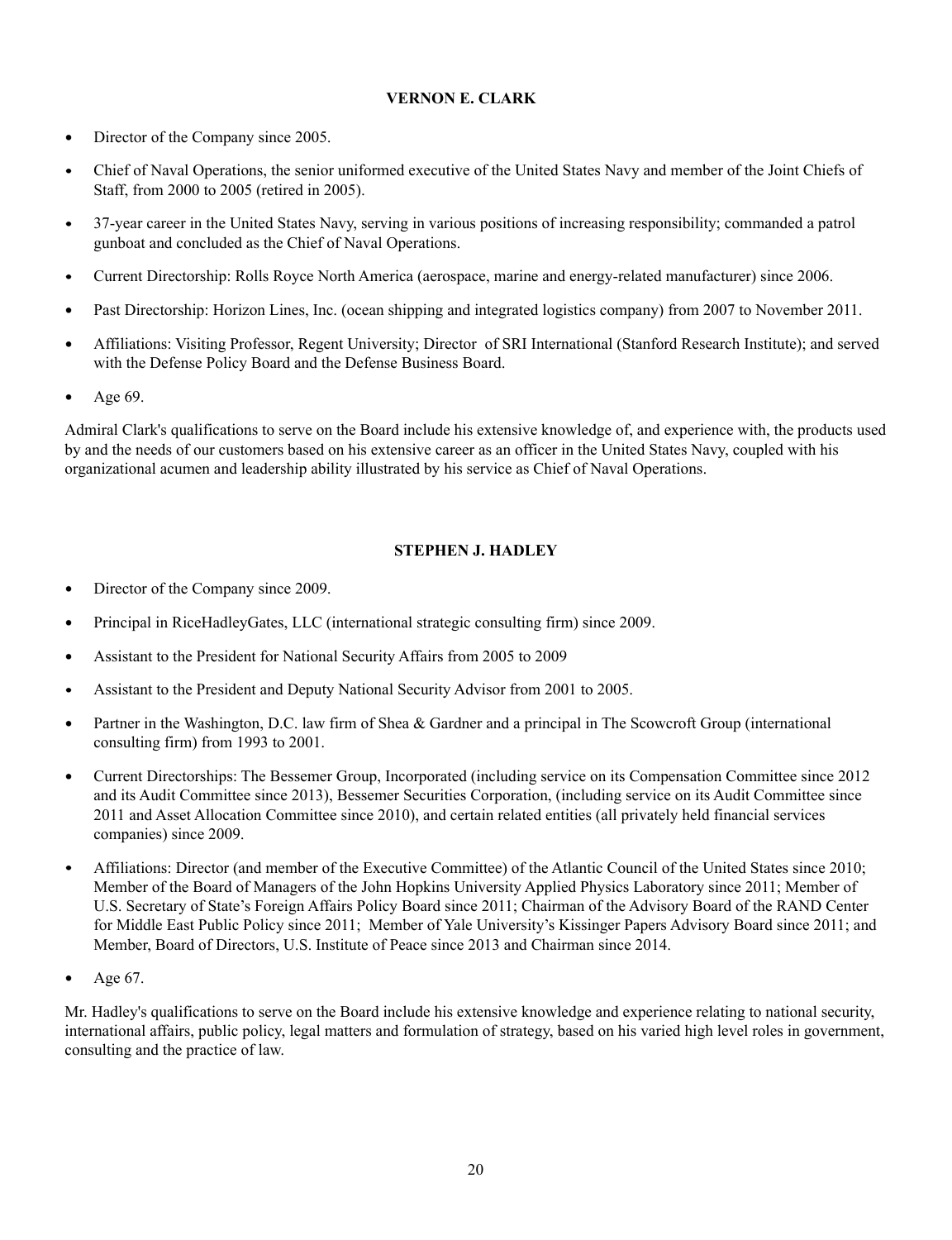**VERNON E. CLARK**

- Director of the Company since 2005.
- Chief of Naval Operations, the senior uniformed executive of the United States Navy and member of the Joint Chiefs of Staff, from 2000 to 2005 (retired in 2005).
- 37-year career in the United States Navy, serving in various positions of increasing responsibility; commanded a patrol gunboat and concluded as the Chief of Naval Operations.
- Current Directorship: Rolls Royce North America (aerospace, marine and energy-related manufacturer) since 2006.
- Past Directorship: Horizon Lines, Inc. (ocean shipping and integrated logistics company) from 2007 to November 2011.
- Affiliations: Visiting Professor, Regent University; Director of SRI International (Stanford Research Institute); and served with the Defense Policy Board and the Defense Business Board.
- Age 69.

Admiral Clark's qualifications to serve on the Board include his extensive knowledge of, and experience with, the products used by and the needs of our customers based on his extensive career as an officer in the United States Navy, coupled with his organizational acumen and leadership ability illustrated by his service as Chief of Naval Operations.

**STEPHEN J. HADLEY**

- Director of the Company since 2009.
- Principal in RiceHadleyGates, LLC (international strategic consulting firm) since 2009.
- Assistant to the President for National Security Affairs from 2005 to 2009
- Assistant to the President and Deputy National Security Advisor from 2001 to 2005.
- Partner in the Washington, D.C. law firm of Shea & Gardner and a principal in The Scowcroft Group (international consulting firm) from 1993 to 2001.
- Current Directorships: The Bessemer Group, Incorporated (including service on its Compensation Committee since 2012 and its Audit Committee since 2013), Bessemer Securities Corporation, (including service on its Audit Committee since 2011 and Asset Allocation Committee since 2010), and certain related entities (all privately held financial services companies) since 2009.
- Affiliations: Director (and member of the Executive Committee) of the Atlantic Council of the United States since 2010; Member of the Board of Managers of the John Hopkins University Applied Physics Laboratory since 2011; Member of U.S. Secretary of State's Foreign Affairs Policy Board since 2011; Chairman of the Advisory Board of the RAND Center for Middle East Public Policy since 2011; Member of Yale University's Kissinger Papers Advisory Board since 2011; and Member, Board of Directors, U.S. Institute of Peace since 2013 and Chairman since 2014.
- Age 67.

Mr. Hadley's qualifications to serve on the Board include his extensive knowledge and experience relating to national security, international affairs, public policy, legal matters and formulation of strategy, based on his varied high level roles in government, consulting and the practice of law.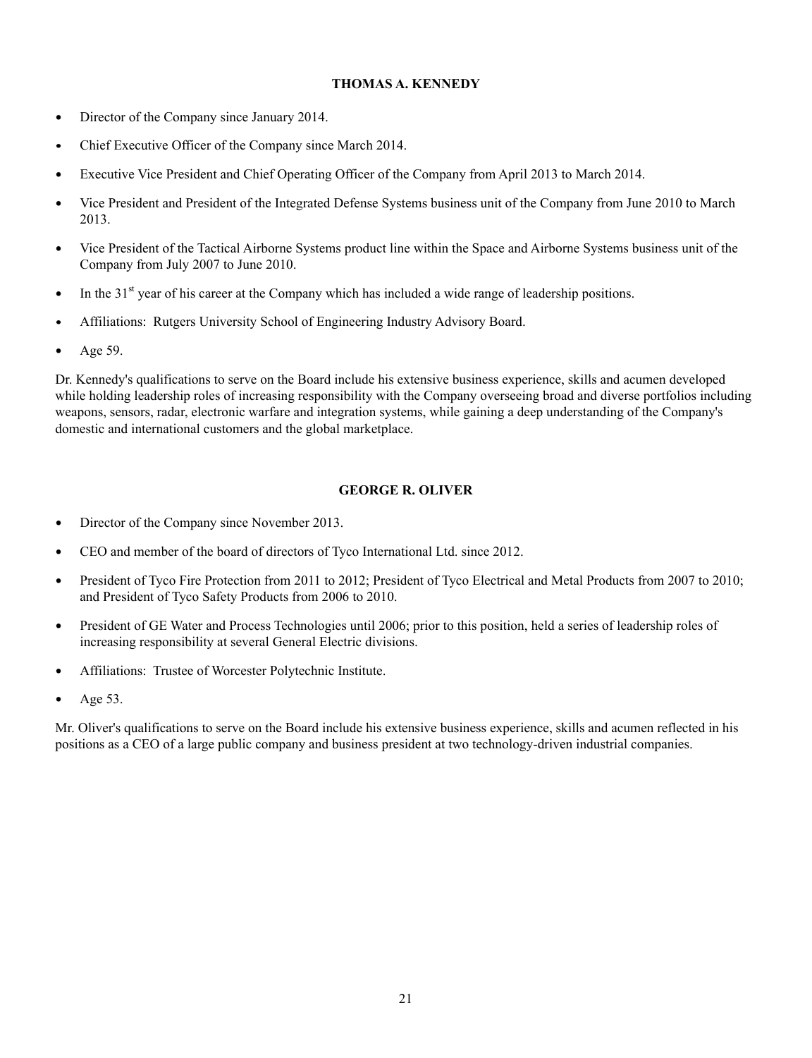**THOMAS A. KENNEDY**

- Director of the Company since January 2014.
- Chief Executive Officer of the Company since March 2014.
- Executive Vice President and Chief Operating Officer of the Company from April 2013 to March 2014.
- Vice President and President of the Integrated Defense Systems business unit of the Company from June 2010 to March 2013.
- Vice President of the Tactical Airborne Systems product line within the Space and Airborne Systems business unit of the Company from July 2007 to June 2010.
- In the 31st year of his career at the Company which has included a wide range of leadership positions.
- Affiliations: Rutgers University School of Engineering Industry Advisory Board.
- Age 59.

Dr. Kennedy's qualifications to serve on the Board include his extensive business experience, skills and acumen developed while holding leadership roles of increasing responsibility with the Company overseeing broad and diverse portfolios including weapons, sensors, radar, electronic warfare and integration systems, while gaining a deep understanding of the Company's domestic and international customers and the global marketplace.

**GEORGE R. OLIVER**

- Director of the Company since November 2013.
- CEO and member of the board of directors of Tyco International Ltd. since 2012.
- President of Tyco Fire Protection from 2011 to 2012; President of Tyco Electrical and Metal Products from 2007 to 2010; and President of Tyco Safety Products from 2006 to 2010.
- President of GE Water and Process Technologies until 2006; prior to this position, held a series of leadership roles of increasing responsibility at several General Electric divisions.
- Affiliations: Trustee of Worcester Polytechnic Institute.
- Age 53.

Mr. Oliver's qualifications to serve on the Board include his extensive business experience, skills and acumen reflected in his positions as a CEO of a large public company and business president at two technology-driven industrial companies.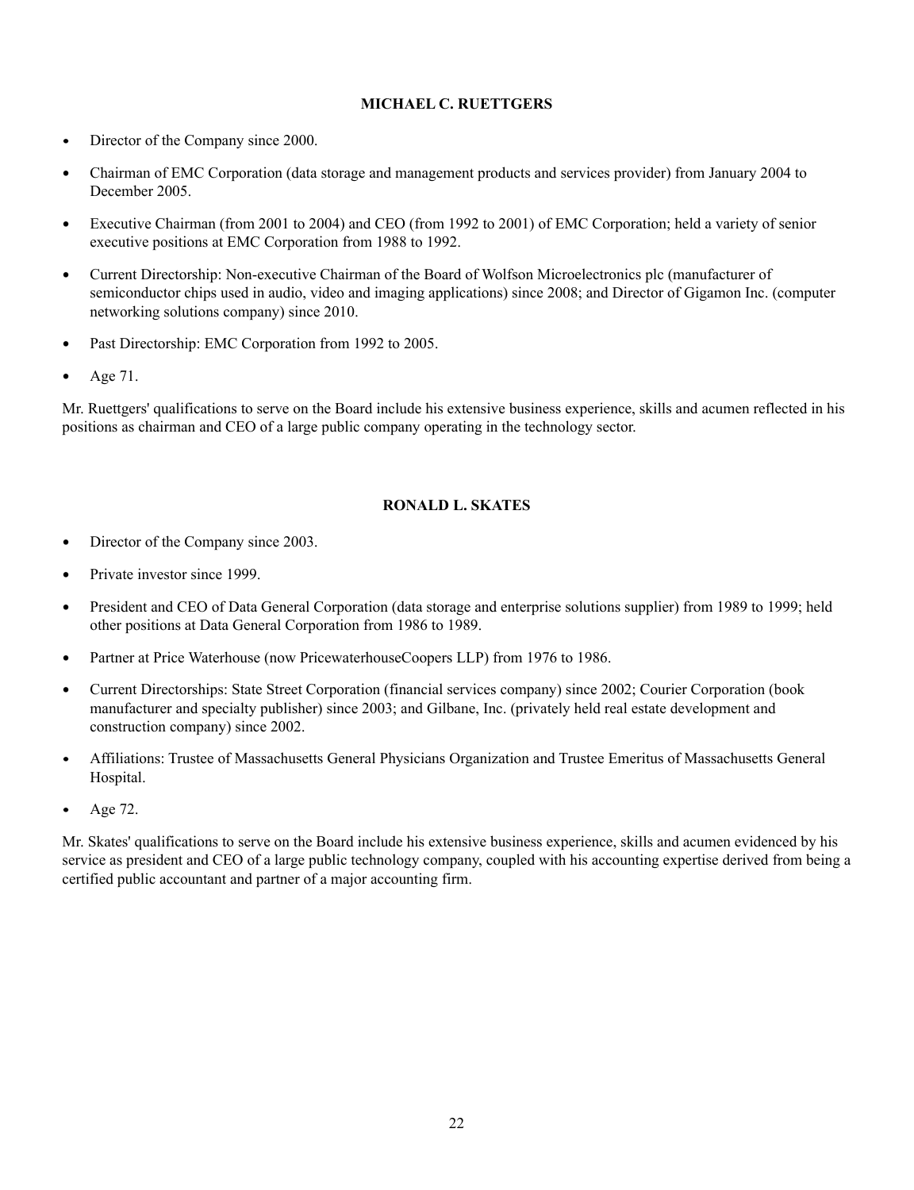## MICHAEL C. RUETTGERS

- Director of the Company since 2000.
- Chairman of EMC Corporation (data storage and management products and services provider) from January 2004 to December 2005.
- Executive Chairman (from 2001 to 2004) and CEO (from 1992 to 2001) of EMC Corporation; held a variety of senior executive positions at EMC Corporation from 1988 to 1992.
- Current Directorship: Non-executive Chairman of the Board of Wolfson Microelectronics plc (manufacturer of semiconductor chips used in audio, video and imaging applications) since 2008; and Director of Gigamon Inc. (computer networking solutions company) since 2010.
- Past Directorship: EMC Corporation from 1992 to 2005.
- Age 71.

Mr. Ruettgers' qualifications to serve on the Board include his extensive business experience, skills and acumen reflected in his positions as chairman and CEO of a large public company operating in the technology sector.

## RONALD L. SKATES

- Director of the Company since 2003.
- Private investor since 1999.
- President and CEO of Data General Corporation (data storage and enterprise solutions supplier) from 1989 to 1999; held other positions at Data General Corporation from 1986 to 1989.
- Partner at Price Waterhouse (now PricewaterhouseCoopers LLP) from 1976 to 1986.
- Current Directorships: State Street Corporation (financial services company) since 2002; Courier Corporation (book manufacturer and specialty publisher) since 2003; and Gilbane, Inc. (privately held real estate development and construction company) since 2002.
- Affiliations: Trustee of Massachusetts General Physicians Organization and Trustee Emeritus of Massachusetts General Hospital.
- Age 72.

Mr. Skates' qualifications to serve on the Board include his extensive business experience, skills and acumen evidenced by his service as president and CEO of a large public technology company, coupled with his accounting expertise derived from being a certified public accountant and partner of a major accounting firm.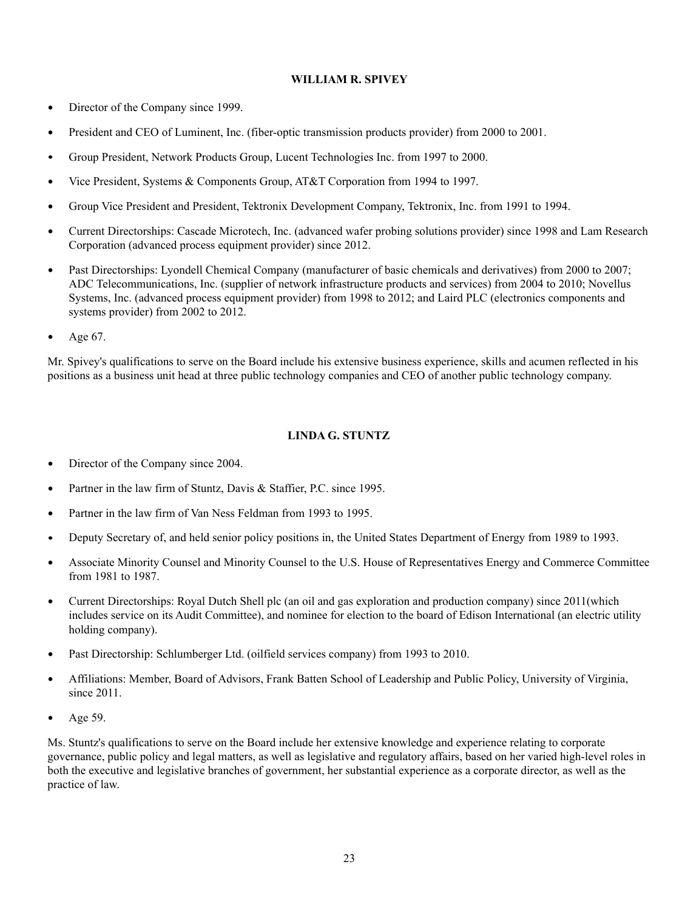### WILLIAM R. SPIVEY

- Director of the Company since 1999.
- President and CEO of Luminent, Inc. (fiber-optic transmission products provider) from 2000 to 2001.
- Group President, Network Products Group, Lucent Technologies Inc. from 1997 to 2000.
- Vice President, Systems & Components Group, AT&T Corporation from 1994 to 1997.
- Group Vice President and President, Tektronix Development Company, Tektronix, Inc. from 1991 to 1994.
- Current Directorships: Cascade Microtech, Inc. (advanced wafer probing solutions provider) since 1998 and Lam Research Corporation (advanced process equipment provider) since 2012.
- Past Directorships: Lyondell Chemical Company (manufacturer of basic chemicals and derivatives) from 2000 to 2007; ADC Telecommunications, Inc. (supplier of network infrastructure products and services) from 2004 to 2010; Novellus Systems, Inc. (advanced process equipment provider) from 1998 to 2012; and Laird PLC (electronics components and systems provider) from 2002 to 2012.
- Age 67.

Mr. Spivey's qualifications to serve on the Board include his extensive business experience, skills and acumen reflected in his positions as a business unit head at three public technology companies and CEO of another public technology company.

### LINDA G. STUNTZ

- Director of the Company since 2004.
- Partner in the law firm of Stuntz, Davis & Staffier, P.C. since 1995.
- Partner in the law firm of Van Ness Feldman from 1993 to 1995.
- Deputy Secretary of, and held senior policy positions in, the United States Department of Energy from 1989 to 1993.
- Associate Minority Counsel and Minority Counsel to the U.S. House of Representatives Energy and Commerce Committee from 1981 to 1987.
- Current Directorships: Royal Dutch Shell plc (an oil and gas exploration and production company) since 2011(which includes service on its Audit Committee), and nominee for election to the board of Edison International (an electric utility holding company).
- Past Directorship: Schlumberger Ltd. (oilfield services company) from 1993 to 2010.
- Affiliations: Member, Board of Advisors, Frank Batten School of Leadership and Public Policy, University of Virginia, since 2011.
- Age 59.

Ms. Stuntz's qualifications to serve on the Board include her extensive knowledge and experience relating to corporate governance, public policy and legal matters, as well as legislative and regulatory affairs, based on her varied high-level roles in both the executive and legislative branches of government, her substantial experience as a corporate director, as well as the practice of law.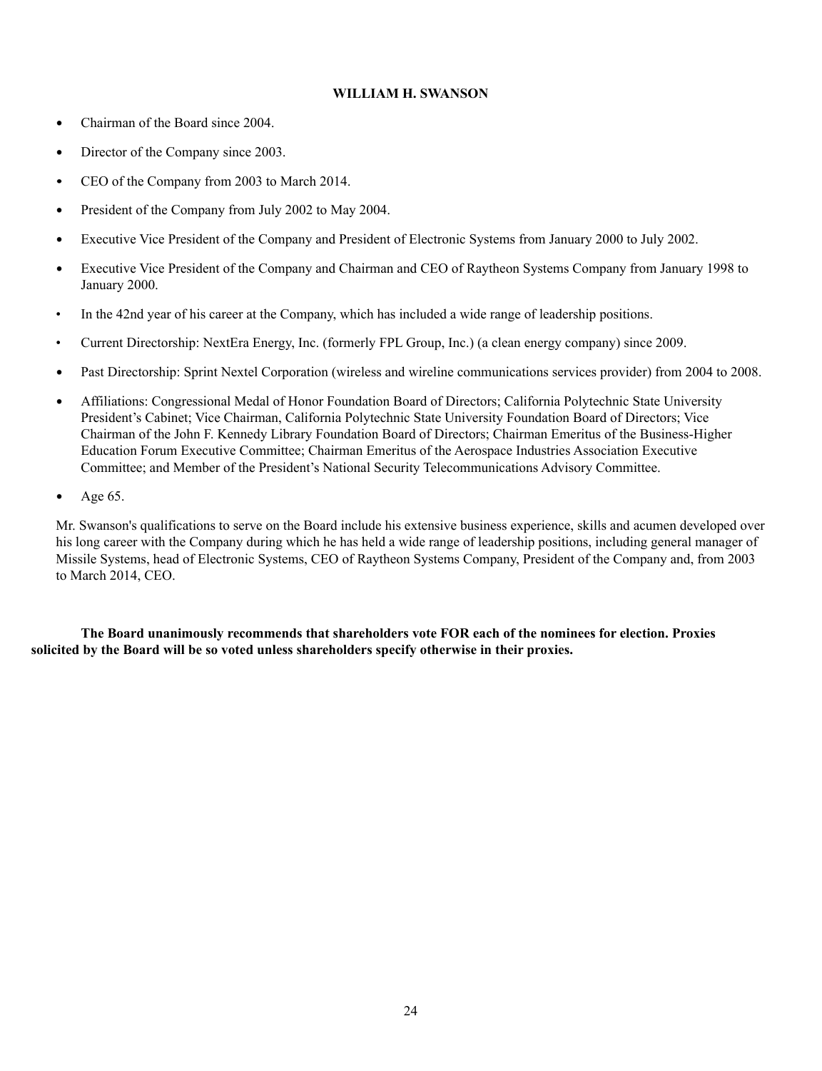### WILLIAM H. SWANSON

- Chairman of the Board since 2004.
- Director of the Company since 2003.
- CEO of the Company from 2003 to March 2014.
- President of the Company from July 2002 to May 2004.
- Executive Vice President of the Company and President of Electronic Systems from January 2000 to July 2002.
- Executive Vice President of the Company and Chairman and CEO of Raytheon Systems Company from January 1998 to January 2000.
- In the 42nd year of his career at the Company, which has included a wide range of leadership positions.
- Current Directorship: NextEra Energy, Inc. (formerly FPL Group, Inc.) (a clean energy company) since 2009.
- Past Directorship: Sprint Nextel Corporation (wireless and wireline communications services provider) from 2004 to 2008.
- Affiliations: Congressional Medal of Honor Foundation Board of Directors; California Polytechnic State University President's Cabinet; Vice Chairman, California Polytechnic State University Foundation Board of Directors; Vice Chairman of the John F. Kennedy Library Foundation Board of Directors; Chairman Emeritus of the Business-Higher Education Forum Executive Committee; Chairman Emeritus of the Aerospace Industries Association Executive Committee; and Member of the President's National Security Telecommunications Advisory Committee.
- Age 65.

Mr. Swanson's qualifications to serve on the Board include his extensive business experience, skills and acumen developed over his long career with the Company during which he has held a wide range of leadership positions, including general manager of Missile Systems, head of Electronic Systems, CEO of Raytheon Systems Company, President of the Company and, from 2003 to March 2014, CEO.

**The Board unanimously recommends that shareholders vote FOR each of the nominees for election. Proxies solicited by the Board will be so voted unless shareholders specify otherwise in their proxies.**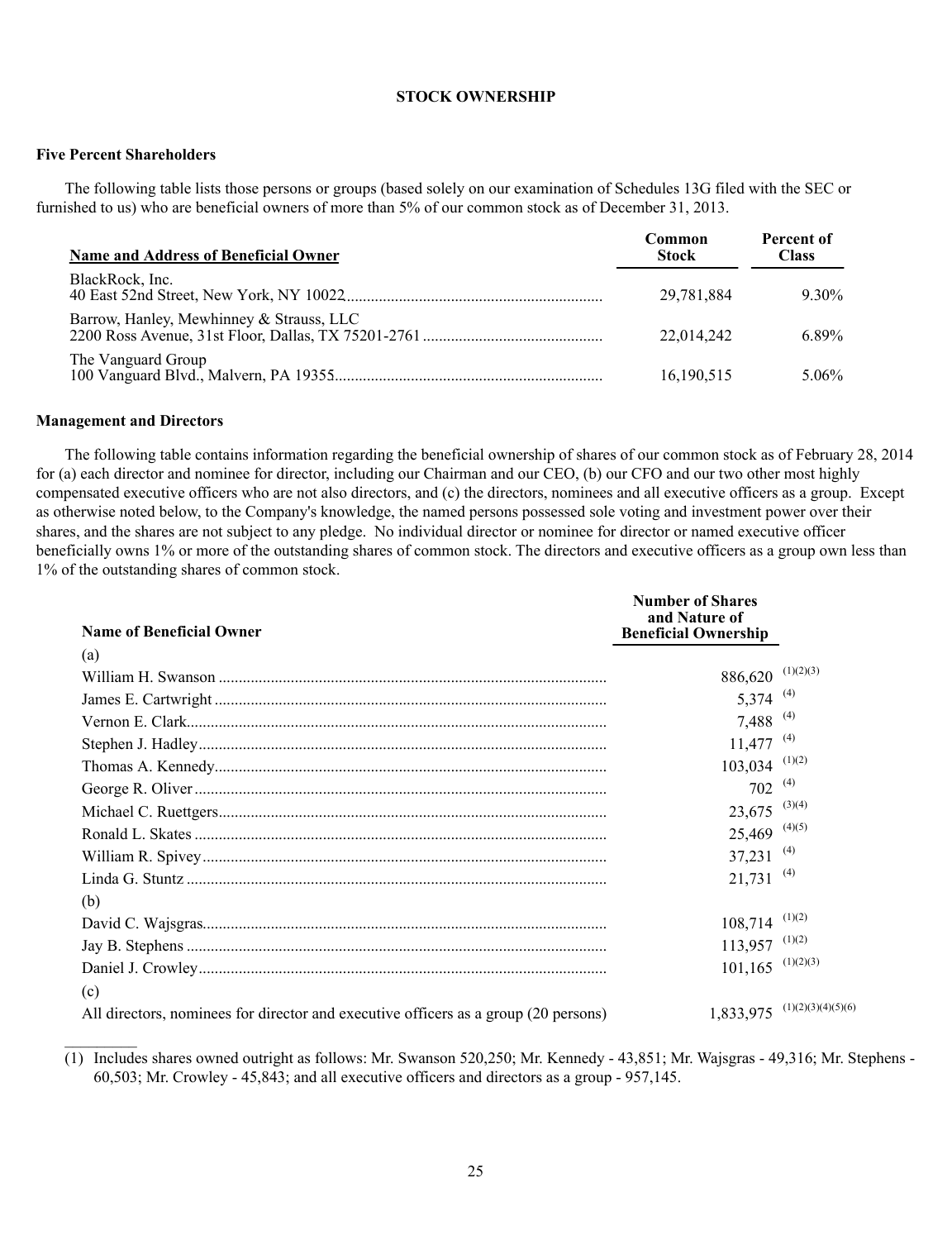**STOCK OWNERSHIP**

**Five Percent Shareholders**

The following table lists those persons or groups (based solely on our examination of Schedules 13G filed with the SEC or furnished to us) who are beneficial owners of more than 5% of our common stock as of December 31, 2013.

| Name and Address of Beneficial Owner | Common Stock | Percent of Class |
|---|---|---|
| BlackRock, Inc.<br>40 East 52nd Street, New York, NY 10022 | 29,781,884 | 9.30% |
| Barrow, Hanley, Mewhinney & Strauss, LLC<br>2200 Ross Avenue, 31st Floor, Dallas, TX 75201-2761 | 22,014,242 | 6.89% |
| The Vanguard Group<br>100 Vanguard Blvd., Malvern, PA 19355 | 16,190,515 | 5.06% |

**Management and Directors**

The following table contains information regarding the beneficial ownership of shares of our common stock as of February 28, 2014 for (a) each director and nominee for director, including our Chairman and our CEO, (b) our CFO and our two other most highly compensated executive officers who are not also directors, and (c) the directors, nominees and all executive officers as a group. Except as otherwise noted below, to the Company's knowledge, the named persons possessed sole voting and investment power over their shares, and the shares are not subject to any pledge. No individual director or nominee for director or named executive officer beneficially owns 1% or more of the outstanding shares of common stock. The directors and executive officers as a group own less than 1% of the outstanding shares of common stock.

| Name of Beneficial Owner | Number of Shares and Nature of Beneficial Ownership |
|---|---|
| (a) | |
| William H. Swanson | 886,620 (1)(2)(3) |
| James E. Cartwright | 5,374 (4) |
| Vernon E. Clark | 7,488 (4) |
| Stephen J. Hadley | 11,477 (4) |
| Thomas A. Kennedy | 103,034 (1)(2) |
| George R. Oliver | 702 (4) |
| Michael C. Ruettgers | 23,675 (3)(4) |
| Ronald L. Skates | 25,469 (4)(5) |
| William R. Spivey | 37,231 (4) |
| Linda G. Stuntz | 21,731 (4) |
| (b) | |
| David C. Wajsgras | 108,714 (1)(2) |
| Jay B. Stephens | 113,957 (1)(2) |
| Daniel J. Crowley | 101,165 (1)(2)(3) |
| (c) | |
| All directors, nominees for director and executive officers as a group (20 persons) | 1,833,975 (1)(2)(3)(4)(5)(6) |

(1) Includes shares owned outright as follows: Mr. Swanson 520,250; Mr. Kennedy - 43,851; Mr. Wajsgras - 49,316; Mr. Stephens - 60,503; Mr. Crowley - 45,843; and all executive officers and directors as a group - 957,145.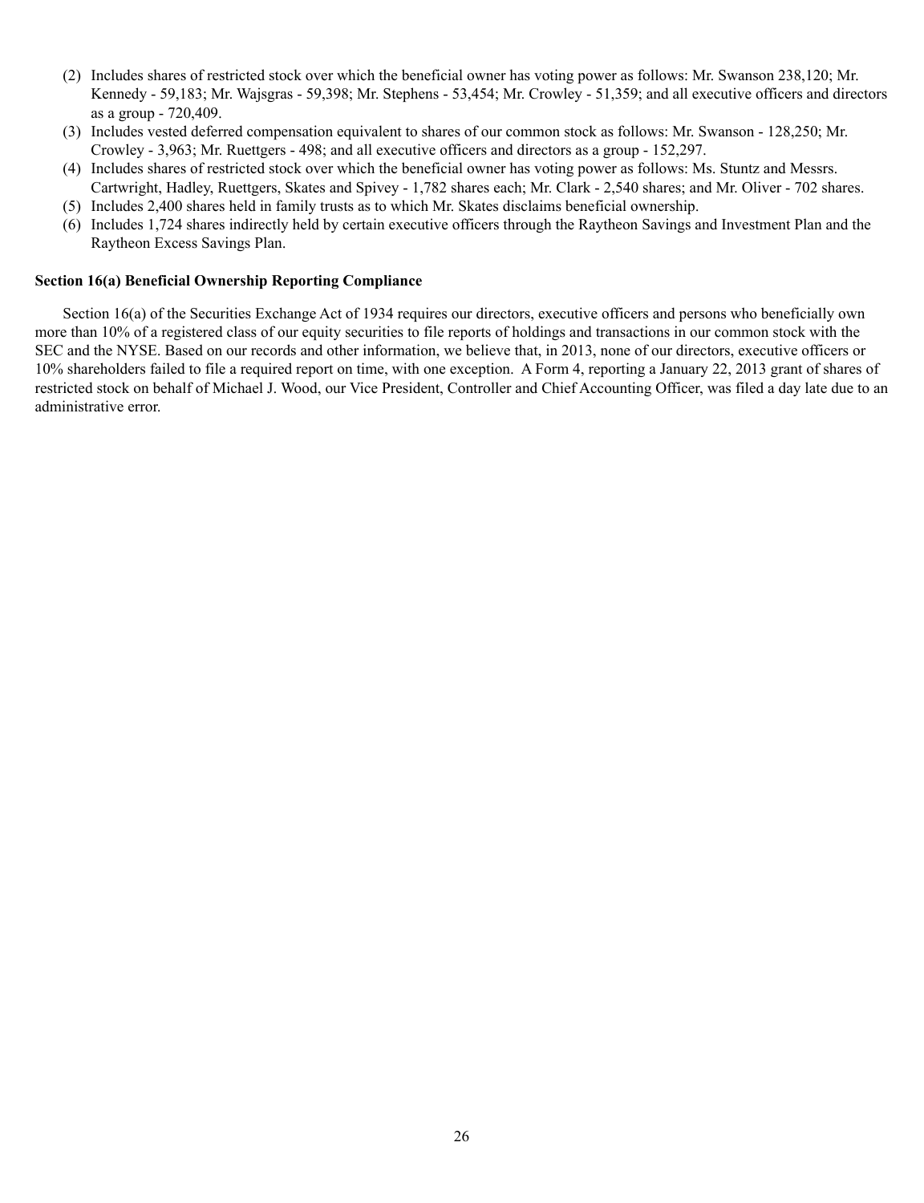(2) Includes shares of restricted stock over which the beneficial owner has voting power as follows: Mr. Swanson 238,120; Mr. Kennedy - 59,183; Mr. Wajsgras - 59,398; Mr. Stephens - 53,454; Mr. Crowley - 51,359; and all executive officers and directors as a group - 720,409.

(3) Includes vested deferred compensation equivalent to shares of our common stock as follows: Mr. Swanson - 128,250; Mr. Crowley - 3,963; Mr. Ruettgers - 498; and all executive officers and directors as a group - 152,297.

(4) Includes shares of restricted stock over which the beneficial owner has voting power as follows: Ms. Stuntz and Messrs. Cartwright, Hadley, Ruettgers, Skates and Spivey - 1,782 shares each; Mr. Clark - 2,540 shares; and Mr. Oliver - 702 shares.

(5) Includes 2,400 shares held in family trusts as to which Mr. Skates disclaims beneficial ownership.

(6) Includes 1,724 shares indirectly held by certain executive officers through the Raytheon Savings and Investment Plan and the Raytheon Excess Savings Plan.

**Section 16(a) Beneficial Ownership Reporting Compliance**

Section 16(a) of the Securities Exchange Act of 1934 requires our directors, executive officers and persons who beneficially own more than 10% of a registered class of our equity securities to file reports of holdings and transactions in our common stock with the SEC and the NYSE. Based on our records and other information, we believe that, in 2013, none of our directors, executive officers or 10% shareholders failed to file a required report on time, with one exception. A Form 4, reporting a January 22, 2013 grant of shares of restricted stock on behalf of Michael J. Wood, our Vice President, Controller and Chief Accounting Officer, was filed a day late due to an administrative error.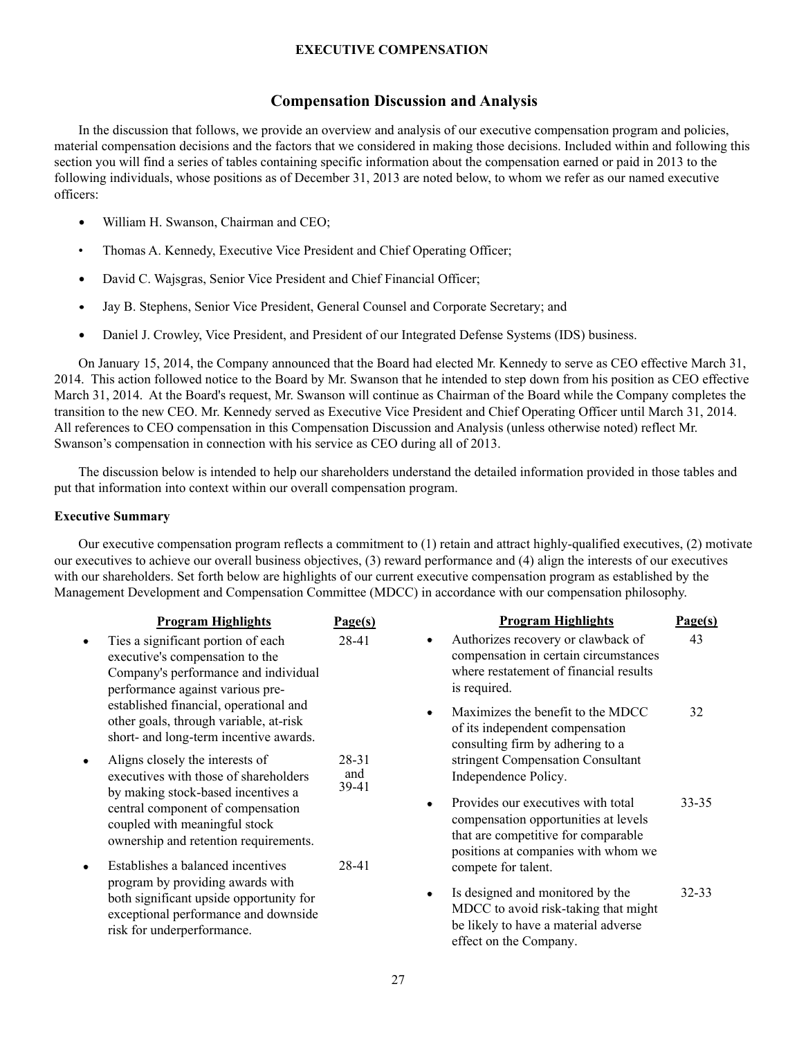## EXECUTIVE COMPENSATION

# Compensation Discussion and Analysis

In the discussion that follows, we provide an overview and analysis of our executive compensation program and policies, material compensation decisions and the factors that we considered in making those decisions. Included within and following this section you will find a series of tables containing specific information about the compensation earned or paid in 2013 to the following individuals, whose positions as of December 31, 2013 are noted below, to whom we refer as our named executive officers:

- William H. Swanson, Chairman and CEO;
- Thomas A. Kennedy, Executive Vice President and Chief Operating Officer;
- David C. Wajsgras, Senior Vice President and Chief Financial Officer;
- Jay B. Stephens, Senior Vice President, General Counsel and Corporate Secretary; and
- Daniel J. Crowley, Vice President, and President of our Integrated Defense Systems (IDS) business.

On January 15, 2014, the Company announced that the Board had elected Mr. Kennedy to serve as CEO effective March 31, 2014. This action followed notice to the Board by Mr. Swanson that he intended to step down from his position as CEO effective March 31, 2014. At the Board's request, Mr. Swanson will continue as Chairman of the Board while the Company completes the transition to the new CEO. Mr. Kennedy served as Executive Vice President and Chief Operating Officer until March 31, 2014. All references to CEO compensation in this Compensation Discussion and Analysis (unless otherwise noted) reflect Mr. Swanson's compensation in connection with his service as CEO during all of 2013.

The discussion below is intended to help our shareholders understand the detailed information provided in those tables and put that information into context within our overall compensation program.

### Executive Summary

Our executive compensation program reflects a commitment to (1) retain and attract highly-qualified executives, (2) motivate our executives to achieve our overall business objectives, (3) reward performance and (4) align the interests of our executives with our shareholders. Set forth below are highlights of our current executive compensation program as established by the Management Development and Compensation Committee (MDCC) in accordance with our compensation philosophy.

| Program Highlights | Page(s) |
|---|---|
| Ties a significant portion of each executive's compensation to the Company's performance and individual performance against various pre-established financial, operational and other goals, through variable, at-risk short- and long-term incentive awards. | 28-41 |
| Aligns closely the interests of executives with those of shareholders by making stock-based incentives a central component of compensation coupled with meaningful stock ownership and retention requirements. | 28-31 and 39-41 |
| Establishes a balanced incentives program by providing awards with both significant upside opportunity for exceptional performance and downside risk for underperformance. | 28-41 |
| Authorizes recovery or clawback of compensation in certain circumstances where restatement of financial results is required. | 43 |
| Maximizes the benefit to the MDCC of its independent compensation consulting firm by adhering to a stringent Compensation Consultant Independence Policy. | 32 |
| Provides our executives with total compensation opportunities at levels that are competitive for comparable positions at companies with whom we compete for talent. | 33-35 |
| Is designed and monitored by the MDCC to avoid risk-taking that might be likely to have a material adverse effect on the Company. | 32-33 |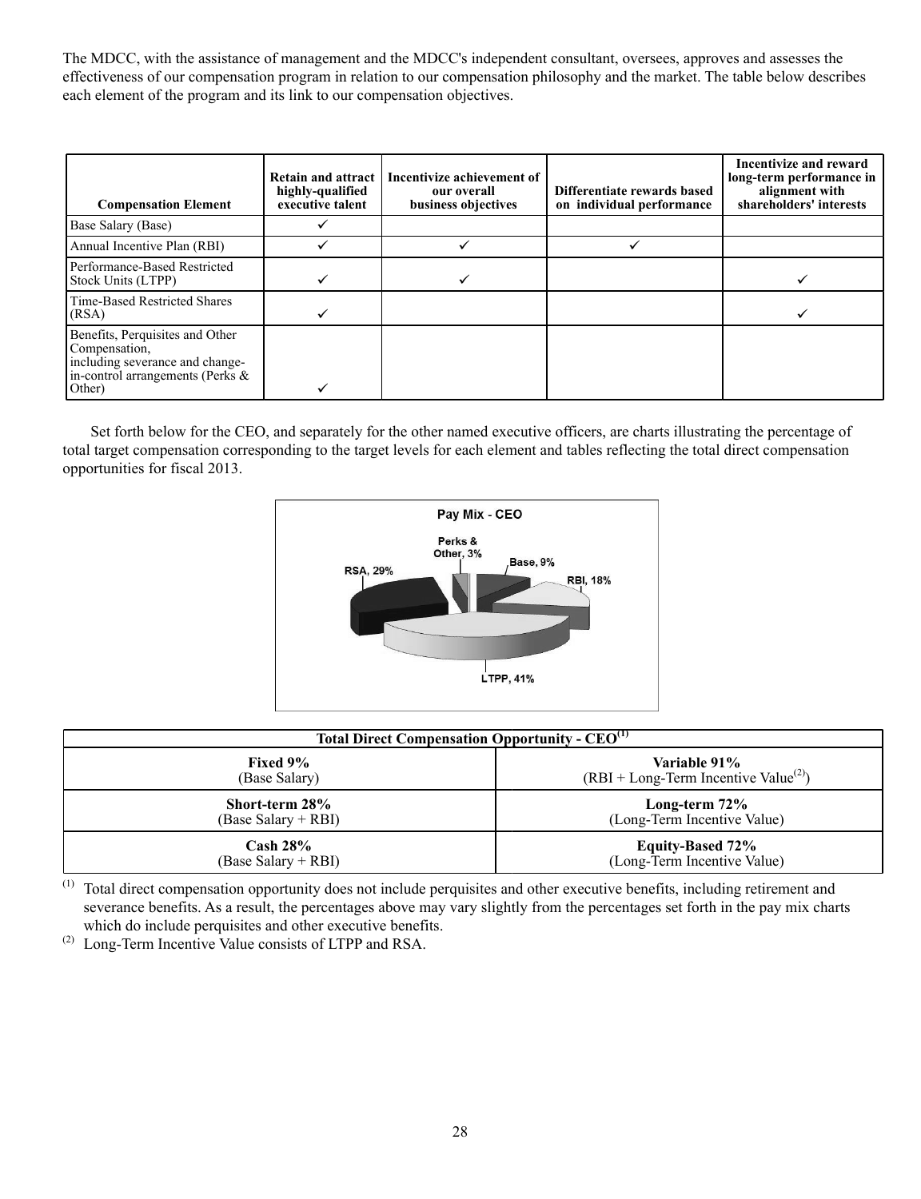The MDCC, with the assistance of management and the MDCC's independent consultant, oversees, approves and assesses the effectiveness of our compensation program in relation to our compensation philosophy and the market. The table below describes each element of the program and its link to our compensation objectives.

| Compensation Element | Retain and attract highly-qualified executive talent | Incentivize achievement of our overall business objectives | Differentiate rewards based on individual performance | Incentivize and reward long-term performance in alignment with shareholders' interests |
|---|---|---|---|---|
| Base Salary (Base) | ✓ | | | |
| Annual Incentive Plan (RBI) | ✓ | ✓ | ✓ | |
| Performance-Based Restricted Stock Units (LTPP) | ✓ | ✓ | | ✓ |
| Time-Based Restricted Shares (RSA) | ✓ | | | ✓ |
| Benefits, Perquisites and Other Compensation, including severance and change-in-control arrangements (Perks & Other) | ✓ | | | |

Set forth below for the CEO, and separately for the other named executive officers, are charts illustrating the percentage of total target compensation corresponding to the target levels for each element and tables reflecting the total direct compensation opportunities for fiscal 2013.

**Pay Mix - CEO**

Perks & Other, 3%; Base, 9%; RBI, 18%; LTPP, 41%; RSA, 29%

| Total Direct Compensation Opportunity - CEO[(1)] | |
|---|---|
| **Fixed 9%**<br>(Base Salary) | **Variable 91%**<br>(RBI + Long-Term Incentive Value[(2)]) |
| **Short-term 28%**<br>(Base Salary + RBI) | **Long-term 72%**<br>(Long-Term Incentive Value) |
| **Cash 28%**<br>(Base Salary + RBI) | **Equity-Based 72%**<br>(Long-Term Incentive Value) |

(1) Total direct compensation opportunity does not include perquisites and other executive benefits, including retirement and severance benefits. As a result, the percentages above may vary slightly from the percentages set forth in the pay mix charts which do include perquisites and other executive benefits.

(2) Long-Term Incentive Value consists of LTPP and RSA.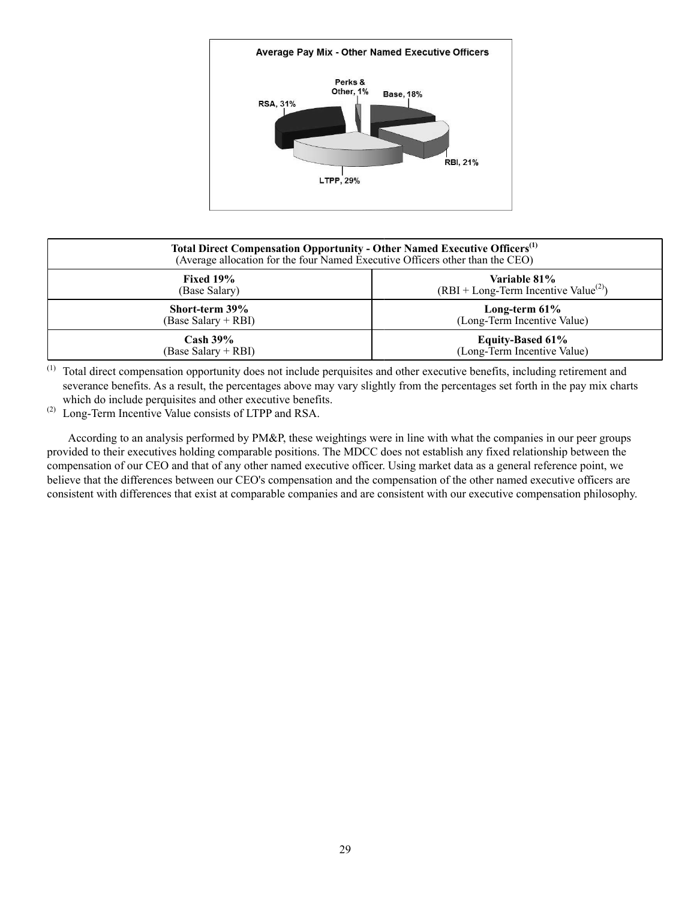**Average Pay Mix - Other Named Executive Officers**

Perks & Other, 1%
Base, 18%
RBI, 21%
LTPP, 29%
RSA, 31%

| Total Direct Compensation Opportunity - Other Named Executive Officers[(1)] (Average allocation for the four Named Executive Officers other than the CEO) | |
|---|---|
| **Fixed 19%** (Base Salary) | **Variable 81%** (RBI + Long-Term Incentive Value[(2)]) |
| **Short-term 39%** (Base Salary + RBI) | **Long-term 61%** (Long-Term Incentive Value) |
| **Cash 39%** (Base Salary + RBI) | **Equity-Based 61%** (Long-Term Incentive Value) |

(1) Total direct compensation opportunity does not include perquisites and other executive benefits, including retirement and severance benefits. As a result, the percentages above may vary slightly from the percentages set forth in the pay mix charts which do include perquisites and other executive benefits.

(2) Long-Term Incentive Value consists of LTPP and RSA.

According to an analysis performed by PM&P, these weightings were in line with what the companies in our peer groups provided to their executives holding comparable positions. The MDCC does not establish any fixed relationship between the compensation of our CEO and that of any other named executive officer. Using market data as a general reference point, we believe that the differences between our CEO's compensation and the compensation of the other named executive officers are consistent with differences that exist at comparable companies and are consistent with our executive compensation philosophy.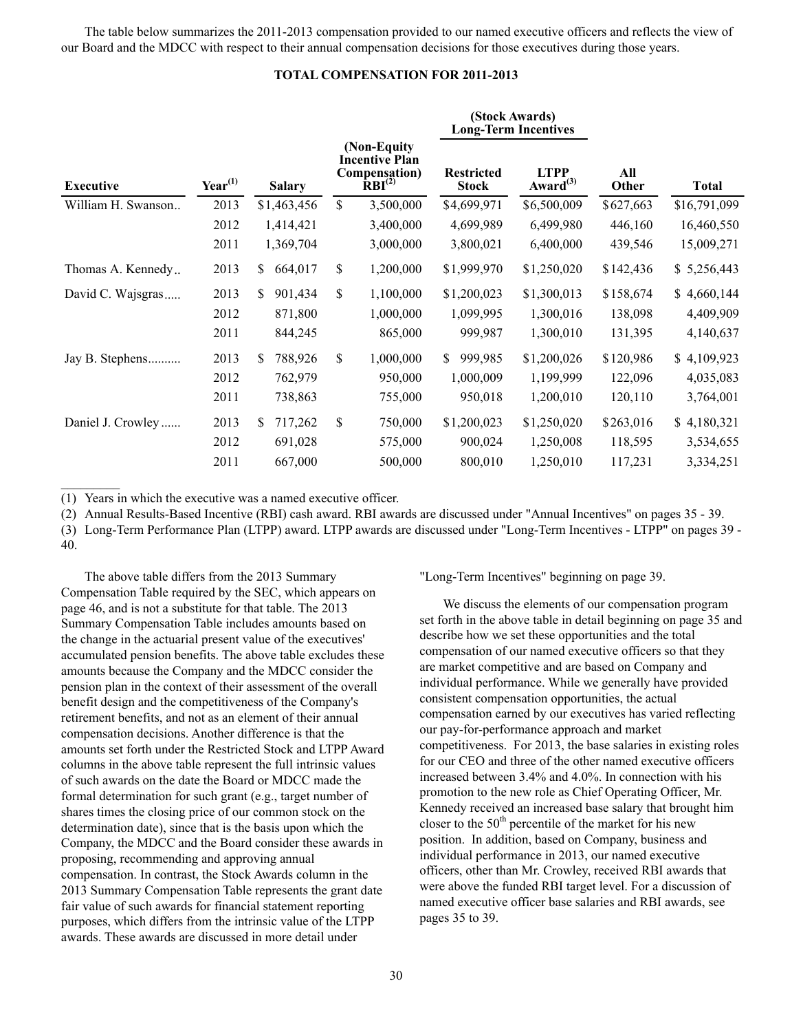The table below summarizes the 2011-2013 compensation provided to our named executive officers and reflects the view of our Board and the MDCC with respect to their annual compensation decisions for those executives during those years.

**TOTAL COMPENSATION FOR 2011-2013**

| | | | | (Stock Awards) Long-Term Incentives | | | |
|---|---|---|---|---|---|---|---|
| **Executive** | **Year[1]** | **Salary** | **(Non-Equity Incentive Plan Compensation) RBI[2]** | **Restricted Stock** | **LTPP Award[3]** | **All Other** | **Total** |
| William H. Swanson.. | 2013 | $1,463,456 | $ 3,500,000 | $4,699,971 | $6,500,009 | $627,663 | $16,791,099 |
| | 2012 | 1,414,421 | 3,400,000 | 4,699,989 | 6,499,980 | 446,160 | 16,460,550 |
| | 2011 | 1,369,704 | 3,000,000 | 3,800,021 | 6,400,000 | 439,546 | 15,009,271 |
| Thomas A. Kennedy.. | 2013 | $ 664,017 | $ 1,200,000 | $1,999,970 | $1,250,020 | $142,436 | $ 5,256,443 |
| David C. Wajsgras..... | 2013 | $ 901,434 | $ 1,100,000 | $1,200,023 | $1,300,013 | $158,674 | $ 4,660,144 |
| | 2012 | 871,800 | 1,000,000 | 1,099,995 | 1,300,016 | 138,098 | 4,409,909 |
| | 2011 | 844,245 | 865,000 | 999,987 | 1,300,010 | 131,395 | 4,140,637 |
| Jay B. Stephens.......... | 2013 | $ 788,926 | $ 1,000,000 | $ 999,985 | $1,200,026 | $120,986 | $ 4,109,923 |
| | 2012 | 762,979 | 950,000 | 1,000,009 | 1,199,999 | 122,096 | 4,035,083 |
| | 2011 | 738,863 | 755,000 | 950,018 | 1,200,010 | 120,110 | 3,764,001 |
| Daniel J. Crowley ...... | 2013 | $ 717,262 | $ 750,000 | $1,200,023 | $1,250,020 | $263,016 | $ 4,180,321 |
| | 2012 | 691,028 | 575,000 | 900,024 | 1,250,008 | 118,595 | 3,534,655 |
| | 2011 | 667,000 | 500,000 | 800,010 | 1,250,010 | 117,231 | 3,334,251 |

(1) Years in which the executive was a named executive officer.

(2) Annual Results-Based Incentive (RBI) cash award. RBI awards are discussed under "Annual Incentives" on pages 35 - 39.

(3) Long-Term Performance Plan (LTPP) award. LTPP awards are discussed under "Long-Term Incentives - LTPP" on pages 39 - 40.

The above table differs from the 2013 Summary Compensation Table required by the SEC, which appears on page 46, and is not a substitute for that table. The 2013 Summary Compensation Table includes amounts based on the change in the actuarial present value of the executives' accumulated pension benefits. The above table excludes these amounts because the Company and the MDCC consider the pension plan in the context of their assessment of the overall benefit design and the competitiveness of the Company's retirement benefits, and not as an element of their annual compensation decisions. Another difference is that the amounts set forth under the Restricted Stock and LTPP Award columns in the above table represent the full intrinsic values of such awards on the date the Board or MDCC made the formal determination for such grant (e.g., target number of shares times the closing price of our common stock on the determination date), since that is the basis upon which the Company, the MDCC and the Board consider these awards in proposing, recommending and approving annual compensation. In contrast, the Stock Awards column in the 2013 Summary Compensation Table represents the grant date fair value of such awards for financial statement reporting purposes, which differs from the intrinsic value of the LTPP awards. These awards are discussed in more detail under "Long-Term Incentives" beginning on page 39.

We discuss the elements of our compensation program set forth in the above table in detail beginning on page 35 and describe how we set these opportunities and the total compensation of our named executive officers so that they are market competitive and are based on Company and individual performance. While we generally have provided consistent compensation opportunities, the actual compensation earned by our executives has varied reflecting our pay-for-performance approach and market competitiveness. For 2013, the base salaries in existing roles for our CEO and three of the other named executive officers increased between 3.4% and 4.0%. In connection with his promotion to the new role as Chief Operating Officer, Mr. Kennedy received an increased base salary that brought him closer to the 50th percentile of the market for his new position. In addition, based on Company, business and individual performance in 2013, our named executive officers, other than Mr. Crowley, received RBI awards that were above the funded RBI target level. For a discussion of named executive officer base salaries and RBI awards, see pages 35 to 39.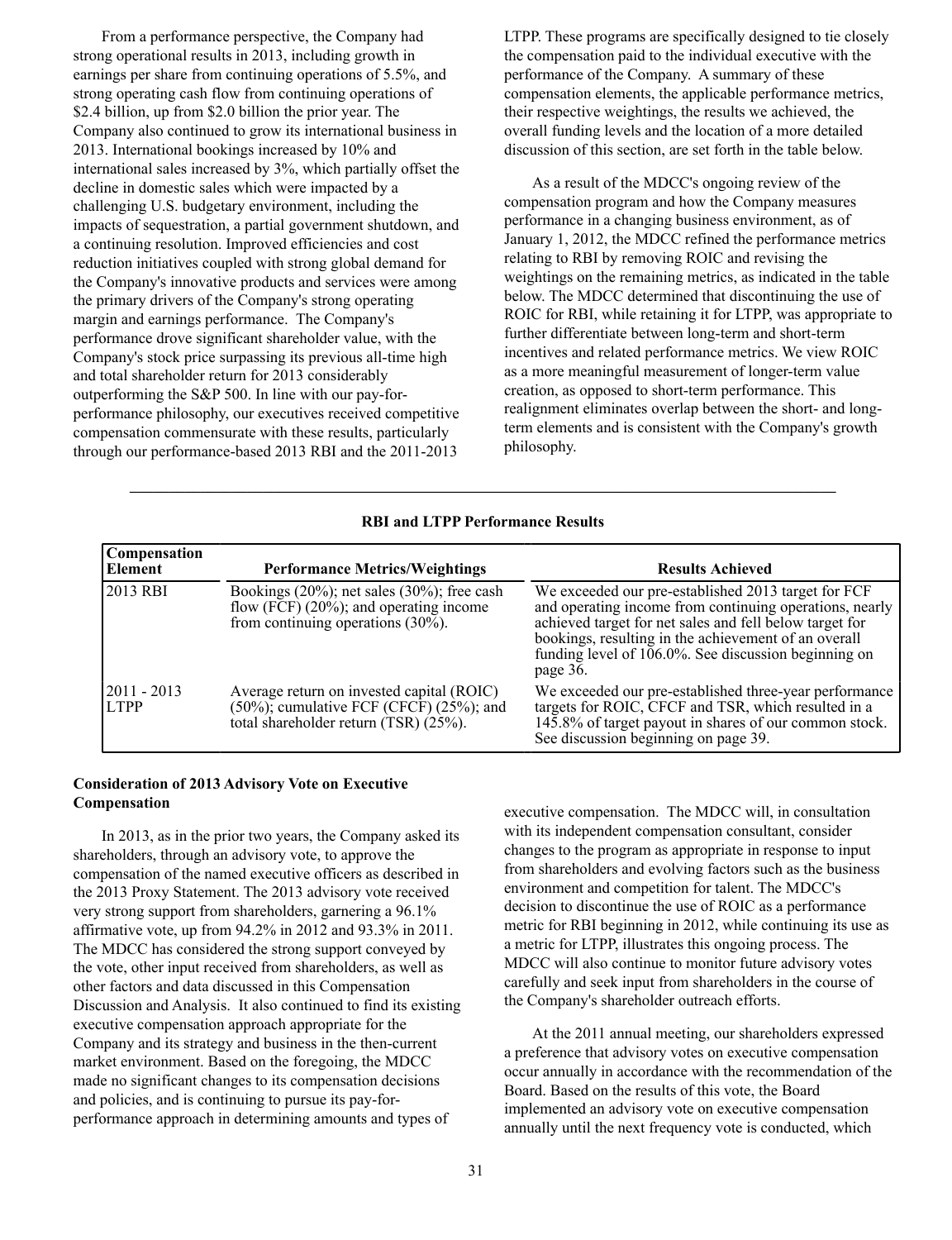From a performance perspective, the Company had strong operational results in 2013, including growth in earnings per share from continuing operations of 5.5%, and strong operating cash flow from continuing operations of \$2.4 billion, up from \$2.0 billion the prior year. The Company also continued to grow its international business in 2013. International bookings increased by 10% and international sales increased by 3%, which partially offset the decline in domestic sales which were impacted by a challenging U.S. budgetary environment, including the impacts of sequestration, a partial government shutdown, and a continuing resolution. Improved efficiencies and cost reduction initiatives coupled with strong global demand for the Company's innovative products and services were among the primary drivers of the Company's strong operating margin and earnings performance. The Company's performance drove significant shareholder value, with the Company's stock price surpassing its previous all-time high and total shareholder return for 2013 considerably outperforming the S&P 500. In line with our pay-for-performance philosophy, our executives received competitive compensation commensurate with these results, particularly through our performance-based 2013 RBI and the 2011-2013 LTPP. These programs are specifically designed to tie closely the compensation paid to the individual executive with the performance of the Company. A summary of these compensation elements, the applicable performance metrics, their respective weightings, the results we achieved, the overall funding levels and the location of a more detailed discussion of this section, are set forth in the table below.

As a result of the MDCC's ongoing review of the compensation program and how the Company measures performance in a changing business environment, as of January 1, 2012, the MDCC refined the performance metrics relating to RBI by removing ROIC and revising the weightings on the remaining metrics, as indicated in the table below. The MDCC determined that discontinuing the use of ROIC for RBI, while retaining it for LTPP, was appropriate to further differentiate between long-term and short-term incentives and related performance metrics. We view ROIC as a more meaningful measurement of longer-term value creation, as opposed to short-term performance. This realignment eliminates overlap between the short- and long-term elements and is consistent with the Company's growth philosophy.

**RBI and LTPP Performance Results**

| Compensation Element | Performance Metrics/Weightings | Results Achieved |
| --- | --- | --- |
| 2013 RBI | Bookings (20%); net sales (30%); free cash flow (FCF) (20%); and operating income from continuing operations (30%). | We exceeded our pre-established 2013 target for FCF and operating income from continuing operations, nearly achieved target for net sales and fell below target for bookings, resulting in the achievement of an overall funding level of 106.0%. See discussion beginning on page 36. |
| 2011 - 2013 LTPP | Average return on invested capital (ROIC) (50%); cumulative FCF (CFCF) (25%); and total shareholder return (TSR) (25%). | We exceeded our pre-established three-year performance targets for ROIC, CFCF and TSR, which resulted in a 145.8% of target payout in shares of our common stock. See discussion beginning on page 39. |

**Consideration of 2013 Advisory Vote on Executive Compensation**

In 2013, as in the prior two years, the Company asked its shareholders, through an advisory vote, to approve the compensation of the named executive officers as described in the 2013 Proxy Statement. The 2013 advisory vote received very strong support from shareholders, garnering a 96.1% affirmative vote, up from 94.2% in 2012 and 93.3% in 2011. The MDCC has considered the strong support conveyed by the vote, other input received from shareholders, as well as other factors and data discussed in this Compensation Discussion and Analysis. It also continued to find its existing executive compensation approach appropriate for the Company and its strategy and business in the then-current market environment. Based on the foregoing, the MDCC made no significant changes to its compensation decisions and policies, and is continuing to pursue its pay-for-performance approach in determining amounts and types of executive compensation. The MDCC will, in consultation with its independent compensation consultant, consider changes to the program as appropriate in response to input from shareholders and evolving factors such as the business environment and competition for talent. The MDCC's decision to discontinue the use of ROIC as a performance metric for RBI beginning in 2012, while continuing its use as a metric for LTPP, illustrates this ongoing process. The MDCC will also continue to monitor future advisory votes carefully and seek input from shareholders in the course of the Company's shareholder outreach efforts.

At the 2011 annual meeting, our shareholders expressed a preference that advisory votes on executive compensation occur annually in accordance with the recommendation of the Board. Based on the results of this vote, the Board implemented an advisory vote on executive compensation annually until the next frequency vote is conducted, which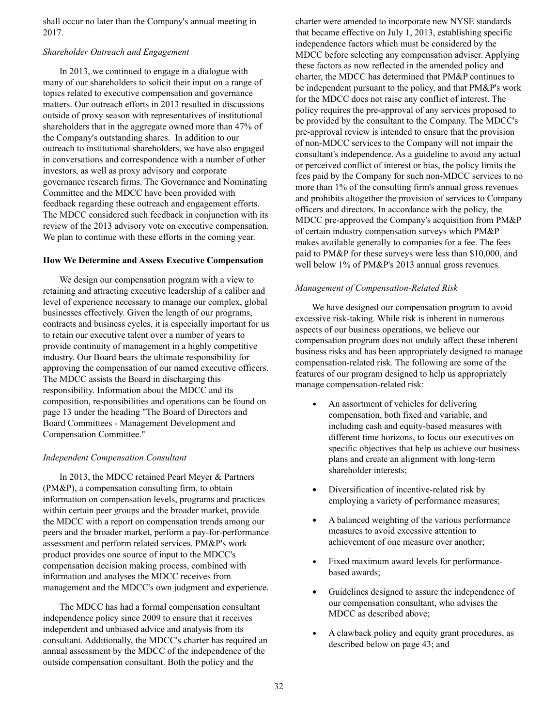shall occur no later than the Company's annual meeting in 2017.

*Shareholder Outreach and Engagement*

In 2013, we continued to engage in a dialogue with many of our shareholders to solicit their input on a range of topics related to executive compensation and governance matters. Our outreach efforts in 2013 resulted in discussions outside of proxy season with representatives of institutional shareholders that in the aggregate owned more than 47% of the Company's outstanding shares. In addition to our outreach to institutional shareholders, we have also engaged in conversations and correspondence with a number of other investors, as well as proxy advisory and corporate governance research firms. The Governance and Nominating Committee and the MDCC have been provided with feedback regarding these outreach and engagement efforts. The MDCC considered such feedback in conjunction with its review of the 2013 advisory vote on executive compensation. We plan to continue with these efforts in the coming year.

**How We Determine and Assess Executive Compensation**

We design our compensation program with a view to retaining and attracting executive leadership of a caliber and level of experience necessary to manage our complex, global businesses effectively. Given the length of our programs, contracts and business cycles, it is especially important for us to retain our executive talent over a number of years to provide continuity of management in a highly competitive industry. Our Board bears the ultimate responsibility for approving the compensation of our named executive officers. The MDCC assists the Board in discharging this responsibility. Information about the MDCC and its composition, responsibilities and operations can be found on page 13 under the heading "The Board of Directors and Board Committees - Management Development and Compensation Committee."

*Independent Compensation Consultant*

In 2013, the MDCC retained Pearl Meyer & Partners (PM&P), a compensation consulting firm, to obtain information on compensation levels, programs and practices within certain peer groups and the broader market, provide the MDCC with a report on compensation trends among our peers and the broader market, perform a pay-for-performance assessment and perform related services. PM&P's work product provides one source of input to the MDCC's compensation decision making process, combined with information and analyses the MDCC receives from management and the MDCC's own judgment and experience.

The MDCC has had a formal compensation consultant independence policy since 2009 to ensure that it receives independent and unbiased advice and analysis from its consultant. Additionally, the MDCC's charter has required an annual assessment by the MDCC of the independence of the outside compensation consultant. Both the policy and the charter were amended to incorporate new NYSE standards that became effective on July 1, 2013, establishing specific independence factors which must be considered by the MDCC before selecting any compensation adviser. Applying these factors as now reflected in the amended policy and charter, the MDCC has determined that PM&P continues to be independent pursuant to the policy, and that PM&P's work for the MDCC does not raise any conflict of interest. The policy requires the pre-approval of any services proposed to be provided by the consultant to the Company. The MDCC's pre-approval review is intended to ensure that the provision of non-MDCC services to the Company will not impair the consultant's independence. As a guideline to avoid any actual or perceived conflict of interest or bias, the policy limits the fees paid by the Company for such non-MDCC services to no more than 1% of the consulting firm's annual gross revenues and prohibits altogether the provision of services to Company officers and directors. In accordance with the policy, the MDCC pre-approved the Company's acquisition from PM&P of certain industry compensation surveys which PM&P makes available generally to companies for a fee. The fees paid to PM&P for these surveys were less than $10,000, and well below 1% of PM&P's 2013 annual gross revenues.

*Management of Compensation-Related Risk*

We have designed our compensation program to avoid excessive risk-taking. While risk is inherent in numerous aspects of our business operations, we believe our compensation program does not unduly affect these inherent business risks and has been appropriately designed to manage compensation-related risk. The following are some of the features of our program designed to help us appropriately manage compensation-related risk:

- An assortment of vehicles for delivering compensation, both fixed and variable, and including cash and equity-based measures with different time horizons, to focus our executives on specific objectives that help us achieve our business plans and create an alignment with long-term shareholder interests;
- Diversification of incentive-related risk by employing a variety of performance measures;
- A balanced weighting of the various performance measures to avoid excessive attention to achievement of one measure over another;
- Fixed maximum award levels for performance-based awards;
- Guidelines designed to assure the independence of our compensation consultant, who advises the MDCC as described above;
- A clawback policy and equity grant procedures, as described below on page 43; and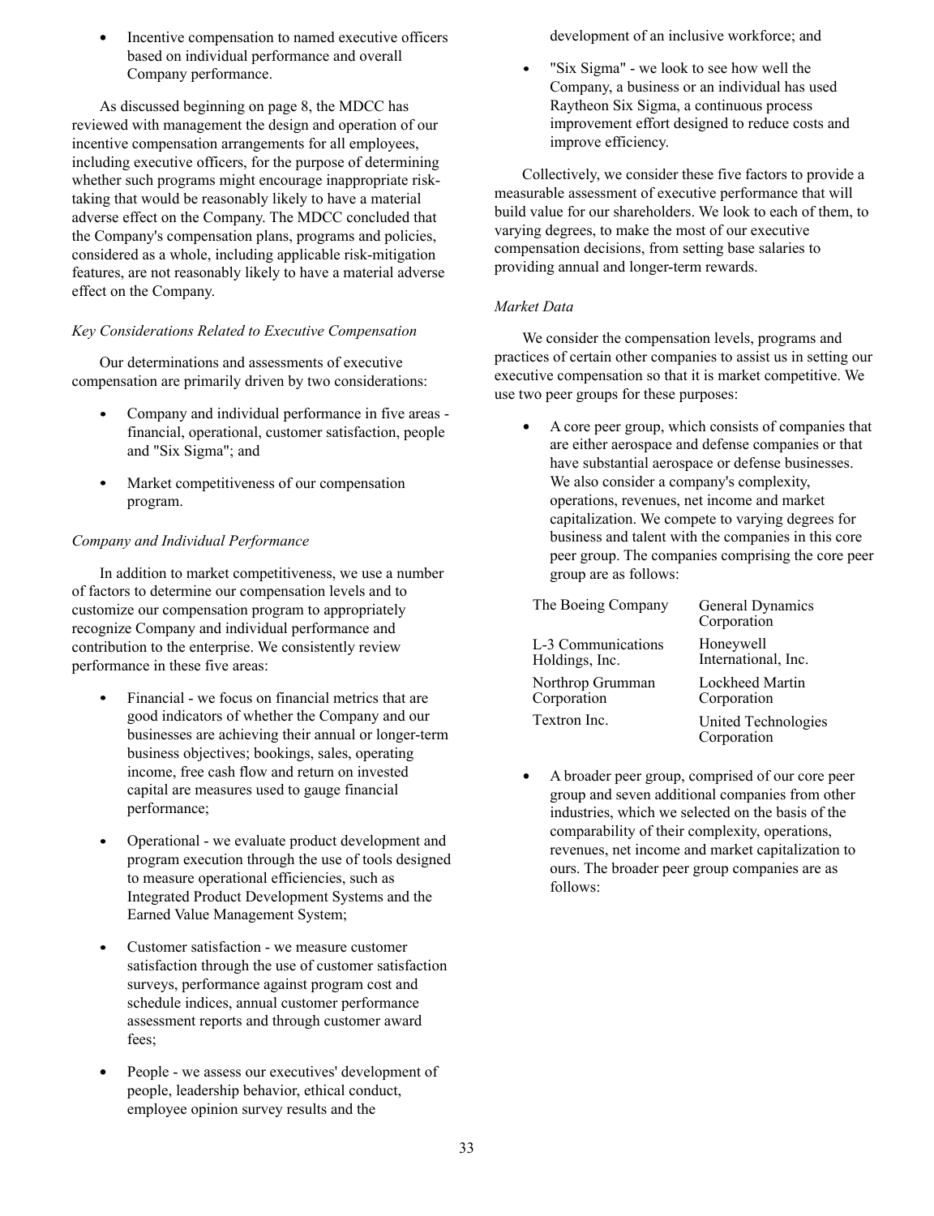- Incentive compensation to named executive officers based on individual performance and overall Company performance.

As discussed beginning on page 8, the MDCC has reviewed with management the design and operation of our incentive compensation arrangements for all employees, including executive officers, for the purpose of determining whether such programs might encourage inappropriate risk-taking that would be reasonably likely to have a material adverse effect on the Company. The MDCC concluded that the Company's compensation plans, programs and policies, considered as a whole, including applicable risk-mitigation features, are not reasonably likely to have a material adverse effect on the Company.

*Key Considerations Related to Executive Compensation*

Our determinations and assessments of executive compensation are primarily driven by two considerations:

- Company and individual performance in five areas - financial, operational, customer satisfaction, people and "Six Sigma"; and
- Market competitiveness of our compensation program.

*Company and Individual Performance*

In addition to market competitiveness, we use a number of factors to determine our compensation levels and to customize our compensation program to appropriately recognize Company and individual performance and contribution to the enterprise. We consistently review performance in these five areas:

- Financial - we focus on financial metrics that are good indicators of whether the Company and our businesses are achieving their annual or longer-term business objectives; bookings, sales, operating income, free cash flow and return on invested capital are measures used to gauge financial performance;
- Operational - we evaluate product development and program execution through the use of tools designed to measure operational efficiencies, such as Integrated Product Development Systems and the Earned Value Management System;
- Customer satisfaction - we measure customer satisfaction through the use of customer satisfaction surveys, performance against program cost and schedule indices, annual customer performance assessment reports and through customer award fees;
- People - we assess our executives' development of people, leadership behavior, ethical conduct, employee opinion survey results and the development of an inclusive workforce; and
- "Six Sigma" - we look to see how well the Company, a business or an individual has used Raytheon Six Sigma, a continuous process improvement effort designed to reduce costs and improve efficiency.

Collectively, we consider these five factors to provide a measurable assessment of executive performance that will build value for our shareholders. We look to each of them, to varying degrees, to make the most of our executive compensation decisions, from setting base salaries to providing annual and longer-term rewards.

*Market Data*

We consider the compensation levels, programs and practices of certain other companies to assist us in setting our executive compensation so that it is market competitive. We use two peer groups for these purposes:

- A core peer group, which consists of companies that are either aerospace and defense companies or that have substantial aerospace or defense businesses. We also consider a company's complexity, operations, revenues, net income and market capitalization. We compete to varying degrees for business and talent with the companies in this core peer group. The companies comprising the core peer group are as follows:

| | |
|---|---|
| The Boeing Company | General Dynamics Corporation |
| L-3 Communications Holdings, Inc. | Honeywell International, Inc. |
| Northrop Grumman Corporation | Lockheed Martin Corporation |
| Textron Inc. | United Technologies Corporation |

- A broader peer group, comprised of our core peer group and seven additional companies from other industries, which we selected on the basis of the comparability of their complexity, operations, revenues, net income and market capitalization to ours. The broader peer group companies are as follows: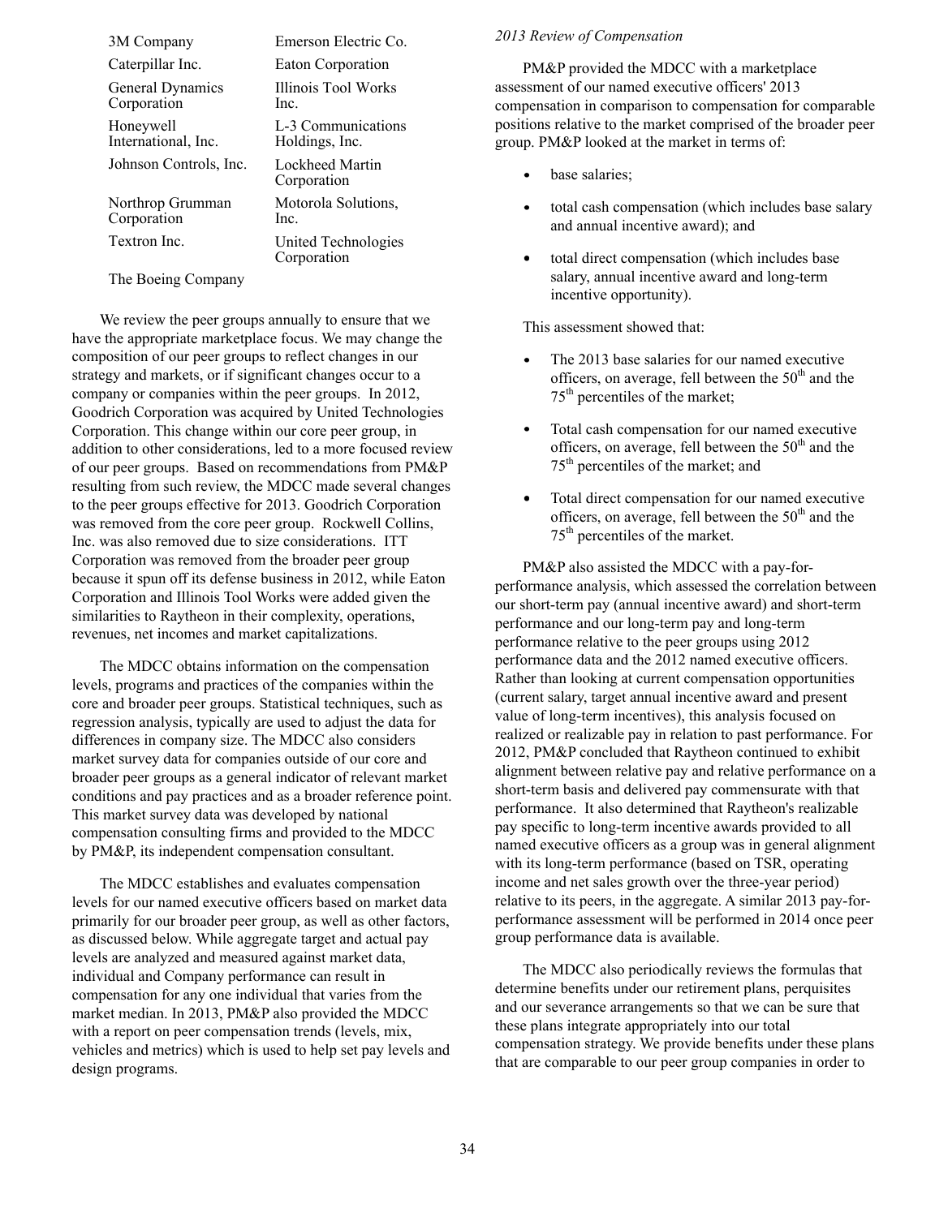| | |
|---|---|
| 3M Company | Emerson Electric Co. |
| Caterpillar Inc. | Eaton Corporation |
| General Dynamics Corporation | Illinois Tool Works Inc. |
| Honeywell International, Inc. | L-3 Communications Holdings, Inc. |
| Johnson Controls, Inc. | Lockheed Martin Corporation |
| Northrop Grumman Corporation | Motorola Solutions, Inc. |
| Textron Inc. | United Technologies Corporation |
| The Boeing Company | |

We review the peer groups annually to ensure that we have the appropriate marketplace focus. We may change the composition of our peer groups to reflect changes in our strategy and markets, or if significant changes occur to a company or companies within the peer groups. In 2012, Goodrich Corporation was acquired by United Technologies Corporation. This change within our core peer group, in addition to other considerations, led to a more focused review of our peer groups. Based on recommendations from PM&P resulting from such review, the MDCC made several changes to the peer groups effective for 2013. Goodrich Corporation was removed from the core peer group. Rockwell Collins, Inc. was also removed due to size considerations. ITT Corporation was removed from the broader peer group because it spun off its defense business in 2012, while Eaton Corporation and Illinois Tool Works were added given the similarities to Raytheon in their complexity, operations, revenues, net incomes and market capitalizations.

The MDCC obtains information on the compensation levels, programs and practices of the companies within the core and broader peer groups. Statistical techniques, such as regression analysis, typically are used to adjust the data for differences in company size. The MDCC also considers market survey data for companies outside of our core and broader peer groups as a general indicator of relevant market conditions and pay practices and as a broader reference point. This market survey data was developed by national compensation consulting firms and provided to the MDCC by PM&P, its independent compensation consultant.

The MDCC establishes and evaluates compensation levels for our named executive officers based on market data primarily for our broader peer group, as well as other factors, as discussed below. While aggregate target and actual pay levels are analyzed and measured against market data, individual and Company performance can result in compensation for any one individual that varies from the market median. In 2013, PM&P also provided the MDCC with a report on peer compensation trends (levels, mix, vehicles and metrics) which is used to help set pay levels and design programs.

*2013 Review of Compensation*

PM&P provided the MDCC with a marketplace assessment of our named executive officers' 2013 compensation in comparison to compensation for comparable positions relative to the market comprised of the broader peer group. PM&P looked at the market in terms of:

- base salaries;
- total cash compensation (which includes base salary and annual incentive award); and
- total direct compensation (which includes base salary, annual incentive award and long-term incentive opportunity).

This assessment showed that:

- The 2013 base salaries for our named executive officers, on average, fell between the 50th and the 75th percentiles of the market;
- Total cash compensation for our named executive officers, on average, fell between the 50th and the 75th percentiles of the market; and
- Total direct compensation for our named executive officers, on average, fell between the 50th and the 75th percentiles of the market.

PM&P also assisted the MDCC with a pay-for-performance analysis, which assessed the correlation between our short-term pay (annual incentive award) and short-term performance and our long-term pay and long-term performance relative to the peer groups using 2012 performance data and the 2012 named executive officers. Rather than looking at current compensation opportunities (current salary, target annual incentive award and present value of long-term incentives), this analysis focused on realized or realizable pay in relation to past performance. For 2012, PM&P concluded that Raytheon continued to exhibit alignment between relative pay and relative performance on a short-term basis and delivered pay commensurate with that performance. It also determined that Raytheon's realizable pay specific to long-term incentive awards provided to all named executive officers as a group was in general alignment with its long-term performance (based on TSR, operating income and net sales growth over the three-year period) relative to its peers, in the aggregate. A similar 2013 pay-for-performance assessment will be performed in 2014 once peer group performance data is available.

The MDCC also periodically reviews the formulas that determine benefits under our retirement plans, perquisites and our severance arrangements so that we can be sure that these plans integrate appropriately into our total compensation strategy. We provide benefits under these plans that are comparable to our peer group companies in order to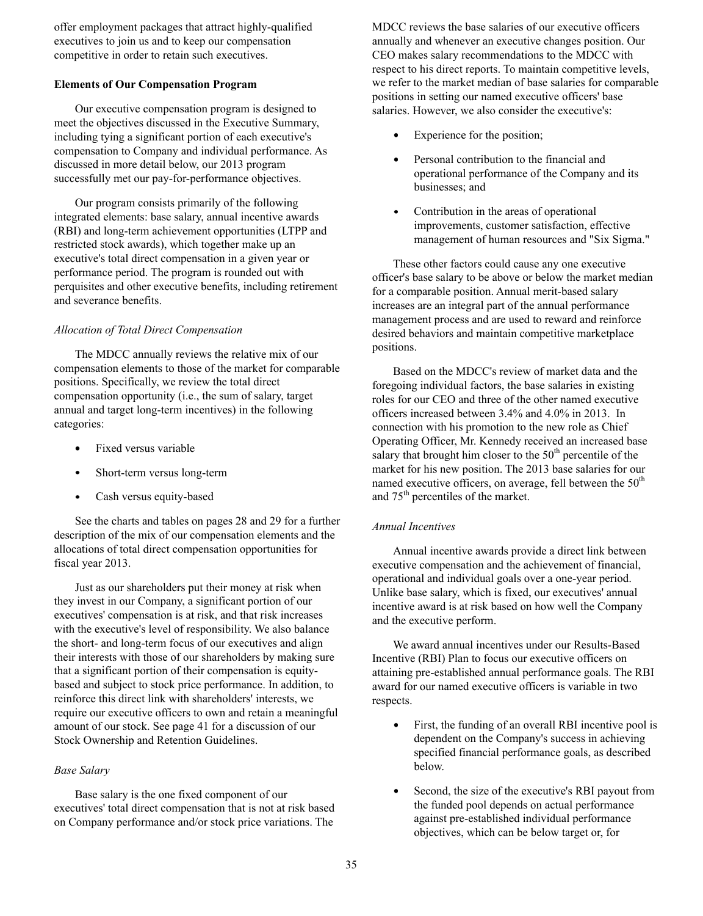offer employment packages that attract highly-qualified executives to join us and to keep our compensation competitive in order to retain such executives.

**Elements of Our Compensation Program**

Our executive compensation program is designed to meet the objectives discussed in the Executive Summary, including tying a significant portion of each executive's compensation to Company and individual performance. As discussed in more detail below, our 2013 program successfully met our pay-for-performance objectives.

Our program consists primarily of the following integrated elements: base salary, annual incentive awards (RBI) and long-term achievement opportunities (LTPP and restricted stock awards), which together make up an executive's total direct compensation in a given year or performance period. The program is rounded out with perquisites and other executive benefits, including retirement and severance benefits.

*Allocation of Total Direct Compensation*

The MDCC annually reviews the relative mix of our compensation elements to those of the market for comparable positions. Specifically, we review the total direct compensation opportunity (i.e., the sum of salary, target annual and target long-term incentives) in the following categories:

- Fixed versus variable
- Short-term versus long-term
- Cash versus equity-based

See the charts and tables on pages 28 and 29 for a further description of the mix of our compensation elements and the allocations of total direct compensation opportunities for fiscal year 2013.

Just as our shareholders put their money at risk when they invest in our Company, a significant portion of our executives' compensation is at risk, and that risk increases with the executive's level of responsibility. We also balance the short- and long-term focus of our executives and align their interests with those of our shareholders by making sure that a significant portion of their compensation is equity-based and subject to stock price performance. In addition, to reinforce this direct link with shareholders' interests, we require our executive officers to own and retain a meaningful amount of our stock. See page 41 for a discussion of our Stock Ownership and Retention Guidelines.

*Base Salary*

Base salary is the one fixed component of our executives' total direct compensation that is not at risk based on Company performance and/or stock price variations. The MDCC reviews the base salaries of our executive officers annually and whenever an executive changes position. Our CEO makes salary recommendations to the MDCC with respect to his direct reports. To maintain competitive levels, we refer to the market median of base salaries for comparable positions in setting our named executive officers' base salaries. However, we also consider the executive's:

- Experience for the position;
- Personal contribution to the financial and operational performance of the Company and its businesses; and
- Contribution in the areas of operational improvements, customer satisfaction, effective management of human resources and "Six Sigma."

These other factors could cause any one executive officer's base salary to be above or below the market median for a comparable position. Annual merit-based salary increases are an integral part of the annual performance management process and are used to reward and reinforce desired behaviors and maintain competitive marketplace positions.

Based on the MDCC's review of market data and the foregoing individual factors, the base salaries in existing roles for our CEO and three of the other named executive officers increased between 3.4% and 4.0% in 2013. In connection with his promotion to the new role as Chief Operating Officer, Mr. Kennedy received an increased base salary that brought him closer to the 50th percentile of the market for his new position. The 2013 base salaries for our named executive officers, on average, fell between the 50th and 75th percentiles of the market.

*Annual Incentives*

Annual incentive awards provide a direct link between executive compensation and the achievement of financial, operational and individual goals over a one-year period. Unlike base salary, which is fixed, our executives' annual incentive award is at risk based on how well the Company and the executive perform.

We award annual incentives under our Results-Based Incentive (RBI) Plan to focus our executive officers on attaining pre-established annual performance goals. The RBI award for our named executive officers is variable in two respects.

- First, the funding of an overall RBI incentive pool is dependent on the Company's success in achieving specified financial performance goals, as described below.
- Second, the size of the executive's RBI payout from the funded pool depends on actual performance against pre-established individual performance objectives, which can be below target or, for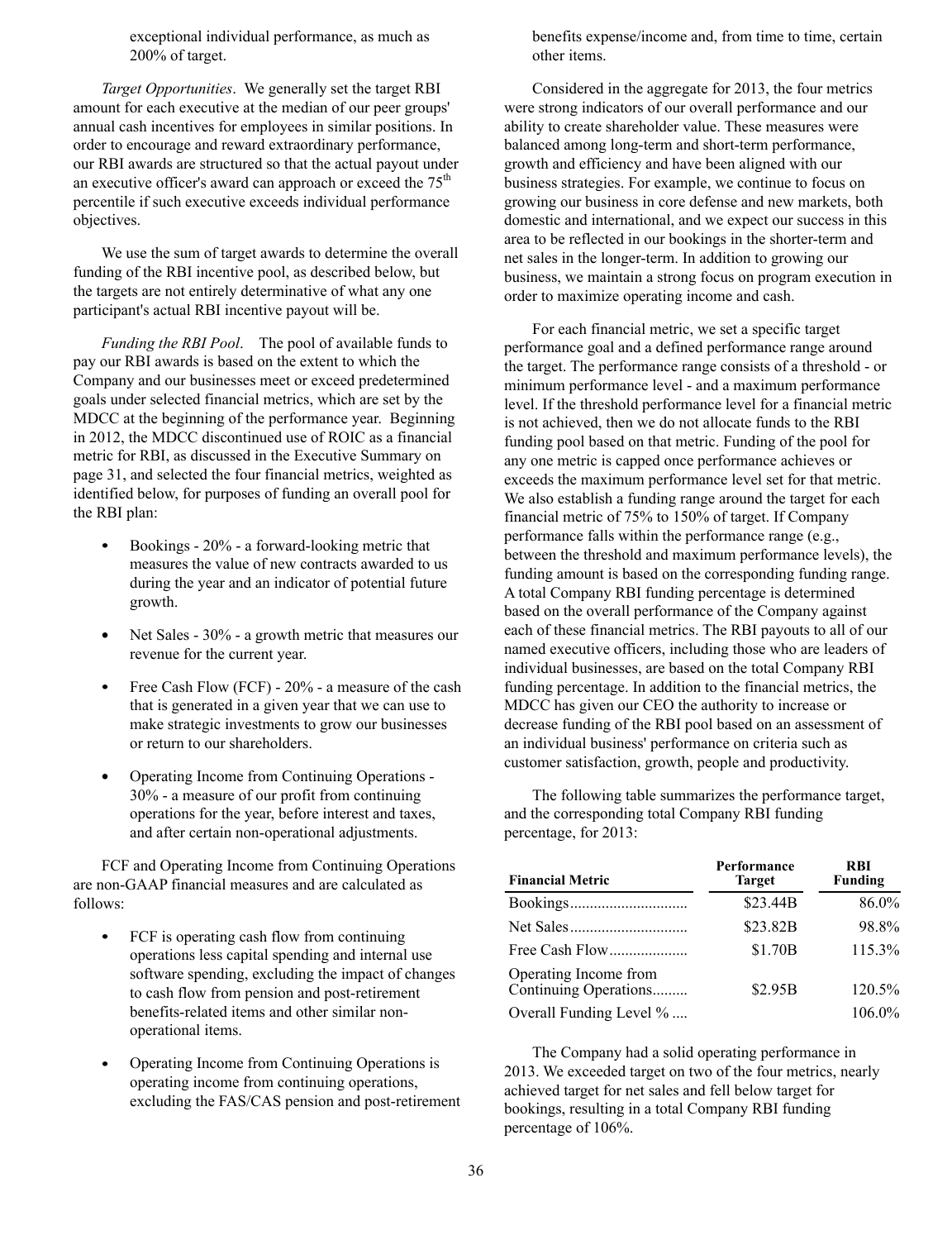exceptional individual performance, as much as 200% of target.

*Target Opportunities*. We generally set the target RBI amount for each executive at the median of our peer groups' annual cash incentives for employees in similar positions. In order to encourage and reward extraordinary performance, our RBI awards are structured so that the actual payout under an executive officer's award can approach or exceed the 75th percentile if such executive exceeds individual performance objectives.

We use the sum of target awards to determine the overall funding of the RBI incentive pool, as described below, but the targets are not entirely determinative of what any one participant's actual RBI incentive payout will be.

*Funding the RBI Pool*. The pool of available funds to pay our RBI awards is based on the extent to which the Company and our businesses meet or exceed predetermined goals under selected financial metrics, which are set by the MDCC at the beginning of the performance year. Beginning in 2012, the MDCC discontinued use of ROIC as a financial metric for RBI, as discussed in the Executive Summary on page 31, and selected the four financial metrics, weighted as identified below, for purposes of funding an overall pool for the RBI plan:

- Bookings - 20% - a forward-looking metric that measures the value of new contracts awarded to us during the year and an indicator of potential future growth.
- Net Sales - 30% - a growth metric that measures our revenue for the current year.
- Free Cash Flow (FCF) - 20% - a measure of the cash that is generated in a given year that we can use to make strategic investments to grow our businesses or return to our shareholders.
- Operating Income from Continuing Operations - 30% - a measure of our profit from continuing operations for the year, before interest and taxes, and after certain non-operational adjustments.

FCF and Operating Income from Continuing Operations are non-GAAP financial measures and are calculated as follows:

- FCF is operating cash flow from continuing operations less capital spending and internal use software spending, excluding the impact of changes to cash flow from pension and post-retirement benefits-related items and other similar non-operational items.
- Operating Income from Continuing Operations is operating income from continuing operations, excluding the FAS/CAS pension and post-retirement benefits expense/income and, from time to time, certain other items.

Considered in the aggregate for 2013, the four metrics were strong indicators of our overall performance and our ability to create shareholder value. These measures were balanced among long-term and short-term performance, growth and efficiency and have been aligned with our business strategies. For example, we continue to focus on growing our business in core defense and new markets, both domestic and international, and we expect our success in this area to be reflected in our bookings in the shorter-term and net sales in the longer-term. In addition to growing our business, we maintain a strong focus on program execution in order to maximize operating income and cash.

For each financial metric, we set a specific target performance goal and a defined performance range around the target. The performance range consists of a threshold - or minimum performance level - and a maximum performance level. If the threshold performance level for a financial metric is not achieved, then we do not allocate funds to the RBI funding pool based on that metric. Funding of the pool for any one metric is capped once performance achieves or exceeds the maximum performance level set for that metric. We also establish a funding range around the target for each financial metric of 75% to 150% of target. If Company performance falls within the performance range (e.g., between the threshold and maximum performance levels), the funding amount is based on the corresponding funding range. A total Company RBI funding percentage is determined based on the overall performance of the Company against each of these financial metrics. The RBI payouts to all of our named executive officers, including those who are leaders of individual businesses, are based on the total Company RBI funding percentage. In addition to the financial metrics, the MDCC has given our CEO the authority to increase or decrease funding of the RBI pool based on an assessment of an individual business' performance on criteria such as customer satisfaction, growth, people and productivity.

The following table summarizes the performance target, and the corresponding total Company RBI funding percentage, for 2013:

| Financial Metric | Performance Target | RBI Funding |
|---|---|---|
| Bookings | \$23.44B | 86.0% |
| Net Sales | \$23.82B | 98.8% |
| Free Cash Flow | \$1.70B | 115.3% |
| Operating Income from Continuing Operations | \$2.95B | 120.5% |
| Overall Funding Level % | | 106.0% |

The Company had a solid operating performance in 2013. We exceeded target on two of the four metrics, nearly achieved target for net sales and fell below target for bookings, resulting in a total Company RBI funding percentage of 106%.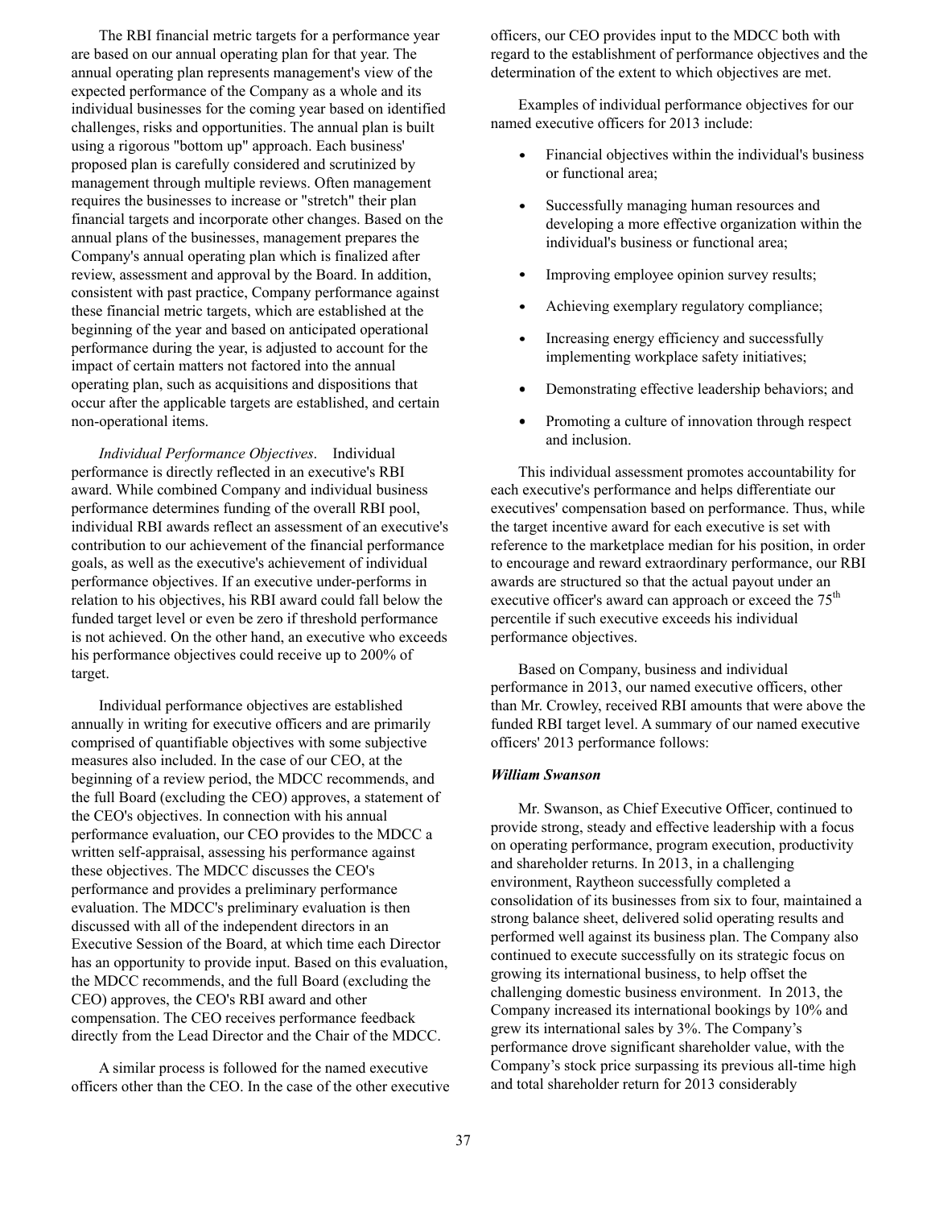The RBI financial metric targets for a performance year are based on our annual operating plan for that year. The annual operating plan represents management's view of the expected performance of the Company as a whole and its individual businesses for the coming year based on identified challenges, risks and opportunities. The annual plan is built using a rigorous "bottom up" approach. Each business' proposed plan is carefully considered and scrutinized by management through multiple reviews. Often management requires the businesses to increase or "stretch" their plan financial targets and incorporate other changes. Based on the annual plans of the businesses, management prepares the Company's annual operating plan which is finalized after review, assessment and approval by the Board. In addition, consistent with past practice, Company performance against these financial metric targets, which are established at the beginning of the year and based on anticipated operational performance during the year, is adjusted to account for the impact of certain matters not factored into the annual operating plan, such as acquisitions and dispositions that occur after the applicable targets are established, and certain non-operational items.

*Individual Performance Objectives*. Individual performance is directly reflected in an executive's RBI award. While combined Company and individual business performance determines funding of the overall RBI pool, individual RBI awards reflect an assessment of an executive's contribution to our achievement of the financial performance goals, as well as the executive's achievement of individual performance objectives. If an executive under-performs in relation to his objectives, his RBI award could fall below the funded target level or even be zero if threshold performance is not achieved. On the other hand, an executive who exceeds his performance objectives could receive up to 200% of target.

Individual performance objectives are established annually in writing for executive officers and are primarily comprised of quantifiable objectives with some subjective measures also included. In the case of our CEO, at the beginning of a review period, the MDCC recommends, and the full Board (excluding the CEO) approves, a statement of the CEO's objectives. In connection with his annual performance evaluation, our CEO provides to the MDCC a written self-appraisal, assessing his performance against these objectives. The MDCC discusses the CEO's performance and provides a preliminary performance evaluation. The MDCC's preliminary evaluation is then discussed with all of the independent directors in an Executive Session of the Board, at which time each Director has an opportunity to provide input. Based on this evaluation, the MDCC recommends, and the full Board (excluding the CEO) approves, the CEO's RBI award and other compensation. The CEO receives performance feedback directly from the Lead Director and the Chair of the MDCC.

A similar process is followed for the named executive officers other than the CEO. In the case of the other executive officers, our CEO provides input to the MDCC both with regard to the establishment of performance objectives and the determination of the extent to which objectives are met.

Examples of individual performance objectives for our named executive officers for 2013 include:

- Financial objectives within the individual's business or functional area;
- Successfully managing human resources and developing a more effective organization within the individual's business or functional area;
- Improving employee opinion survey results;
- Achieving exemplary regulatory compliance;
- Increasing energy efficiency and successfully implementing workplace safety initiatives;
- Demonstrating effective leadership behaviors; and
- Promoting a culture of innovation through respect and inclusion.

This individual assessment promotes accountability for each executive's performance and helps differentiate our executives' compensation based on performance. Thus, while the target incentive award for each executive is set with reference to the marketplace median for his position, in order to encourage and reward extraordinary performance, our RBI awards are structured so that the actual payout under an executive officer's award can approach or exceed the 75th percentile if such executive exceeds his individual performance objectives.

Based on Company, business and individual performance in 2013, our named executive officers, other than Mr. Crowley, received RBI amounts that were above the funded RBI target level. A summary of our named executive officers' 2013 performance follows:

***William Swanson***

Mr. Swanson, as Chief Executive Officer, continued to provide strong, steady and effective leadership with a focus on operating performance, program execution, productivity and shareholder returns. In 2013, in a challenging environment, Raytheon successfully completed a consolidation of its businesses from six to four, maintained a strong balance sheet, delivered solid operating results and performed well against its business plan. The Company also continued to execute successfully on its strategic focus on growing its international business, to help offset the challenging domestic business environment. In 2013, the Company increased its international bookings by 10% and grew its international sales by 3%. The Company's performance drove significant shareholder value, with the Company's stock price surpassing its previous all-time high and total shareholder return for 2013 considerably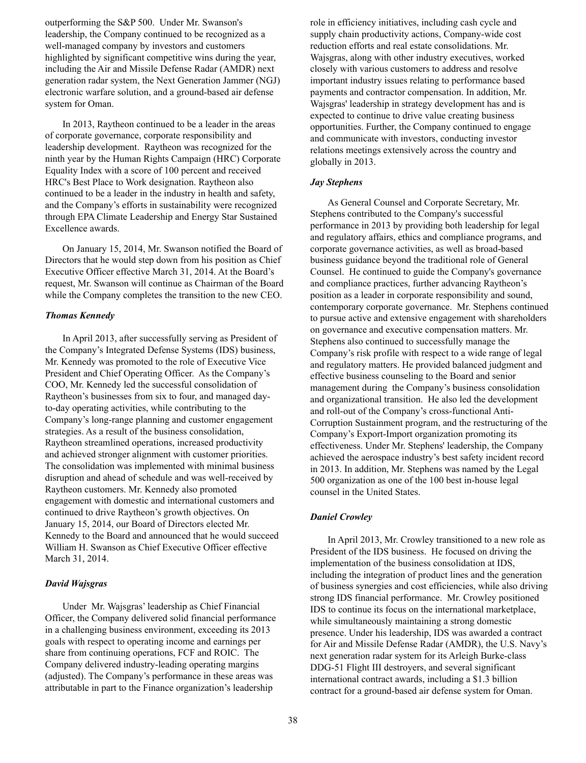outperforming the S&P 500. Under Mr. Swanson's leadership, the Company continued to be recognized as a well-managed company by investors and customers highlighted by significant competitive wins during the year, including the Air and Missile Defense Radar (AMDR) next generation radar system, the Next Generation Jammer (NGJ) electronic warfare solution, and a ground-based air defense system for Oman.

In 2013, Raytheon continued to be a leader in the areas of corporate governance, corporate responsibility and leadership development. Raytheon was recognized for the ninth year by the Human Rights Campaign (HRC) Corporate Equality Index with a score of 100 percent and received HRC's Best Place to Work designation. Raytheon also continued to be a leader in the industry in health and safety, and the Company's efforts in sustainability were recognized through EPA Climate Leadership and Energy Star Sustained Excellence awards.

On January 15, 2014, Mr. Swanson notified the Board of Directors that he would step down from his position as Chief Executive Officer effective March 31, 2014. At the Board's request, Mr. Swanson will continue as Chairman of the Board while the Company completes the transition to the new CEO.

***Thomas Kennedy***

In April 2013, after successfully serving as President of the Company's Integrated Defense Systems (IDS) business, Mr. Kennedy was promoted to the role of Executive Vice President and Chief Operating Officer. As the Company's COO, Mr. Kennedy led the successful consolidation of Raytheon's businesses from six to four, and managed day-to-day operating activities, while contributing to the Company's long-range planning and customer engagement strategies. As a result of the business consolidation, Raytheon streamlined operations, increased productivity and achieved stronger alignment with customer priorities. The consolidation was implemented with minimal business disruption and ahead of schedule and was well-received by Raytheon customers. Mr. Kennedy also promoted engagement with domestic and international customers and continued to drive Raytheon's growth objectives. On January 15, 2014, our Board of Directors elected Mr. Kennedy to the Board and announced that he would succeed William H. Swanson as Chief Executive Officer effective March 31, 2014.

***David Wajsgras***

Under Mr. Wajsgras' leadership as Chief Financial Officer, the Company delivered solid financial performance in a challenging business environment, exceeding its 2013 goals with respect to operating income and earnings per share from continuing operations, FCF and ROIC. The Company delivered industry-leading operating margins (adjusted). The Company's performance in these areas was attributable in part to the Finance organization's leadership role in efficiency initiatives, including cash cycle and supply chain productivity actions, Company-wide cost reduction efforts and real estate consolidations. Mr. Wajsgras, along with other industry executives, worked closely with various customers to address and resolve important industry issues relating to performance based payments and contractor compensation. In addition, Mr. Wajsgras' leadership in strategy development has and is expected to continue to drive value creating business opportunities. Further, the Company continued to engage and communicate with investors, conducting investor relations meetings extensively across the country and globally in 2013.

***Jay Stephens***

As General Counsel and Corporate Secretary, Mr. Stephens contributed to the Company's successful performance in 2013 by providing both leadership for legal and regulatory affairs, ethics and compliance programs, and corporate governance activities, as well as broad-based business guidance beyond the traditional role of General Counsel. He continued to guide the Company's governance and compliance practices, further advancing Raytheon's position as a leader in corporate responsibility and sound, contemporary corporate governance. Mr. Stephens continued to pursue active and extensive engagement with shareholders on governance and executive compensation matters. Mr. Stephens also continued to successfully manage the Company's risk profile with respect to a wide range of legal and regulatory matters. He provided balanced judgment and effective business counseling to the Board and senior management during the Company's business consolidation and organizational transition. He also led the development and roll-out of the Company's cross-functional Anti-Corruption Sustainment program, and the restructuring of the Company's Export-Import organization promoting its effectiveness. Under Mr. Stephens' leadership, the Company achieved the aerospace industry's best safety incident record in 2013. In addition, Mr. Stephens was named by the Legal 500 organization as one of the 100 best in-house legal counsel in the United States.

***Daniel Crowley***

In April 2013, Mr. Crowley transitioned to a new role as President of the IDS business. He focused on driving the implementation of the business consolidation at IDS, including the integration of product lines and the generation of business synergies and cost efficiencies, while also driving strong IDS financial performance. Mr. Crowley positioned IDS to continue its focus on the international marketplace, while simultaneously maintaining a strong domestic presence. Under his leadership, IDS was awarded a contract for Air and Missile Defense Radar (AMDR), the U.S. Navy's next generation radar system for its Arleigh Burke-class DDG-51 Flight III destroyers, and several significant international contract awards, including a $1.3 billion contract for a ground-based air defense system for Oman.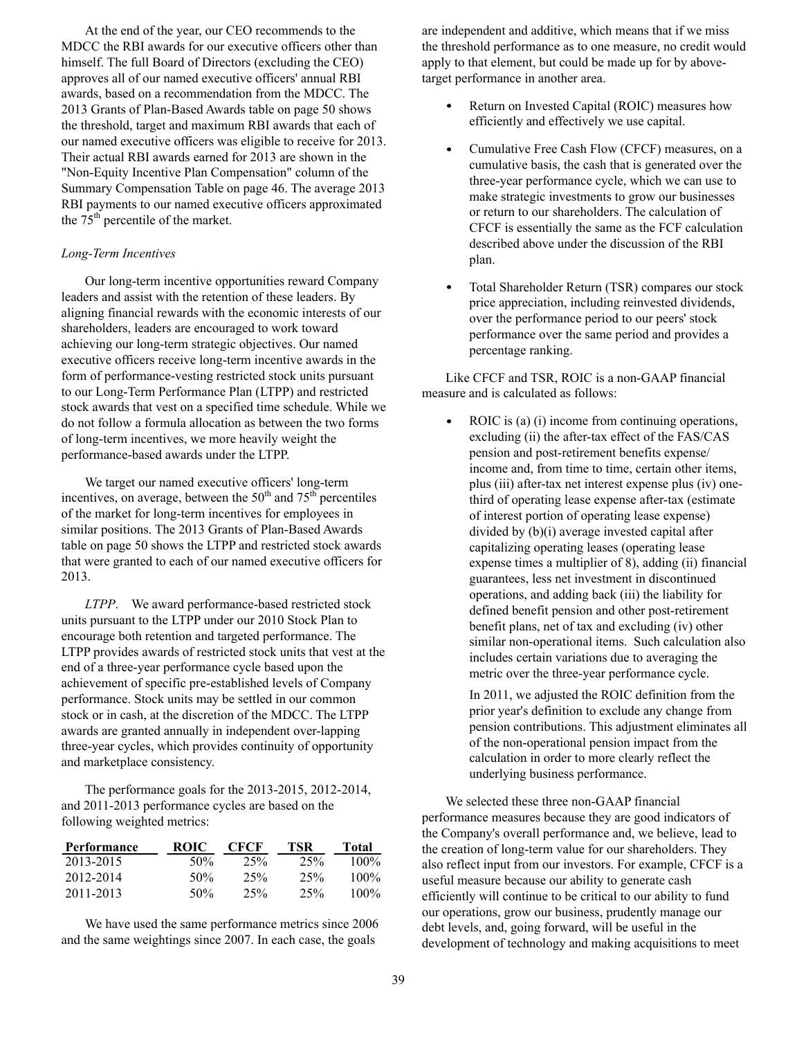At the end of the year, our CEO recommends to the MDCC the RBI awards for our executive officers other than himself. The full Board of Directors (excluding the CEO) approves all of our named executive officers' annual RBI awards, based on a recommendation from the MDCC. The 2013 Grants of Plan-Based Awards table on page 50 shows the threshold, target and maximum RBI awards that each of our named executive officers was eligible to receive for 2013. Their actual RBI awards earned for 2013 are shown in the "Non-Equity Incentive Plan Compensation" column of the Summary Compensation Table on page 46. The average 2013 RBI payments to our named executive officers approximated the 75th percentile of the market.

*Long-Term Incentives*

Our long-term incentive opportunities reward Company leaders and assist with the retention of these leaders. By aligning financial rewards with the economic interests of our shareholders, leaders are encouraged to work toward achieving our long-term strategic objectives. Our named executive officers receive long-term incentive awards in the form of performance-vesting restricted stock units pursuant to our Long-Term Performance Plan (LTPP) and restricted stock awards that vest on a specified time schedule. While we do not follow a formula allocation as between the two forms of long-term incentives, we more heavily weight the performance-based awards under the LTPP.

We target our named executive officers' long-term incentives, on average, between the 50th and 75th percentiles of the market for long-term incentives for employees in similar positions. The 2013 Grants of Plan-Based Awards table on page 50 shows the LTPP and restricted stock awards that were granted to each of our named executive officers for 2013.

*LTPP*. We award performance-based restricted stock units pursuant to the LTPP under our 2010 Stock Plan to encourage both retention and targeted performance. The LTPP provides awards of restricted stock units that vest at the end of a three-year performance cycle based upon the achievement of specific pre-established levels of Company performance. Stock units may be settled in our common stock or in cash, at the discretion of the MDCC. The LTPP awards are granted annually in independent over-lapping three-year cycles, which provides continuity of opportunity and marketplace consistency.

The performance goals for the 2013-2015, 2012-2014, and 2011-2013 performance cycles are based on the following weighted metrics:

| Performance | ROIC | CFCF | TSR | Total |
|---|---|---|---|---|
| 2013-2015 | 50% | 25% | 25% | 100% |
| 2012-2014 | 50% | 25% | 25% | 100% |
| 2011-2013 | 50% | 25% | 25% | 100% |

We have used the same performance metrics since 2006 and the same weightings since 2007. In each case, the goals are independent and additive, which means that if we miss the threshold performance as to one measure, no credit would apply to that element, but could be made up for by above-target performance in another area.

- Return on Invested Capital (ROIC) measures how efficiently and effectively we use capital.
- Cumulative Free Cash Flow (CFCF) measures, on a cumulative basis, the cash that is generated over the three-year performance cycle, which we can use to make strategic investments to grow our businesses or return to our shareholders. The calculation of CFCF is essentially the same as the FCF calculation described above under the discussion of the RBI plan.
- Total Shareholder Return (TSR) compares our stock price appreciation, including reinvested dividends, over the performance period to our peers' stock performance over the same period and provides a percentage ranking.

Like CFCF and TSR, ROIC is a non-GAAP financial measure and is calculated as follows:

- ROIC is (a) (i) income from continuing operations, excluding (ii) the after-tax effect of the FAS/CAS pension and post-retirement benefits expense/ income and, from time to time, certain other items, plus (iii) after-tax net interest expense plus (iv) one-third of operating lease expense after-tax (estimate of interest portion of operating lease expense) divided by (b)(i) average invested capital after capitalizing operating leases (operating lease expense times a multiplier of 8), adding (ii) financial guarantees, less net investment in discontinued operations, and adding back (iii) the liability for defined benefit pension and other post-retirement benefit plans, net of tax and excluding (iv) other similar non-operational items. Such calculation also includes certain variations due to averaging the metric over the three-year performance cycle.

  In 2011, we adjusted the ROIC definition from the prior year's definition to exclude any change from pension contributions. This adjustment eliminates all of the non-operational pension impact from the calculation in order to more clearly reflect the underlying business performance.

We selected these three non-GAAP financial performance measures because they are good indicators of the Company's overall performance and, we believe, lead to the creation of long-term value for our shareholders. They also reflect input from our investors. For example, CFCF is a useful measure because our ability to generate cash efficiently will continue to be critical to our ability to fund our operations, grow our business, prudently manage our debt levels, and, going forward, will be useful in the development of technology and making acquisitions to meet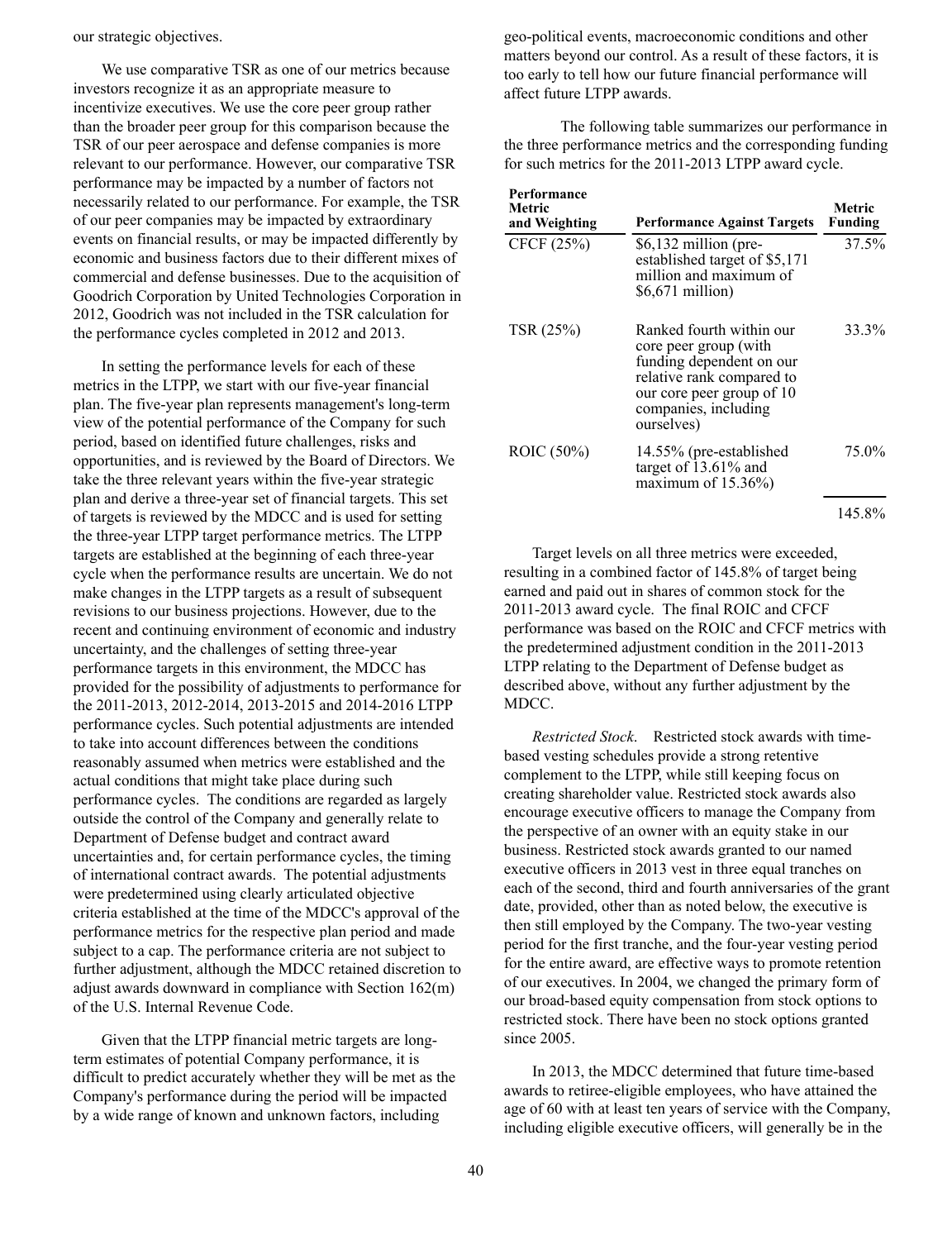our strategic objectives.

We use comparative TSR as one of our metrics because investors recognize it as an appropriate measure to incentivize executives. We use the core peer group rather than the broader peer group for this comparison because the TSR of our peer aerospace and defense companies is more relevant to our performance. However, our comparative TSR performance may be impacted by a number of factors not necessarily related to our performance. For example, the TSR of our peer companies may be impacted by extraordinary events on financial results, or may be impacted differently by economic and business factors due to their different mixes of commercial and defense businesses. Due to the acquisition of Goodrich Corporation by United Technologies Corporation in 2012, Goodrich was not included in the TSR calculation for the performance cycles completed in 2012 and 2013.

In setting the performance levels for each of these metrics in the LTPP, we start with our five-year financial plan. The five-year plan represents management's long-term view of the potential performance of the Company for such period, based on identified future challenges, risks and opportunities, and is reviewed by the Board of Directors. We take the three relevant years within the five-year strategic plan and derive a three-year set of financial targets. This set of targets is reviewed by the MDCC and is used for setting the three-year LTPP target performance metrics. The LTPP targets are established at the beginning of each three-year cycle when the performance results are uncertain. We do not make changes in the LTPP targets as a result of subsequent revisions to our business projections. However, due to the recent and continuing environment of economic and industry uncertainty, and the challenges of setting three-year performance targets in this environment, the MDCC has provided for the possibility of adjustments to performance for the 2011-2013, 2012-2014, 2013-2015 and 2014-2016 LTPP performance cycles. Such potential adjustments are intended to take into account differences between the conditions reasonably assumed when metrics were established and the actual conditions that might take place during such performance cycles. The conditions are regarded as largely outside the control of the Company and generally relate to Department of Defense budget and contract award uncertainties and, for certain performance cycles, the timing of international contract awards. The potential adjustments were predetermined using clearly articulated objective criteria established at the time of the MDCC's approval of the performance metrics for the respective plan period and made subject to a cap. The performance criteria are not subject to further adjustment, although the MDCC retained discretion to adjust awards downward in compliance with Section 162(m) of the U.S. Internal Revenue Code.

Given that the LTPP financial metric targets are long-term estimates of potential Company performance, it is difficult to predict accurately whether they will be met as the Company's performance during the period will be impacted by a wide range of known and unknown factors, including geo-political events, macroeconomic conditions and other matters beyond our control. As a result of these factors, it is too early to tell how our future financial performance will affect future LTPP awards.

The following table summarizes our performance in the three performance metrics and the corresponding funding for such metrics for the 2011-2013 LTPP award cycle.

| Performance Metric and Weighting | Performance Against Targets | Metric Funding |
|---|---|---|
| CFCF (25%) | $6,132 million (pre-established target of $5,171 million and maximum of $6,671 million) | 37.5% |
| TSR (25%) | Ranked fourth within our core peer group (with funding dependent on our relative rank compared to our core peer group of 10 companies, including ourselves) | 33.3% |
| ROIC (50%) | 14.55% (pre-established target of 13.61% and maximum of 15.36%) | 75.0% |
| | | 145.8% |

Target levels on all three metrics were exceeded, resulting in a combined factor of 145.8% of target being earned and paid out in shares of common stock for the 2011-2013 award cycle. The final ROIC and CFCF performance was based on the ROIC and CFCF metrics with the predetermined adjustment condition in the 2011-2013 LTPP relating to the Department of Defense budget as described above, without any further adjustment by the MDCC.

*Restricted Stock*. Restricted stock awards with time-based vesting schedules provide a strong retentive complement to the LTPP, while still keeping focus on creating shareholder value. Restricted stock awards also encourage executive officers to manage the Company from the perspective of an owner with an equity stake in our business. Restricted stock awards granted to our named executive officers in 2013 vest in three equal tranches on each of the second, third and fourth anniversaries of the grant date, provided, other than as noted below, the executive is then still employed by the Company. The two-year vesting period for the first tranche, and the four-year vesting period for the entire award, are effective ways to promote retention of our executives. In 2004, we changed the primary form of our broad-based equity compensation from stock options to restricted stock. There have been no stock options granted since 2005.

In 2013, the MDCC determined that future time-based awards to retiree-eligible employees, who have attained the age of 60 with at least ten years of service with the Company, including eligible executive officers, will generally be in the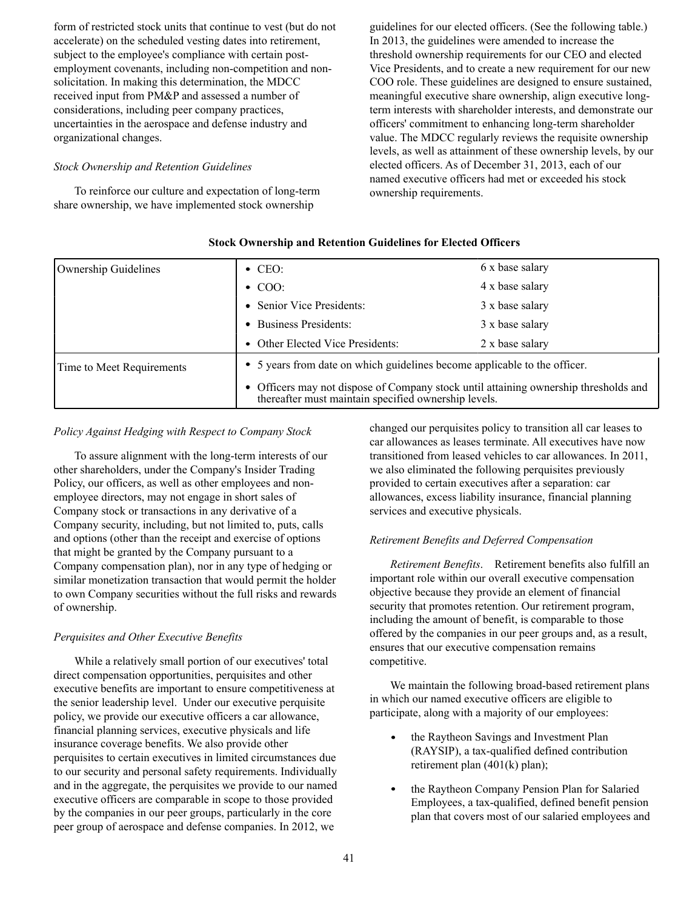form of restricted stock units that continue to vest (but do not accelerate) on the scheduled vesting dates into retirement, subject to the employee's compliance with certain post-employment covenants, including non-competition and non-solicitation. In making this determination, the MDCC received input from PM&P and assessed a number of considerations, including peer company practices, uncertainties in the aerospace and defense industry and organizational changes.

*Stock Ownership and Retention Guidelines*

To reinforce our culture and expectation of long-term share ownership, we have implemented stock ownership guidelines for our elected officers. (See the following table.) In 2013, the guidelines were amended to increase the threshold ownership requirements for our CEO and elected Vice Presidents, and to create a new requirement for our new COO role. These guidelines are designed to ensure sustained, meaningful executive share ownership, align executive long-term interests with shareholder interests, and demonstrate our officers' commitment to enhancing long-term shareholder value. The MDCC regularly reviews the requisite ownership levels, as well as attainment of these ownership levels, by our elected officers. As of December 31, 2013, each of our named executive officers had met or exceeded his stock ownership requirements.

**Stock Ownership and Retention Guidelines for Elected Officers**

| | | |
|---|---|---|
| Ownership Guidelines | • CEO: | 6 x base salary |
| | • COO: | 4 x base salary |
| | • Senior Vice Presidents: | 3 x base salary |
| | • Business Presidents: | 3 x base salary |
| | • Other Elected Vice Presidents: | 2 x base salary |
| Time to Meet Requirements | • 5 years from date on which guidelines become applicable to the officer. | |
| | • Officers may not dispose of Company stock until attaining ownership thresholds and thereafter must maintain specified ownership levels. | |

*Policy Against Hedging with Respect to Company Stock*

To assure alignment with the long-term interests of our other shareholders, under the Company's Insider Trading Policy, our officers, as well as other employees and non-employee directors, may not engage in short sales of Company stock or transactions in any derivative of a Company security, including, but not limited to, puts, calls and options (other than the receipt and exercise of options that might be granted by the Company pursuant to a Company compensation plan), nor in any type of hedging or similar monetization transaction that would permit the holder to own Company securities without the full risks and rewards of ownership.

*Perquisites and Other Executive Benefits*

While a relatively small portion of our executives' total direct compensation opportunities, perquisites and other executive benefits are important to ensure competitiveness at the senior leadership level. Under our executive perquisite policy, we provide our executive officers a car allowance, financial planning services, executive physicals and life insurance coverage benefits. We also provide other perquisites to certain executives in limited circumstances due to our security and personal safety requirements. Individually and in the aggregate, the perquisites we provide to our named executive officers are comparable in scope to those provided by the companies in our peer groups, particularly in the core peer group of aerospace and defense companies. In 2012, we changed our perquisites policy to transition all car leases to car allowances as leases terminate. All executives have now transitioned from leased vehicles to car allowances. In 2011, we also eliminated the following perquisites previously provided to certain executives after a separation: car allowances, excess liability insurance, financial planning services and executive physicals.

*Retirement Benefits and Deferred Compensation*

*Retirement Benefits*. Retirement benefits also fulfill an important role within our overall executive compensation objective because they provide an element of financial security that promotes retention. Our retirement program, including the amount of benefit, is comparable to those offered by the companies in our peer groups and, as a result, ensures that our executive compensation remains competitive.

We maintain the following broad-based retirement plans in which our named executive officers are eligible to participate, along with a majority of our employees:

- the Raytheon Savings and Investment Plan (RAYSIP), a tax-qualified defined contribution retirement plan (401(k) plan);
- the Raytheon Company Pension Plan for Salaried Employees, a tax-qualified, defined benefit pension plan that covers most of our salaried employees and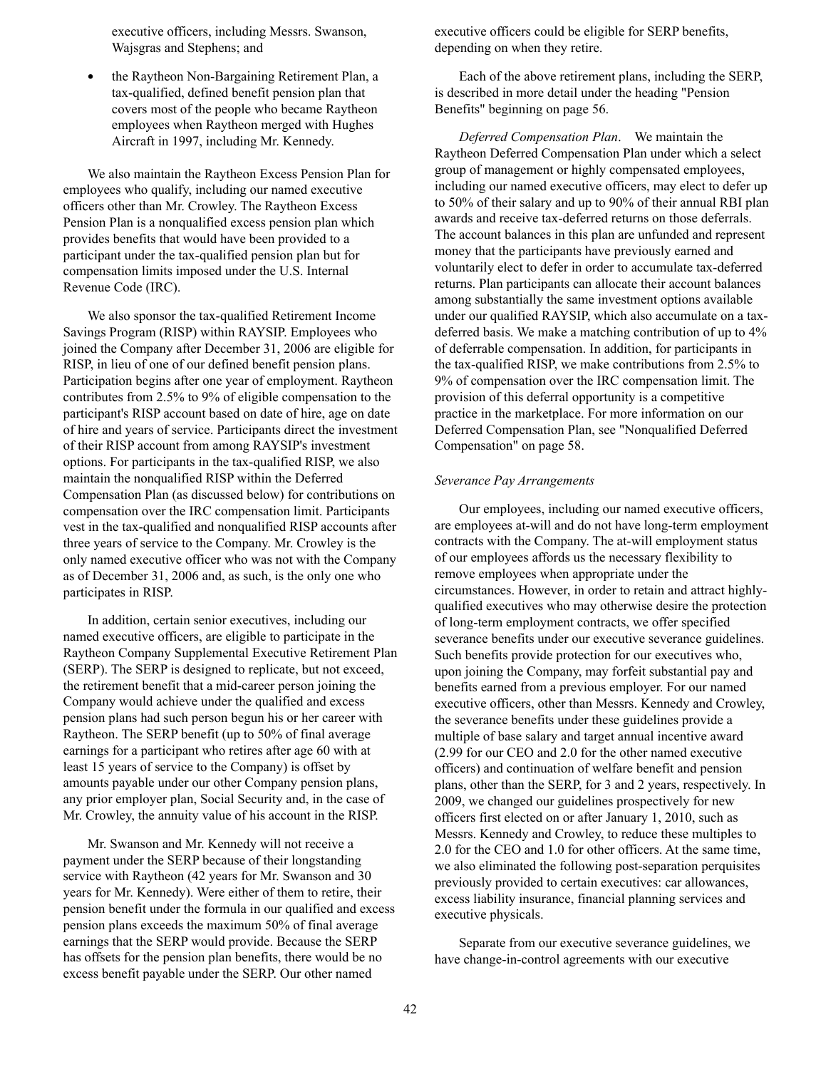executive officers, including Messrs. Swanson, Wajsgras and Stephens; and

- the Raytheon Non-Bargaining Retirement Plan, a tax-qualified, defined benefit pension plan that covers most of the people who became Raytheon employees when Raytheon merged with Hughes Aircraft in 1997, including Mr. Kennedy.

We also maintain the Raytheon Excess Pension Plan for employees who qualify, including our named executive officers other than Mr. Crowley. The Raytheon Excess Pension Plan is a nonqualified excess pension plan which provides benefits that would have been provided to a participant under the tax-qualified pension plan but for compensation limits imposed under the U.S. Internal Revenue Code (IRC).

We also sponsor the tax-qualified Retirement Income Savings Program (RISP) within RAYSIP. Employees who joined the Company after December 31, 2006 are eligible for RISP, in lieu of one of our defined benefit pension plans. Participation begins after one year of employment. Raytheon contributes from 2.5% to 9% of eligible compensation to the participant's RISP account based on date of hire, age on date of hire and years of service. Participants direct the investment of their RISP account from among RAYSIP's investment options. For participants in the tax-qualified RISP, we also maintain the nonqualified RISP within the Deferred Compensation Plan (as discussed below) for contributions on compensation over the IRC compensation limit. Participants vest in the tax-qualified and nonqualified RISP accounts after three years of service to the Company. Mr. Crowley is the only named executive officer who was not with the Company as of December 31, 2006 and, as such, is the only one who participates in RISP.

In addition, certain senior executives, including our named executive officers, are eligible to participate in the Raytheon Company Supplemental Executive Retirement Plan (SERP). The SERP is designed to replicate, but not exceed, the retirement benefit that a mid-career person joining the Company would achieve under the qualified and excess pension plans had such person begun his or her career with Raytheon. The SERP benefit (up to 50% of final average earnings for a participant who retires after age 60 with at least 15 years of service to the Company) is offset by amounts payable under our other Company pension plans, any prior employer plan, Social Security and, in the case of Mr. Crowley, the annuity value of his account in the RISP.

Mr. Swanson and Mr. Kennedy will not receive a payment under the SERP because of their longstanding service with Raytheon (42 years for Mr. Swanson and 30 years for Mr. Kennedy). Were either of them to retire, their pension benefit under the formula in our qualified and excess pension plans exceeds the maximum 50% of final average earnings that the SERP would provide. Because the SERP has offsets for the pension plan benefits, there would be no excess benefit payable under the SERP. Our other named executive officers could be eligible for SERP benefits, depending on when they retire.

Each of the above retirement plans, including the SERP, is described in more detail under the heading "Pension Benefits" beginning on page 56.

*Deferred Compensation Plan*. We maintain the Raytheon Deferred Compensation Plan under which a select group of management or highly compensated employees, including our named executive officers, may elect to defer up to 50% of their salary and up to 90% of their annual RBI plan awards and receive tax-deferred returns on those deferrals. The account balances in this plan are unfunded and represent money that the participants have previously earned and voluntarily elect to defer in order to accumulate tax-deferred returns. Plan participants can allocate their account balances among substantially the same investment options available under our qualified RAYSIP, which also accumulate on a tax-deferred basis. We make a matching contribution of up to 4% of deferrable compensation. In addition, for participants in the tax-qualified RISP, we make contributions from 2.5% to 9% of compensation over the IRC compensation limit. The provision of this deferral opportunity is a competitive practice in the marketplace. For more information on our Deferred Compensation Plan, see "Nonqualified Deferred Compensation" on page 58.

*Severance Pay Arrangements*

Our employees, including our named executive officers, are employees at-will and do not have long-term employment contracts with the Company. The at-will employment status of our employees affords us the necessary flexibility to remove employees when appropriate under the circumstances. However, in order to retain and attract highly-qualified executives who may otherwise desire the protection of long-term employment contracts, we offer specified severance benefits under our executive severance guidelines. Such benefits provide protection for our executives who, upon joining the Company, may forfeit substantial pay and benefits earned from a previous employer. For our named executive officers, other than Messrs. Kennedy and Crowley, the severance benefits under these guidelines provide a multiple of base salary and target annual incentive award (2.99 for our CEO and 2.0 for the other named executive officers) and continuation of welfare benefit and pension plans, other than the SERP, for 3 and 2 years, respectively. In 2009, we changed our guidelines prospectively for new officers first elected on or after January 1, 2010, such as Messrs. Kennedy and Crowley, to reduce these multiples to 2.0 for the CEO and 1.0 for other officers. At the same time, we also eliminated the following post-separation perquisites previously provided to certain executives: car allowances, excess liability insurance, financial planning services and executive physicals.

Separate from our executive severance guidelines, we have change-in-control agreements with our executive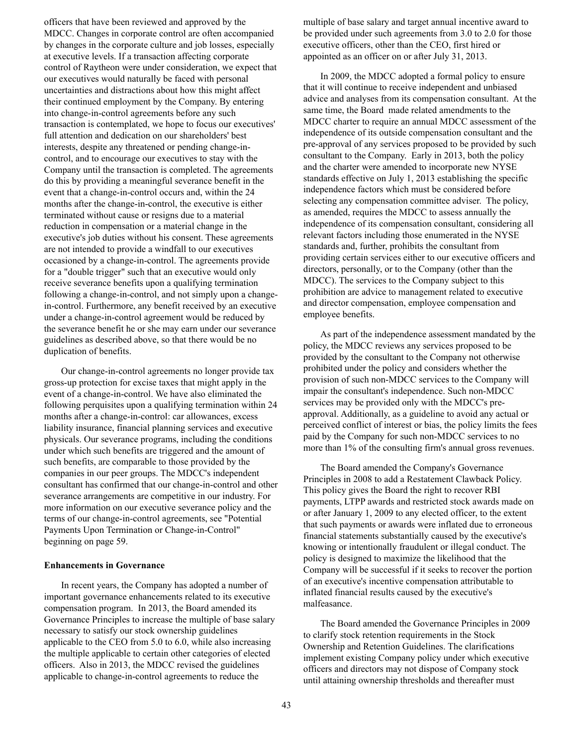officers that have been reviewed and approved by the MDCC. Changes in corporate control are often accompanied by changes in the corporate culture and job losses, especially at executive levels. If a transaction affecting corporate control of Raytheon were under consideration, we expect that our executives would naturally be faced with personal uncertainties and distractions about how this might affect their continued employment by the Company. By entering into change-in-control agreements before any such transaction is contemplated, we hope to focus our executives' full attention and dedication on our shareholders' best interests, despite any threatened or pending change-in-control, and to encourage our executives to stay with the Company until the transaction is completed. The agreements do this by providing a meaningful severance benefit in the event that a change-in-control occurs and, within the 24 months after the change-in-control, the executive is either terminated without cause or resigns due to a material reduction in compensation or a material change in the executive's job duties without his consent. These agreements are not intended to provide a windfall to our executives occasioned by a change-in-control. The agreements provide for a "double trigger" such that an executive would only receive severance benefits upon a qualifying termination following a change-in-control, and not simply upon a change-in-control. Furthermore, any benefit received by an executive under a change-in-control agreement would be reduced by the severance benefit he or she may earn under our severance guidelines as described above, so that there would be no duplication of benefits.

Our change-in-control agreements no longer provide tax gross-up protection for excise taxes that might apply in the event of a change-in-control. We have also eliminated the following perquisites upon a qualifying termination within 24 months after a change-in-control: car allowances, excess liability insurance, financial planning services and executive physicals. Our severance programs, including the conditions under which such benefits are triggered and the amount of such benefits, are comparable to those provided by the companies in our peer groups. The MDCC's independent consultant has confirmed that our change-in-control and other severance arrangements are competitive in our industry. For more information on our executive severance policy and the terms of our change-in-control agreements, see "Potential Payments Upon Termination or Change-in-Control" beginning on page 59.

**Enhancements in Governance**

In recent years, the Company has adopted a number of important governance enhancements related to its executive compensation program. In 2013, the Board amended its Governance Principles to increase the multiple of base salary necessary to satisfy our stock ownership guidelines applicable to the CEO from 5.0 to 6.0, while also increasing the multiple applicable to certain other categories of elected officers. Also in 2013, the MDCC revised the guidelines applicable to change-in-control agreements to reduce the multiple of base salary and target annual incentive award to be provided under such agreements from 3.0 to 2.0 for those executive officers, other than the CEO, first hired or appointed as an officer on or after July 31, 2013.

In 2009, the MDCC adopted a formal policy to ensure that it will continue to receive independent and unbiased advice and analyses from its compensation consultant. At the same time, the Board made related amendments to the MDCC charter to require an annual MDCC assessment of the independence of its outside compensation consultant and the pre-approval of any services proposed to be provided by such consultant to the Company. Early in 2013, both the policy and the charter were amended to incorporate new NYSE standards effective on July 1, 2013 establishing the specific independence factors which must be considered before selecting any compensation committee adviser. The policy, as amended, requires the MDCC to assess annually the independence of its compensation consultant, considering all relevant factors including those enumerated in the NYSE standards and, further, prohibits the consultant from providing certain services either to our executive officers and directors, personally, or to the Company (other than the MDCC). The services to the Company subject to this prohibition are advice to management related to executive and director compensation, employee compensation and employee benefits.

As part of the independence assessment mandated by the policy, the MDCC reviews any services proposed to be provided by the consultant to the Company not otherwise prohibited under the policy and considers whether the provision of such non-MDCC services to the Company will impair the consultant's independence. Such non-MDCC services may be provided only with the MDCC's pre-approval. Additionally, as a guideline to avoid any actual or perceived conflict of interest or bias, the policy limits the fees paid by the Company for such non-MDCC services to no more than 1% of the consulting firm's annual gross revenues.

The Board amended the Company's Governance Principles in 2008 to add a Restatement Clawback Policy. This policy gives the Board the right to recover RBI payments, LTPP awards and restricted stock awards made on or after January 1, 2009 to any elected officer, to the extent that such payments or awards were inflated due to erroneous financial statements substantially caused by the executive's knowing or intentionally fraudulent or illegal conduct. The policy is designed to maximize the likelihood that the Company will be successful if it seeks to recover the portion of an executive's incentive compensation attributable to inflated financial results caused by the executive's malfeasance.

The Board amended the Governance Principles in 2009 to clarify stock retention requirements in the Stock Ownership and Retention Guidelines. The clarifications implement existing Company policy under which executive officers and directors may not dispose of Company stock until attaining ownership thresholds and thereafter must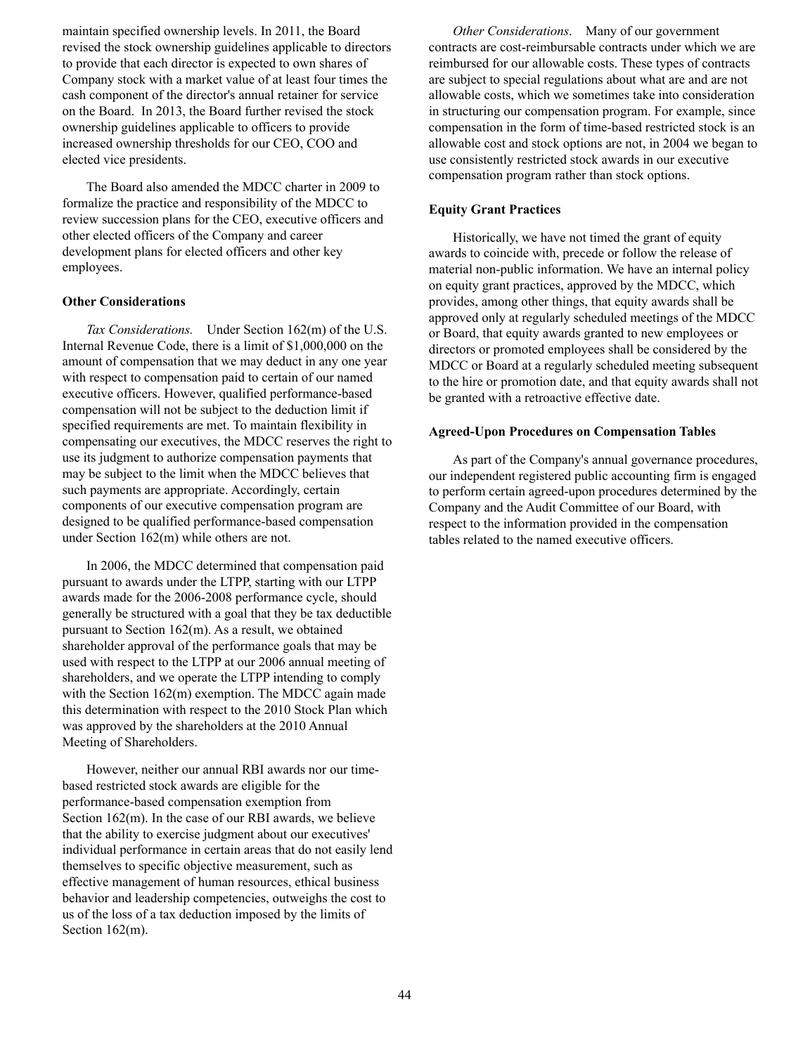maintain specified ownership levels. In 2011, the Board revised the stock ownership guidelines applicable to directors to provide that each director is expected to own shares of Company stock with a market value of at least four times the cash component of the director's annual retainer for service on the Board. In 2013, the Board further revised the stock ownership guidelines applicable to officers to provide increased ownership thresholds for our CEO, COO and elected vice presidents.

The Board also amended the MDCC charter in 2009 to formalize the practice and responsibility of the MDCC to review succession plans for the CEO, executive officers and other elected officers of the Company and career development plans for elected officers and other key employees.

**Other Considerations**

*Tax Considerations.* Under Section 162(m) of the U.S. Internal Revenue Code, there is a limit of $1,000,000 on the amount of compensation that we may deduct in any one year with respect to compensation paid to certain of our named executive officers. However, qualified performance-based compensation will not be subject to the deduction limit if specified requirements are met. To maintain flexibility in compensating our executives, the MDCC reserves the right to use its judgment to authorize compensation payments that may be subject to the limit when the MDCC believes that such payments are appropriate. Accordingly, certain components of our executive compensation program are designed to be qualified performance-based compensation under Section 162(m) while others are not.

In 2006, the MDCC determined that compensation paid pursuant to awards under the LTPP, starting with our LTPP awards made for the 2006-2008 performance cycle, should generally be structured with a goal that they be tax deductible pursuant to Section 162(m). As a result, we obtained shareholder approval of the performance goals that may be used with respect to the LTPP at our 2006 annual meeting of shareholders, and we operate the LTPP intending to comply with the Section 162(m) exemption. The MDCC again made this determination with respect to the 2010 Stock Plan which was approved by the shareholders at the 2010 Annual Meeting of Shareholders.

However, neither our annual RBI awards nor our time-based restricted stock awards are eligible for the performance-based compensation exemption from Section 162(m). In the case of our RBI awards, we believe that the ability to exercise judgment about our executives' individual performance in certain areas that do not easily lend themselves to specific objective measurement, such as effective management of human resources, ethical business behavior and leadership competencies, outweighs the cost to us of the loss of a tax deduction imposed by the limits of Section 162(m).

*Other Considerations*. Many of our government contracts are cost-reimbursable contracts under which we are reimbursed for our allowable costs. These types of contracts are subject to special regulations about what are and are not allowable costs, which we sometimes take into consideration in structuring our compensation program. For example, since compensation in the form of time-based restricted stock is an allowable cost and stock options are not, in 2004 we began to use consistently restricted stock awards in our executive compensation program rather than stock options.

**Equity Grant Practices**

Historically, we have not timed the grant of equity awards to coincide with, precede or follow the release of material non-public information. We have an internal policy on equity grant practices, approved by the MDCC, which provides, among other things, that equity awards shall be approved only at regularly scheduled meetings of the MDCC or Board, that equity awards granted to new employees or directors or promoted employees shall be considered by the MDCC or Board at a regularly scheduled meeting subsequent to the hire or promotion date, and that equity awards shall not be granted with a retroactive effective date.

**Agreed-Upon Procedures on Compensation Tables**

As part of the Company's annual governance procedures, our independent registered public accounting firm is engaged to perform certain agreed-upon procedures determined by the Company and the Audit Committee of our Board, with respect to the information provided in the compensation tables related to the named executive officers.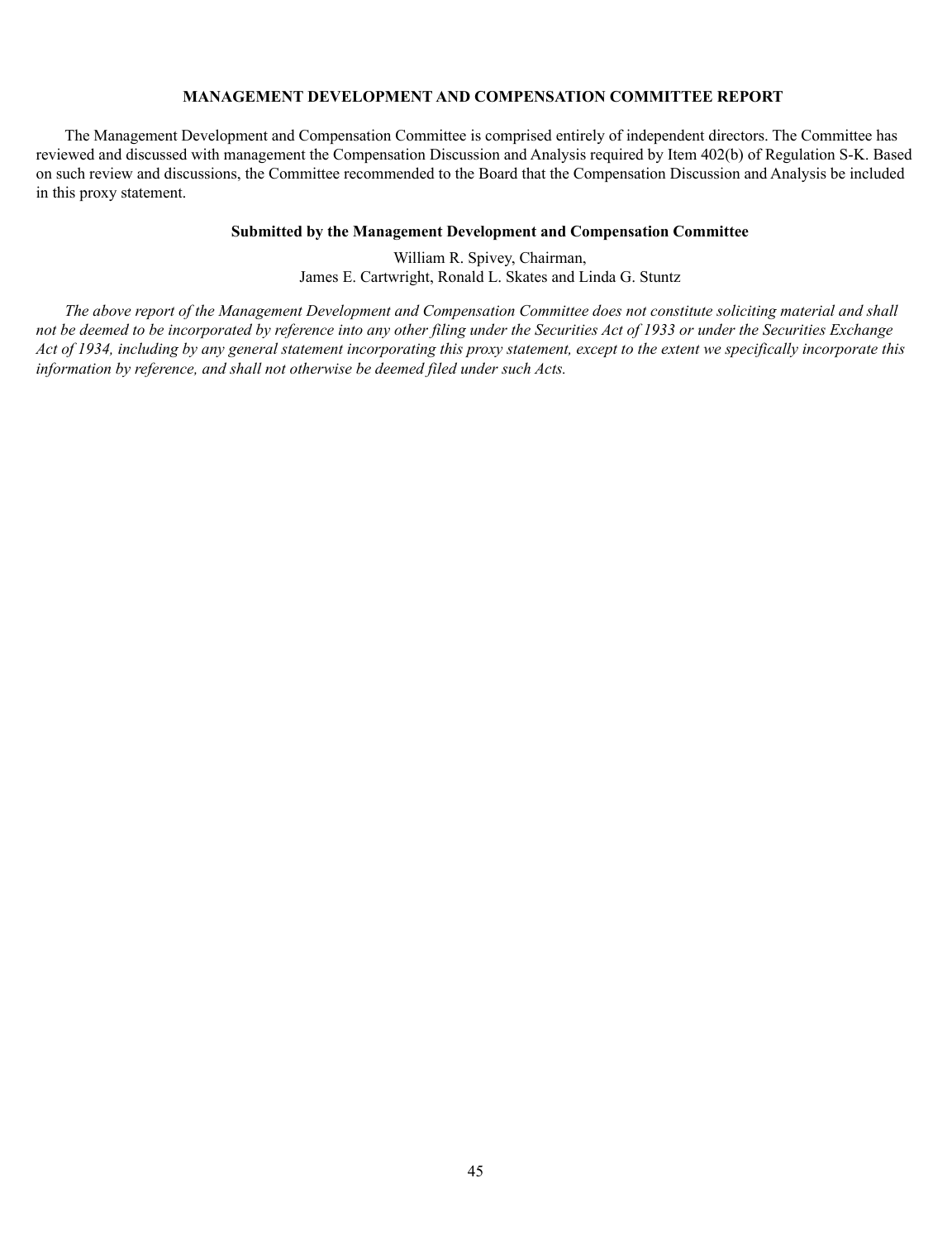## MANAGEMENT DEVELOPMENT AND COMPENSATION COMMITTEE REPORT

The Management Development and Compensation Committee is comprised entirely of independent directors. The Committee has reviewed and discussed with management the Compensation Discussion and Analysis required by Item 402(b) of Regulation S-K. Based on such review and discussions, the Committee recommended to the Board that the Compensation Discussion and Analysis be included in this proxy statement.

**Submitted by the Management Development and Compensation Committee**

William R. Spivey, Chairman,
James E. Cartwright, Ronald L. Skates and Linda G. Stuntz

*The above report of the Management Development and Compensation Committee does not constitute soliciting material and shall not be deemed to be incorporated by reference into any other filing under the Securities Act of 1933 or under the Securities Exchange Act of 1934, including by any general statement incorporating this proxy statement, except to the extent we specifically incorporate this information by reference, and shall not otherwise be deemed filed under such Acts.*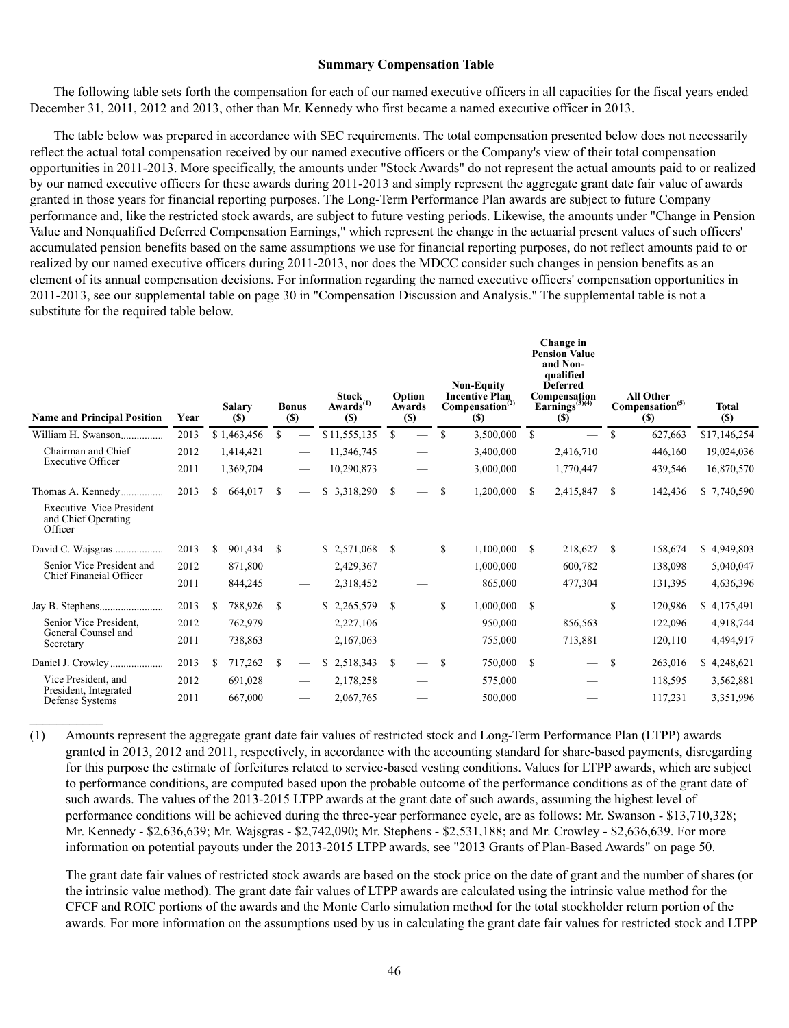**Summary Compensation Table**

The following table sets forth the compensation for each of our named executive officers in all capacities for the fiscal years ended December 31, 2011, 2012 and 2013, other than Mr. Kennedy who first became a named executive officer in 2013.

The table below was prepared in accordance with SEC requirements. The total compensation presented below does not necessarily reflect the actual total compensation received by our named executive officers or the Company's view of their total compensation opportunities in 2011-2013. More specifically, the amounts under "Stock Awards" do not represent the actual amounts paid to or realized by our named executive officers for these awards during 2011-2013 and simply represent the aggregate grant date fair value of awards granted in those years for financial reporting purposes. The Long-Term Performance Plan awards are subject to future Company performance and, like the restricted stock awards, are subject to future vesting periods. Likewise, the amounts under "Change in Pension Value and Nonqualified Deferred Compensation Earnings," which represent the change in the actuarial present values of such officers' accumulated pension benefits based on the same assumptions we use for financial reporting purposes, do not reflect amounts paid to or realized by our named executive officers during 2011-2013, nor does the MDCC consider such changes in pension benefits as an element of its annual compensation decisions. For information regarding the named executive officers' compensation opportunities in 2011-2013, see our supplemental table on page 30 in "Compensation Discussion and Analysis." The supplemental table is not a substitute for the required table below.

| Name and Principal Position | Year | Salary ($) | Bonus ($) | Stock Awards[1] ($) | Option Awards ($) | Non-Equity Incentive Plan Compensation[2] ($) | Change in Pension Value and Non-qualified Deferred Compensation Earnings[3][4] ($) | All Other Compensation[5] ($) | Total ($) |
|---|---|---|---|---|---|---|---|---|---|
| William H. Swanson | 2013 | $ 1,463,456 | $ — | $ 11,555,135 | $ — | $ 3,500,000 | $ — | $ 627,663 | $ 17,146,254 |
| Chairman and Chief Executive Officer | 2012 | 1,414,421 | — | 11,346,745 | — | 3,400,000 | 2,416,710 | 446,160 | 19,024,036 |
| | 2011 | 1,369,704 | — | 10,290,873 | — | 3,000,000 | 1,770,447 | 439,546 | 16,870,570 |
| Thomas A. Kennedy | 2013 | $ 664,017 | $ — | $ 3,318,290 | $ — | $ 1,200,000 | $ 2,415,847 | $ 142,436 | $ 7,740,590 |
| Executive Vice President and Chief Operating Officer | | | | | | | | | |
| David C. Wajsgras | 2013 | $ 901,434 | $ — | $ 2,571,068 | $ — | $ 1,100,000 | $ 218,627 | $ 158,674 | $ 4,949,803 |
| Senior Vice President and Chief Financial Officer | 2012 | 871,800 | — | 2,429,367 | — | 1,000,000 | 600,782 | 138,098 | 5,040,047 |
| | 2011 | 844,245 | — | 2,318,452 | — | 865,000 | 477,304 | 131,395 | 4,636,396 |
| Jay B. Stephens | 2013 | $ 788,926 | $ — | $ 2,265,579 | $ — | $ 1,000,000 | $ — | $ 120,986 | $ 4,175,491 |
| Senior Vice President, General Counsel and Secretary | 2012 | 762,979 | — | 2,227,106 | — | 950,000 | 856,563 | 122,096 | 4,918,744 |
| | 2011 | 738,863 | — | 2,167,063 | — | 755,000 | 713,881 | 120,110 | 4,494,917 |
| Daniel J. Crowley | 2013 | $ 717,262 | $ — | $ 2,518,343 | $ — | $ 750,000 | $ — | $ 263,016 | $ 4,248,621 |
| Vice President, and President, Integrated Defense Systems | 2012 | 691,028 | — | 2,178,258 | — | 575,000 | — | 118,595 | 3,562,881 |
| | 2011 | 667,000 | — | 2,067,765 | — | 500,000 | — | 117,231 | 3,351,996 |

(1) Amounts represent the aggregate grant date fair values of restricted stock and Long-Term Performance Plan (LTPP) awards granted in 2013, 2012 and 2011, respectively, in accordance with the accounting standard for share-based payments, disregarding for this purpose the estimate of forfeitures related to service-based vesting conditions. Values for LTPP awards, which are subject to performance conditions, are computed based upon the probable outcome of the performance conditions as of the grant date of such awards. The values of the 2013-2015 LTPP awards at the grant date of such awards, assuming the highest level of performance conditions will be achieved during the three-year performance cycle, are as follows: Mr. Swanson - $13,710,328; Mr. Kennedy - $2,636,639; Mr. Wajsgras - $2,742,090; Mr. Stephens - $2,531,188; and Mr. Crowley - $2,636,639. For more information on potential payouts under the 2013-2015 LTPP awards, see "2013 Grants of Plan-Based Awards" on page 50.

The grant date fair values of restricted stock awards are based on the stock price on the date of grant and the number of shares (or the intrinsic value method). The grant date fair values of LTPP awards are calculated using the intrinsic value method for the CFCF and ROIC portions of the awards and the Monte Carlo simulation method for the total stockholder return portion of the awards. For more information on the assumptions used by us in calculating the grant date fair values for restricted stock and LTPP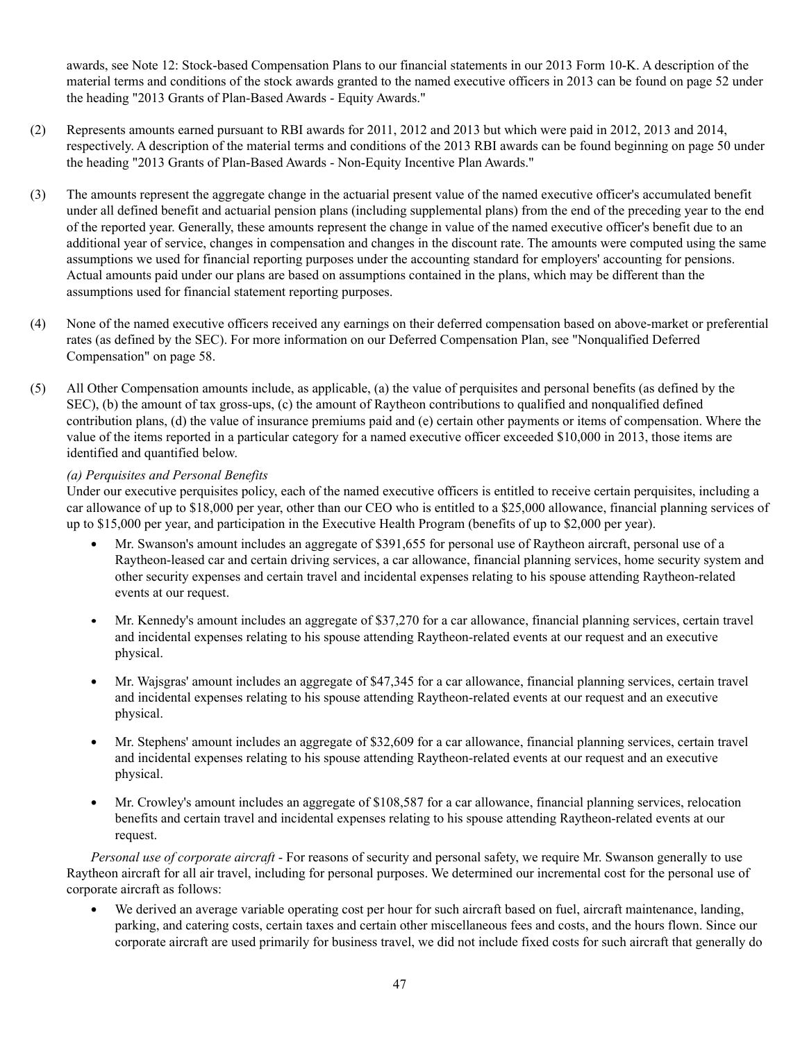awards, see Note 12: Stock-based Compensation Plans to our financial statements in our 2013 Form 10-K. A description of the material terms and conditions of the stock awards granted to the named executive officers in 2013 can be found on page 52 under the heading "2013 Grants of Plan-Based Awards - Equity Awards."

(2) Represents amounts earned pursuant to RBI awards for 2011, 2012 and 2013 but which were paid in 2012, 2013 and 2014, respectively. A description of the material terms and conditions of the 2013 RBI awards can be found beginning on page 50 under the heading "2013 Grants of Plan-Based Awards - Non-Equity Incentive Plan Awards."

(3) The amounts represent the aggregate change in the actuarial present value of the named executive officer's accumulated benefit under all defined benefit and actuarial pension plans (including supplemental plans) from the end of the preceding year to the end of the reported year. Generally, these amounts represent the change in value of the named executive officer's benefit due to an additional year of service, changes in compensation and changes in the discount rate. The amounts were computed using the same assumptions we used for financial reporting purposes under the accounting standard for employers' accounting for pensions. Actual amounts paid under our plans are based on assumptions contained in the plans, which may be different than the assumptions used for financial statement reporting purposes.

(4) None of the named executive officers received any earnings on their deferred compensation based on above-market or preferential rates (as defined by the SEC). For more information on our Deferred Compensation Plan, see "Nonqualified Deferred Compensation" on page 58.

(5) All Other Compensation amounts include, as applicable, (a) the value of perquisites and personal benefits (as defined by the SEC), (b) the amount of tax gross-ups, (c) the amount of Raytheon contributions to qualified and nonqualified defined contribution plans, (d) the value of insurance premiums paid and (e) certain other payments or items of compensation. Where the value of the items reported in a particular category for a named executive officer exceeded $10,000 in 2013, those items are identified and quantified below.

*(a) Perquisites and Personal Benefits*

Under our executive perquisites policy, each of the named executive officers is entitled to receive certain perquisites, including a car allowance of up to $18,000 per year, other than our CEO who is entitled to a $25,000 allowance, financial planning services of up to $15,000 per year, and participation in the Executive Health Program (benefits of up to $2,000 per year).

- Mr. Swanson's amount includes an aggregate of $391,655 for personal use of Raytheon aircraft, personal use of a Raytheon-leased car and certain driving services, a car allowance, financial planning services, home security system and other security expenses and certain travel and incidental expenses relating to his spouse attending Raytheon-related events at our request.
- Mr. Kennedy's amount includes an aggregate of $37,270 for a car allowance, financial planning services, certain travel and incidental expenses relating to his spouse attending Raytheon-related events at our request and an executive physical.
- Mr. Wajsgras' amount includes an aggregate of $47,345 for a car allowance, financial planning services, certain travel and incidental expenses relating to his spouse attending Raytheon-related events at our request and an executive physical.
- Mr. Stephens' amount includes an aggregate of $32,609 for a car allowance, financial planning services, certain travel and incidental expenses relating to his spouse attending Raytheon-related events at our request and an executive physical.
- Mr. Crowley's amount includes an aggregate of $108,587 for a car allowance, financial planning services, relocation benefits and certain travel and incidental expenses relating to his spouse attending Raytheon-related events at our request.

*Personal use of corporate aircraft* - For reasons of security and personal safety, we require Mr. Swanson generally to use Raytheon aircraft for all air travel, including for personal purposes. We determined our incremental cost for the personal use of corporate aircraft as follows:

- We derived an average variable operating cost per hour for such aircraft based on fuel, aircraft maintenance, landing, parking, and catering costs, certain taxes and certain other miscellaneous fees and costs, and the hours flown. Since our corporate aircraft are used primarily for business travel, we did not include fixed costs for such aircraft that generally do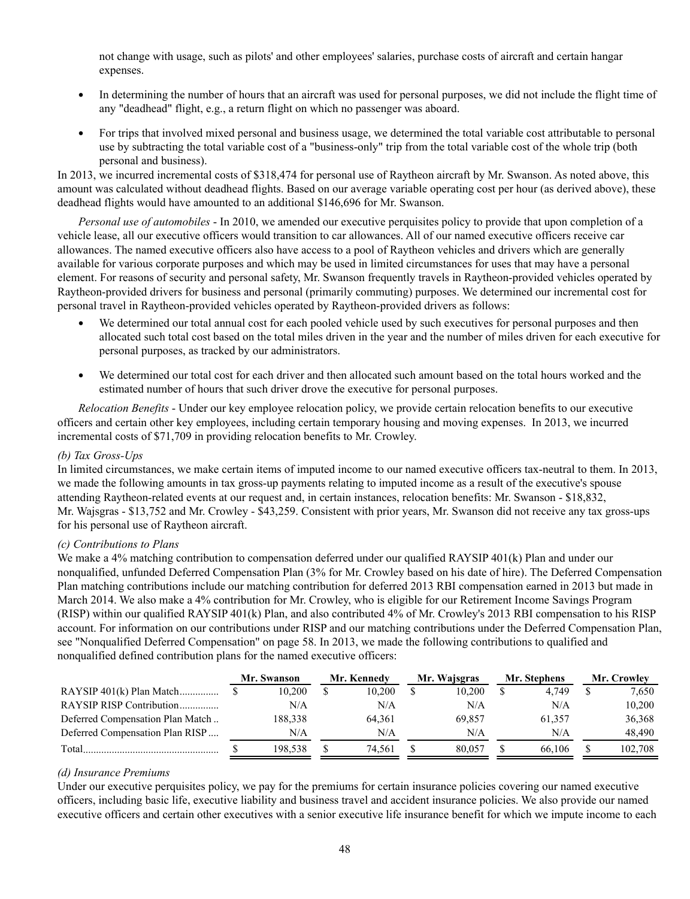not change with usage, such as pilots' and other employees' salaries, purchase costs of aircraft and certain hangar expenses.

- In determining the number of hours that an aircraft was used for personal purposes, we did not include the flight time of any "deadhead" flight, e.g., a return flight on which no passenger was aboard.
- For trips that involved mixed personal and business usage, we determined the total variable cost attributable to personal use by subtracting the total variable cost of a "business-only" trip from the total variable cost of the whole trip (both personal and business).

In 2013, we incurred incremental costs of $318,474 for personal use of Raytheon aircraft by Mr. Swanson. As noted above, this amount was calculated without deadhead flights. Based on our average variable operating cost per hour (as derived above), these deadhead flights would have amounted to an additional $146,696 for Mr. Swanson.

*Personal use of automobiles* - In 2010, we amended our executive perquisites policy to provide that upon completion of a vehicle lease, all our executive officers would transition to car allowances. All of our named executive officers receive car allowances. The named executive officers also have access to a pool of Raytheon vehicles and drivers which are generally available for various corporate purposes and which may be used in limited circumstances for uses that may have a personal element. For reasons of security and personal safety, Mr. Swanson frequently travels in Raytheon-provided vehicles operated by Raytheon-provided drivers for business and personal (primarily commuting) purposes. We determined our incremental cost for personal travel in Raytheon-provided vehicles operated by Raytheon-provided drivers as follows:

- We determined our total annual cost for each pooled vehicle used by such executives for personal purposes and then allocated such total cost based on the total miles driven in the year and the number of miles driven for each executive for personal purposes, as tracked by our administrators.
- We determined our total cost for each driver and then allocated such amount based on the total hours worked and the estimated number of hours that such driver drove the executive for personal purposes.

*Relocation Benefits* - Under our key employee relocation policy, we provide certain relocation benefits to our executive officers and certain other key employees, including certain temporary housing and moving expenses. In 2013, we incurred incremental costs of $71,709 in providing relocation benefits to Mr. Crowley.

*(b) Tax Gross-Ups*

In limited circumstances, we make certain items of imputed income to our named executive officers tax-neutral to them. In 2013, we made the following amounts in tax gross-up payments relating to imputed income as a result of the executive's spouse attending Raytheon-related events at our request and, in certain instances, relocation benefits: Mr. Swanson - $18,832, Mr. Wajsgras - $13,752 and Mr. Crowley - $43,259. Consistent with prior years, Mr. Swanson did not receive any tax gross-ups for his personal use of Raytheon aircraft.

*(c) Contributions to Plans*

We make a 4% matching contribution to compensation deferred under our qualified RAYSIP 401(k) Plan and under our nonqualified, unfunded Deferred Compensation Plan (3% for Mr. Crowley based on his date of hire). The Deferred Compensation Plan matching contributions include our matching contribution for deferred 2013 RBI compensation earned in 2013 but made in March 2014. We also make a 4% contribution for Mr. Crowley, who is eligible for our Retirement Income Savings Program (RISP) within our qualified RAYSIP 401(k) Plan, and also contributed 4% of Mr. Crowley's 2013 RBI compensation to his RISP account. For information on our contributions under RISP and our matching contributions under the Deferred Compensation Plan, see "Nonqualified Deferred Compensation" on page 58. In 2013, we made the following contributions to qualified and nonqualified defined contribution plans for the named executive officers:

| | Mr. Swanson | Mr. Kennedy | Mr. Wajsgras | Mr. Stephens | Mr. Crowley |
|---|---|---|---|---|---|
| RAYSIP 401(k) Plan Match | $ 10,200 | $ 10,200 | $ 10,200 | $ 4,749 | $ 7,650 |
| RAYSIP RISP Contribution | N/A | N/A | N/A | N/A | 10,200 |
| Deferred Compensation Plan Match | 188,338 | 64,361 | 69,857 | 61,357 | 36,368 |
| Deferred Compensation Plan RISP | N/A | N/A | N/A | N/A | 48,490 |
| Total | $ 198,538 | $ 74,561 | $ 80,057 | $ 66,106 | $ 102,708 |

*(d) Insurance Premiums*

Under our executive perquisites policy, we pay for the premiums for certain insurance policies covering our named executive officers, including basic life, executive liability and business travel and accident insurance policies. We also provide our named executive officers and certain other executives with a senior executive life insurance benefit for which we impute income to each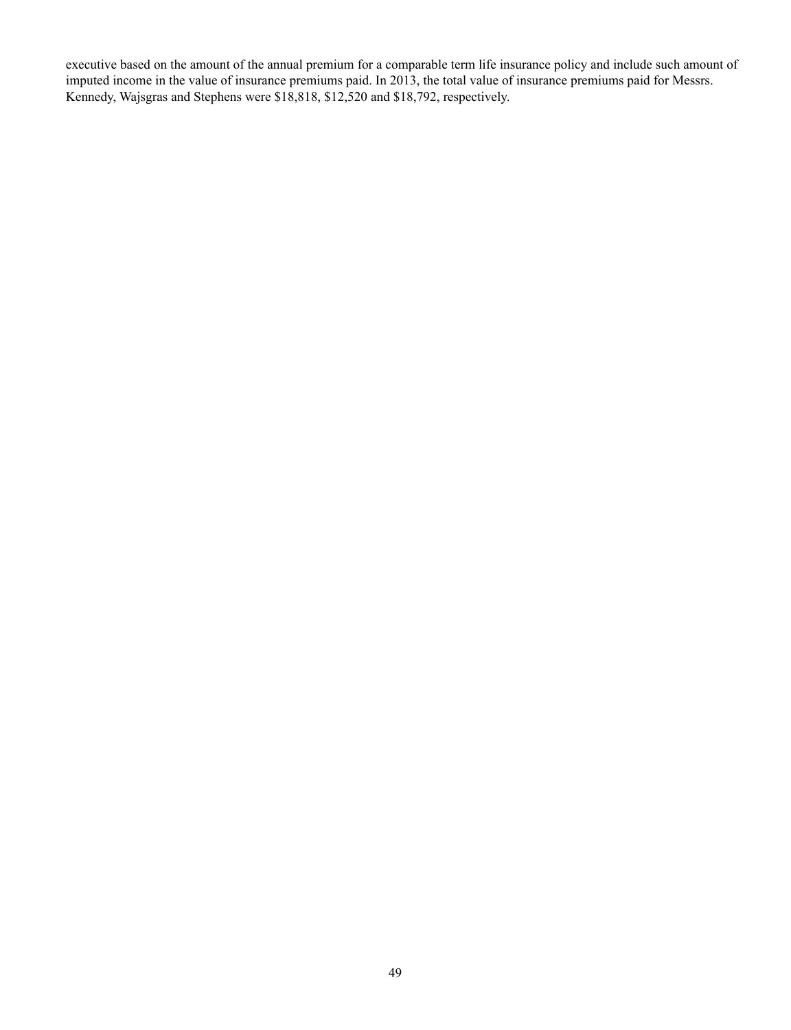executive based on the amount of the annual premium for a comparable term life insurance policy and include such amount of imputed income in the value of insurance premiums paid. In 2013, the total value of insurance premiums paid for Messrs. Kennedy, Wajsgras and Stephens were $18,818, $12,520 and $18,792, respectively.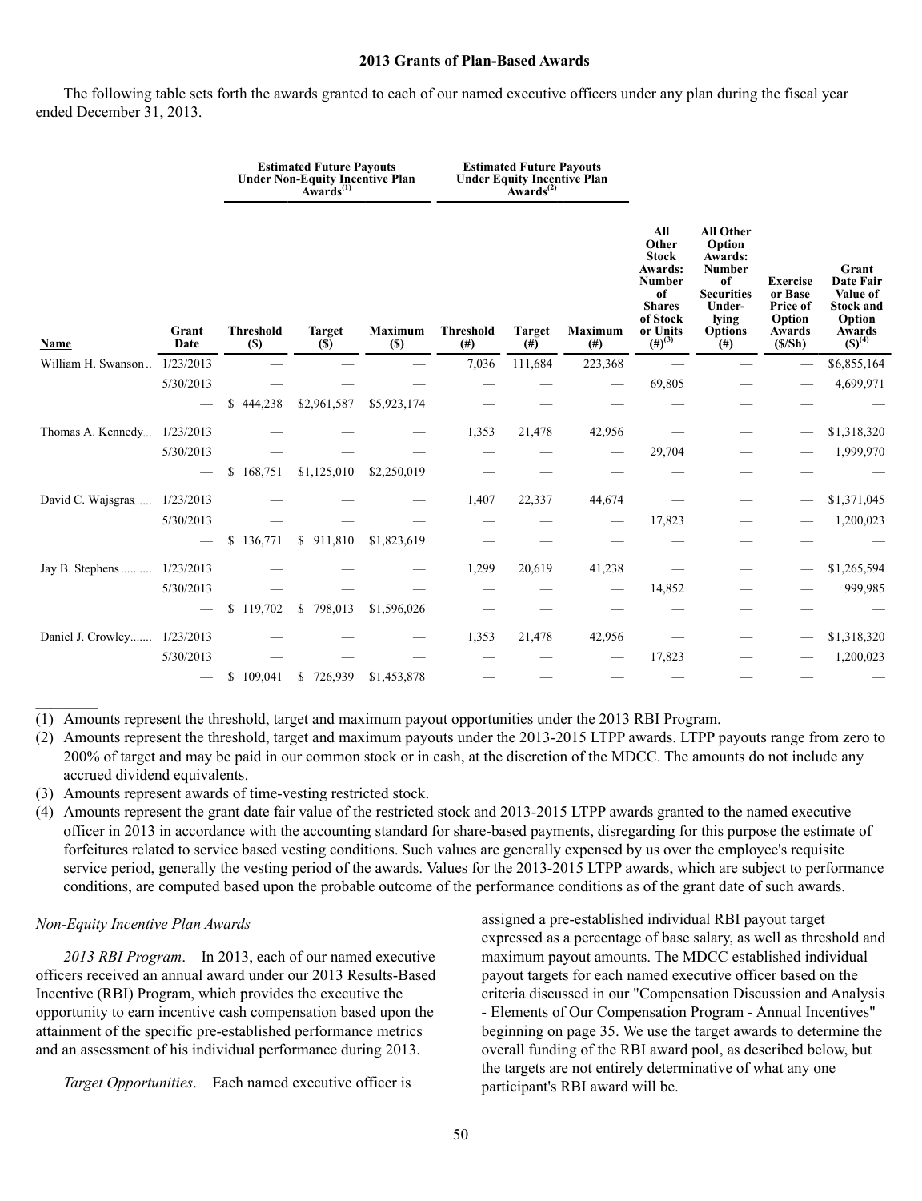## 2013 Grants of Plan-Based Awards

The following table sets forth the awards granted to each of our named executive officers under any plan during the fiscal year ended December 31, 2013.

| | | Estimated Future Payouts Under Non-Equity Incentive Plan Awards[(1)] | | | Estimated Future Payouts Under Equity Incentive Plan Awards[(2)] | | | | | | |
|---|---|---|---|---|---|---|---|---|---|---|---|
| Name | Grant Date | Threshold ($) | Target ($) | Maximum ($) | Threshold (#) | Target (#) | Maximum (#) | All Other Stock Awards: Number of Shares of Stock or Units (#)[(3)] | All Other Option Awards: Number of Securities Under-lying Options (#) | Exercise or Base Price of Option Awards ($/Sh) | Grant Date Fair Value of Stock and Option Awards ($)[(4)] |
| William H. Swanson | 1/23/2013 | — | — | — | 7,036 | 111,684 | 223,368 | — | — | — | $6,855,164 |
| | 5/30/2013 | — | — | — | — | — | — | 69,805 | — | — | 4,699,971 |
| | — | $ 444,238 | $2,961,587 | $5,923,174 | — | — | — | — | — | — | — |
| Thomas A. Kennedy | 1/23/2013 | — | — | — | 1,353 | 21,478 | 42,956 | — | — | — | $1,318,320 |
| | 5/30/2013 | — | — | — | — | — | — | 29,704 | — | — | 1,999,970 |
| | — | $ 168,751 | $1,125,010 | $2,250,019 | — | — | — | — | — | — | — |
| David C. Wajsgras | 1/23/2013 | — | — | — | 1,407 | 22,337 | 44,674 | — | — | — | $1,371,045 |
| | 5/30/2013 | — | — | — | — | — | — | 17,823 | — | — | 1,200,023 |
| | — | $ 136,771 | $ 911,810 | $1,823,619 | — | — | — | — | — | — | — |
| Jay B. Stephens | 1/23/2013 | — | — | — | 1,299 | 20,619 | 41,238 | — | — | — | $1,265,594 |
| | 5/30/2013 | — | — | — | — | — | — | 14,852 | — | — | 999,985 |
| | — | $ 119,702 | $ 798,013 | $1,596,026 | — | — | — | — | — | — | — |
| Daniel J. Crowley | 1/23/2013 | — | — | — | 1,353 | 21,478 | 42,956 | — | — | — | $1,318,320 |
| | 5/30/2013 | — | — | — | — | — | — | 17,823 | — | — | 1,200,023 |
| | — | $ 109,041 | $ 726,939 | $1,453,878 | — | — | — | — | — | — | — |

(1) Amounts represent the threshold, target and maximum payout opportunities under the 2013 RBI Program.

(2) Amounts represent the threshold, target and maximum payouts under the 2013-2015 LTPP awards. LTPP payouts range from zero to 200% of target and may be paid in our common stock or in cash, at the discretion of the MDCC. The amounts do not include any accrued dividend equivalents.

(3) Amounts represent awards of time-vesting restricted stock.

(4) Amounts represent the grant date fair value of the restricted stock and 2013-2015 LTPP awards granted to the named executive officer in 2013 in accordance with the accounting standard for share-based payments, disregarding for this purpose the estimate of forfeitures related to service based vesting conditions. Such values are generally expensed by us over the employee's requisite service period, generally the vesting period of the awards. Values for the 2013-2015 LTPP awards, which are subject to performance conditions, are computed based upon the probable outcome of the performance conditions as of the grant date of such awards.

*Non-Equity Incentive Plan Awards*

*2013 RBI Program*. In 2013, each of our named executive officers received an annual award under our 2013 Results-Based Incentive (RBI) Program, which provides the executive the opportunity to earn incentive cash compensation based upon the attainment of the specific pre-established performance metrics and an assessment of his individual performance during 2013.

*Target Opportunities*. Each named executive officer is assigned a pre-established individual RBI payout target expressed as a percentage of base salary, as well as threshold and maximum payout amounts. The MDCC established individual payout targets for each named executive officer based on the criteria discussed in our "Compensation Discussion and Analysis - Elements of Our Compensation Program - Annual Incentives" beginning on page 35. We use the target awards to determine the overall funding of the RBI award pool, as described below, but the targets are not entirely determinative of what any one participant's RBI award will be.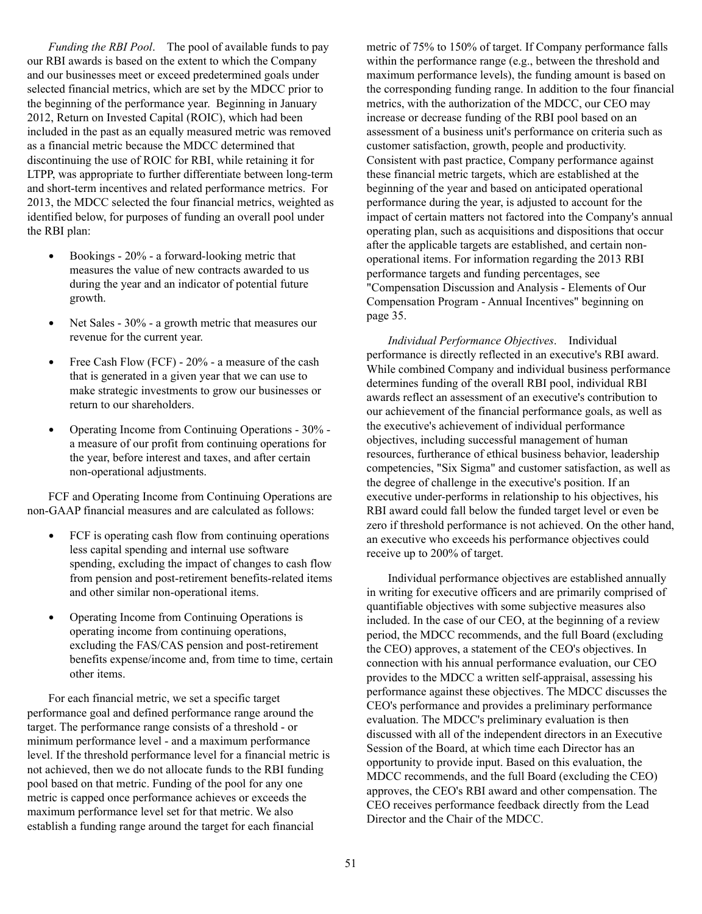*Funding the RBI Pool*. The pool of available funds to pay our RBI awards is based on the extent to which the Company and our businesses meet or exceed predetermined goals under selected financial metrics, which are set by the MDCC prior to the beginning of the performance year. Beginning in January 2012, Return on Invested Capital (ROIC), which had been included in the past as an equally measured metric was removed as a financial metric because the MDCC determined that discontinuing the use of ROIC for RBI, while retaining it for LTPP, was appropriate to further differentiate between long-term and short-term incentives and related performance metrics. For 2013, the MDCC selected the four financial metrics, weighted as identified below, for purposes of funding an overall pool under the RBI plan:

- Bookings - 20% - a forward-looking metric that measures the value of new contracts awarded to us during the year and an indicator of potential future growth.
- Net Sales - 30% - a growth metric that measures our revenue for the current year.
- Free Cash Flow (FCF) - 20% - a measure of the cash that is generated in a given year that we can use to make strategic investments to grow our businesses or return to our shareholders.
- Operating Income from Continuing Operations - 30% - a measure of our profit from continuing operations for the year, before interest and taxes, and after certain non-operational adjustments.

FCF and Operating Income from Continuing Operations are non-GAAP financial measures and are calculated as follows:

- FCF is operating cash flow from continuing operations less capital spending and internal use software spending, excluding the impact of changes to cash flow from pension and post-retirement benefits-related items and other similar non-operational items.
- Operating Income from Continuing Operations is operating income from continuing operations, excluding the FAS/CAS pension and post-retirement benefits expense/income and, from time to time, certain other items.

For each financial metric, we set a specific target performance goal and defined performance range around the target. The performance range consists of a threshold - or minimum performance level - and a maximum performance level. If the threshold performance level for a financial metric is not achieved, then we do not allocate funds to the RBI funding pool based on that metric. Funding of the pool for any one metric is capped once performance achieves or exceeds the maximum performance level set for that metric. We also establish a funding range around the target for each financial metric of 75% to 150% of target. If Company performance falls within the performance range (e.g., between the threshold and maximum performance levels), the funding amount is based on the corresponding funding range. In addition to the four financial metrics, with the authorization of the MDCC, our CEO may increase or decrease funding of the RBI pool based on an assessment of a business unit's performance on criteria such as customer satisfaction, growth, people and productivity. Consistent with past practice, Company performance against these financial metric targets, which are established at the beginning of the year and based on anticipated operational performance during the year, is adjusted to account for the impact of certain matters not factored into the Company's annual operating plan, such as acquisitions and dispositions that occur after the applicable targets are established, and certain non-operational items. For information regarding the 2013 RBI performance targets and funding percentages, see "Compensation Discussion and Analysis - Elements of Our Compensation Program - Annual Incentives" beginning on page 35.

*Individual Performance Objectives*. Individual performance is directly reflected in an executive's RBI award. While combined Company and individual business performance determines funding of the overall RBI pool, individual RBI awards reflect an assessment of an executive's contribution to our achievement of the financial performance goals, as well as the executive's achievement of individual performance objectives, including successful management of human resources, furtherance of ethical business behavior, leadership competencies, "Six Sigma" and customer satisfaction, as well as the degree of challenge in the executive's position. If an executive under-performs in relationship to his objectives, his RBI award could fall below the funded target level or even be zero if threshold performance is not achieved. On the other hand, an executive who exceeds his performance objectives could receive up to 200% of target.

Individual performance objectives are established annually in writing for executive officers and are primarily comprised of quantifiable objectives with some subjective measures also included. In the case of our CEO, at the beginning of a review period, the MDCC recommends, and the full Board (excluding the CEO) approves, a statement of the CEO's objectives. In connection with his annual performance evaluation, our CEO provides to the MDCC a written self-appraisal, assessing his performance against these objectives. The MDCC discusses the CEO's performance and provides a preliminary performance evaluation. The MDCC's preliminary evaluation is then discussed with all of the independent directors in an Executive Session of the Board, at which time each Director has an opportunity to provide input. Based on this evaluation, the MDCC recommends, and the full Board (excluding the CEO) approves, the CEO's RBI award and other compensation. The CEO receives performance feedback directly from the Lead Director and the Chair of the MDCC.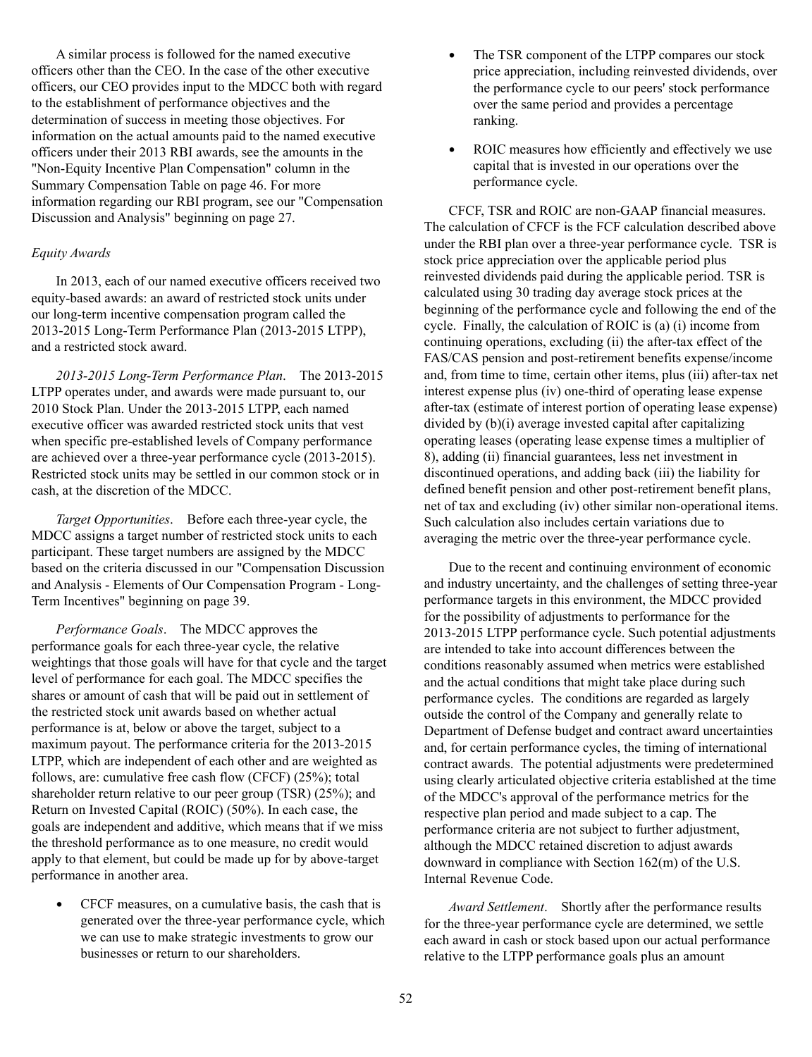A similar process is followed for the named executive officers other than the CEO. In the case of the other executive officers, our CEO provides input to the MDCC both with regard to the establishment of performance objectives and the determination of success in meeting those objectives. For information on the actual amounts paid to the named executive officers under their 2013 RBI awards, see the amounts in the "Non-Equity Incentive Plan Compensation" column in the Summary Compensation Table on page 46. For more information regarding our RBI program, see our "Compensation Discussion and Analysis" beginning on page 27.

*Equity Awards*

In 2013, each of our named executive officers received two equity-based awards: an award of restricted stock units under our long-term incentive compensation program called the 2013-2015 Long-Term Performance Plan (2013-2015 LTPP), and a restricted stock award.

*2013-2015 Long-Term Performance Plan*. The 2013-2015 LTPP operates under, and awards were made pursuant to, our 2010 Stock Plan. Under the 2013-2015 LTPP, each named executive officer was awarded restricted stock units that vest when specific pre-established levels of Company performance are achieved over a three-year performance cycle (2013-2015). Restricted stock units may be settled in our common stock or in cash, at the discretion of the MDCC.

*Target Opportunities*. Before each three-year cycle, the MDCC assigns a target number of restricted stock units to each participant. These target numbers are assigned by the MDCC based on the criteria discussed in our "Compensation Discussion and Analysis - Elements of Our Compensation Program - Long-Term Incentives" beginning on page 39.

*Performance Goals*. The MDCC approves the performance goals for each three-year cycle, the relative weightings that those goals will have for that cycle and the target level of performance for each goal. The MDCC specifies the shares or amount of cash that will be paid out in settlement of the restricted stock unit awards based on whether actual performance is at, below or above the target, subject to a maximum payout. The performance criteria for the 2013-2015 LTPP, which are independent of each other and are weighted as follows, are: cumulative free cash flow (CFCF) (25%); total shareholder return relative to our peer group (TSR) (25%); and Return on Invested Capital (ROIC) (50%). In each case, the goals are independent and additive, which means that if we miss the threshold performance as to one measure, no credit would apply to that element, but could be made up for by above-target performance in another area.

- CFCF measures, on a cumulative basis, the cash that is generated over the three-year performance cycle, which we can use to make strategic investments to grow our businesses or return to our shareholders.
- The TSR component of the LTPP compares our stock price appreciation, including reinvested dividends, over the performance cycle to our peers' stock performance over the same period and provides a percentage ranking.
- ROIC measures how efficiently and effectively we use capital that is invested in our operations over the performance cycle.

CFCF, TSR and ROIC are non-GAAP financial measures. The calculation of CFCF is the FCF calculation described above under the RBI plan over a three-year performance cycle. TSR is stock price appreciation over the applicable period plus reinvested dividends paid during the applicable period. TSR is calculated using 30 trading day average stock prices at the beginning of the performance cycle and following the end of the cycle. Finally, the calculation of ROIC is (a) (i) income from continuing operations, excluding (ii) the after-tax effect of the FAS/CAS pension and post-retirement benefits expense/income and, from time to time, certain other items, plus (iii) after-tax net interest expense plus (iv) one-third of operating lease expense after-tax (estimate of interest portion of operating lease expense) divided by (b)(i) average invested capital after capitalizing operating leases (operating lease expense times a multiplier of 8), adding (ii) financial guarantees, less net investment in discontinued operations, and adding back (iii) the liability for defined benefit pension and other post-retirement benefit plans, net of tax and excluding (iv) other similar non-operational items. Such calculation also includes certain variations due to averaging the metric over the three-year performance cycle.

Due to the recent and continuing environment of economic and industry uncertainty, and the challenges of setting three-year performance targets in this environment, the MDCC provided for the possibility of adjustments to performance for the 2013-2015 LTPP performance cycle. Such potential adjustments are intended to take into account differences between the conditions reasonably assumed when metrics were established and the actual conditions that might take place during such performance cycles. The conditions are regarded as largely outside the control of the Company and generally relate to Department of Defense budget and contract award uncertainties and, for certain performance cycles, the timing of international contract awards. The potential adjustments were predetermined using clearly articulated objective criteria established at the time of the MDCC's approval of the performance metrics for the respective plan period and made subject to a cap. The performance criteria are not subject to further adjustment, although the MDCC retained discretion to adjust awards downward in compliance with Section 162(m) of the U.S. Internal Revenue Code.

*Award Settlement*. Shortly after the performance results for the three-year performance cycle are determined, we settle each award in cash or stock based upon our actual performance relative to the LTPP performance goals plus an amount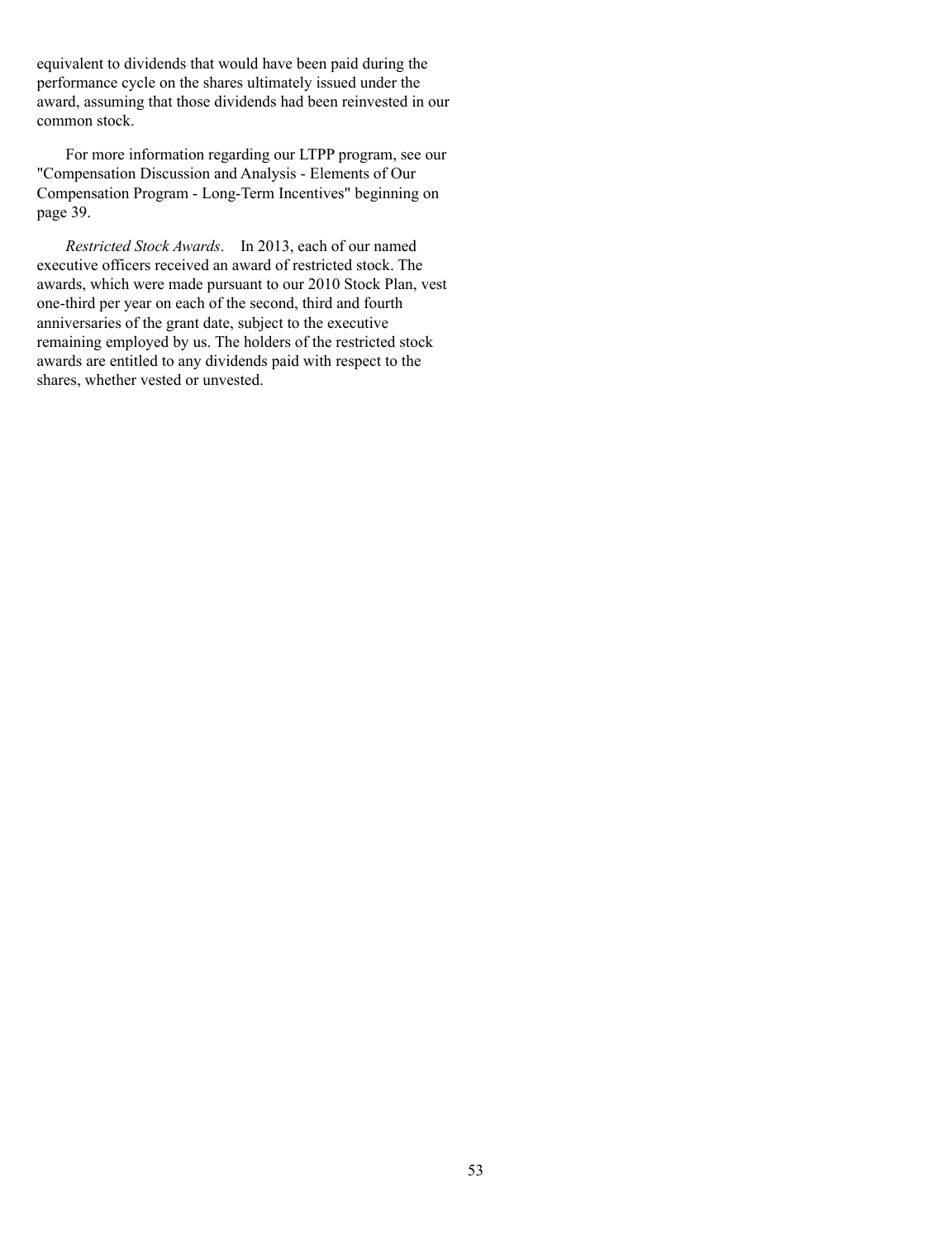equivalent to dividends that would have been paid during the performance cycle on the shares ultimately issued under the award, assuming that those dividends had been reinvested in our common stock.

For more information regarding our LTPP program, see our "Compensation Discussion and Analysis - Elements of Our Compensation Program - Long-Term Incentives" beginning on page 39.

*Restricted Stock Awards*. In 2013, each of our named executive officers received an award of restricted stock. The awards, which were made pursuant to our 2010 Stock Plan, vest one-third per year on each of the second, third and fourth anniversaries of the grant date, subject to the executive remaining employed by us. The holders of the restricted stock awards are entitled to any dividends paid with respect to the shares, whether vested or unvested.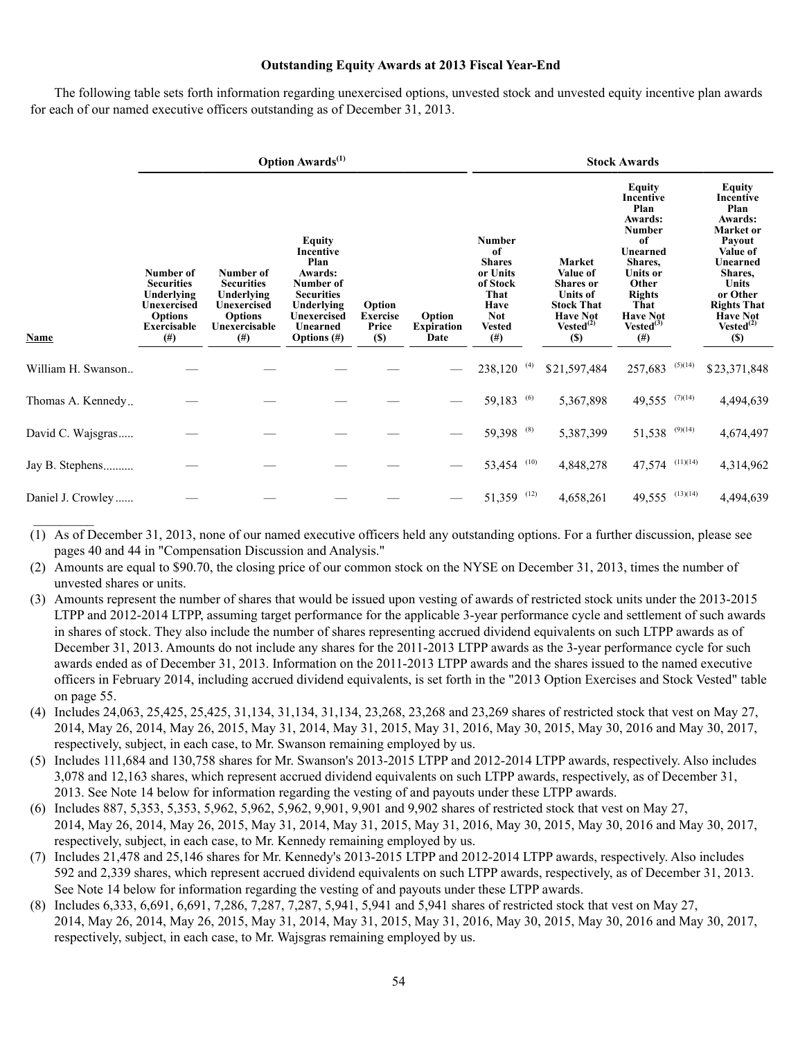### Outstanding Equity Awards at 2013 Fiscal Year-End

The following table sets forth information regarding unexercised options, unvested stock and unvested equity incentive plan awards for each of our named executive officers outstanding as of December 31, 2013.

| | Option Awards[(1)] | | | | | Stock Awards | | | |
|---|---|---|---|---|---|---|---|---|---|
| Name | Number of Securities Underlying Unexercised Options Exercisable (#) | Number of Securities Underlying Unexercised Options Unexercisable (#) | Equity Incentive Plan Awards: Number of Securities Underlying Unexercised Unearned Options (#) | Option Exercise Price ($) | Option Expiration Date | Number of Shares or Units of Stock That Have Not Vested (#) | Market Value of Shares or Units of Stock That Have Not Vested[(2)] ($) | Equity Incentive Plan Awards: Number of Unearned Shares, Units or Other Rights That Have Not Vested[(3)] (#) | Equity Incentive Plan Awards: Market or Payout Value of Unearned Shares, Units or Other Rights That Have Not Vested[(2)] ($) |
| William H. Swanson | — | — | — | — | — | 238,120 [(4)] | $21,597,484 | 257,683 [(5)(14)] | $23,371,848 |
| Thomas A. Kennedy | — | — | — | — | — | 59,183 [(6)] | 5,367,898 | 49,555 [(7)(14)] | 4,494,639 |
| David C. Wajsgras | — | — | — | — | — | 59,398 [(8)] | 5,387,399 | 51,538 [(9)(14)] | 4,674,497 |
| Jay B. Stephens | — | — | — | — | — | 53,454 [(10)] | 4,848,278 | 47,574 [(11)(14)] | 4,314,962 |
| Daniel J. Crowley | — | — | — | — | — | 51,359 [(12)] | 4,658,261 | 49,555 [(13)(14)] | 4,494,639 |

(1) As of December 31, 2013, none of our named executive officers held any outstanding options. For a further discussion, please see pages 40 and 44 in "Compensation Discussion and Analysis."

(2) Amounts are equal to $90.70, the closing price of our common stock on the NYSE on December 31, 2013, times the number of unvested shares or units.

(3) Amounts represent the number of shares that would be issued upon vesting of awards of restricted stock units under the 2013-2015 LTPP and 2012-2014 LTPP, assuming target performance for the applicable 3-year performance cycle and settlement of such awards in shares of stock. They also include the number of shares representing accrued dividend equivalents on such LTPP awards as of December 31, 2013. Amounts do not include any shares for the 2011-2013 LTPP awards as the 3-year performance cycle for such awards ended as of December 31, 2013. Information on the 2011-2013 LTPP awards and the shares issued to the named executive officers in February 2014, including accrued dividend equivalents, is set forth in the "2013 Option Exercises and Stock Vested" table on page 55.

(4) Includes 24,063, 25,425, 25,425, 31,134, 31,134, 31,134, 23,268, 23,268 and 23,269 shares of restricted stock that vest on May 27, 2014, May 26, 2014, May 26, 2015, May 31, 2014, May 31, 2015, May 31, 2016, May 30, 2015, May 30, 2016 and May 30, 2017, respectively, subject, in each case, to Mr. Swanson remaining employed by us.

(5) Includes 111,684 and 130,758 shares for Mr. Swanson's 2013-2015 LTPP and 2012-2014 LTPP awards, respectively. Also includes 3,078 and 12,163 shares, which represent accrued dividend equivalents on such LTPP awards, respectively, as of December 31, 2013. See Note 14 below for information regarding the vesting of and payouts under these LTPP awards.

(6) Includes 887, 5,353, 5,353, 5,962, 5,962, 5,962, 9,901, 9,901 and 9,902 shares of restricted stock that vest on May 27, 2014, May 26, 2014, May 26, 2015, May 31, 2014, May 31, 2015, May 31, 2016, May 30, 2015, May 30, 2016 and May 30, 2017, respectively, subject, in each case, to Mr. Kennedy remaining employed by us.

(7) Includes 21,478 and 25,146 shares for Mr. Kennedy's 2013-2015 LTPP and 2012-2014 LTPP awards, respectively. Also includes 592 and 2,339 shares, which represent accrued dividend equivalents on such LTPP awards, respectively, as of December 31, 2013. See Note 14 below for information regarding the vesting of and payouts under these LTPP awards.

(8) Includes 6,333, 6,691, 6,691, 7,286, 7,287, 7,287, 5,941, 5,941 and 5,941 shares of restricted stock that vest on May 27, 2014, May 26, 2014, May 26, 2015, May 31, 2014, May 31, 2015, May 31, 2016, May 30, 2015, May 30, 2016 and May 30, 2017, respectively, subject, in each case, to Mr. Wajsgras remaining employed by us.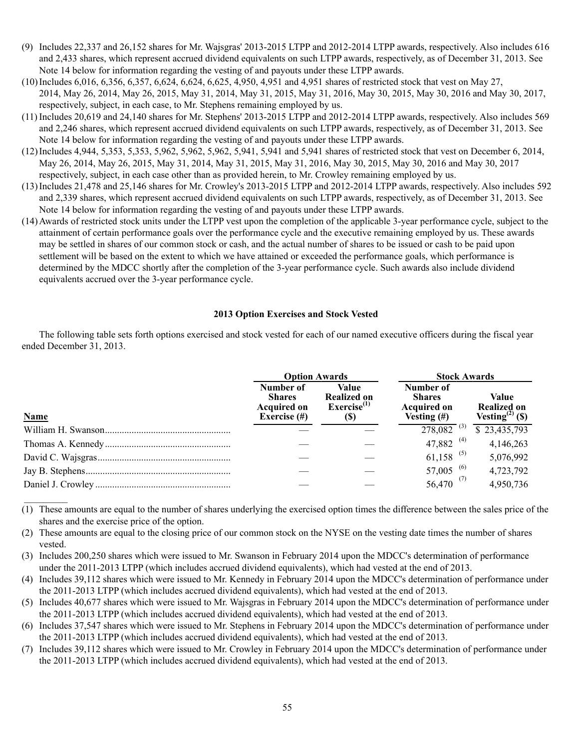(9) Includes 22,337 and 26,152 shares for Mr. Wajsgras' 2013-2015 LTPP and 2012-2014 LTPP awards, respectively. Also includes 616 and 2,433 shares, which represent accrued dividend equivalents on such LTPP awards, respectively, as of December 31, 2013. See Note 14 below for information regarding the vesting of and payouts under these LTPP awards.

(10) Includes 6,016, 6,356, 6,357, 6,624, 6,624, 6,625, 4,950, 4,951 and 4,951 shares of restricted stock that vest on May 27, 2014, May 26, 2014, May 26, 2015, May 31, 2014, May 31, 2015, May 31, 2016, May 30, 2015, May 30, 2016 and May 30, 2017, respectively, subject, in each case, to Mr. Stephens remaining employed by us.

(11) Includes 20,619 and 24,140 shares for Mr. Stephens' 2013-2015 LTPP and 2012-2014 LTPP awards, respectively. Also includes 569 and 2,246 shares, which represent accrued dividend equivalents on such LTPP awards, respectively, as of December 31, 2013. See Note 14 below for information regarding the vesting of and payouts under these LTPP awards.

(12) Includes 4,944, 5,353, 5,353, 5,962, 5,962, 5,962, 5,941, 5,941 and 5,941 shares of restricted stock that vest on December 6, 2014, May 26, 2014, May 26, 2015, May 31, 2014, May 31, 2015, May 31, 2016, May 30, 2015, May 30, 2016 and May 30, 2017 respectively, subject, in each case other than as provided herein, to Mr. Crowley remaining employed by us.

(13) Includes 21,478 and 25,146 shares for Mr. Crowley's 2013-2015 LTPP and 2012-2014 LTPP awards, respectively. Also includes 592 and 2,339 shares, which represent accrued dividend equivalents on such LTPP awards, respectively, as of December 31, 2013. See Note 14 below for information regarding the vesting of and payouts under these LTPP awards.

(14) Awards of restricted stock units under the LTPP vest upon the completion of the applicable 3-year performance cycle, subject to the attainment of certain performance goals over the performance cycle and the executive remaining employed by us. These awards may be settled in shares of our common stock or cash, and the actual number of shares to be issued or cash to be paid upon settlement will be based on the extent to which we have attained or exceeded the performance goals, which performance is determined by the MDCC shortly after the completion of the 3-year performance cycle. Such awards also include dividend equivalents accrued over the 3-year performance cycle.

## 2013 Option Exercises and Stock Vested

The following table sets forth options exercised and stock vested for each of our named executive officers during the fiscal year ended December 31, 2013.

| | Option Awards | | Stock Awards | |
|---|---|---|---|---|
| **Name** | **Number of Shares Acquired on Exercise (#)** | **Value Realized on Exercise[1] ($)** | **Number of Shares Acquired on Vesting (#)** | **Value Realized on Vesting[2] ($)** |
| William H. Swanson | — | — | 278,082 [3] | $ 23,435,793 |
| Thomas A. Kennedy | — | — | 47,882 [4] | 4,146,263 |
| David C. Wajsgras | — | — | 61,158 [5] | 5,076,992 |
| Jay B. Stephens | — | — | 57,005 [6] | 4,723,792 |
| Daniel J. Crowley | — | — | 56,470 [7] | 4,950,736 |

(1) These amounts are equal to the number of shares underlying the exercised option times the difference between the sales price of the shares and the exercise price of the option.

(2) These amounts are equal to the closing price of our common stock on the NYSE on the vesting date times the number of shares vested.

(3) Includes 200,250 shares which were issued to Mr. Swanson in February 2014 upon the MDCC's determination of performance under the 2011-2013 LTPP (which includes accrued dividend equivalents), which had vested at the end of 2013.

(4) Includes 39,112 shares which were issued to Mr. Kennedy in February 2014 upon the MDCC's determination of performance under the 2011-2013 LTPP (which includes accrued dividend equivalents), which had vested at the end of 2013.

(5) Includes 40,677 shares which were issued to Mr. Wajsgras in February 2014 upon the MDCC's determination of performance under the 2011-2013 LTPP (which includes accrued dividend equivalents), which had vested at the end of 2013.

(6) Includes 37,547 shares which were issued to Mr. Stephens in February 2014 upon the MDCC's determination of performance under the 2011-2013 LTPP (which includes accrued dividend equivalents), which had vested at the end of 2013.

(7) Includes 39,112 shares which were issued to Mr. Crowley in February 2014 upon the MDCC's determination of performance under the 2011-2013 LTPP (which includes accrued dividend equivalents), which had vested at the end of 2013.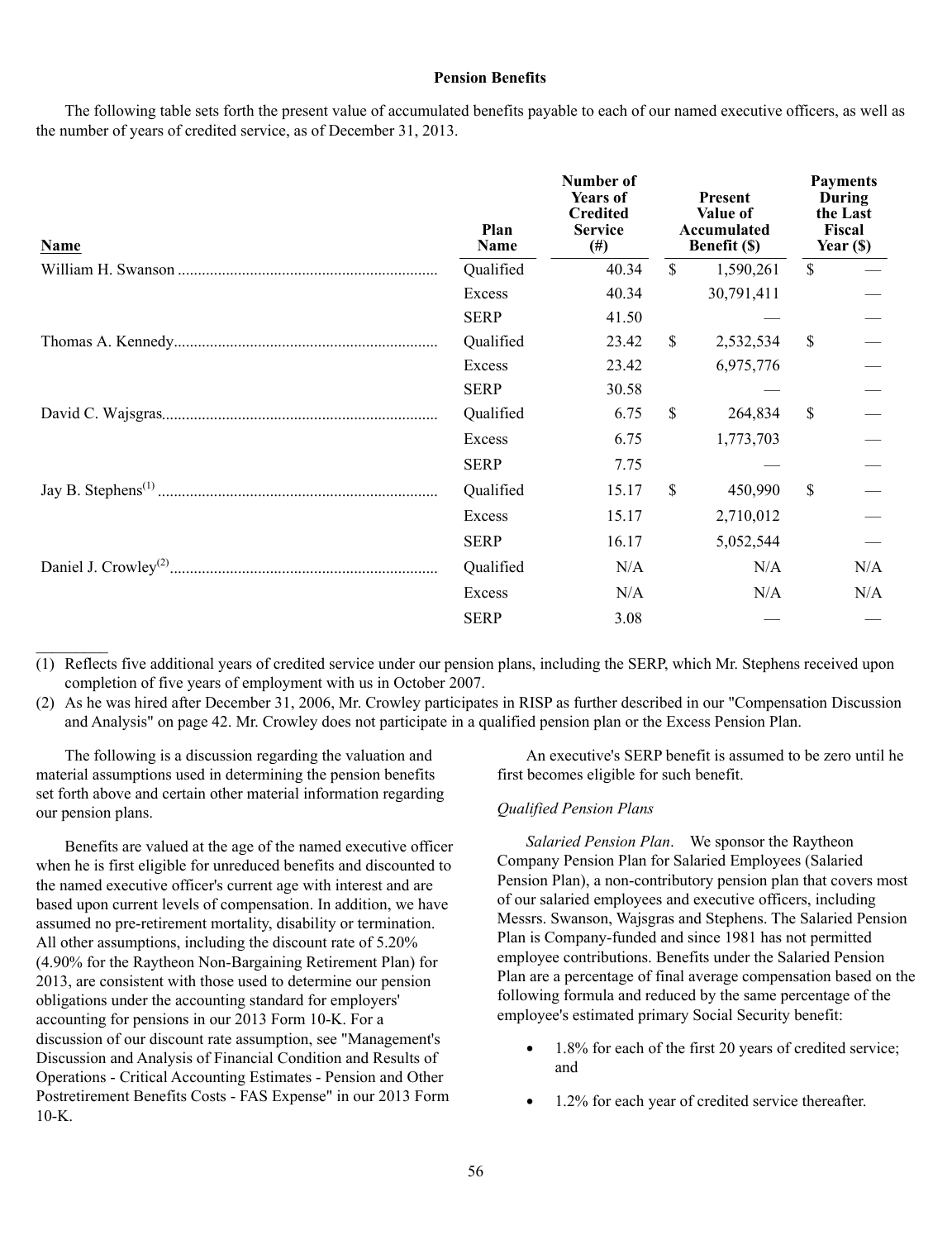### Pension Benefits

The following table sets forth the present value of accumulated benefits payable to each of our named executive officers, as well as the number of years of credited service, as of December 31, 2013.

| Name | Plan Name | Number of Years of Credited Service (#) | Present Value of Accumulated Benefit ($) | Payments During the Last Fiscal Year ($) |
|---|---|---|---|---|
| William H. Swanson | Qualified | 40.34 | $ 1,590,261 | $ — |
| | Excess | 40.34 | 30,791,411 | — |
| | SERP | 41.50 | — | — |
| Thomas A. Kennedy | Qualified | 23.42 | $ 2,532,534 | $ — |
| | Excess | 23.42 | 6,975,776 | — |
| | SERP | 30.58 | — | — |
| David C. Wajsgras | Qualified | 6.75 | $ 264,834 | $ — |
| | Excess | 6.75 | 1,773,703 | — |
| | SERP | 7.75 | — | — |
| Jay B. Stephens[(1)] | Qualified | 15.17 | $ 450,990 | $ — |
| | Excess | 15.17 | 2,710,012 | — |
| | SERP | 16.17 | 5,052,544 | — |
| Daniel J. Crowley[(2)] | Qualified | N/A | N/A | N/A |
| | Excess | N/A | N/A | N/A |
| | SERP | 3.08 | — | — |

(1) Reflects five additional years of credited service under our pension plans, including the SERP, which Mr. Stephens received upon completion of five years of employment with us in October 2007.

(2) As he was hired after December 31, 2006, Mr. Crowley participates in RISP as further described in our "Compensation Discussion and Analysis" on page 42. Mr. Crowley does not participate in a qualified pension plan or the Excess Pension Plan.

The following is a discussion regarding the valuation and material assumptions used in determining the pension benefits set forth above and certain other material information regarding our pension plans.

Benefits are valued at the age of the named executive officer when he is first eligible for unreduced benefits and discounted to the named executive officer's current age with interest and are based upon current levels of compensation. In addition, we have assumed no pre-retirement mortality, disability or termination. All other assumptions, including the discount rate of 5.20% (4.90% for the Raytheon Non-Bargaining Retirement Plan) for 2013, are consistent with those used to determine our pension obligations under the accounting standard for employers' accounting for pensions in our 2013 Form 10-K. For a discussion of our discount rate assumption, see "Management's Discussion and Analysis of Financial Condition and Results of Operations - Critical Accounting Estimates - Pension and Other Postretirement Benefits Costs - FAS Expense" in our 2013 Form 10-K.

An executive's SERP benefit is assumed to be zero until he first becomes eligible for such benefit.

*Qualified Pension Plans*

*Salaried Pension Plan*. We sponsor the Raytheon Company Pension Plan for Salaried Employees (Salaried Pension Plan), a non-contributory pension plan that covers most of our salaried employees and executive officers, including Messrs. Swanson, Wajsgras and Stephens. The Salaried Pension Plan is Company-funded and since 1981 has not permitted employee contributions. Benefits under the Salaried Pension Plan are a percentage of final average compensation based on the following formula and reduced by the same percentage of the employee's estimated primary Social Security benefit:

- 1.8% for each of the first 20 years of credited service; and
- 1.2% for each year of credited service thereafter.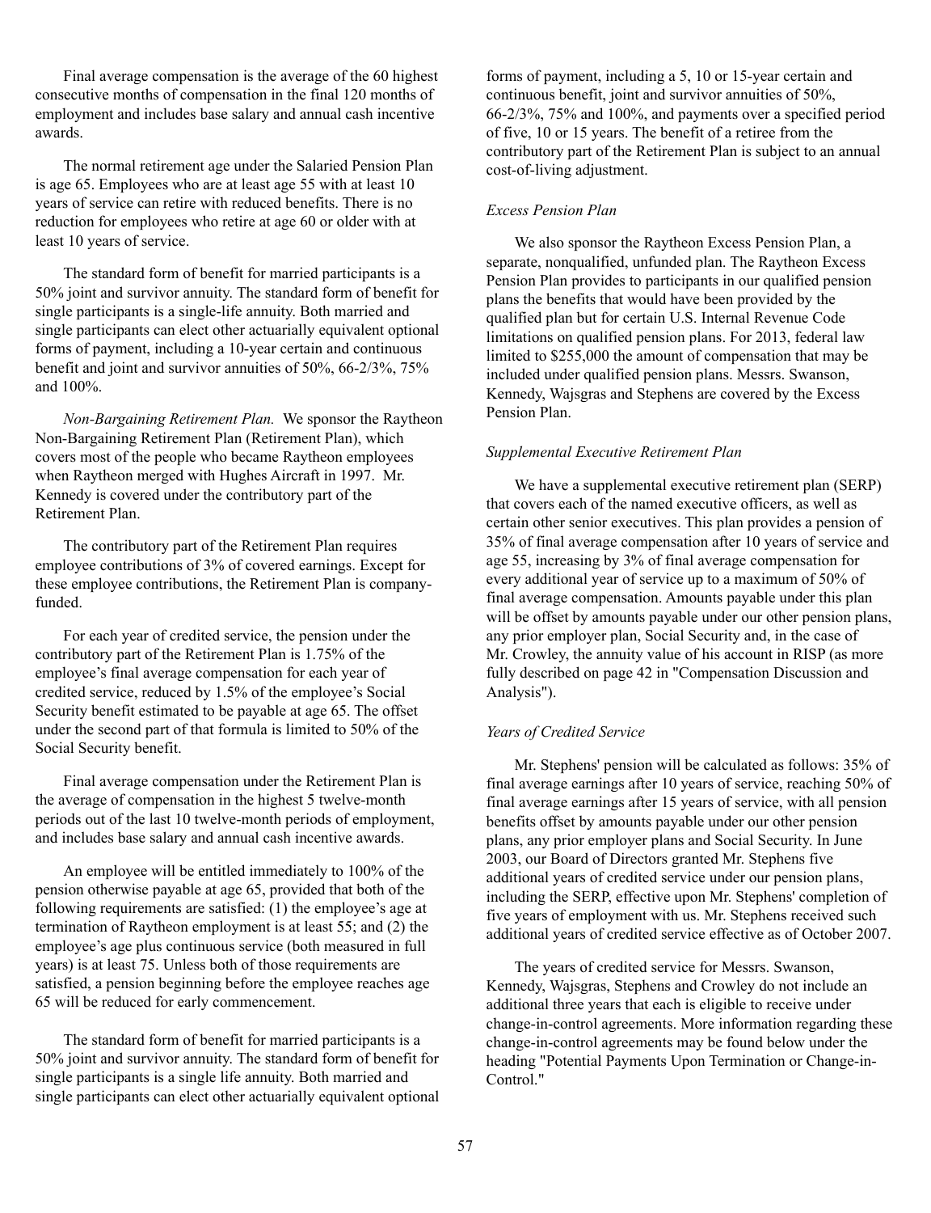Final average compensation is the average of the 60 highest consecutive months of compensation in the final 120 months of employment and includes base salary and annual cash incentive awards.

The normal retirement age under the Salaried Pension Plan is age 65. Employees who are at least age 55 with at least 10 years of service can retire with reduced benefits. There is no reduction for employees who retire at age 60 or older with at least 10 years of service.

The standard form of benefit for married participants is a 50% joint and survivor annuity. The standard form of benefit for single participants is a single-life annuity. Both married and single participants can elect other actuarially equivalent optional forms of payment, including a 10-year certain and continuous benefit and joint and survivor annuities of 50%, 66-2/3%, 75% and 100%.

*Non-Bargaining Retirement Plan.* We sponsor the Raytheon Non-Bargaining Retirement Plan (Retirement Plan), which covers most of the people who became Raytheon employees when Raytheon merged with Hughes Aircraft in 1997. Mr. Kennedy is covered under the contributory part of the Retirement Plan.

The contributory part of the Retirement Plan requires employee contributions of 3% of covered earnings. Except for these employee contributions, the Retirement Plan is company-funded.

For each year of credited service, the pension under the contributory part of the Retirement Plan is 1.75% of the employee's final average compensation for each year of credited service, reduced by 1.5% of the employee's Social Security benefit estimated to be payable at age 65. The offset under the second part of that formula is limited to 50% of the Social Security benefit.

Final average compensation under the Retirement Plan is the average of compensation in the highest 5 twelve-month periods out of the last 10 twelve-month periods of employment, and includes base salary and annual cash incentive awards.

An employee will be entitled immediately to 100% of the pension otherwise payable at age 65, provided that both of the following requirements are satisfied: (1) the employee's age at termination of Raytheon employment is at least 55; and (2) the employee's age plus continuous service (both measured in full years) is at least 75. Unless both of those requirements are satisfied, a pension beginning before the employee reaches age 65 will be reduced for early commencement.

The standard form of benefit for married participants is a 50% joint and survivor annuity. The standard form of benefit for single participants is a single life annuity. Both married and single participants can elect other actuarially equivalent optional forms of payment, including a 5, 10 or 15-year certain and continuous benefit, joint and survivor annuities of 50%, 66-2/3%, 75% and 100%, and payments over a specified period of five, 10 or 15 years. The benefit of a retiree from the contributory part of the Retirement Plan is subject to an annual cost-of-living adjustment.

*Excess Pension Plan*

We also sponsor the Raytheon Excess Pension Plan, a separate, nonqualified, unfunded plan. The Raytheon Excess Pension Plan provides to participants in our qualified pension plans the benefits that would have been provided by the qualified plan but for certain U.S. Internal Revenue Code limitations on qualified pension plans. For 2013, federal law limited to $255,000 the amount of compensation that may be included under qualified pension plans. Messrs. Swanson, Kennedy, Wajsgras and Stephens are covered by the Excess Pension Plan.

*Supplemental Executive Retirement Plan*

We have a supplemental executive retirement plan (SERP) that covers each of the named executive officers, as well as certain other senior executives. This plan provides a pension of 35% of final average compensation after 10 years of service and age 55, increasing by 3% of final average compensation for every additional year of service up to a maximum of 50% of final average compensation. Amounts payable under this plan will be offset by amounts payable under our other pension plans, any prior employer plan, Social Security and, in the case of Mr. Crowley, the annuity value of his account in RISP (as more fully described on page 42 in "Compensation Discussion and Analysis").

*Years of Credited Service*

Mr. Stephens' pension will be calculated as follows: 35% of final average earnings after 10 years of service, reaching 50% of final average earnings after 15 years of service, with all pension benefits offset by amounts payable under our other pension plans, any prior employer plans and Social Security. In June 2003, our Board of Directors granted Mr. Stephens five additional years of credited service under our pension plans, including the SERP, effective upon Mr. Stephens' completion of five years of employment with us. Mr. Stephens received such additional years of credited service effective as of October 2007.

The years of credited service for Messrs. Swanson, Kennedy, Wajsgras, Stephens and Crowley do not include an additional three years that each is eligible to receive under change-in-control agreements. More information regarding these change-in-control agreements may be found below under the heading "Potential Payments Upon Termination or Change-in-Control."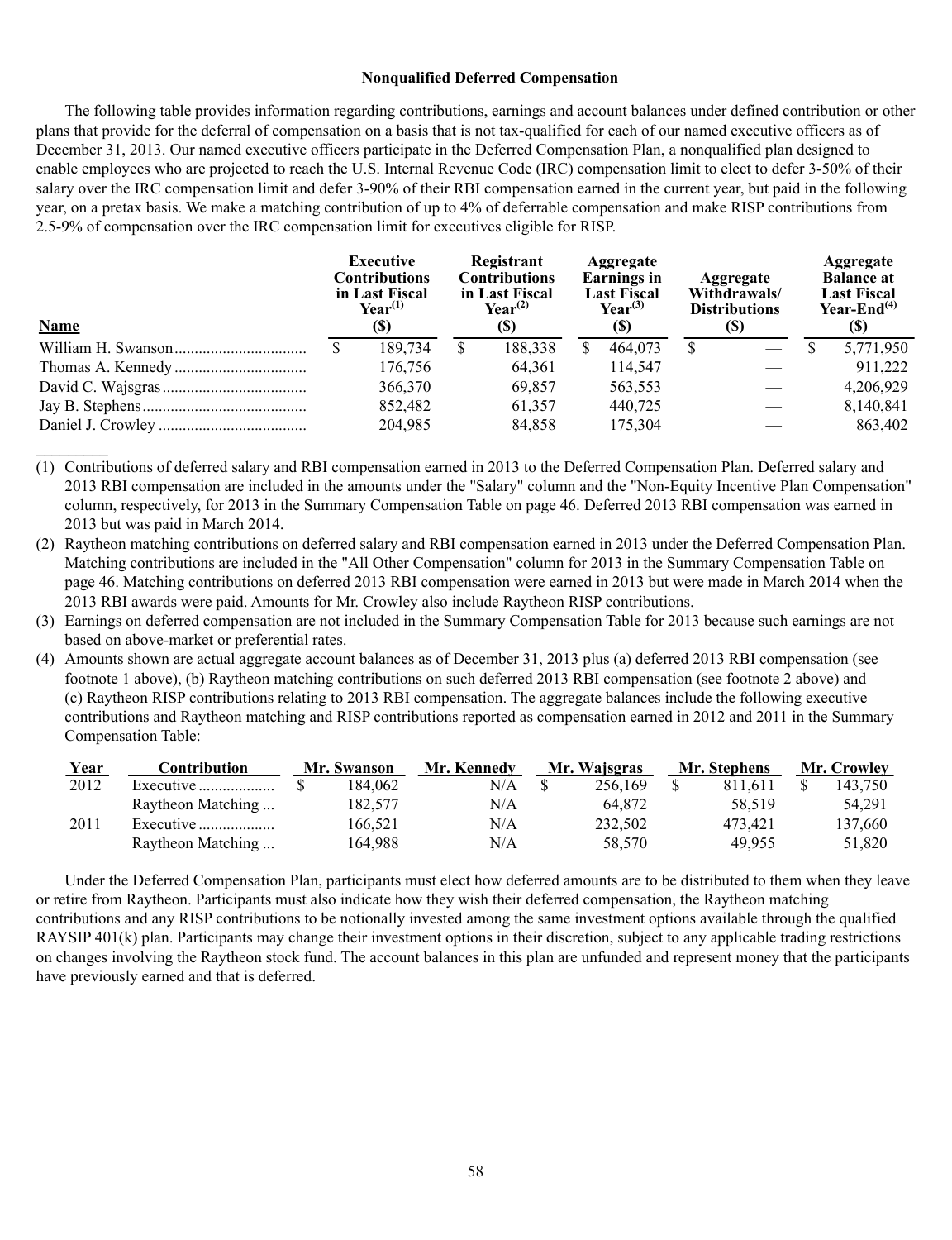### Nonqualified Deferred Compensation

The following table provides information regarding contributions, earnings and account balances under defined contribution or other plans that provide for the deferral of compensation on a basis that is not tax-qualified for each of our named executive officers as of December 31, 2013. Our named executive officers participate in the Deferred Compensation Plan, a nonqualified plan designed to enable employees who are projected to reach the U.S. Internal Revenue Code (IRC) compensation limit to elect to defer 3-50% of their salary over the IRC compensation limit and defer 3-90% of their RBI compensation earned in the current year, but paid in the following year, on a pretax basis. We make a matching contribution of up to 4% of deferrable compensation and make RISP contributions from 2.5-9% of compensation over the IRC compensation limit for executives eligible for RISP.

| Name | Executive Contributions in Last Fiscal Year[(1)] ($) | Registrant Contributions in Last Fiscal Year[(2)] ($) | Aggregate Earnings in Last Fiscal Year[(3)] ($) | Aggregate Withdrawals/ Distributions ($) | Aggregate Balance at Last Fiscal Year-End[(4)] ($) |
|---|---|---|---|---|---|
| William H. Swanson | $ 189,734 | $ 188,338 | $ 464,073 | $ — | $ 5,771,950 |
| Thomas A. Kennedy | 176,756 | 64,361 | 114,547 | — | 911,222 |
| David C. Wajsgras | 366,370 | 69,857 | 563,553 | — | 4,206,929 |
| Jay B. Stephens | 852,482 | 61,357 | 440,725 | — | 8,140,841 |
| Daniel J. Crowley | 204,985 | 84,858 | 175,304 | — | 863,402 |

(1) Contributions of deferred salary and RBI compensation earned in 2013 to the Deferred Compensation Plan. Deferred salary and 2013 RBI compensation are included in the amounts under the "Salary" column and the "Non-Equity Incentive Plan Compensation" column, respectively, for 2013 in the Summary Compensation Table on page 46. Deferred 2013 RBI compensation was earned in 2013 but was paid in March 2014.

(2) Raytheon matching contributions on deferred salary and RBI compensation earned in 2013 under the Deferred Compensation Plan. Matching contributions are included in the "All Other Compensation" column for 2013 in the Summary Compensation Table on page 46. Matching contributions on deferred 2013 RBI compensation were earned in 2013 but were made in March 2014 when the 2013 RBI awards were paid. Amounts for Mr. Crowley also include Raytheon RISP contributions.

(3) Earnings on deferred compensation are not included in the Summary Compensation Table for 2013 because such earnings are not based on above-market or preferential rates.

(4) Amounts shown are actual aggregate account balances as of December 31, 2013 plus (a) deferred 2013 RBI compensation (see footnote 1 above), (b) Raytheon matching contributions on such deferred 2013 RBI compensation (see footnote 2 above) and (c) Raytheon RISP contributions relating to 2013 RBI compensation. The aggregate balances include the following executive contributions and Raytheon matching and RISP contributions reported as compensation earned in 2012 and 2011 in the Summary Compensation Table:

| Year | Contribution | Mr. Swanson | Mr. Kennedy | Mr. Wajsgras | Mr. Stephens | Mr. Crowley |
|---|---|---|---|---|---|---|
| 2012 | Executive | $ 184,062 | N/A | $ 256,169 | $ 811,611 | $ 143,750 |
| | Raytheon Matching | 182,577 | N/A | 64,872 | 58,519 | 54,291 |
| 2011 | Executive | 166,521 | N/A | 232,502 | 473,421 | 137,660 |
| | Raytheon Matching | 164,988 | N/A | 58,570 | 49,955 | 51,820 |

Under the Deferred Compensation Plan, participants must elect how deferred amounts are to be distributed to them when they leave or retire from Raytheon. Participants must also indicate how they wish their deferred compensation, the Raytheon matching contributions and any RISP contributions to be notionally invested among the same investment options available through the qualified RAYSIP 401(k) plan. Participants may change their investment options in their discretion, subject to any applicable trading restrictions on changes involving the Raytheon stock fund. The account balances in this plan are unfunded and represent money that the participants have previously earned and that is deferred.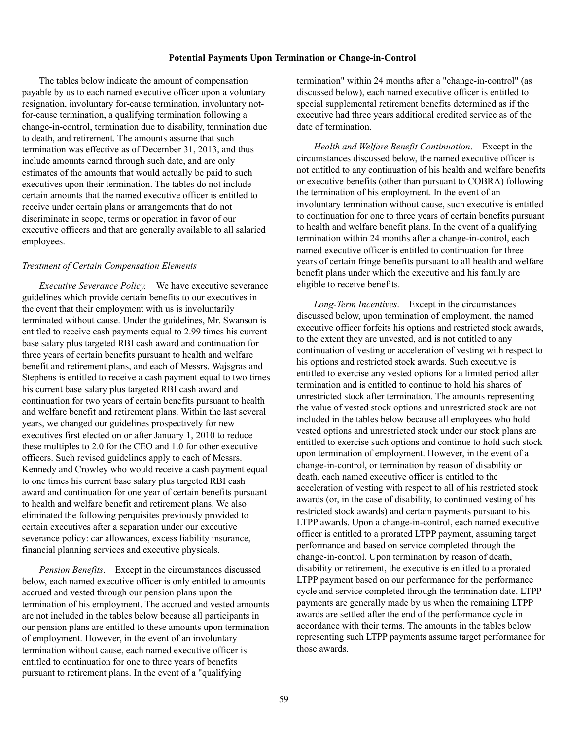## Potential Payments Upon Termination or Change-in-Control

The tables below indicate the amount of compensation payable by us to each named executive officer upon a voluntary resignation, involuntary for-cause termination, involuntary not-for-cause termination, a qualifying termination following a change-in-control, termination due to disability, termination due to death, and retirement. The amounts assume that such termination was effective as of December 31, 2013, and thus include amounts earned through such date, and are only estimates of the amounts that would actually be paid to such executives upon their termination. The tables do not include certain amounts that the named executive officer is entitled to receive under certain plans or arrangements that do not discriminate in scope, terms or operation in favor of our executive officers and that are generally available to all salaried employees.

*Treatment of Certain Compensation Elements*

*Executive Severance Policy.* We have executive severance guidelines which provide certain benefits to our executives in the event that their employment with us is involuntarily terminated without cause. Under the guidelines, Mr. Swanson is entitled to receive cash payments equal to 2.99 times his current base salary plus targeted RBI cash award and continuation for three years of certain benefits pursuant to health and welfare benefit and retirement plans, and each of Messrs. Wajsgras and Stephens is entitled to receive a cash payment equal to two times his current base salary plus targeted RBI cash award and continuation for two years of certain benefits pursuant to health and welfare benefit and retirement plans. Within the last several years, we changed our guidelines prospectively for new executives first elected on or after January 1, 2010 to reduce these multiples to 2.0 for the CEO and 1.0 for other executive officers. Such revised guidelines apply to each of Messrs. Kennedy and Crowley who would receive a cash payment equal to one times his current base salary plus targeted RBI cash award and continuation for one year of certain benefits pursuant to health and welfare benefit and retirement plans. We also eliminated the following perquisites previously provided to certain executives after a separation under our executive severance policy: car allowances, excess liability insurance, financial planning services and executive physicals.

*Pension Benefits*. Except in the circumstances discussed below, each named executive officer is only entitled to amounts accrued and vested through our pension plans upon the termination of his employment. The accrued and vested amounts are not included in the tables below because all participants in our pension plans are entitled to these amounts upon termination of employment. However, in the event of an involuntary termination without cause, each named executive officer is entitled to continuation for one to three years of benefits pursuant to retirement plans. In the event of a "qualifying termination" within 24 months after a "change-in-control" (as discussed below), each named executive officer is entitled to special supplemental retirement benefits determined as if the executive had three years additional credited service as of the date of termination.

*Health and Welfare Benefit Continuation*. Except in the circumstances discussed below, the named executive officer is not entitled to any continuation of his health and welfare benefits or executive benefits (other than pursuant to COBRA) following the termination of his employment. In the event of an involuntary termination without cause, such executive is entitled to continuation for one to three years of certain benefits pursuant to health and welfare benefit plans. In the event of a qualifying termination within 24 months after a change-in-control, each named executive officer is entitled to continuation for three years of certain fringe benefits pursuant to all health and welfare benefit plans under which the executive and his family are eligible to receive benefits.

*Long-Term Incentives*. Except in the circumstances discussed below, upon termination of employment, the named executive officer forfeits his options and restricted stock awards, to the extent they are unvested, and is not entitled to any continuation of vesting or acceleration of vesting with respect to his options and restricted stock awards. Such executive is entitled to exercise any vested options for a limited period after termination and is entitled to continue to hold his shares of unrestricted stock after termination. The amounts representing the value of vested stock options and unrestricted stock are not included in the tables below because all employees who hold vested options and unrestricted stock under our stock plans are entitled to exercise such options and continue to hold such stock upon termination of employment. However, in the event of a change-in-control, or termination by reason of disability or death, each named executive officer is entitled to the acceleration of vesting with respect to all of his restricted stock awards (or, in the case of disability, to continued vesting of his restricted stock awards) and certain payments pursuant to his LTPP awards. Upon a change-in-control, each named executive officer is entitled to a prorated LTPP payment, assuming target performance and based on service completed through the change-in-control. Upon termination by reason of death, disability or retirement, the executive is entitled to a prorated LTPP payment based on our performance for the performance cycle and service completed through the termination date. LTPP payments are generally made by us when the remaining LTPP awards are settled after the end of the performance cycle in accordance with their terms. The amounts in the tables below representing such LTPP payments assume target performance for those awards.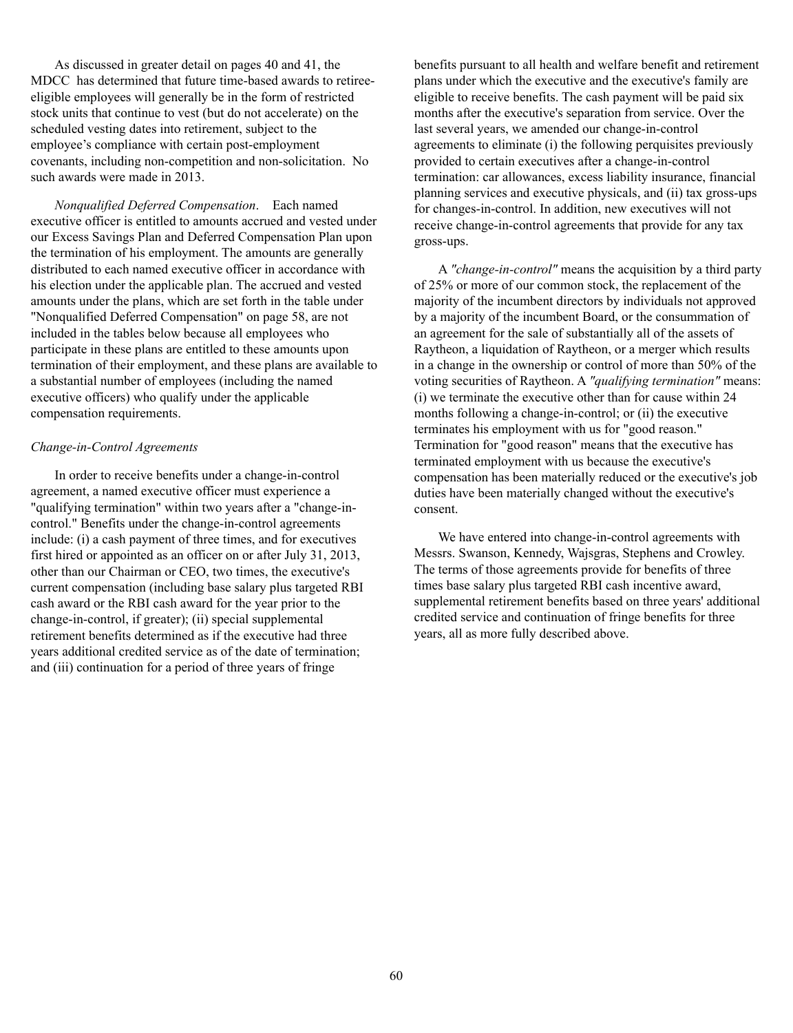As discussed in greater detail on pages 40 and 41, the MDCC has determined that future time-based awards to retiree-eligible employees will generally be in the form of restricted stock units that continue to vest (but do not accelerate) on the scheduled vesting dates into retirement, subject to the employee's compliance with certain post-employment covenants, including non-competition and non-solicitation. No such awards were made in 2013.

*Nonqualified Deferred Compensation*. Each named executive officer is entitled to amounts accrued and vested under our Excess Savings Plan and Deferred Compensation Plan upon the termination of his employment. The amounts are generally distributed to each named executive officer in accordance with his election under the applicable plan. The accrued and vested amounts under the plans, which are set forth in the table under "Nonqualified Deferred Compensation" on page 58, are not included in the tables below because all employees who participate in these plans are entitled to these amounts upon termination of their employment, and these plans are available to a substantial number of employees (including the named executive officers) who qualify under the applicable compensation requirements.

*Change-in-Control Agreements*

In order to receive benefits under a change-in-control agreement, a named executive officer must experience a "qualifying termination" within two years after a "change-in-control." Benefits under the change-in-control agreements include: (i) a cash payment of three times, and for executives first hired or appointed as an officer on or after July 31, 2013, other than our Chairman or CEO, two times, the executive's current compensation (including base salary plus targeted RBI cash award or the RBI cash award for the year prior to the change-in-control, if greater); (ii) special supplemental retirement benefits determined as if the executive had three years additional credited service as of the date of termination; and (iii) continuation for a period of three years of fringe benefits pursuant to all health and welfare benefit and retirement plans under which the executive and the executive's family are eligible to receive benefits. The cash payment will be paid six months after the executive's separation from service. Over the last several years, we amended our change-in-control agreements to eliminate (i) the following perquisites previously provided to certain executives after a change-in-control termination: car allowances, excess liability insurance, financial planning services and executive physicals, and (ii) tax gross-ups for changes-in-control. In addition, new executives will not receive change-in-control agreements that provide for any tax gross-ups.

A *"change-in-control"* means the acquisition by a third party of 25% or more of our common stock, the replacement of the majority of the incumbent directors by individuals not approved by a majority of the incumbent Board, or the consummation of an agreement for the sale of substantially all of the assets of Raytheon, a liquidation of Raytheon, or a merger which results in a change in the ownership or control of more than 50% of the voting securities of Raytheon. A *"qualifying termination"* means: (i) we terminate the executive other than for cause within 24 months following a change-in-control; or (ii) the executive terminates his employment with us for "good reason." Termination for "good reason" means that the executive has terminated employment with us because the executive's compensation has been materially reduced or the executive's job duties have been materially changed without the executive's consent.

We have entered into change-in-control agreements with Messrs. Swanson, Kennedy, Wajsgras, Stephens and Crowley. The terms of those agreements provide for benefits of three times base salary plus targeted RBI cash incentive award, supplemental retirement benefits based on three years' additional credited service and continuation of fringe benefits for three years, all as more fully described above.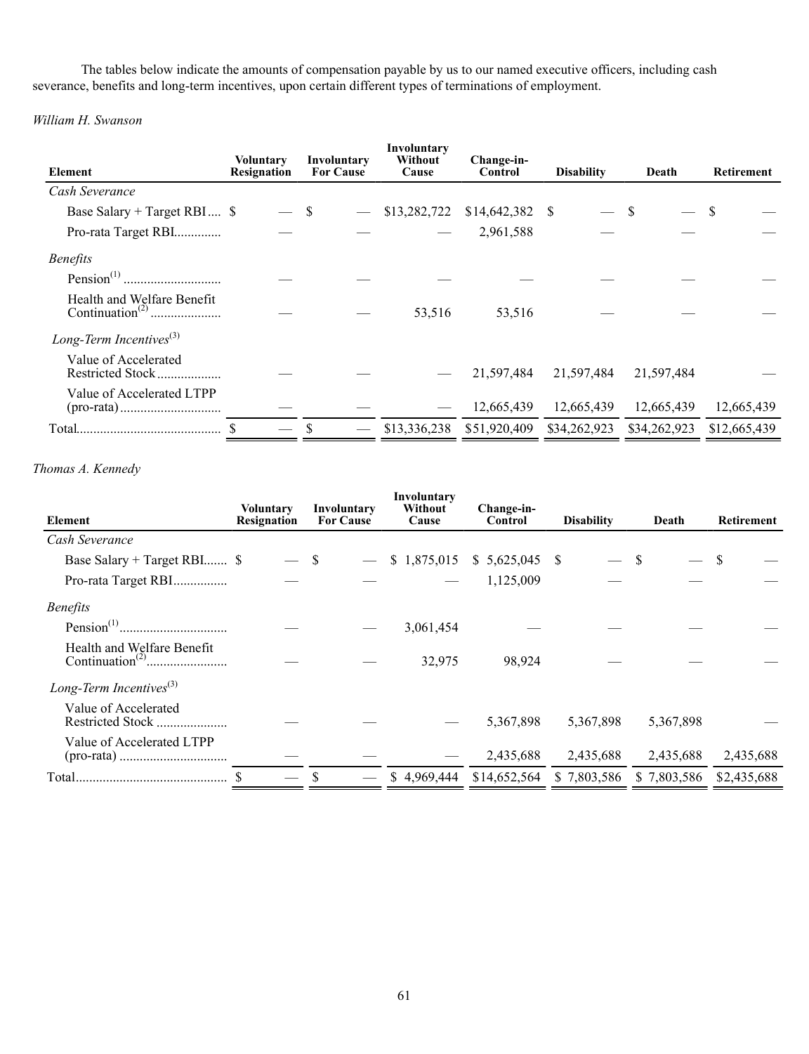The tables below indicate the amounts of compensation payable by us to our named executive officers, including cash severance, benefits and long-term incentives, upon certain different types of terminations of employment.

*William H. Swanson*

| Element | Voluntary Resignation | Involuntary For Cause | Involuntary Without Cause | Change-in-Control | Disability | Death | Retirement |
|---|---|---|---|---|---|---|---|
| *Cash Severance* | | | | | | | |
| Base Salary + Target RBI | $ — | $ — | $13,282,722 | $14,642,382 | $ — | $ — | $ — |
| Pro-rata Target RBI | — | — | — | 2,961,588 | — | — | — |
| *Benefits* | | | | | | | |
| Pension[(1)] | — | — | — | — | — | — | — |
| Health and Welfare Benefit Continuation[(2)] | — | — | 53,516 | 53,516 | — | — | — |
| *Long-Term Incentives*[(3)] | | | | | | | |
| Value of Accelerated Restricted Stock | — | — | — | 21,597,484 | 21,597,484 | 21,597,484 | — |
| Value of Accelerated LTPP (pro-rata) | — | — | — | 12,665,439 | 12,665,439 | 12,665,439 | 12,665,439 |
| Total | $ — | $ — | $13,336,238 | $51,920,409 | $34,262,923 | $34,262,923 | $12,665,439 |

*Thomas A. Kennedy*

| Element | Voluntary Resignation | Involuntary For Cause | Involuntary Without Cause | Change-in-Control | Disability | Death | Retirement |
|---|---|---|---|---|---|---|---|
| *Cash Severance* | | | | | | | |
| Base Salary + Target RBI | $ — | $ — | $ 1,875,015 | $ 5,625,045 | $ — | $ — | $ — |
| Pro-rata Target RBI | — | — | — | 1,125,009 | — | — | — |
| *Benefits* | | | | | | | |
| Pension[(1)] | — | — | 3,061,454 | — | — | — | — |
| Health and Welfare Benefit Continuation[(2)] | — | — | 32,975 | 98,924 | — | — | — |
| *Long-Term Incentives*[(3)] | | | | | | | |
| Value of Accelerated Restricted Stock | — | — | — | 5,367,898 | 5,367,898 | 5,367,898 | — |
| Value of Accelerated LTPP (pro-rata) | — | — | — | 2,435,688 | 2,435,688 | 2,435,688 | 2,435,688 |
| Total | $ — | $ — | $ 4,969,444 | $14,652,564 | $ 7,803,586 | $ 7,803,586 | $2,435,688 |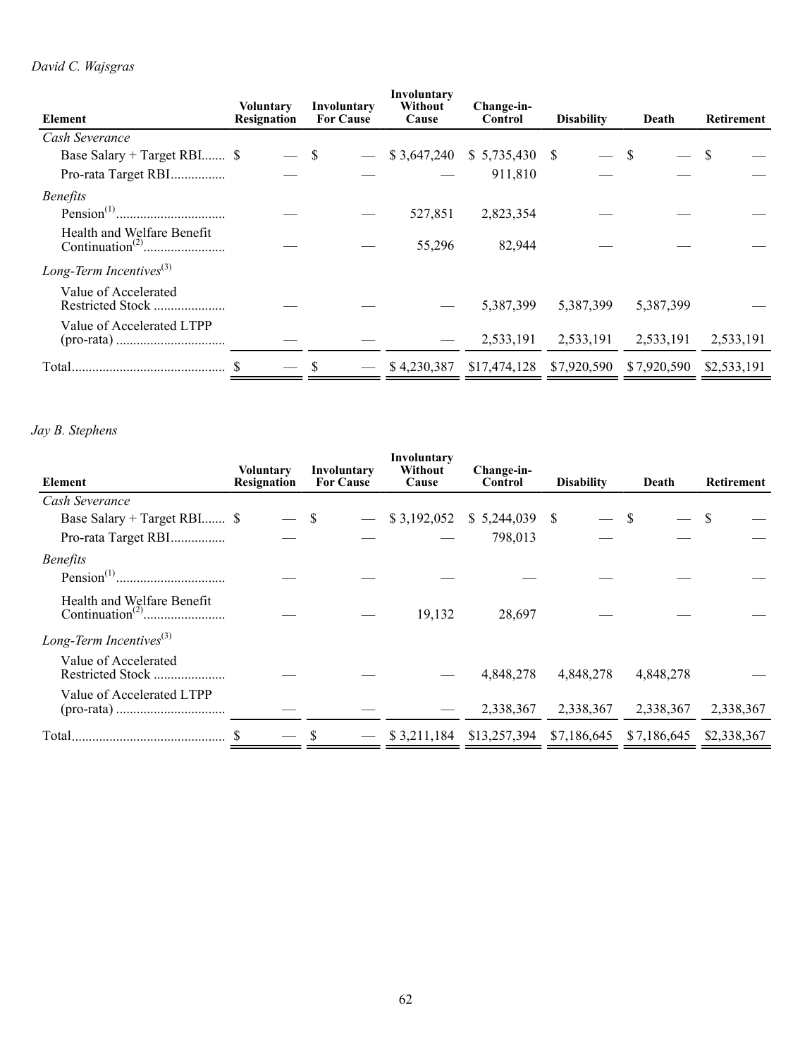*David C. Wajsgras*

| Element | Voluntary Resignation | Involuntary For Cause | Involuntary Without Cause | Change-in-Control | Disability | Death | Retirement |
|---|---|---|---|---|---|---|---|
| *Cash Severance* | | | | | | | |
| Base Salary + Target RBI | $ — | $ — | $ 3,647,240 | $ 5,735,430 | $ — | $ — | $ — |
| Pro-rata Target RBI | — | — | — | 911,810 | — | — | — |
| *Benefits* | | | | | | | |
| Pension[(1)] | — | — | 527,851 | 2,823,354 | — | — | — |
| Health and Welfare Benefit Continuation[(2)] | — | — | 55,296 | 82,944 | — | — | — |
| *Long-Term Incentives*[(3)] | | | | | | | |
| Value of Accelerated Restricted Stock | — | — | — | 5,387,399 | 5,387,399 | 5,387,399 | — |
| Value of Accelerated LTPP (pro-rata) | — | — | — | 2,533,191 | 2,533,191 | 2,533,191 | 2,533,191 |
| Total | $ — | $ — | $ 4,230,387 | $17,474,128 | $7,920,590 | $ 7,920,590 | $2,533,191 |

*Jay B. Stephens*

| Element | Voluntary Resignation | Involuntary For Cause | Involuntary Without Cause | Change-in-Control | Disability | Death | Retirement |
|---|---|---|---|---|---|---|---|
| *Cash Severance* | | | | | | | |
| Base Salary + Target RBI | $ — | $ — | $ 3,192,052 | $ 5,244,039 | $ — | $ — | $ — |
| Pro-rata Target RBI | — | — | — | 798,013 | — | — | — |
| *Benefits* | | | | | | | |
| Pension[(1)] | — | — | — | — | — | — | — |
| Health and Welfare Benefit Continuation[(2)] | — | — | 19,132 | 28,697 | — | — | — |
| *Long-Term Incentives*[(3)] | | | | | | | |
| Value of Accelerated Restricted Stock | — | — | — | 4,848,278 | 4,848,278 | 4,848,278 | — |
| Value of Accelerated LTPP (pro-rata) | — | — | — | 2,338,367 | 2,338,367 | 2,338,367 | 2,338,367 |
| Total | $ — | $ — | $ 3,211,184 | $13,257,394 | $7,186,645 | $ 7,186,645 | $2,338,367 |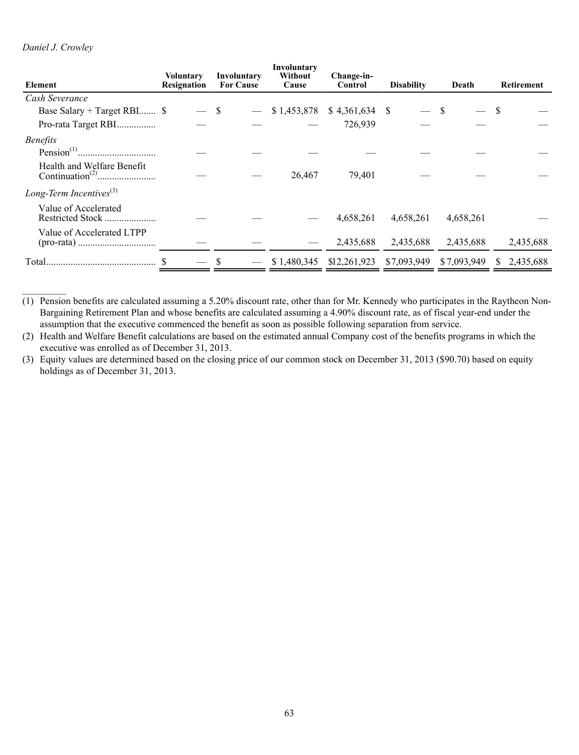*Daniel J. Crowley*

| Element | Voluntary Resignation | Involuntary For Cause | Involuntary Without Cause | Change-in-Control | Disability | Death | Retirement |
|---|---|---|---|---|---|---|---|
| *Cash Severance* | | | | | | | |
| Base Salary + Target RBI | $ — | $ — | $ 1,453,878 | $ 4,361,634 | $ — | $ — | $ — |
| Pro-rata Target RBI | — | — | — | 726,939 | — | — | — |
| *Benefits* | | | | | | | |
| Pension[(1)] | — | — | — | — | — | — | — |
| Health and Welfare Benefit Continuation[(2)] | — | — | 26,467 | 79,401 | — | — | — |
| *Long-Term Incentives*[(3)] | | | | | | | |
| Value of Accelerated Restricted Stock | — | — | — | 4,658,261 | 4,658,261 | 4,658,261 | — |
| Value of Accelerated LTPP (pro-rata) | — | — | — | 2,435,688 | 2,435,688 | 2,435,688 | 2,435,688 |
| Total | $ — | $ — | $ 1,480,345 | $12,261,923 | $7,093,949 | $7,093,949 | $ 2,435,688 |

(1) Pension benefits are calculated assuming a 5.20% discount rate, other than for Mr. Kennedy who participates in the Raytheon Non-Bargaining Retirement Plan and whose benefits are calculated assuming a 4.90% discount rate, as of fiscal year-end under the assumption that the executive commenced the benefit as soon as possible following separation from service.

(2) Health and Welfare Benefit calculations are based on the estimated annual Company cost of the benefits programs in which the executive was enrolled as of December 31, 2013.

(3) Equity values are determined based on the closing price of our common stock on December 31, 2013 ($90.70) based on equity holdings as of December 31, 2013.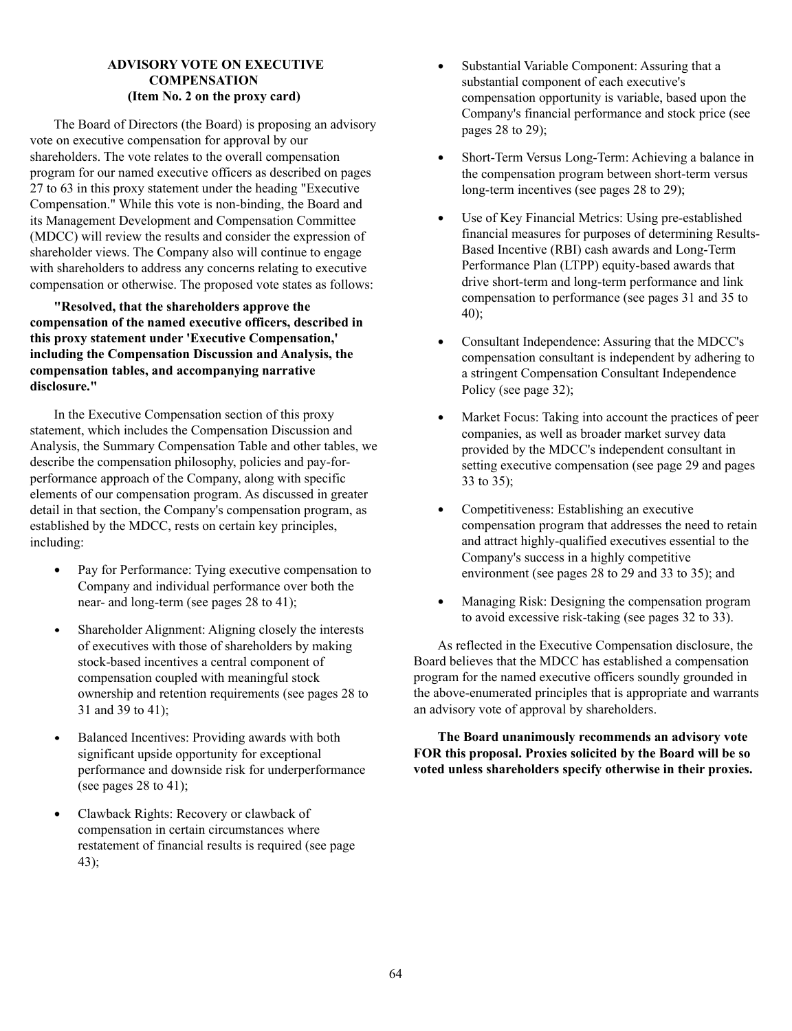## ADVISORY VOTE ON EXECUTIVE COMPENSATION (Item No. 2 on the proxy card)

The Board of Directors (the Board) is proposing an advisory vote on executive compensation for approval by our shareholders. The vote relates to the overall compensation program for our named executive officers as described on pages 27 to 63 in this proxy statement under the heading "Executive Compensation." While this vote is non-binding, the Board and its Management Development and Compensation Committee (MDCC) will review the results and consider the expression of shareholder views. The Company also will continue to engage with shareholders to address any concerns relating to executive compensation or otherwise. The proposed vote states as follows:

**"Resolved, that the shareholders approve the compensation of the named executive officers, described in this proxy statement under 'Executive Compensation,' including the Compensation Discussion and Analysis, the compensation tables, and accompanying narrative disclosure."**

In the Executive Compensation section of this proxy statement, which includes the Compensation Discussion and Analysis, the Summary Compensation Table and other tables, we describe the compensation philosophy, policies and pay-for-performance approach of the Company, along with specific elements of our compensation program. As discussed in greater detail in that section, the Company's compensation program, as established by the MDCC, rests on certain key principles, including:

- Pay for Performance: Tying executive compensation to Company and individual performance over both the near- and long-term (see pages 28 to 41);
- Shareholder Alignment: Aligning closely the interests of executives with those of shareholders by making stock-based incentives a central component of compensation coupled with meaningful stock ownership and retention requirements (see pages 28 to 31 and 39 to 41);
- Balanced Incentives: Providing awards with both significant upside opportunity for exceptional performance and downside risk for underperformance (see pages 28 to 41);
- Clawback Rights: Recovery or clawback of compensation in certain circumstances where restatement of financial results is required (see page 43);
- Substantial Variable Component: Assuring that a substantial component of each executive's compensation opportunity is variable, based upon the Company's financial performance and stock price (see pages 28 to 29);
- Short-Term Versus Long-Term: Achieving a balance in the compensation program between short-term versus long-term incentives (see pages 28 to 29);
- Use of Key Financial Metrics: Using pre-established financial measures for purposes of determining Results-Based Incentive (RBI) cash awards and Long-Term Performance Plan (LTPP) equity-based awards that drive short-term and long-term performance and link compensation to performance (see pages 31 and 35 to 40);
- Consultant Independence: Assuring that the MDCC's compensation consultant is independent by adhering to a stringent Compensation Consultant Independence Policy (see page 32);
- Market Focus: Taking into account the practices of peer companies, as well as broader market survey data provided by the MDCC's independent consultant in setting executive compensation (see page 29 and pages 33 to 35);
- Competitiveness: Establishing an executive compensation program that addresses the need to retain and attract highly-qualified executives essential to the Company's success in a highly competitive environment (see pages 28 to 29 and 33 to 35); and
- Managing Risk: Designing the compensation program to avoid excessive risk-taking (see pages 32 to 33).

As reflected in the Executive Compensation disclosure, the Board believes that the MDCC has established a compensation program for the named executive officers soundly grounded in the above-enumerated principles that is appropriate and warrants an advisory vote of approval by shareholders.

**The Board unanimously recommends an advisory vote FOR this proposal. Proxies solicited by the Board will be so voted unless shareholders specify otherwise in their proxies.**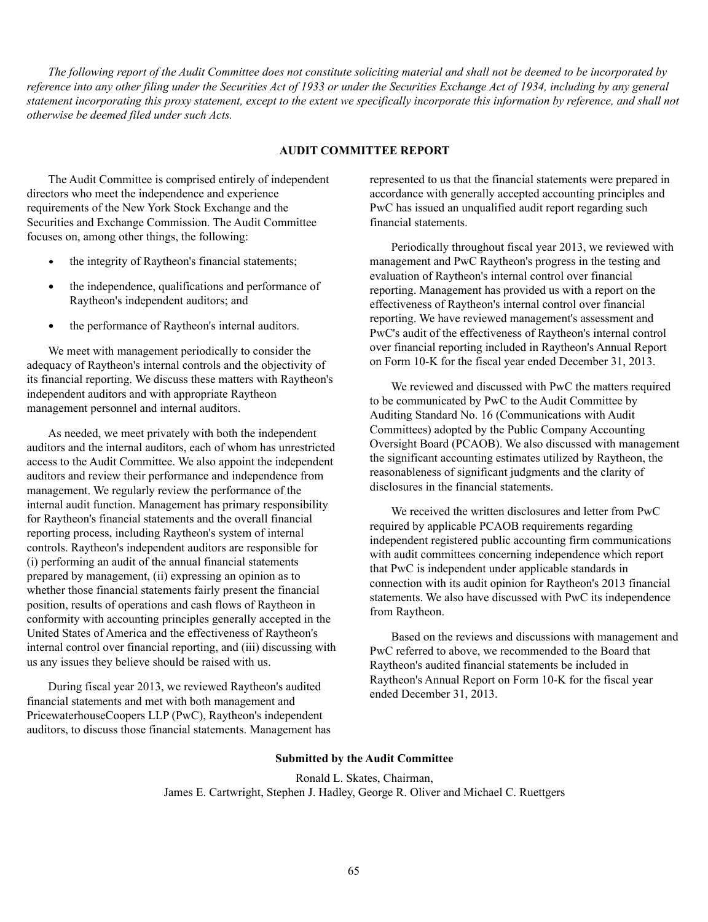*The following report of the Audit Committee does not constitute soliciting material and shall not be deemed to be incorporated by reference into any other filing under the Securities Act of 1933 or under the Securities Exchange Act of 1934, including by any general statement incorporating this proxy statement, except to the extent we specifically incorporate this information by reference, and shall not otherwise be deemed filed under such Acts.*

## AUDIT COMMITTEE REPORT

The Audit Committee is comprised entirely of independent directors who meet the independence and experience requirements of the New York Stock Exchange and the Securities and Exchange Commission. The Audit Committee focuses on, among other things, the following:

- the integrity of Raytheon's financial statements;
- the independence, qualifications and performance of Raytheon's independent auditors; and
- the performance of Raytheon's internal auditors.

We meet with management periodically to consider the adequacy of Raytheon's internal controls and the objectivity of its financial reporting. We discuss these matters with Raytheon's independent auditors and with appropriate Raytheon management personnel and internal auditors.

As needed, we meet privately with both the independent auditors and the internal auditors, each of whom has unrestricted access to the Audit Committee. We also appoint the independent auditors and review their performance and independence from management. We regularly review the performance of the internal audit function. Management has primary responsibility for Raytheon's financial statements and the overall financial reporting process, including Raytheon's system of internal controls. Raytheon's independent auditors are responsible for (i) performing an audit of the annual financial statements prepared by management, (ii) expressing an opinion as to whether those financial statements fairly present the financial position, results of operations and cash flows of Raytheon in conformity with accounting principles generally accepted in the United States of America and the effectiveness of Raytheon's internal control over financial reporting, and (iii) discussing with us any issues they believe should be raised with us.

During fiscal year 2013, we reviewed Raytheon's audited financial statements and met with both management and PricewaterhouseCoopers LLP (PwC), Raytheon's independent auditors, to discuss those financial statements. Management has represented to us that the financial statements were prepared in accordance with generally accepted accounting principles and PwC has issued an unqualified audit report regarding such financial statements.

Periodically throughout fiscal year 2013, we reviewed with management and PwC Raytheon's progress in the testing and evaluation of Raytheon's internal control over financial reporting. Management has provided us with a report on the effectiveness of Raytheon's internal control over financial reporting. We have reviewed management's assessment and PwC's audit of the effectiveness of Raytheon's internal control over financial reporting included in Raytheon's Annual Report on Form 10-K for the fiscal year ended December 31, 2013.

We reviewed and discussed with PwC the matters required to be communicated by PwC to the Audit Committee by Auditing Standard No. 16 (Communications with Audit Committees) adopted by the Public Company Accounting Oversight Board (PCAOB). We also discussed with management the significant accounting estimates utilized by Raytheon, the reasonableness of significant judgments and the clarity of disclosures in the financial statements.

We received the written disclosures and letter from PwC required by applicable PCAOB requirements regarding independent registered public accounting firm communications with audit committees concerning independence which report that PwC is independent under applicable standards in connection with its audit opinion for Raytheon's 2013 financial statements. We also have discussed with PwC its independence from Raytheon.

Based on the reviews and discussions with management and PwC referred to above, we recommended to the Board that Raytheon's audited financial statements be included in Raytheon's Annual Report on Form 10-K for the fiscal year ended December 31, 2013.

**Submitted by the Audit Committee**

Ronald L. Skates, Chairman,
James E. Cartwright, Stephen J. Hadley, George R. Oliver and Michael C. Ruettgers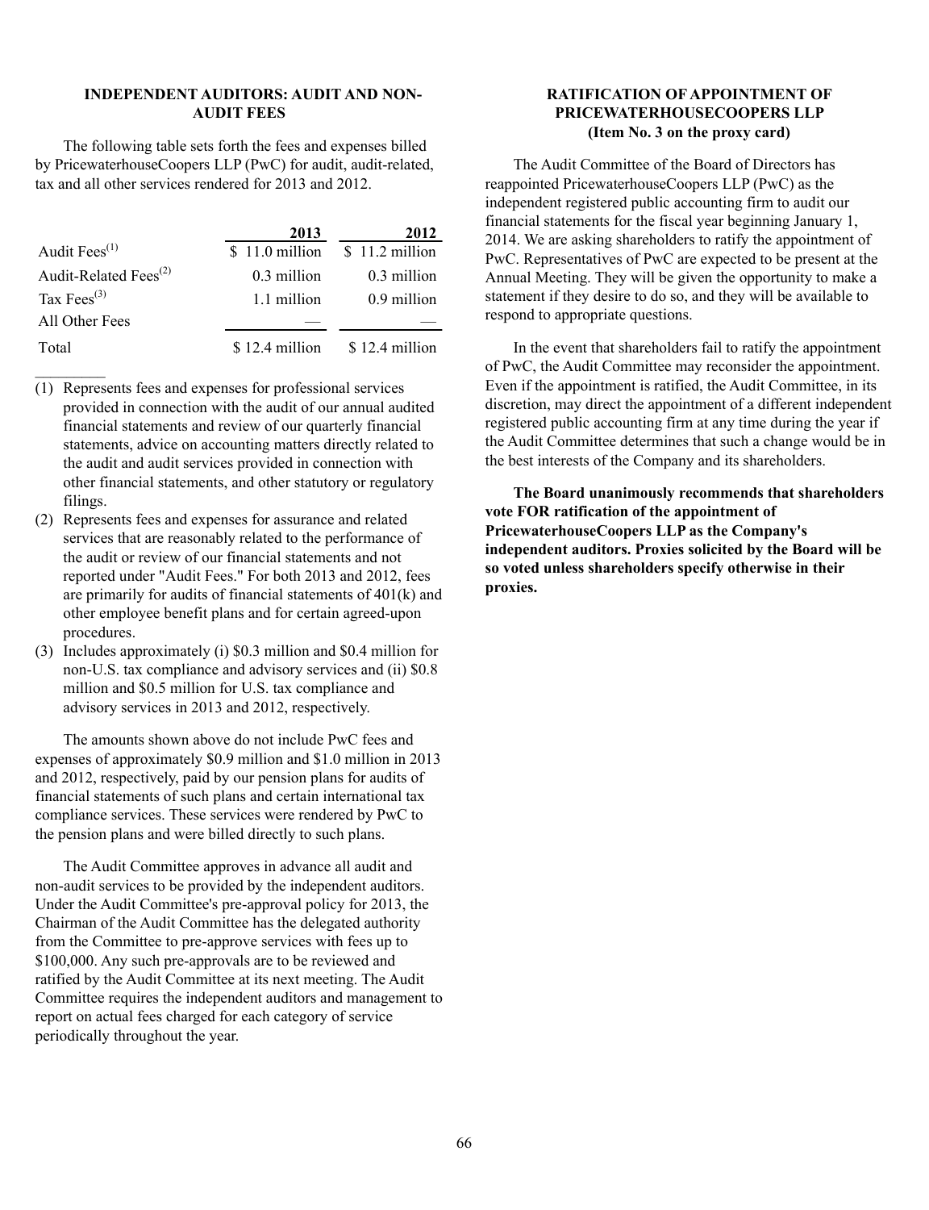## INDEPENDENT AUDITORS: AUDIT AND NON-AUDIT FEES

The following table sets forth the fees and expenses billed by PricewaterhouseCoopers LLP (PwC) for audit, audit-related, tax and all other services rendered for 2013 and 2012.

| | 2013 | 2012 |
|---|---|---|
| Audit Fees[(1)] | $ 11.0 million | $ 11.2 million |
| Audit-Related Fees[(2)] | 0.3 million | 0.3 million |
| Tax Fees[(3)] | 1.1 million | 0.9 million |
| All Other Fees | — | — |
| Total | $ 12.4 million | $ 12.4 million |

(1) Represents fees and expenses for professional services provided in connection with the audit of our annual audited financial statements and review of our quarterly financial statements, advice on accounting matters directly related to the audit and audit services provided in connection with other financial statements, and other statutory or regulatory filings.

(2) Represents fees and expenses for assurance and related services that are reasonably related to the performance of the audit or review of our financial statements and not reported under "Audit Fees." For both 2013 and 2012, fees are primarily for audits of financial statements of 401(k) and other employee benefit plans and for certain agreed-upon procedures.

(3) Includes approximately (i) $0.3 million and $0.4 million for non-U.S. tax compliance and advisory services and (ii) $0.8 million and $0.5 million for U.S. tax compliance and advisory services in 2013 and 2012, respectively.

The amounts shown above do not include PwC fees and expenses of approximately $0.9 million and $1.0 million in 2013 and 2012, respectively, paid by our pension plans for audits of financial statements of such plans and certain international tax compliance services. These services were rendered by PwC to the pension plans and were billed directly to such plans.

The Audit Committee approves in advance all audit and non-audit services to be provided by the independent auditors. Under the Audit Committee's pre-approval policy for 2013, the Chairman of the Audit Committee has the delegated authority from the Committee to pre-approve services with fees up to $100,000. Any such pre-approvals are to be reviewed and ratified by the Audit Committee at its next meeting. The Audit Committee requires the independent auditors and management to report on actual fees charged for each category of service periodically throughout the year.

## RATIFICATION OF APPOINTMENT OF PRICEWATERHOUSECOOPERS LLP (Item No. 3 on the proxy card)

The Audit Committee of the Board of Directors has reappointed PricewaterhouseCoopers LLP (PwC) as the independent registered public accounting firm to audit our financial statements for the fiscal year beginning January 1, 2014. We are asking shareholders to ratify the appointment of PwC. Representatives of PwC are expected to be present at the Annual Meeting. They will be given the opportunity to make a statement if they desire to do so, and they will be available to respond to appropriate questions.

In the event that shareholders fail to ratify the appointment of PwC, the Audit Committee may reconsider the appointment. Even if the appointment is ratified, the Audit Committee, in its discretion, may direct the appointment of a different independent registered public accounting firm at any time during the year if the Audit Committee determines that such a change would be in the best interests of the Company and its shareholders.

**The Board unanimously recommends that shareholders vote FOR ratification of the appointment of PricewaterhouseCoopers LLP as the Company's independent auditors. Proxies solicited by the Board will be so voted unless shareholders specify otherwise in their proxies.**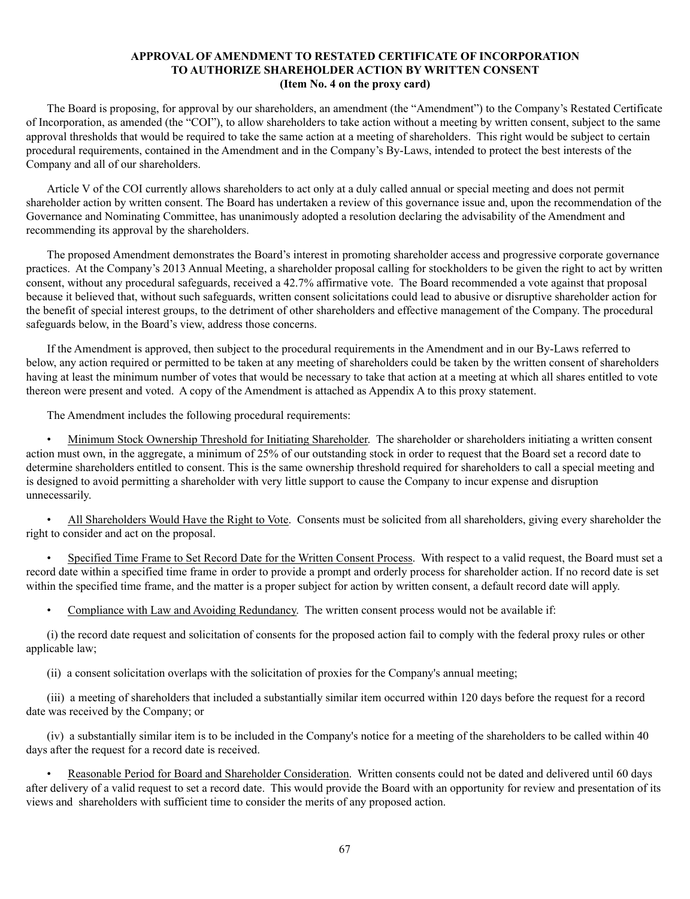## APPROVAL OF AMENDMENT TO RESTATED CERTIFICATE OF INCORPORATION TO AUTHORIZE SHAREHOLDER ACTION BY WRITTEN CONSENT (Item No. 4 on the proxy card)

The Board is proposing, for approval by our shareholders, an amendment (the "Amendment") to the Company's Restated Certificate of Incorporation, as amended (the "COI"), to allow shareholders to take action without a meeting by written consent, subject to the same approval thresholds that would be required to take the same action at a meeting of shareholders. This right would be subject to certain procedural requirements, contained in the Amendment and in the Company's By-Laws, intended to protect the best interests of the Company and all of our shareholders.

Article V of the COI currently allows shareholders to act only at a duly called annual or special meeting and does not permit shareholder action by written consent. The Board has undertaken a review of this governance issue and, upon the recommendation of the Governance and Nominating Committee, has unanimously adopted a resolution declaring the advisability of the Amendment and recommending its approval by the shareholders.

The proposed Amendment demonstrates the Board's interest in promoting shareholder access and progressive corporate governance practices. At the Company's 2013 Annual Meeting, a shareholder proposal calling for stockholders to be given the right to act by written consent, without any procedural safeguards, received a 42.7% affirmative vote. The Board recommended a vote against that proposal because it believed that, without such safeguards, written consent solicitations could lead to abusive or disruptive shareholder action for the benefit of special interest groups, to the detriment of other shareholders and effective management of the Company. The procedural safeguards below, in the Board's view, address those concerns.

If the Amendment is approved, then subject to the procedural requirements in the Amendment and in our By-Laws referred to below, any action required or permitted to be taken at any meeting of shareholders could be taken by the written consent of shareholders having at least the minimum number of votes that would be necessary to take that action at a meeting at which all shares entitled to vote thereon were present and voted. A copy of the Amendment is attached as Appendix A to this proxy statement.

The Amendment includes the following procedural requirements:

- Minimum Stock Ownership Threshold for Initiating Shareholder. The shareholder or shareholders initiating a written consent action must own, in the aggregate, a minimum of 25% of our outstanding stock in order to request that the Board set a record date to determine shareholders entitled to consent. This is the same ownership threshold required for shareholders to call a special meeting and is designed to avoid permitting a shareholder with very little support to cause the Company to incur expense and disruption unnecessarily.

- All Shareholders Would Have the Right to Vote. Consents must be solicited from all shareholders, giving every shareholder the right to consider and act on the proposal.

- Specified Time Frame to Set Record Date for the Written Consent Process. With respect to a valid request, the Board must set a record date within a specified time frame in order to provide a prompt and orderly process for shareholder action. If no record date is set within the specified time frame, and the matter is a proper subject for action by written consent, a default record date will apply.

- Compliance with Law and Avoiding Redundancy. The written consent process would not be available if:

(i) the record date request and solicitation of consents for the proposed action fail to comply with the federal proxy rules or other applicable law;

(ii) a consent solicitation overlaps with the solicitation of proxies for the Company's annual meeting;

(iii) a meeting of shareholders that included a substantially similar item occurred within 120 days before the request for a record date was received by the Company; or

(iv) a substantially similar item is to be included in the Company's notice for a meeting of the shareholders to be called within 40 days after the request for a record date is received.

- Reasonable Period for Board and Shareholder Consideration. Written consents could not be dated and delivered until 60 days after delivery of a valid request to set a record date. This would provide the Board with an opportunity for review and presentation of its views and shareholders with sufficient time to consider the merits of any proposed action.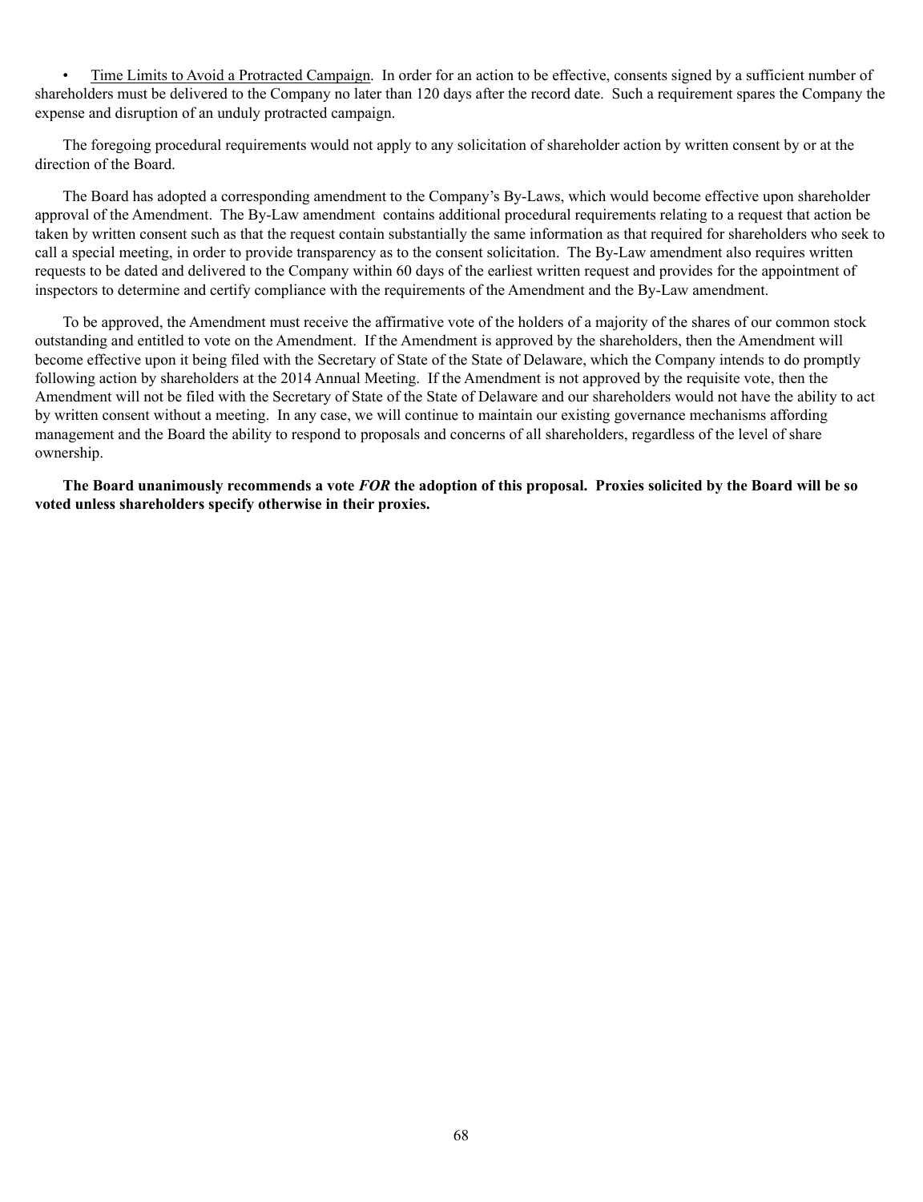- Time Limits to Avoid a Protracted Campaign. In order for an action to be effective, consents signed by a sufficient number of shareholders must be delivered to the Company no later than 120 days after the record date. Such a requirement spares the Company the expense and disruption of an unduly protracted campaign.

The foregoing procedural requirements would not apply to any solicitation of shareholder action by written consent by or at the direction of the Board.

The Board has adopted a corresponding amendment to the Company's By-Laws, which would become effective upon shareholder approval of the Amendment. The By-Law amendment contains additional procedural requirements relating to a request that action be taken by written consent such as that the request contain substantially the same information as that required for shareholders who seek to call a special meeting, in order to provide transparency as to the consent solicitation. The By-Law amendment also requires written requests to be dated and delivered to the Company within 60 days of the earliest written request and provides for the appointment of inspectors to determine and certify compliance with the requirements of the Amendment and the By-Law amendment.

To be approved, the Amendment must receive the affirmative vote of the holders of a majority of the shares of our common stock outstanding and entitled to vote on the Amendment. If the Amendment is approved by the shareholders, then the Amendment will become effective upon it being filed with the Secretary of State of the State of Delaware, which the Company intends to do promptly following action by shareholders at the 2014 Annual Meeting. If the Amendment is not approved by the requisite vote, then the Amendment will not be filed with the Secretary of State of the State of Delaware and our shareholders would not have the ability to act by written consent without a meeting. In any case, we will continue to maintain our existing governance mechanisms affording management and the Board the ability to respond to proposals and concerns of all shareholders, regardless of the level of share ownership.

**The Board unanimously recommends a vote *FOR* the adoption of this proposal. Proxies solicited by the Board will be so voted unless shareholders specify otherwise in their proxies.**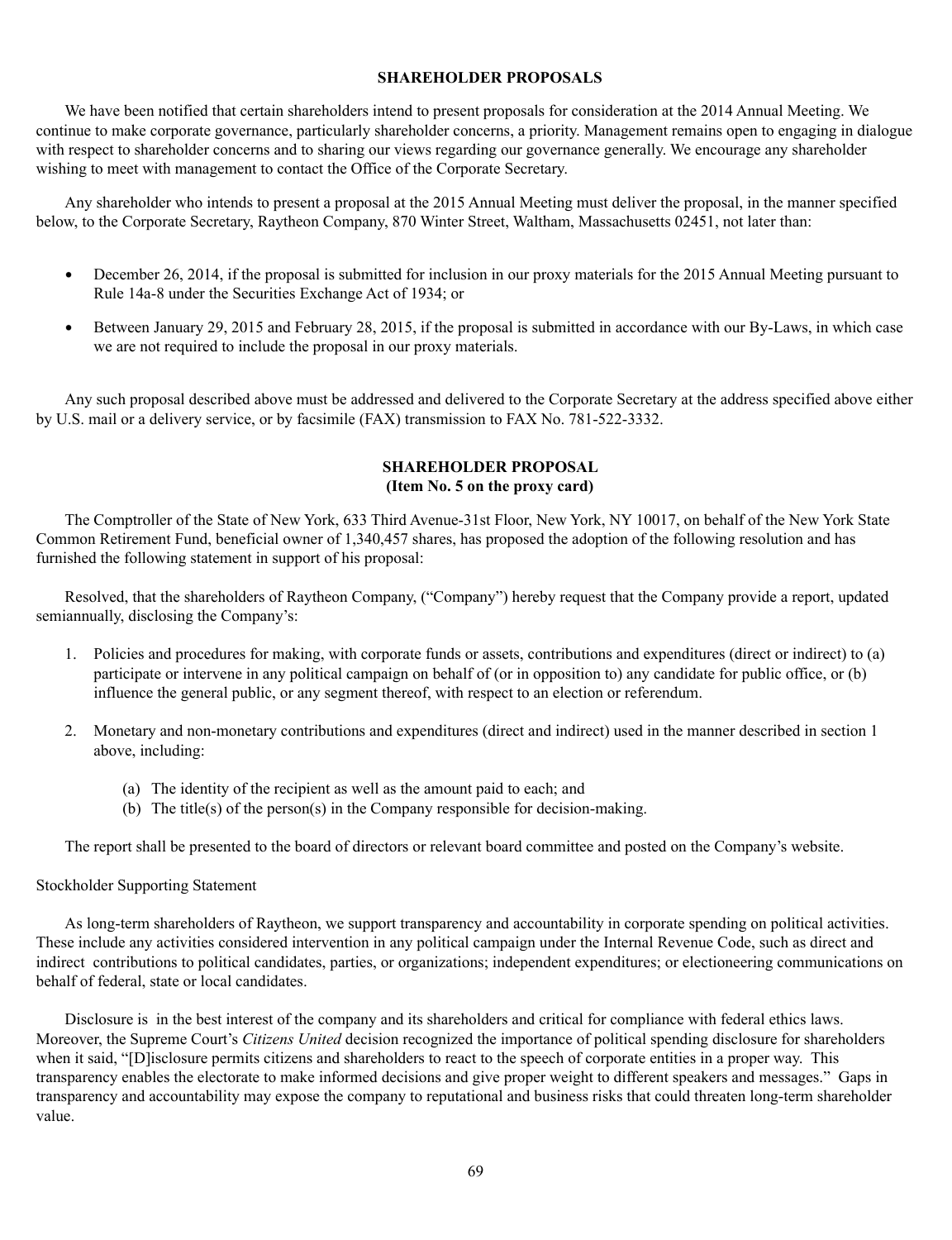## SHAREHOLDER PROPOSALS

We have been notified that certain shareholders intend to present proposals for consideration at the 2014 Annual Meeting. We continue to make corporate governance, particularly shareholder concerns, a priority. Management remains open to engaging in dialogue with respect to shareholder concerns and to sharing our views regarding our governance generally. We encourage any shareholder wishing to meet with management to contact the Office of the Corporate Secretary.

Any shareholder who intends to present a proposal at the 2015 Annual Meeting must deliver the proposal, in the manner specified below, to the Corporate Secretary, Raytheon Company, 870 Winter Street, Waltham, Massachusetts 02451, not later than:

- December 26, 2014, if the proposal is submitted for inclusion in our proxy materials for the 2015 Annual Meeting pursuant to Rule 14a-8 under the Securities Exchange Act of 1934; or
- Between January 29, 2015 and February 28, 2015, if the proposal is submitted in accordance with our By-Laws, in which case we are not required to include the proposal in our proxy materials.

Any such proposal described above must be addressed and delivered to the Corporate Secretary at the address specified above either by U.S. mail or a delivery service, or by facsimile (FAX) transmission to FAX No. 781-522-3332.

## SHAREHOLDER PROPOSAL
**(Item No. 5 on the proxy card)**

The Comptroller of the State of New York, 633 Third Avenue-31st Floor, New York, NY 10017, on behalf of the New York State Common Retirement Fund, beneficial owner of 1,340,457 shares, has proposed the adoption of the following resolution and has furnished the following statement in support of his proposal:

Resolved, that the shareholders of Raytheon Company, ("Company") hereby request that the Company provide a report, updated semiannually, disclosing the Company's:

1. Policies and procedures for making, with corporate funds or assets, contributions and expenditures (direct or indirect) to (a) participate or intervene in any political campaign on behalf of (or in opposition to) any candidate for public office, or (b) influence the general public, or any segment thereof, with respect to an election or referendum.
2. Monetary and non-monetary contributions and expenditures (direct and indirect) used in the manner described in section 1 above, including:
   (a) The identity of the recipient as well as the amount paid to each; and
   (b) The title(s) of the person(s) in the Company responsible for decision-making.

The report shall be presented to the board of directors or relevant board committee and posted on the Company's website.

Stockholder Supporting Statement

As long-term shareholders of Raytheon, we support transparency and accountability in corporate spending on political activities. These include any activities considered intervention in any political campaign under the Internal Revenue Code, such as direct and indirect contributions to political candidates, parties, or organizations; independent expenditures; or electioneering communications on behalf of federal, state or local candidates.

Disclosure is in the best interest of the company and its shareholders and critical for compliance with federal ethics laws. Moreover, the Supreme Court's *Citizens United* decision recognized the importance of political spending disclosure for shareholders when it said, "[D]isclosure permits citizens and shareholders to react to the speech of corporate entities in a proper way. This transparency enables the electorate to make informed decisions and give proper weight to different speakers and messages." Gaps in transparency and accountability may expose the company to reputational and business risks that could threaten long-term shareholder value.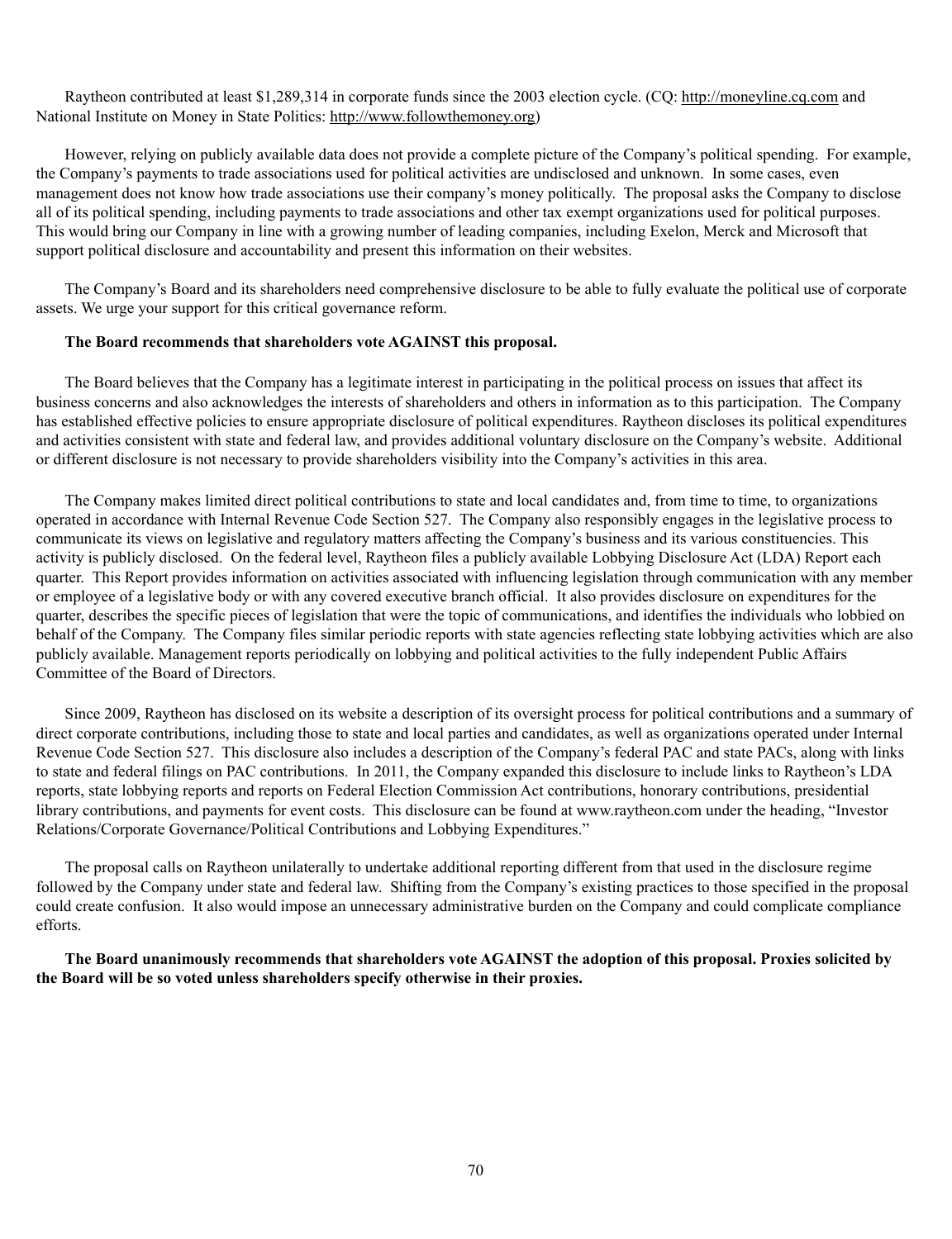Raytheon contributed at least $1,289,314 in corporate funds since the 2003 election cycle. (CQ: http://moneyline.cq.com and National Institute on Money in State Politics: http://www.followthemoney.org)

However, relying on publicly available data does not provide a complete picture of the Company's political spending. For example, the Company's payments to trade associations used for political activities are undisclosed and unknown. In some cases, even management does not know how trade associations use their company's money politically. The proposal asks the Company to disclose all of its political spending, including payments to trade associations and other tax exempt organizations used for political purposes. This would bring our Company in line with a growing number of leading companies, including Exelon, Merck and Microsoft that support political disclosure and accountability and present this information on their websites.

The Company's Board and its shareholders need comprehensive disclosure to be able to fully evaluate the political use of corporate assets. We urge your support for this critical governance reform.

**The Board recommends that shareholders vote AGAINST this proposal.**

The Board believes that the Company has a legitimate interest in participating in the political process on issues that affect its business concerns and also acknowledges the interests of shareholders and others in information as to this participation. The Company has established effective policies to ensure appropriate disclosure of political expenditures. Raytheon discloses its political expenditures and activities consistent with state and federal law, and provides additional voluntary disclosure on the Company's website. Additional or different disclosure is not necessary to provide shareholders visibility into the Company's activities in this area.

The Company makes limited direct political contributions to state and local candidates and, from time to time, to organizations operated in accordance with Internal Revenue Code Section 527. The Company also responsibly engages in the legislative process to communicate its views on legislative and regulatory matters affecting the Company's business and its various constituencies. This activity is publicly disclosed. On the federal level, Raytheon files a publicly available Lobbying Disclosure Act (LDA) Report each quarter. This Report provides information on activities associated with influencing legislation through communication with any member or employee of a legislative body or with any covered executive branch official. It also provides disclosure on expenditures for the quarter, describes the specific pieces of legislation that were the topic of communications, and identifies the individuals who lobbied on behalf of the Company. The Company files similar periodic reports with state agencies reflecting state lobbying activities which are also publicly available. Management reports periodically on lobbying and political activities to the fully independent Public Affairs Committee of the Board of Directors.

Since 2009, Raytheon has disclosed on its website a description of its oversight process for political contributions and a summary of direct corporate contributions, including those to state and local parties and candidates, as well as organizations operated under Internal Revenue Code Section 527. This disclosure also includes a description of the Company's federal PAC and state PACs, along with links to state and federal filings on PAC contributions. In 2011, the Company expanded this disclosure to include links to Raytheon's LDA reports, state lobbying reports and reports on Federal Election Commission Act contributions, honorary contributions, presidential library contributions, and payments for event costs. This disclosure can be found at www.raytheon.com under the heading, "Investor Relations/Corporate Governance/Political Contributions and Lobbying Expenditures."

The proposal calls on Raytheon unilaterally to undertake additional reporting different from that used in the disclosure regime followed by the Company under state and federal law. Shifting from the Company's existing practices to those specified in the proposal could create confusion. It also would impose an unnecessary administrative burden on the Company and could complicate compliance efforts.

**The Board unanimously recommends that shareholders vote AGAINST the adoption of this proposal. Proxies solicited by the Board will be so voted unless shareholders specify otherwise in their proxies.**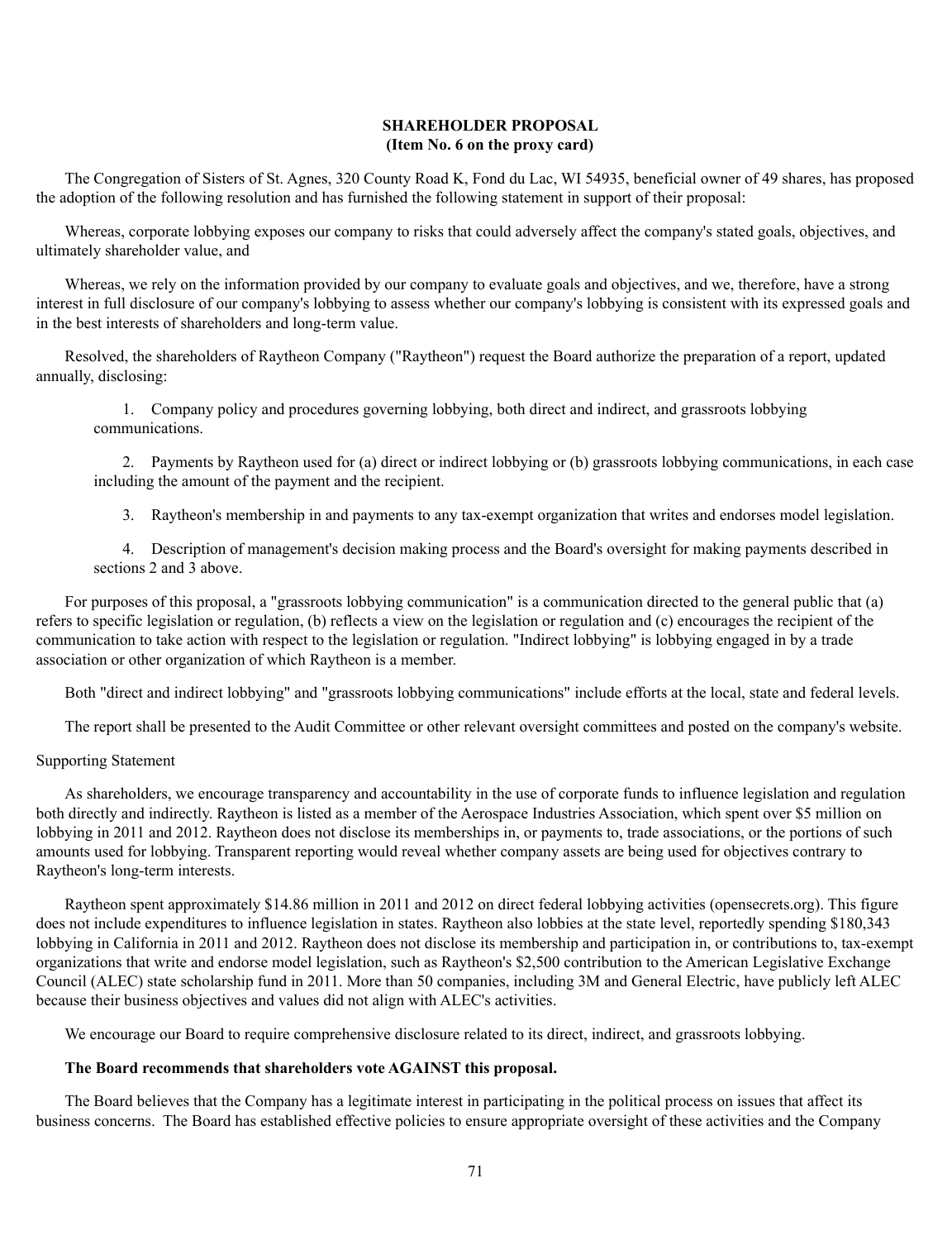**SHAREHOLDER PROPOSAL**
**(Item No. 6 on the proxy card)**

The Congregation of Sisters of St. Agnes, 320 County Road K, Fond du Lac, WI 54935, beneficial owner of 49 shares, has proposed the adoption of the following resolution and has furnished the following statement in support of their proposal:

Whereas, corporate lobbying exposes our company to risks that could adversely affect the company's stated goals, objectives, and ultimately shareholder value, and

Whereas, we rely on the information provided by our company to evaluate goals and objectives, and we, therefore, have a strong interest in full disclosure of our company's lobbying to assess whether our company's lobbying is consistent with its expressed goals and in the best interests of shareholders and long-term value.

Resolved, the shareholders of Raytheon Company ("Raytheon") request the Board authorize the preparation of a report, updated annually, disclosing:

1. Company policy and procedures governing lobbying, both direct and indirect, and grassroots lobbying communications.

2. Payments by Raytheon used for (a) direct or indirect lobbying or (b) grassroots lobbying communications, in each case including the amount of the payment and the recipient.

3. Raytheon's membership in and payments to any tax-exempt organization that writes and endorses model legislation.

4. Description of management's decision making process and the Board's oversight for making payments described in sections 2 and 3 above.

For purposes of this proposal, a "grassroots lobbying communication" is a communication directed to the general public that (a) refers to specific legislation or regulation, (b) reflects a view on the legislation or regulation and (c) encourages the recipient of the communication to take action with respect to the legislation or regulation. "Indirect lobbying" is lobbying engaged in by a trade association or other organization of which Raytheon is a member.

Both "direct and indirect lobbying" and "grassroots lobbying communications" include efforts at the local, state and federal levels.

The report shall be presented to the Audit Committee or other relevant oversight committees and posted on the company's website.

Supporting Statement

As shareholders, we encourage transparency and accountability in the use of corporate funds to influence legislation and regulation both directly and indirectly. Raytheon is listed as a member of the Aerospace Industries Association, which spent over $5 million on lobbying in 2011 and 2012. Raytheon does not disclose its memberships in, or payments to, trade associations, or the portions of such amounts used for lobbying. Transparent reporting would reveal whether company assets are being used for objectives contrary to Raytheon's long-term interests.

Raytheon spent approximately $14.86 million in 2011 and 2012 on direct federal lobbying activities (opensecrets.org). This figure does not include expenditures to influence legislation in states. Raytheon also lobbies at the state level, reportedly spending $180,343 lobbying in California in 2011 and 2012. Raytheon does not disclose its membership and participation in, or contributions to, tax-exempt organizations that write and endorse model legislation, such as Raytheon's $2,500 contribution to the American Legislative Exchange Council (ALEC) state scholarship fund in 2011. More than 50 companies, including 3M and General Electric, have publicly left ALEC because their business objectives and values did not align with ALEC's activities.

We encourage our Board to require comprehensive disclosure related to its direct, indirect, and grassroots lobbying.

**The Board recommends that shareholders vote AGAINST this proposal.**

The Board believes that the Company has a legitimate interest in participating in the political process on issues that affect its business concerns. The Board has established effective policies to ensure appropriate oversight of these activities and the Company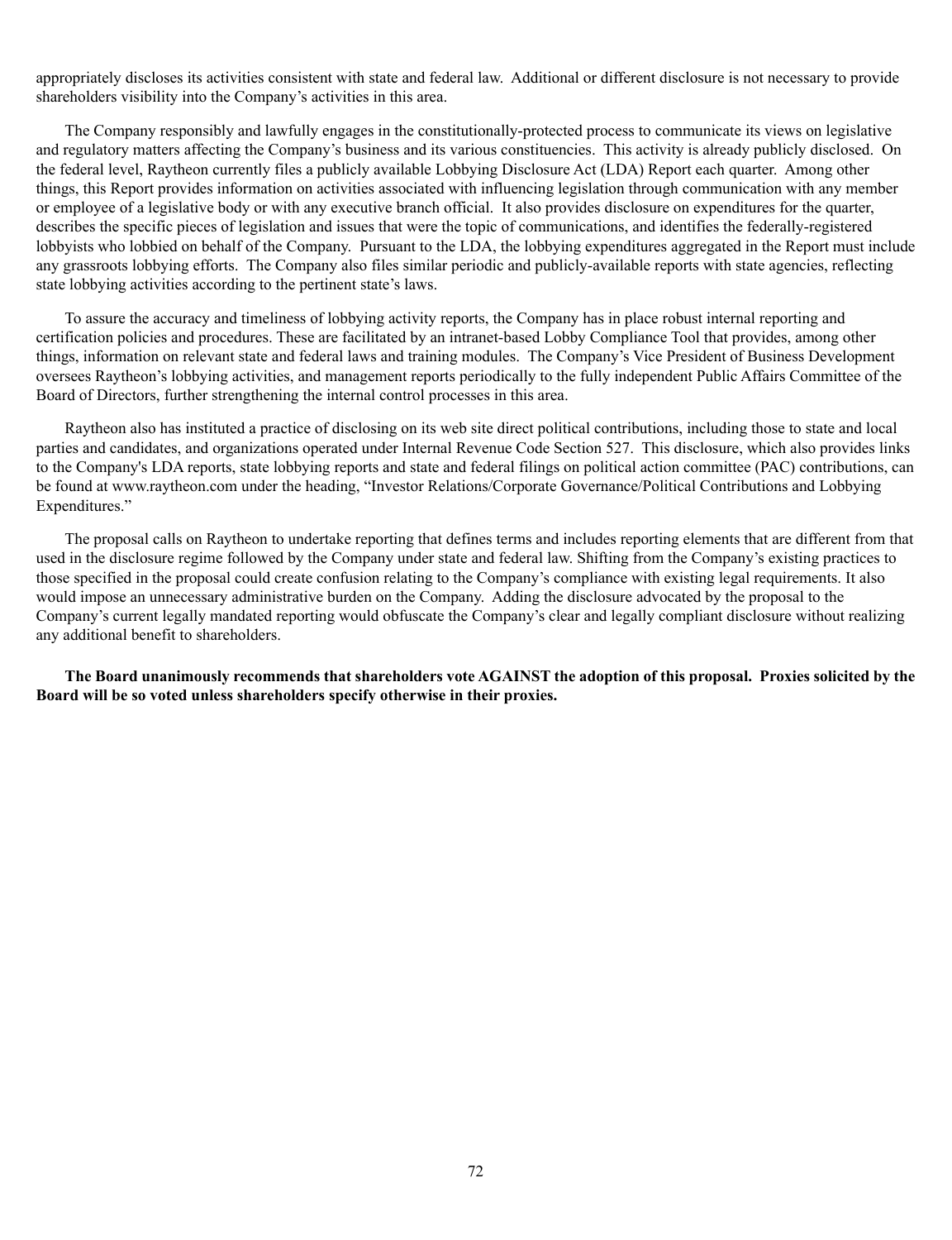appropriately discloses its activities consistent with state and federal law. Additional or different disclosure is not necessary to provide shareholders visibility into the Company's activities in this area.

The Company responsibly and lawfully engages in the constitutionally-protected process to communicate its views on legislative and regulatory matters affecting the Company's business and its various constituencies. This activity is already publicly disclosed. On the federal level, Raytheon currently files a publicly available Lobbying Disclosure Act (LDA) Report each quarter. Among other things, this Report provides information on activities associated with influencing legislation through communication with any member or employee of a legislative body or with any executive branch official. It also provides disclosure on expenditures for the quarter, describes the specific pieces of legislation and issues that were the topic of communications, and identifies the federally-registered lobbyists who lobbied on behalf of the Company. Pursuant to the LDA, the lobbying expenditures aggregated in the Report must include any grassroots lobbying efforts. The Company also files similar periodic and publicly-available reports with state agencies, reflecting state lobbying activities according to the pertinent state's laws.

To assure the accuracy and timeliness of lobbying activity reports, the Company has in place robust internal reporting and certification policies and procedures. These are facilitated by an intranet-based Lobby Compliance Tool that provides, among other things, information on relevant state and federal laws and training modules. The Company's Vice President of Business Development oversees Raytheon's lobbying activities, and management reports periodically to the fully independent Public Affairs Committee of the Board of Directors, further strengthening the internal control processes in this area.

Raytheon also has instituted a practice of disclosing on its web site direct political contributions, including those to state and local parties and candidates, and organizations operated under Internal Revenue Code Section 527. This disclosure, which also provides links to the Company's LDA reports, state lobbying reports and state and federal filings on political action committee (PAC) contributions, can be found at www.raytheon.com under the heading, "Investor Relations/Corporate Governance/Political Contributions and Lobbying Expenditures."

The proposal calls on Raytheon to undertake reporting that defines terms and includes reporting elements that are different from that used in the disclosure regime followed by the Company under state and federal law. Shifting from the Company's existing practices to those specified in the proposal could create confusion relating to the Company's compliance with existing legal requirements. It also would impose an unnecessary administrative burden on the Company. Adding the disclosure advocated by the proposal to the Company's current legally mandated reporting would obfuscate the Company's clear and legally compliant disclosure without realizing any additional benefit to shareholders.

**The Board unanimously recommends that shareholders vote AGAINST the adoption of this proposal. Proxies solicited by the Board will be so voted unless shareholders specify otherwise in their proxies.**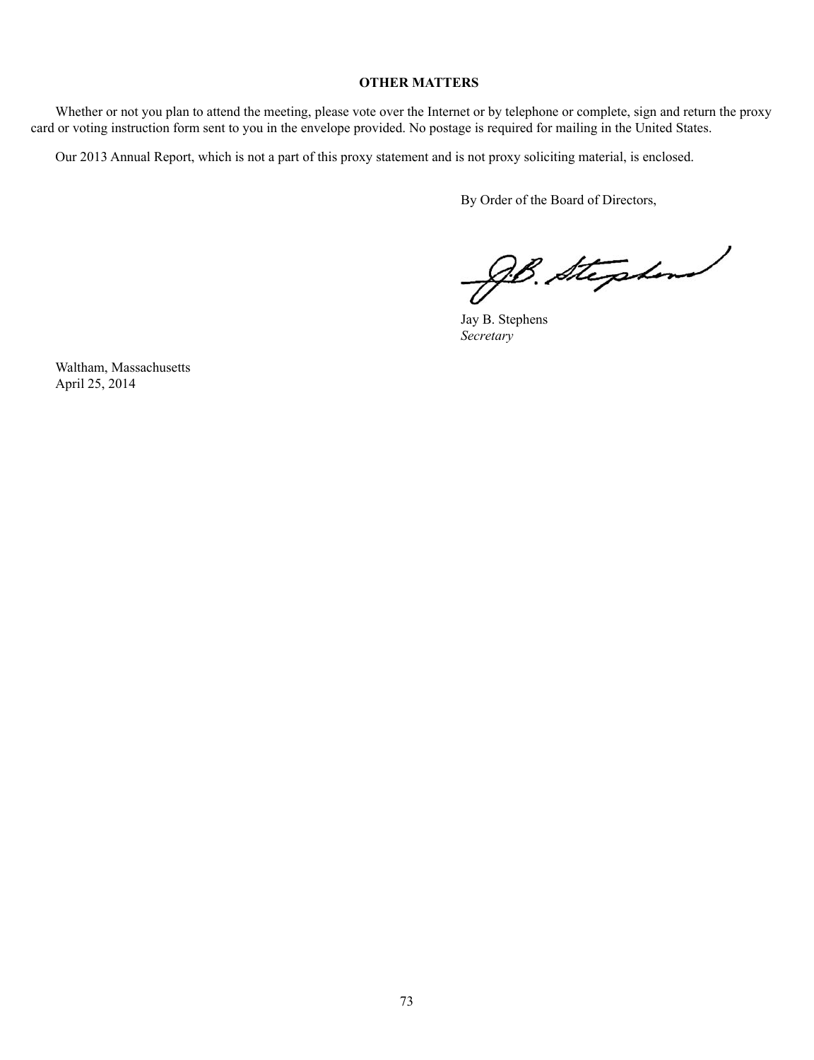## OTHER MATTERS

Whether or not you plan to attend the meeting, please vote over the Internet or by telephone or complete, sign and return the proxy card or voting instruction form sent to you in the envelope provided. No postage is required for mailing in the United States.

Our 2013 Annual Report, which is not a part of this proxy statement and is not proxy soliciting material, is enclosed.

By Order of the Board of Directors,

Jay B. Stephens
*Secretary*

Waltham, Massachusetts
April 25, 2014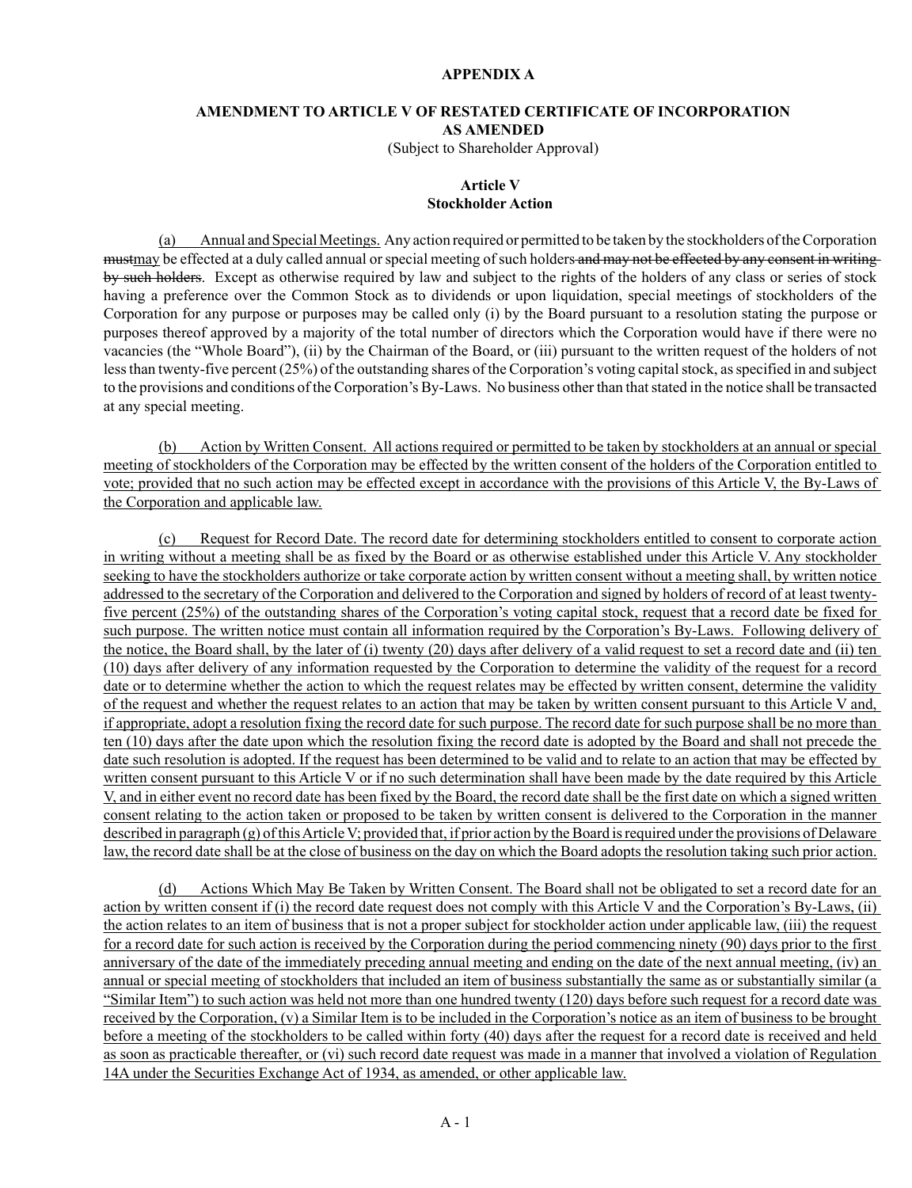**APPENDIX A**

**AMENDMENT TO ARTICLE V OF RESTATED CERTIFICATE OF INCORPORATION AS AMENDED**

(Subject to Shareholder Approval)

**Article V**
**Stockholder Action**

(a) Annual and Special Meetings. Any action required or permitted to be taken by the stockholders of the Corporation ~~must~~may be effected at a duly called annual or special meeting of such holders ~~and may not be effected by any consent in writing by such holders~~. Except as otherwise required by law and subject to the rights of the holders of any class or series of stock having a preference over the Common Stock as to dividends or upon liquidation, special meetings of stockholders of the Corporation for any purpose or purposes may be called only (i) by the Board pursuant to a resolution stating the purpose or purposes thereof approved by a majority of the total number of directors which the Corporation would have if there were no vacancies (the "Whole Board"), (ii) by the Chairman of the Board, or (iii) pursuant to the written request of the holders of not less than twenty-five percent (25%) of the outstanding shares of the Corporation's voting capital stock, as specified in and subject to the provisions and conditions of the Corporation's By-Laws. No business other than that stated in the notice shall be transacted at any special meeting.

<u>(b) Action by Written Consent. All actions required or permitted to be taken by stockholders at an annual or special meeting of stockholders of the Corporation may be effected by the written consent of the holders of the Corporation entitled to vote; provided that no such action may be effected except in accordance with the provisions of this Article V, the By-Laws of the Corporation and applicable law.</u>

<u>(c) Request for Record Date. The record date for determining stockholders entitled to consent to corporate action in writing without a meeting shall be as fixed by the Board or as otherwise established under this Article V. Any stockholder seeking to have the stockholders authorize or take corporate action by written consent without a meeting shall, by written notice addressed to the secretary of the Corporation and delivered to the Corporation and signed by holders of record of at least twenty-five percent (25%) of the outstanding shares of the Corporation's voting capital stock, request that a record date be fixed for such purpose. The written notice must contain all information required by the Corporation's By-Laws. Following delivery of the notice, the Board shall, by the later of (i) twenty (20) days after delivery of a valid request to set a record date and (ii) ten (10) days after delivery of any information requested by the Corporation to determine the validity of the request for a record date or to determine whether the action to which the request relates may be effected by written consent, determine the validity of the request and whether the request relates to an action that may be taken by written consent pursuant to this Article V and, if appropriate, adopt a resolution fixing the record date for such purpose. The record date for such purpose shall be no more than ten (10) days after the date upon which the resolution fixing the record date is adopted by the Board and shall not precede the date such resolution is adopted. If the request has been determined to be valid and to relate to an action that may be effected by written consent pursuant to this Article V or if no such determination shall have been made by the date required by this Article V, and in either event no record date has been fixed by the Board, the record date shall be the first date on which a signed written consent relating to the action taken or proposed to be taken by written consent is delivered to the Corporation in the manner described in paragraph (g) of this Article V; provided that, if prior action by the Board is required under the provisions of Delaware law, the record date shall be at the close of business on the day on which the Board adopts the resolution taking such prior action.</u>

<u>(d) Actions Which May Be Taken by Written Consent. The Board shall not be obligated to set a record date for an action by written consent if (i) the record date request does not comply with this Article V and the Corporation's By-Laws, (ii) the action relates to an item of business that is not a proper subject for stockholder action under applicable law, (iii) the request for a record date for such action is received by the Corporation during the period commencing ninety (90) days prior to the first anniversary of the date of the immediately preceding annual meeting and ending on the date of the next annual meeting, (iv) an annual or special meeting of stockholders that included an item of business substantially the same as or substantially similar (a "Similar Item") to such action was held not more than one hundred twenty (120) days before such request for a record date was received by the Corporation, (v) a Similar Item is to be included in the Corporation's notice as an item of business to be brought before a meeting of the stockholders to be called within forty (40) days after the request for a record date is received and held as soon as practicable thereafter, or (vi) such record date request was made in a manner that involved a violation of Regulation 14A under the Securities Exchange Act of 1934, as amended, or other applicable law.</u>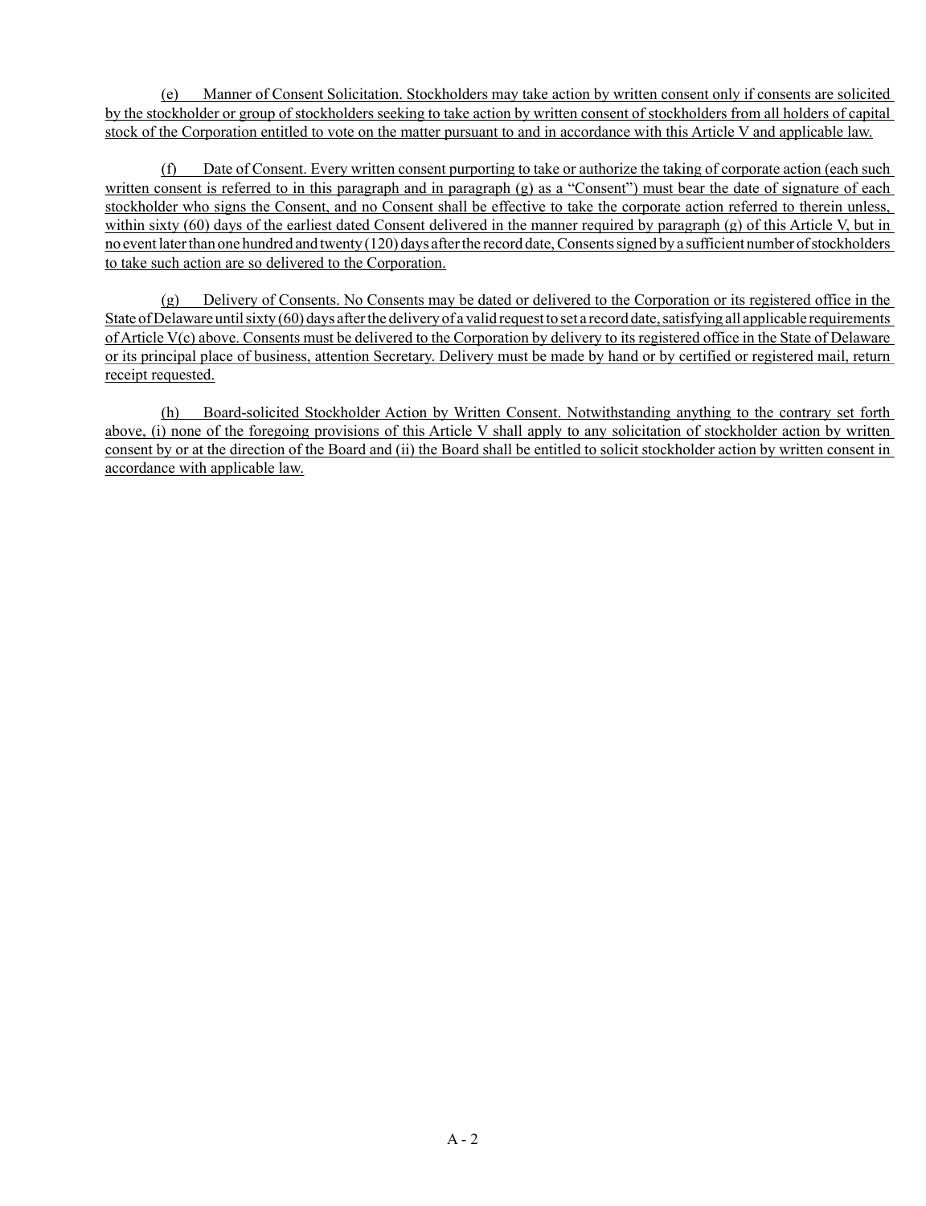(e) Manner of Consent Solicitation. Stockholders may take action by written consent only if consents are solicited by the stockholder or group of stockholders seeking to take action by written consent of stockholders from all holders of capital stock of the Corporation entitled to vote on the matter pursuant to and in accordance with this Article V and applicable law.

(f) Date of Consent. Every written consent purporting to take or authorize the taking of corporate action (each such written consent is referred to in this paragraph and in paragraph (g) as a "Consent") must bear the date of signature of each stockholder who signs the Consent, and no Consent shall be effective to take the corporate action referred to therein unless, within sixty (60) days of the earliest dated Consent delivered in the manner required by paragraph (g) of this Article V, but in no event later than one hundred and twenty (120) days after the record date, Consents signed by a sufficient number of stockholders to take such action are so delivered to the Corporation.

(g) Delivery of Consents. No Consents may be dated or delivered to the Corporation or its registered office in the State of Delaware until sixty (60) days after the delivery of a valid request to set a record date, satisfying all applicable requirements of Article V(c) above. Consents must be delivered to the Corporation by delivery to its registered office in the State of Delaware or its principal place of business, attention Secretary. Delivery must be made by hand or by certified or registered mail, return receipt requested.

(h) Board-solicited Stockholder Action by Written Consent. Notwithstanding anything to the contrary set forth above, (i) none of the foregoing provisions of this Article V shall apply to any solicitation of stockholder action by written consent by or at the direction of the Board and (ii) the Board shall be entitled to solicit stockholder action by written consent in accordance with applicable law.